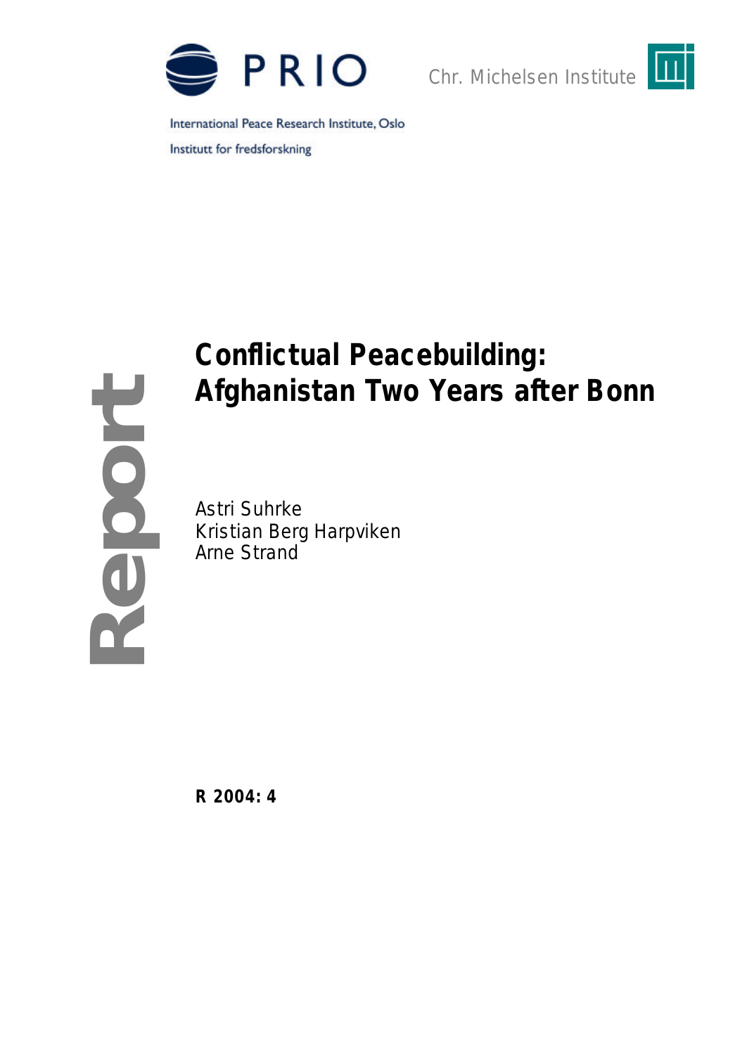PRIO

International Peace Research Institute, Oslo

Institutt for fredsforskning

Chr. Michelsen Institute

Report

# Conflictual Peacebuilding: Afghanistan Two Years after Bonn

Astri Suhrke
Kristian Berg Harpviken
Arne Strand

**R 2004: 4**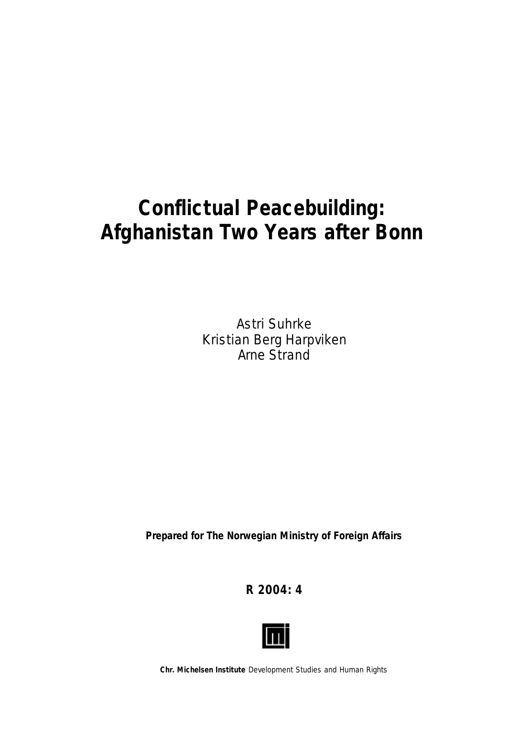# Conflictual Peacebuilding: Afghanistan Two Years after Bonn

Astri Suhrke
Kristian Berg Harpviken
Arne Strand

**Prepared for The Norwegian Ministry of Foreign Affairs**

**R 2004: 4**

**Chr. Michelsen Institute** Development Studies and Human Rights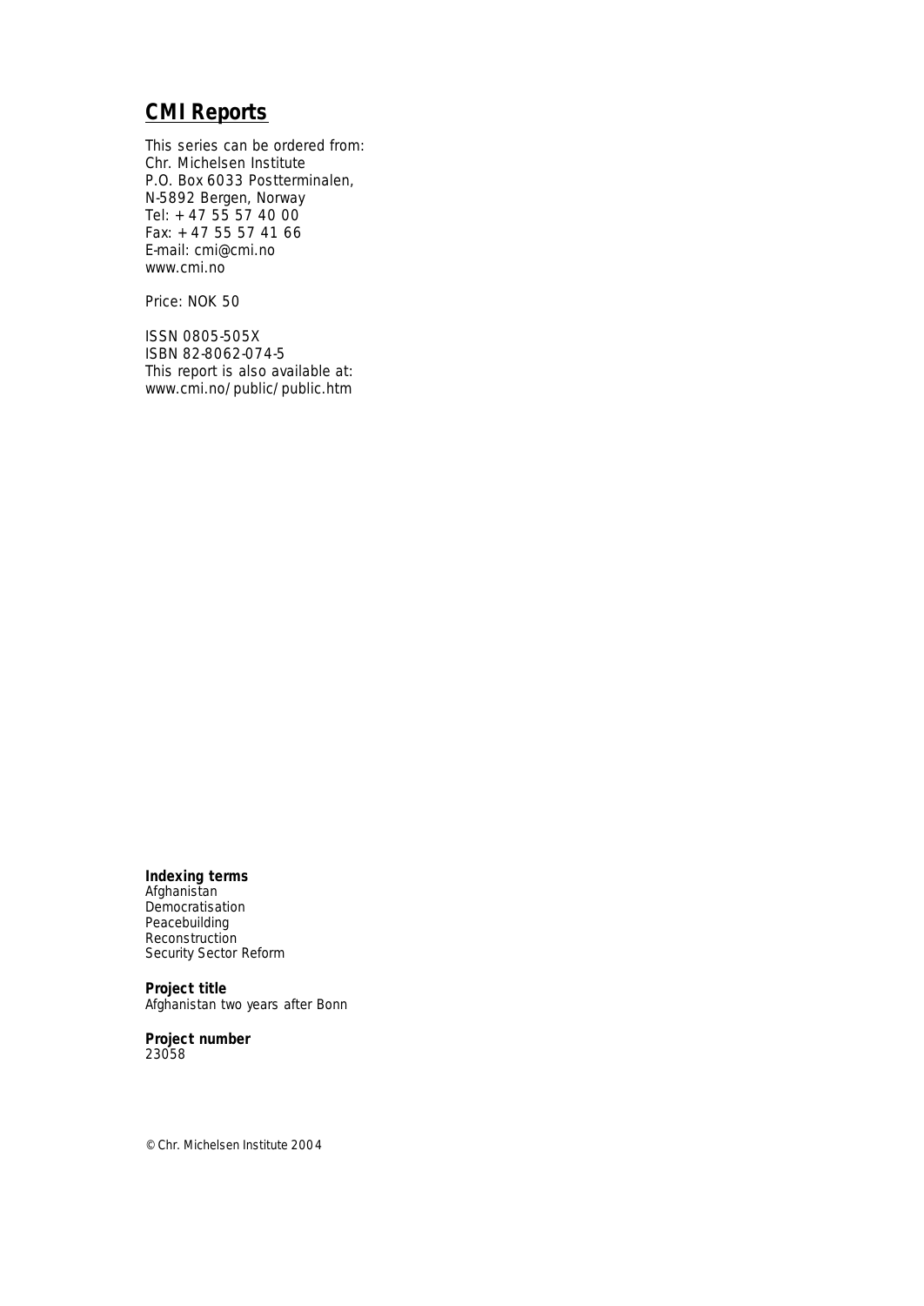## CMI Reports

This series can be ordered from:
Chr. Michelsen Institute
P.O. Box 6033 Postterminalen,
N-5892 Bergen, Norway
Tel: + 47 55 57 40 00
Fax: + 47 55 57 41 66
E-mail: cmi@cmi.no
www.cmi.no

Price: NOK 50

ISSN 0805-505X
ISBN 82-8062-074-5
This report is also available at:
www.cmi.no/public/public.htm

**Indexing terms**
Afghanistan
Democratisation
Peacebuilding
Reconstruction
Security Sector Reform

**Project title**
Afghanistan two years after Bonn

**Project number**
23058

© Chr. Michelsen Institute 2004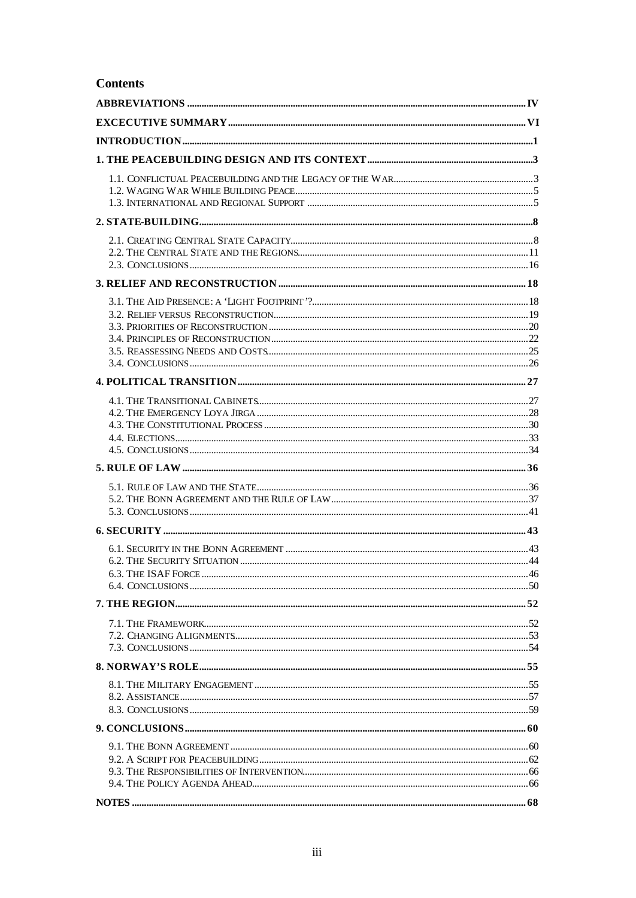## Contents

**ABBREVIATIONS** ... **IV**

**EXCECUTIVE SUMMARY** ... **VI**

**INTRODUCTION** ... **1**

**1. THE PEACEBUILDING DESIGN AND ITS CONTEXT** ... **3**

- 1.1. CONFLICTUAL PEACEBUILDING AND THE LEGACY OF THE WAR ... 3
- 1.2. WAGING WAR WHILE BUILDING PEACE ... 5
- 1.3. INTERNATIONAL AND REGIONAL SUPPORT ... 5

**2. STATE-BUILDING** ... **8**

- 2.1. CREATING CENTRAL STATE CAPACITY ... 8
- 2.2. THE CENTRAL STATE AND THE REGIONS ... 11
- 2.3. CONCLUSIONS ... 16

**3. RELIEF AND RECONSTRUCTION** ... **18**

- 3.1. THE AID PRESENCE: A 'LIGHT FOOTPRINT'? ... 18
- 3.2. RELIEF VERSUS RECONSTRUCTION ... 19
- 3.3. PRIORITIES OF RECONSTRUCTION ... 20
- 3.4. PRINCIPLES OF RECONSTRUCTION ... 22
- 3.5. REASSESSING NEEDS AND COSTS ... 25
- 3.4. CONCLUSIONS ... 26

**4. POLITICAL TRANSITION** ... **27**

- 4.1. THE TRANSITIONAL CABINETS ... 27
- 4.2. THE EMERGENCY LOYA JIRGA ... 28
- 4.3. THE CONSTITUTIONAL PROCESS ... 30
- 4.4. ELECTIONS ... 33
- 4.5. CONCLUSIONS ... 34

**5. RULE OF LAW** ... **36**

- 5.1. RULE OF LAW AND THE STATE ... 36
- 5.2. THE BONN AGREEMENT AND THE RULE OF LAW ... 37
- 5.3. CONCLUSIONS ... 41

**6. SECURITY** ... **43**

- 6.1. SECURITY IN THE BONN AGREEMENT ... 43
- 6.2. THE SECURITY SITUATION ... 44
- 6.3. THE ISAF FORCE ... 46
- 6.4. CONCLUSIONS ... 50

**7. THE REGION** ... **52**

- 7.1. THE FRAMEWORK ... 52
- 7.2. CHANGING ALIGNMENTS ... 53
- 7.3. CONCLUSIONS ... 54

**8. NORWAY'S ROLE** ... **55**

- 8.1. THE MILITARY ENGAGEMENT ... 55
- 8.2. ASSISTANCE ... 57
- 8.3. CONCLUSIONS ... 59

**9. CONCLUSIONS** ... **60**

- 9.1. THE BONN AGREEMENT ... 60
- 9.2. A SCRIPT FOR PEACEBUILDING ... 62
- 9.3. THE RESPONSIBILITIES OF INTERVENTION ... 66
- 9.4. THE POLICY AGENDA AHEAD ... 66

**NOTES** ... **68**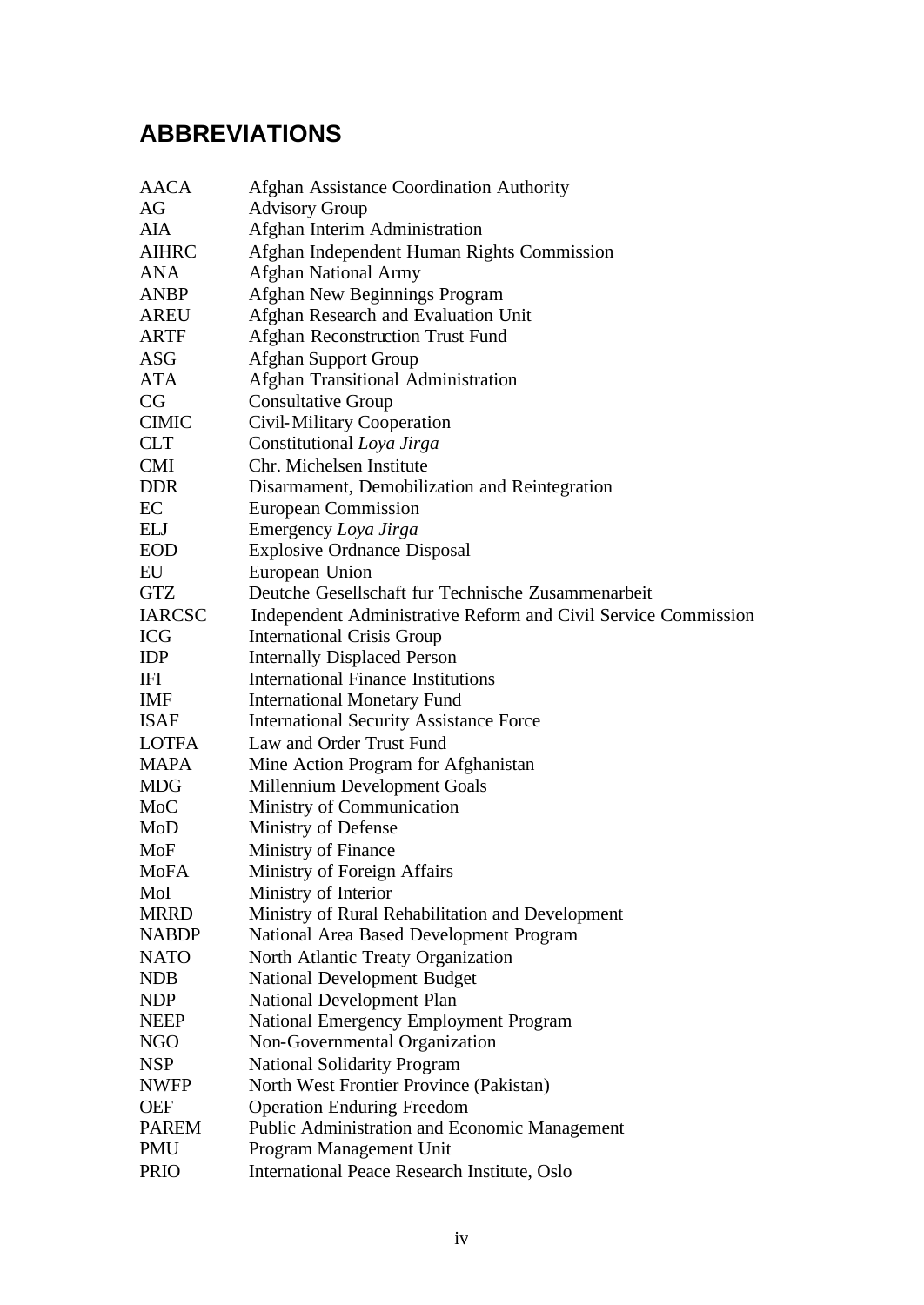## ABBREVIATIONS

| | |
|---|---|
| AACA | Afghan Assistance Coordination Authority |
| AG | Advisory Group |
| AIA | Afghan Interim Administration |
| AIHRC | Afghan Independent Human Rights Commission |
| ANA | Afghan National Army |
| ANBP | Afghan New Beginnings Program |
| AREU | Afghan Research and Evaluation Unit |
| ARTF | Afghan Reconstruction Trust Fund |
| ASG | Afghan Support Group |
| ATA | Afghan Transitional Administration |
| CG | Consultative Group |
| CIMIC | Civil-Military Cooperation |
| CLT | Constitutional *Loya Jirga* |
| CMI | Chr. Michelsen Institute |
| DDR | Disarmament, Demobilization and Reintegration |
| EC | European Commission |
| ELJ | Emergency *Loya Jirga* |
| EOD | Explosive Ordnance Disposal |
| EU | European Union |
| GTZ | Deutche Gesellschaft fur Technische Zusammenarbeit |
| IARCSC | Independent Administrative Reform and Civil Service Commission |
| ICG | International Crisis Group |
| IDP | Internally Displaced Person |
| IFI | International Finance Institutions |
| IMF | International Monetary Fund |
| ISAF | International Security Assistance Force |
| LOTFA | Law and Order Trust Fund |
| MAPA | Mine Action Program for Afghanistan |
| MDG | Millennium Development Goals |
| MoC | Ministry of Communication |
| MoD | Ministry of Defense |
| MoF | Ministry of Finance |
| MoFA | Ministry of Foreign Affairs |
| MoI | Ministry of Interior |
| MRRD | Ministry of Rural Rehabilitation and Development |
| NABDP | National Area Based Development Program |
| NATO | North Atlantic Treaty Organization |
| NDB | National Development Budget |
| NDP | National Development Plan |
| NEEP | National Emergency Employment Program |
| NGO | Non-Governmental Organization |
| NSP | National Solidarity Program |
| NWFP | North West Frontier Province (Pakistan) |
| OEF | Operation Enduring Freedom |
| PAREM | Public Administration and Economic Management |
| PMU | Program Management Unit |
| PRIO | International Peace Research Institute, Oslo |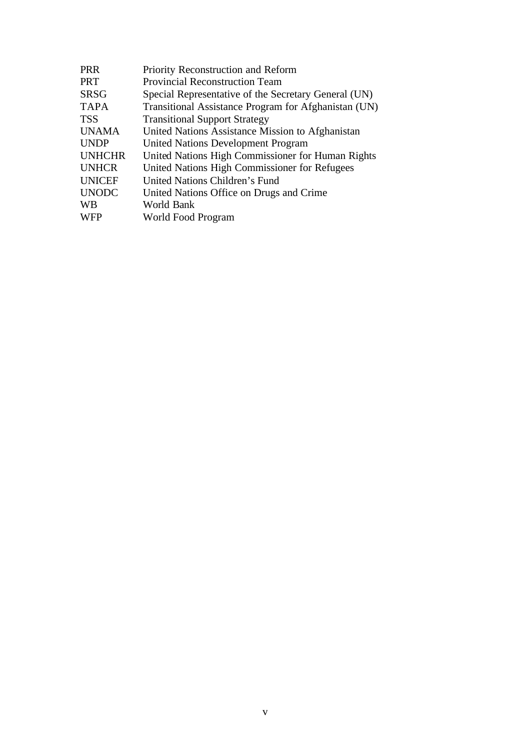| | |
|---|---|
| PRR | Priority Reconstruction and Reform |
| PRT | Provincial Reconstruction Team |
| SRSG | Special Representative of the Secretary General (UN) |
| TAPA | Transitional Assistance Program for Afghanistan (UN) |
| TSS | Transitional Support Strategy |
| UNAMA | United Nations Assistance Mission to Afghanistan |
| UNDP | United Nations Development Program |
| UNHCHR | United Nations High Commissioner for Human Rights |
| UNHCR | United Nations High Commissioner for Refugees |
| UNICEF | United Nations Children's Fund |
| UNODC | United Nations Office on Drugs and Crime |
| WB | World Bank |
| WFP | World Food Program |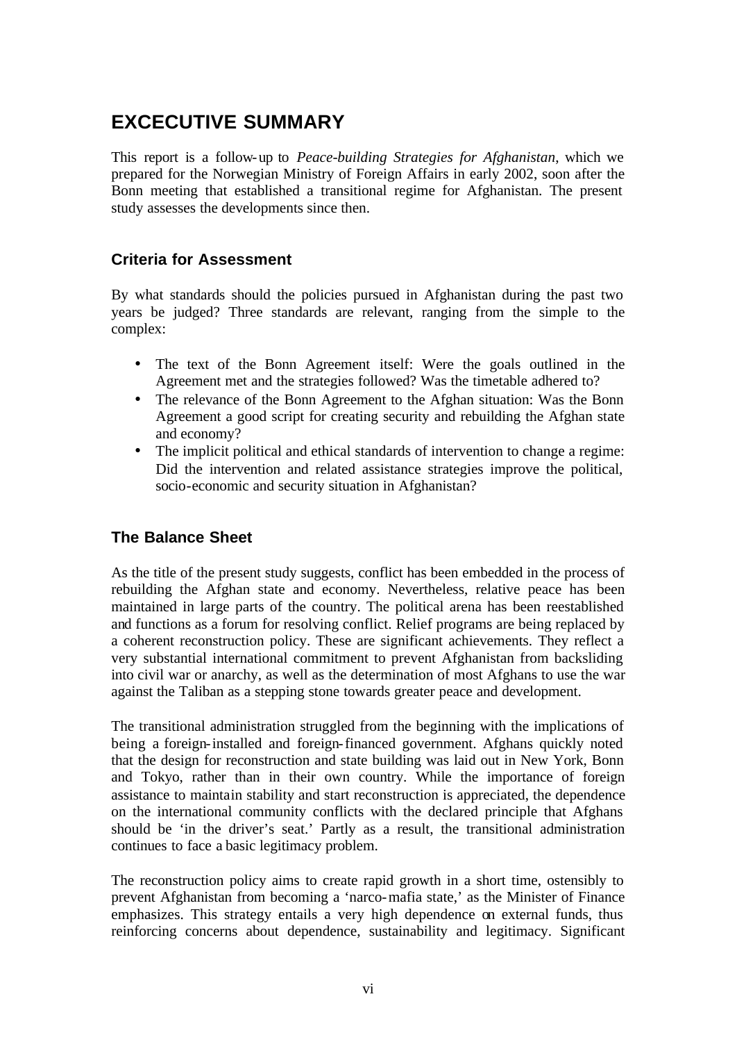# EXCECUTIVE SUMMARY

This report is a follow-up to *Peace-building Strategies for Afghanistan*, which we prepared for the Norwegian Ministry of Foreign Affairs in early 2002, soon after the Bonn meeting that established a transitional regime for Afghanistan. The present study assesses the developments since then.

## Criteria for Assessment

By what standards should the policies pursued in Afghanistan during the past two years be judged? Three standards are relevant, ranging from the simple to the complex:

- The text of the Bonn Agreement itself: Were the goals outlined in the Agreement met and the strategies followed? Was the timetable adhered to?
- The relevance of the Bonn Agreement to the Afghan situation: Was the Bonn Agreement a good script for creating security and rebuilding the Afghan state and economy?
- The implicit political and ethical standards of intervention to change a regime: Did the intervention and related assistance strategies improve the political, socio-economic and security situation in Afghanistan?

## The Balance Sheet

As the title of the present study suggests, conflict has been embedded in the process of rebuilding the Afghan state and economy. Nevertheless, relative peace has been maintained in large parts of the country. The political arena has been reestablished and functions as a forum for resolving conflict. Relief programs are being replaced by a coherent reconstruction policy. These are significant achievements. They reflect a very substantial international commitment to prevent Afghanistan from backsliding into civil war or anarchy, as well as the determination of most Afghans to use the war against the Taliban as a stepping stone towards greater peace and development.

The transitional administration struggled from the beginning with the implications of being a foreign-installed and foreign-financed government. Afghans quickly noted that the design for reconstruction and state building was laid out in New York, Bonn and Tokyo, rather than in their own country. While the importance of foreign assistance to maintain stability and start reconstruction is appreciated, the dependence on the international community conflicts with the declared principle that Afghans should be 'in the driver's seat.' Partly as a result, the transitional administration continues to face a basic legitimacy problem.

The reconstruction policy aims to create rapid growth in a short time, ostensibly to prevent Afghanistan from becoming a 'narco-mafia state,' as the Minister of Finance emphasizes. This strategy entails a very high dependence on external funds, thus reinforcing concerns about dependence, sustainability and legitimacy. Significant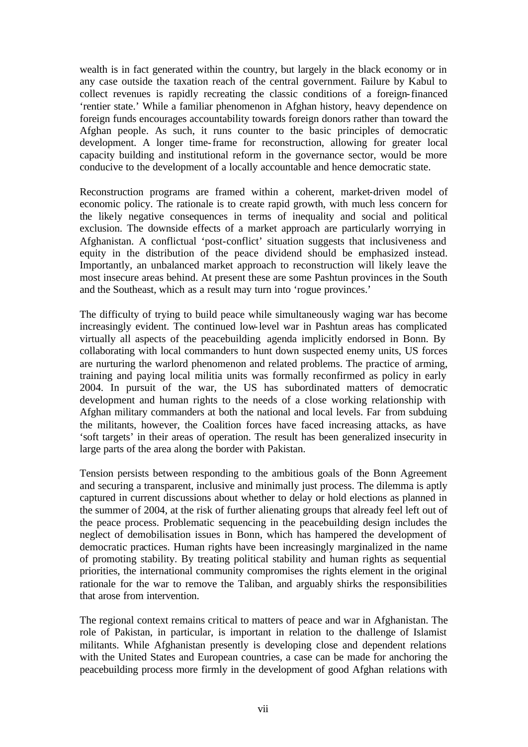wealth is in fact generated within the country, but largely in the black economy or in any case outside the taxation reach of the central government. Failure by Kabul to collect revenues is rapidly recreating the classic conditions of a foreign-financed 'rentier state.' While a familiar phenomenon in Afghan history, heavy dependence on foreign funds encourages accountability towards foreign donors rather than toward the Afghan people. As such, it runs counter to the basic principles of democratic development. A longer time-frame for reconstruction, allowing for greater local capacity building and institutional reform in the governance sector, would be more conducive to the development of a locally accountable and hence democratic state.

Reconstruction programs are framed within a coherent, market-driven model of economic policy. The rationale is to create rapid growth, with much less concern for the likely negative consequences in terms of inequality and social and political exclusion. The downside effects of a market approach are particularly worrying in Afghanistan. A conflictual 'post-conflict' situation suggests that inclusiveness and equity in the distribution of the peace dividend should be emphasized instead. Importantly, an unbalanced market approach to reconstruction will likely leave the most insecure areas behind. At present these are some Pashtun provinces in the South and the Southeast, which as a result may turn into 'rogue provinces.'

The difficulty of trying to build peace while simultaneously waging war has become increasingly evident. The continued low-level war in Pashtun areas has complicated virtually all aspects of the peacebuilding agenda implicitly endorsed in Bonn. By collaborating with local commanders to hunt down suspected enemy units, US forces are nurturing the warlord phenomenon and related problems. The practice of arming, training and paying local militia units was formally reconfirmed as policy in early 2004. In pursuit of the war, the US has subordinated matters of democratic development and human rights to the needs of a close working relationship with Afghan military commanders at both the national and local levels. Far from subduing the militants, however, the Coalition forces have faced increasing attacks, as have 'soft targets' in their areas of operation. The result has been generalized insecurity in large parts of the area along the border with Pakistan.

Tension persists between responding to the ambitious goals of the Bonn Agreement and securing a transparent, inclusive and minimally just process. The dilemma is aptly captured in current discussions about whether to delay or hold elections as planned in the summer of 2004, at the risk of further alienating groups that already feel left out of the peace process. Problematic sequencing in the peacebuilding design includes the neglect of demobilisation issues in Bonn, which has hampered the development of democratic practices. Human rights have been increasingly marginalized in the name of promoting stability. By treating political stability and human rights as sequential priorities, the international community compromises the rights element in the original rationale for the war to remove the Taliban, and arguably shirks the responsibilities that arose from intervention.

The regional context remains critical to matters of peace and war in Afghanistan. The role of Pakistan, in particular, is important in relation to the challenge of Islamist militants. While Afghanistan presently is developing close and dependent relations with the United States and European countries, a case can be made for anchoring the peacebuilding process more firmly in the development of good Afghan relations with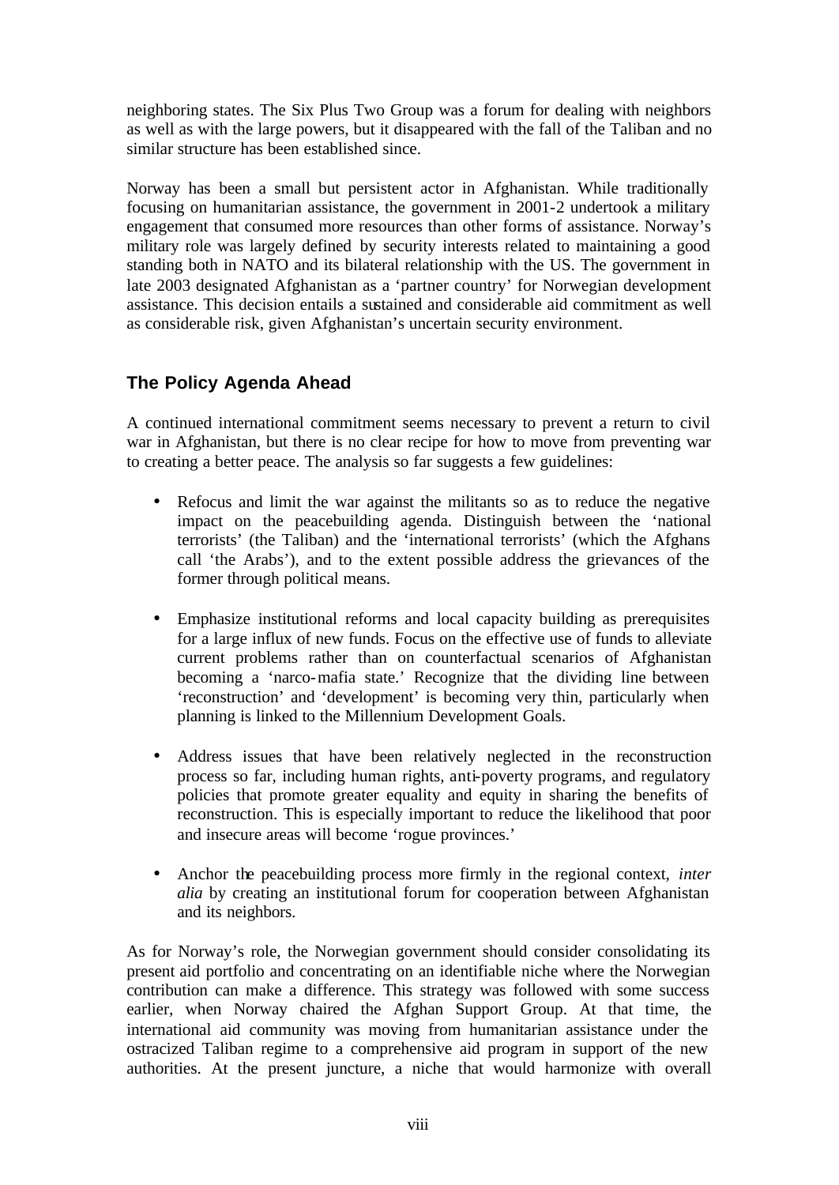neighboring states. The Six Plus Two Group was a forum for dealing with neighbors as well as with the large powers, but it disappeared with the fall of the Taliban and no similar structure has been established since.

Norway has been a small but persistent actor in Afghanistan. While traditionally focusing on humanitarian assistance, the government in 2001-2 undertook a military engagement that consumed more resources than other forms of assistance. Norway's military role was largely defined by security interests related to maintaining a good standing both in NATO and its bilateral relationship with the US. The government in late 2003 designated Afghanistan as a 'partner country' for Norwegian development assistance. This decision entails a sustained and considerable aid commitment as well as considerable risk, given Afghanistan's uncertain security environment.

## The Policy Agenda Ahead

A continued international commitment seems necessary to prevent a return to civil war in Afghanistan, but there is no clear recipe for how to move from preventing war to creating a better peace. The analysis so far suggests a few guidelines:

- Refocus and limit the war against the militants so as to reduce the negative impact on the peacebuilding agenda. Distinguish between the 'national terrorists' (the Taliban) and the 'international terrorists' (which the Afghans call 'the Arabs'), and to the extent possible address the grievances of the former through political means.

- Emphasize institutional reforms and local capacity building as prerequisites for a large influx of new funds. Focus on the effective use of funds to alleviate current problems rather than on counterfactual scenarios of Afghanistan becoming a 'narco-mafia state.' Recognize that the dividing line between 'reconstruction' and 'development' is becoming very thin, particularly when planning is linked to the Millennium Development Goals.

- Address issues that have been relatively neglected in the reconstruction process so far, including human rights, anti-poverty programs, and regulatory policies that promote greater equality and equity in sharing the benefits of reconstruction. This is especially important to reduce the likelihood that poor and insecure areas will become 'rogue provinces.'

- Anchor the peacebuilding process more firmly in the regional context, *inter alia* by creating an institutional forum for cooperation between Afghanistan and its neighbors.

As for Norway's role, the Norwegian government should consider consolidating its present aid portfolio and concentrating on an identifiable niche where the Norwegian contribution can make a difference. This strategy was followed with some success earlier, when Norway chaired the Afghan Support Group. At that time, the international aid community was moving from humanitarian assistance under the ostracized Taliban regime to a comprehensive aid program in support of the new authorities. At the present juncture, a niche that would harmonize with overall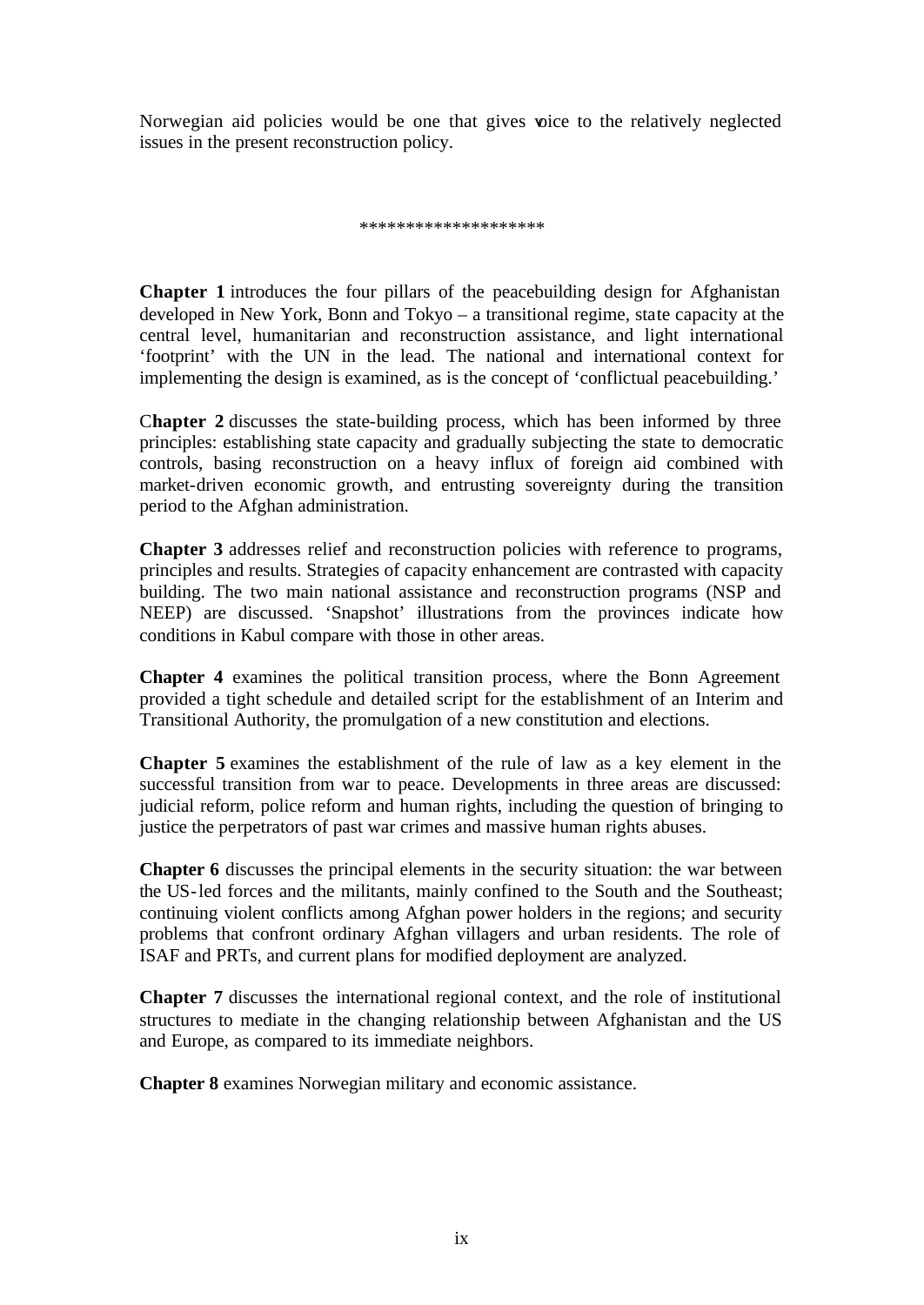Norwegian aid policies would be one that gives voice to the relatively neglected issues in the present reconstruction policy.

*******************

**Chapter 1** introduces the four pillars of the peacebuilding design for Afghanistan developed in New York, Bonn and Tokyo – a transitional regime, state capacity at the central level, humanitarian and reconstruction assistance, and light international 'footprint' with the UN in the lead. The national and international context for implementing the design is examined, as is the concept of 'conflictual peacebuilding.'

C**hapter 2** discusses the state-building process, which has been informed by three principles: establishing state capacity and gradually subjecting the state to democratic controls, basing reconstruction on a heavy influx of foreign aid combined with market-driven economic growth, and entrusting sovereignty during the transition period to the Afghan administration.

**Chapter 3** addresses relief and reconstruction policies with reference to programs, principles and results. Strategies of capacity enhancement are contrasted with capacity building. The two main national assistance and reconstruction programs (NSP and NEEP) are discussed. 'Snapshot' illustrations from the provinces indicate how conditions in Kabul compare with those in other areas.

**Chapter 4** examines the political transition process, where the Bonn Agreement provided a tight schedule and detailed script for the establishment of an Interim and Transitional Authority, the promulgation of a new constitution and elections.

**Chapter 5** examines the establishment of the rule of law as a key element in the successful transition from war to peace. Developments in three areas are discussed: judicial reform, police reform and human rights, including the question of bringing to justice the perpetrators of past war crimes and massive human rights abuses.

**Chapter 6** discusses the principal elements in the security situation: the war between the US-led forces and the militants, mainly confined to the South and the Southeast; continuing violent conflicts among Afghan power holders in the regions; and security problems that confront ordinary Afghan villagers and urban residents. The role of ISAF and PRTs, and current plans for modified deployment are analyzed.

**Chapter 7** discusses the international regional context, and the role of institutional structures to mediate in the changing relationship between Afghanistan and the US and Europe, as compared to its immediate neighbors.

**Chapter 8** examines Norwegian military and economic assistance.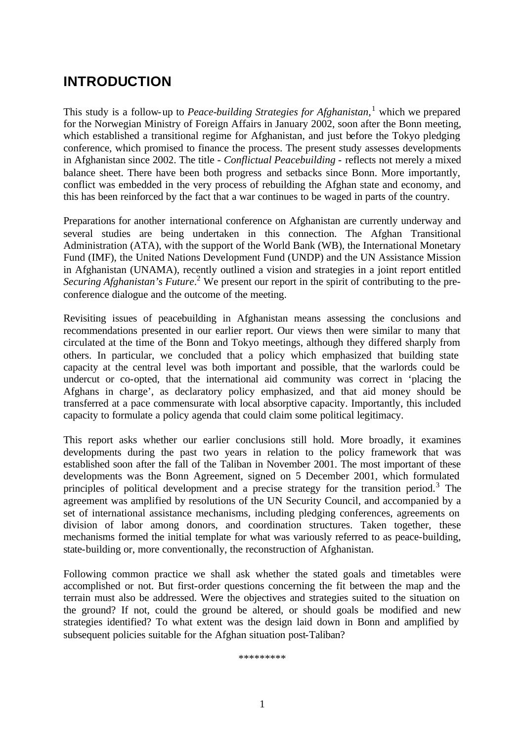# INTRODUCTION

This study is a follow-up to *Peace-building Strategies for Afghanistan,*[1] which we prepared for the Norwegian Ministry of Foreign Affairs in January 2002, soon after the Bonn meeting, which established a transitional regime for Afghanistan, and just before the Tokyo pledging conference, which promised to finance the process. The present study assesses developments in Afghanistan since 2002. The title - *Conflictual Peacebuilding* - reflects not merely a mixed balance sheet. There have been both progress and setbacks since Bonn. More importantly, conflict was embedded in the very process of rebuilding the Afghan state and economy, and this has been reinforced by the fact that a war continues to be waged in parts of the country.

Preparations for another international conference on Afghanistan are currently underway and several studies are being undertaken in this connection. The Afghan Transitional Administration (ATA), with the support of the World Bank (WB), the International Monetary Fund (IMF), the United Nations Development Fund (UNDP) and the UN Assistance Mission in Afghanistan (UNAMA), recently outlined a vision and strategies in a joint report entitled *Securing Afghanistan's Future*.[2] We present our report in the spirit of contributing to the pre-conference dialogue and the outcome of the meeting.

Revisiting issues of peacebuilding in Afghanistan means assessing the conclusions and recommendations presented in our earlier report. Our views then were similar to many that circulated at the time of the Bonn and Tokyo meetings, although they differed sharply from others. In particular, we concluded that a policy which emphasized that building state capacity at the central level was both important and possible, that the warlords could be undercut or co-opted, that the international aid community was correct in 'placing the Afghans in charge', as declaratory policy emphasized, and that aid money should be transferred at a pace commensurate with local absorptive capacity. Importantly, this included capacity to formulate a policy agenda that could claim some political legitimacy.

This report asks whether our earlier conclusions still hold. More broadly, it examines developments during the past two years in relation to the policy framework that was established soon after the fall of the Taliban in November 2001. The most important of these developments was the Bonn Agreement, signed on 5 December 2001, which formulated principles of political development and a precise strategy for the transition period.[3] The agreement was amplified by resolutions of the UN Security Council, and accompanied by a set of international assistance mechanisms, including pledging conferences, agreements on division of labor among donors, and coordination structures. Taken together, these mechanisms formed the initial template for what was variously referred to as peace-building, state-building or, more conventionally, the reconstruction of Afghanistan.

Following common practice we shall ask whether the stated goals and timetables were accomplished or not. But first-order questions concerning the fit between the map and the terrain must also be addressed. Were the objectives and strategies suited to the situation on the ground? If not, could the ground be altered, or should goals be modified and new strategies identified? To what extent was the design laid down in Bonn and amplified by subsequent policies suitable for the Afghan situation post-Taliban?

*********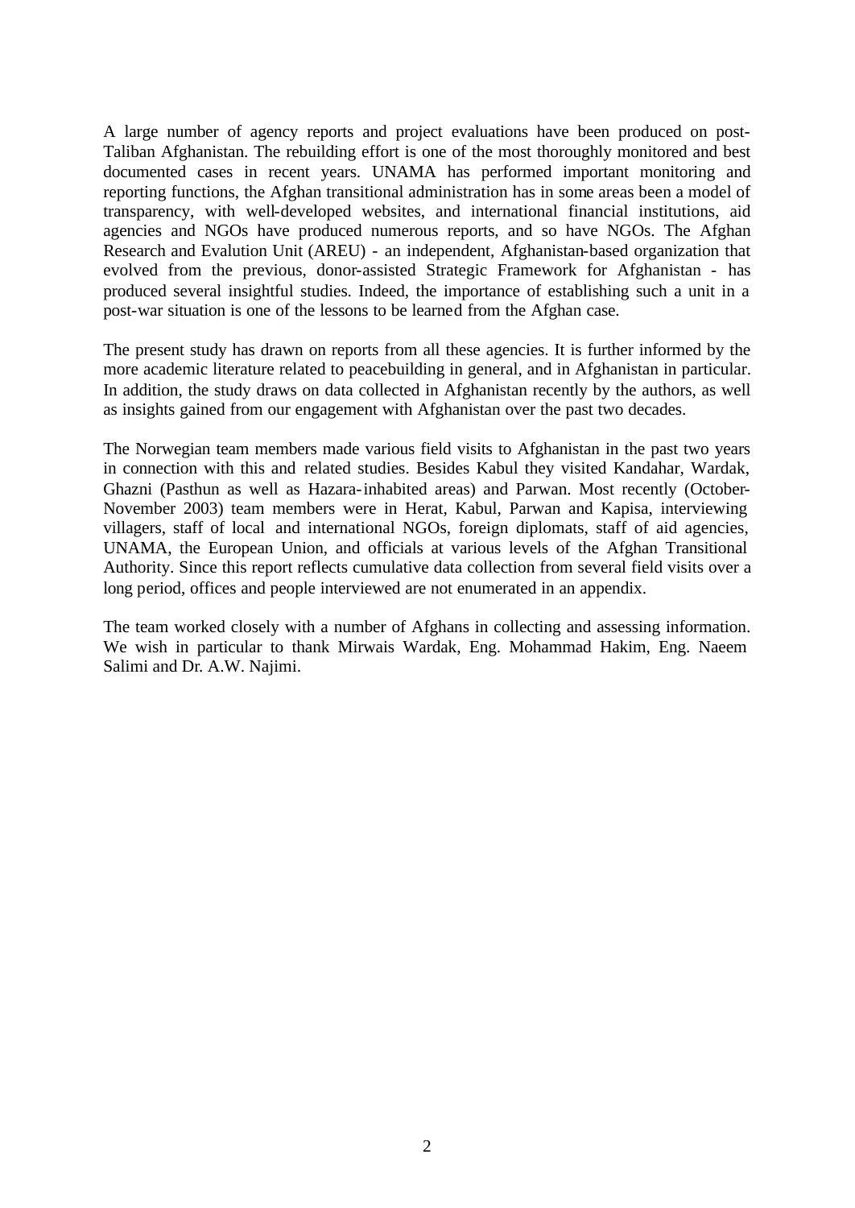A large number of agency reports and project evaluations have been produced on post-Taliban Afghanistan. The rebuilding effort is one of the most thoroughly monitored and best documented cases in recent years. UNAMA has performed important monitoring and reporting functions, the Afghan transitional administration has in some areas been a model of transparency, with well-developed websites, and international financial institutions, aid agencies and NGOs have produced numerous reports, and so have NGOs. The Afghan Research and Evalution Unit (AREU) - an independent, Afghanistan-based organization that evolved from the previous, donor-assisted Strategic Framework for Afghanistan - has produced several insightful studies. Indeed, the importance of establishing such a unit in a post-war situation is one of the lessons to be learned from the Afghan case.

The present study has drawn on reports from all these agencies. It is further informed by the more academic literature related to peacebuilding in general, and in Afghanistan in particular. In addition, the study draws on data collected in Afghanistan recently by the authors, as well as insights gained from our engagement with Afghanistan over the past two decades.

The Norwegian team members made various field visits to Afghanistan in the past two years in connection with this and related studies. Besides Kabul they visited Kandahar, Wardak, Ghazni (Pasthun as well as Hazara-inhabited areas) and Parwan. Most recently (October-November 2003) team members were in Herat, Kabul, Parwan and Kapisa, interviewing villagers, staff of local and international NGOs, foreign diplomats, staff of aid agencies, UNAMA, the European Union, and officials at various levels of the Afghan Transitional Authority. Since this report reflects cumulative data collection from several field visits over a long period, offices and people interviewed are not enumerated in an appendix.

The team worked closely with a number of Afghans in collecting and assessing information. We wish in particular to thank Mirwais Wardak, Eng. Mohammad Hakim, Eng. Naeem Salimi and Dr. A.W. Najimi.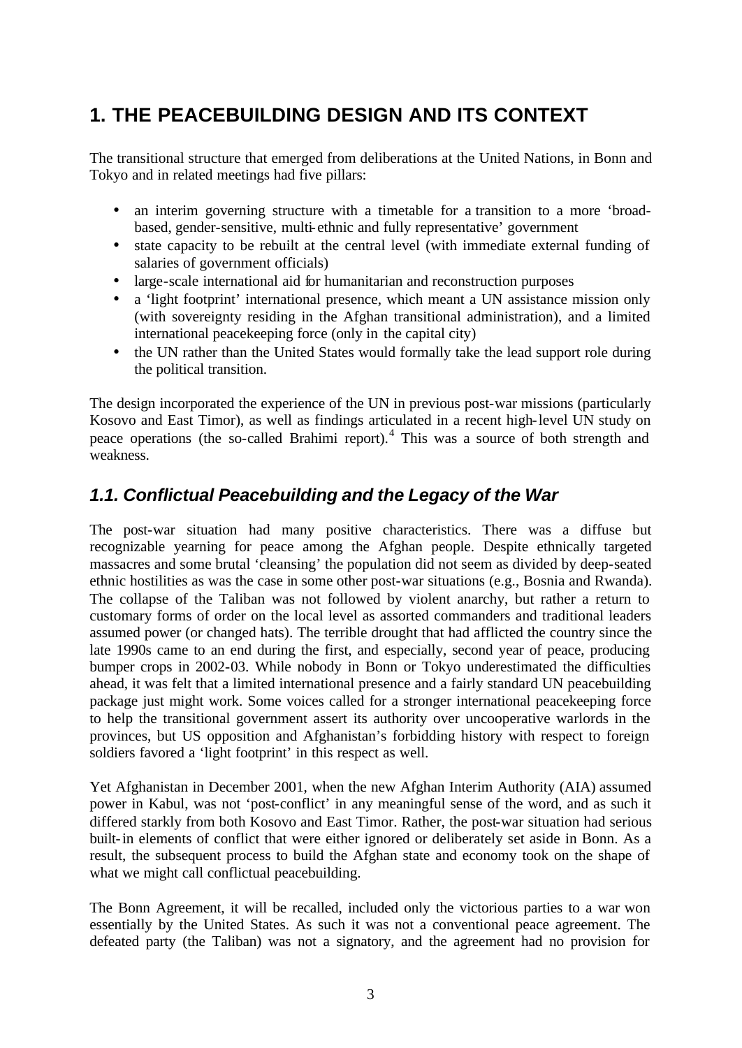# 1. THE PEACEBUILDING DESIGN AND ITS CONTEXT

The transitional structure that emerged from deliberations at the United Nations, in Bonn and Tokyo and in related meetings had five pillars:

- an interim governing structure with a timetable for a transition to a more 'broad-based, gender-sensitive, multi-ethnic and fully representative' government
- state capacity to be rebuilt at the central level (with immediate external funding of salaries of government officials)
- large-scale international aid for humanitarian and reconstruction purposes
- a 'light footprint' international presence, which meant a UN assistance mission only (with sovereignty residing in the Afghan transitional administration), and a limited international peacekeeping force (only in the capital city)
- the UN rather than the United States would formally take the lead support role during the political transition.

The design incorporated the experience of the UN in previous post-war missions (particularly Kosovo and East Timor), as well as findings articulated in a recent high-level UN study on peace operations (the so-called Brahimi report).[4] This was a source of both strength and weakness.

## *1.1. Conflictual Peacebuilding and the Legacy of the War*

The post-war situation had many positive characteristics. There was a diffuse but recognizable yearning for peace among the Afghan people. Despite ethnically targeted massacres and some brutal 'cleansing' the population did not seem as divided by deep-seated ethnic hostilities as was the case in some other post-war situations (e.g., Bosnia and Rwanda). The collapse of the Taliban was not followed by violent anarchy, but rather a return to customary forms of order on the local level as assorted commanders and traditional leaders assumed power (or changed hats). The terrible drought that had afflicted the country since the late 1990s came to an end during the first, and especially, second year of peace, producing bumper crops in 2002-03. While nobody in Bonn or Tokyo underestimated the difficulties ahead, it was felt that a limited international presence and a fairly standard UN peacebuilding package just might work. Some voices called for a stronger international peacekeeping force to help the transitional government assert its authority over uncooperative warlords in the provinces, but US opposition and Afghanistan's forbidding history with respect to foreign soldiers favored a 'light footprint' in this respect as well.

Yet Afghanistan in December 2001, when the new Afghan Interim Authority (AIA) assumed power in Kabul, was not 'post-conflict' in any meaningful sense of the word, and as such it differed starkly from both Kosovo and East Timor. Rather, the post-war situation had serious built-in elements of conflict that were either ignored or deliberately set aside in Bonn. As a result, the subsequent process to build the Afghan state and economy took on the shape of what we might call conflictual peacebuilding.

The Bonn Agreement, it will be recalled, included only the victorious parties to a war won essentially by the United States. As such it was not a conventional peace agreement. The defeated party (the Taliban) was not a signatory, and the agreement had no provision for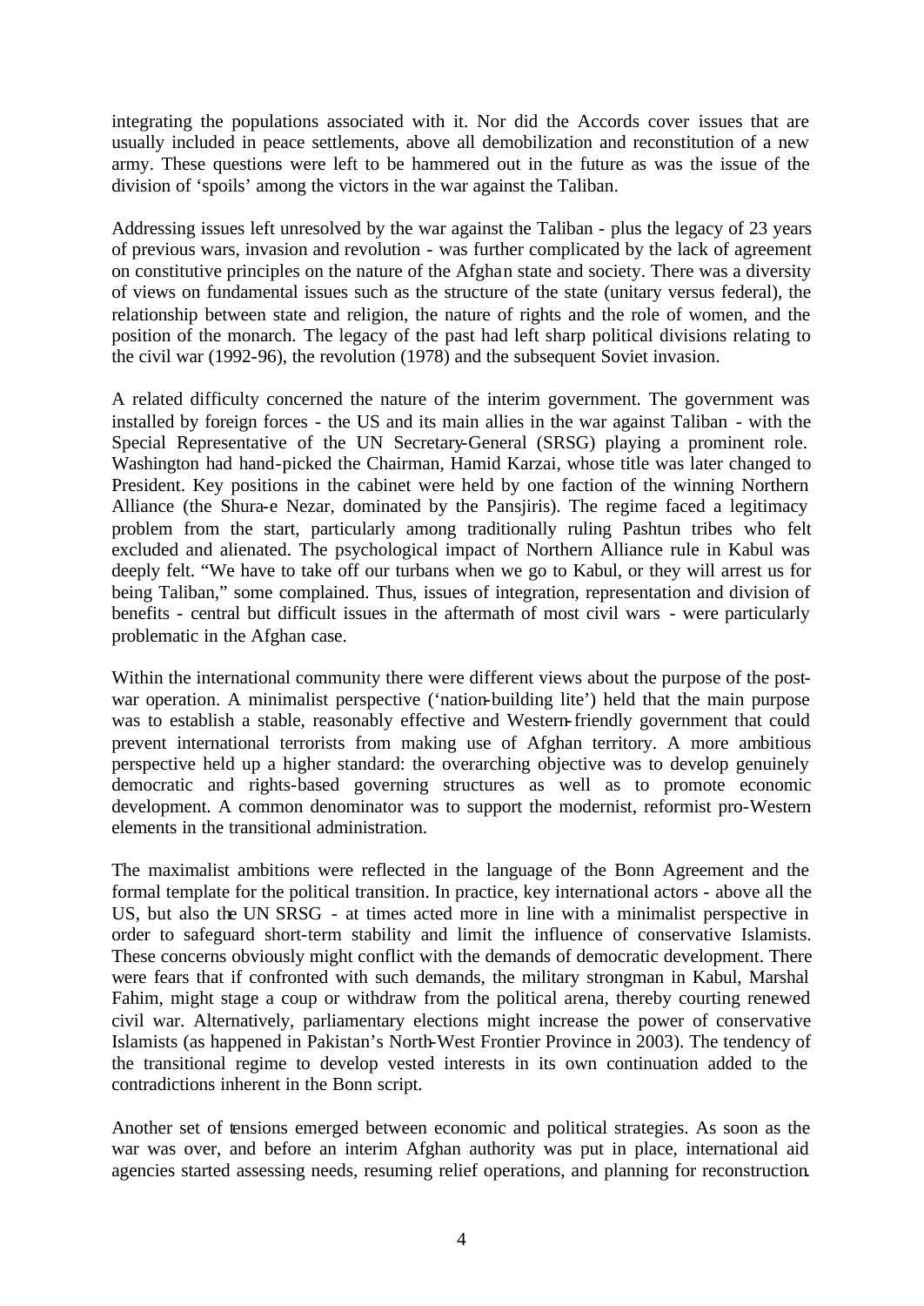integrating the populations associated with it. Nor did the Accords cover issues that are usually included in peace settlements, above all demobilization and reconstitution of a new army. These questions were left to be hammered out in the future as was the issue of the division of 'spoils' among the victors in the war against the Taliban.

Addressing issues left unresolved by the war against the Taliban - plus the legacy of 23 years of previous wars, invasion and revolution - was further complicated by the lack of agreement on constitutive principles on the nature of the Afghan state and society. There was a diversity of views on fundamental issues such as the structure of the state (unitary versus federal), the relationship between state and religion, the nature of rights and the role of women, and the position of the monarch. The legacy of the past had left sharp political divisions relating to the civil war (1992-96), the revolution (1978) and the subsequent Soviet invasion.

A related difficulty concerned the nature of the interim government. The government was installed by foreign forces - the US and its main allies in the war against Taliban - with the Special Representative of the UN Secretary-General (SRSG) playing a prominent role. Washington had hand-picked the Chairman, Hamid Karzai, whose title was later changed to President. Key positions in the cabinet were held by one faction of the winning Northern Alliance (the Shura-e Nezar, dominated by the Pansjiris). The regime faced a legitimacy problem from the start, particularly among traditionally ruling Pashtun tribes who felt excluded and alienated. The psychological impact of Northern Alliance rule in Kabul was deeply felt. "We have to take off our turbans when we go to Kabul, or they will arrest us for being Taliban," some complained. Thus, issues of integration, representation and division of benefits - central but difficult issues in the aftermath of most civil wars - were particularly problematic in the Afghan case.

Within the international community there were different views about the purpose of the post-war operation. A minimalist perspective ('nation-building lite') held that the main purpose was to establish a stable, reasonably effective and Western-friendly government that could prevent international terrorists from making use of Afghan territory. A more ambitious perspective held up a higher standard: the overarching objective was to develop genuinely democratic and rights-based governing structures as well as to promote economic development. A common denominator was to support the modernist, reformist pro-Western elements in the transitional administration.

The maximalist ambitions were reflected in the language of the Bonn Agreement and the formal template for the political transition. In practice, key international actors - above all the US, but also the UN SRSG - at times acted more in line with a minimalist perspective in order to safeguard short-term stability and limit the influence of conservative Islamists. These concerns obviously might conflict with the demands of democratic development. There were fears that if confronted with such demands, the military strongman in Kabul, Marshal Fahim, might stage a coup or withdraw from the political arena, thereby courting renewed civil war. Alternatively, parliamentary elections might increase the power of conservative Islamists (as happened in Pakistan's North-West Frontier Province in 2003). The tendency of the transitional regime to develop vested interests in its own continuation added to the contradictions inherent in the Bonn script.

Another set of tensions emerged between economic and political strategies. As soon as the war was over, and before an interim Afghan authority was put in place, international aid agencies started assessing needs, resuming relief operations, and planning for reconstruction.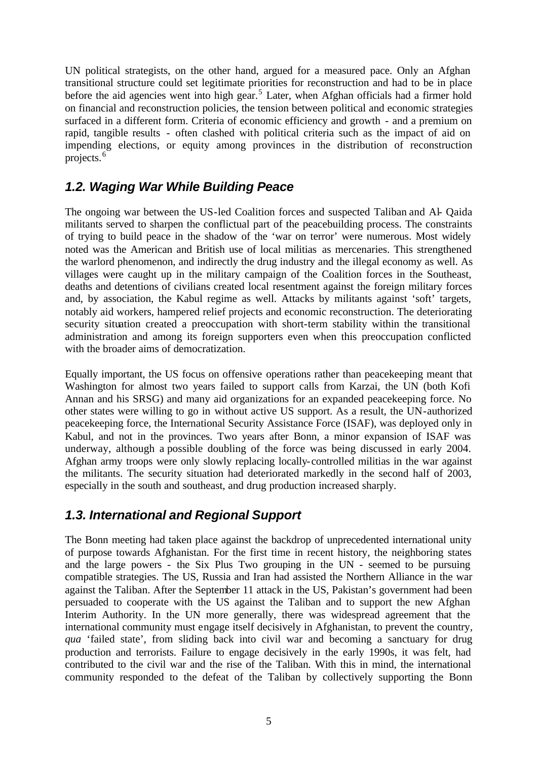UN political strategists, on the other hand, argued for a measured pace. Only an Afghan transitional structure could set legitimate priorities for reconstruction and had to be in place before the aid agencies went into high gear.[5] Later, when Afghan officials had a firmer hold on financial and reconstruction policies, the tension between political and economic strategies surfaced in a different form. Criteria of economic efficiency and growth - and a premium on rapid, tangible results - often clashed with political criteria such as the impact of aid on impending elections, or equity among provinces in the distribution of reconstruction projects.[6]

## *1.2. Waging War While Building Peace*

The ongoing war between the US-led Coalition forces and suspected Taliban and Al- Qaida militants served to sharpen the conflictual part of the peacebuilding process. The constraints of trying to build peace in the shadow of the 'war on terror' were numerous. Most widely noted was the American and British use of local militias as mercenaries. This strengthened the warlord phenomenon, and indirectly the drug industry and the illegal economy as well. As villages were caught up in the military campaign of the Coalition forces in the Southeast, deaths and detentions of civilians created local resentment against the foreign military forces and, by association, the Kabul regime as well. Attacks by militants against 'soft' targets, notably aid workers, hampered relief projects and economic reconstruction. The deteriorating security situation created a preoccupation with short-term stability within the transitional administration and among its foreign supporters even when this preoccupation conflicted with the broader aims of democratization.

Equally important, the US focus on offensive operations rather than peacekeeping meant that Washington for almost two years failed to support calls from Karzai, the UN (both Kofi Annan and his SRSG) and many aid organizations for an expanded peacekeeping force. No other states were willing to go in without active US support. As a result, the UN-authorized peacekeeping force, the International Security Assistance Force (ISAF), was deployed only in Kabul, and not in the provinces. Two years after Bonn, a minor expansion of ISAF was underway, although a possible doubling of the force was being discussed in early 2004. Afghan army troops were only slowly replacing locally-controlled militias in the war against the militants. The security situation had deteriorated markedly in the second half of 2003, especially in the south and southeast, and drug production increased sharply.

## *1.3. International and Regional Support*

The Bonn meeting had taken place against the backdrop of unprecedented international unity of purpose towards Afghanistan. For the first time in recent history, the neighboring states and the large powers - the Six Plus Two grouping in the UN - seemed to be pursuing compatible strategies. The US, Russia and Iran had assisted the Northern Alliance in the war against the Taliban. After the September 11 attack in the US, Pakistan's government had been persuaded to cooperate with the US against the Taliban and to support the new Afghan Interim Authority. In the UN more generally, there was widespread agreement that the international community must engage itself decisively in Afghanistan, to prevent the country, *qua* 'failed state', from sliding back into civil war and becoming a sanctuary for drug production and terrorists. Failure to engage decisively in the early 1990s, it was felt, had contributed to the civil war and the rise of the Taliban. With this in mind, the international community responded to the defeat of the Taliban by collectively supporting the Bonn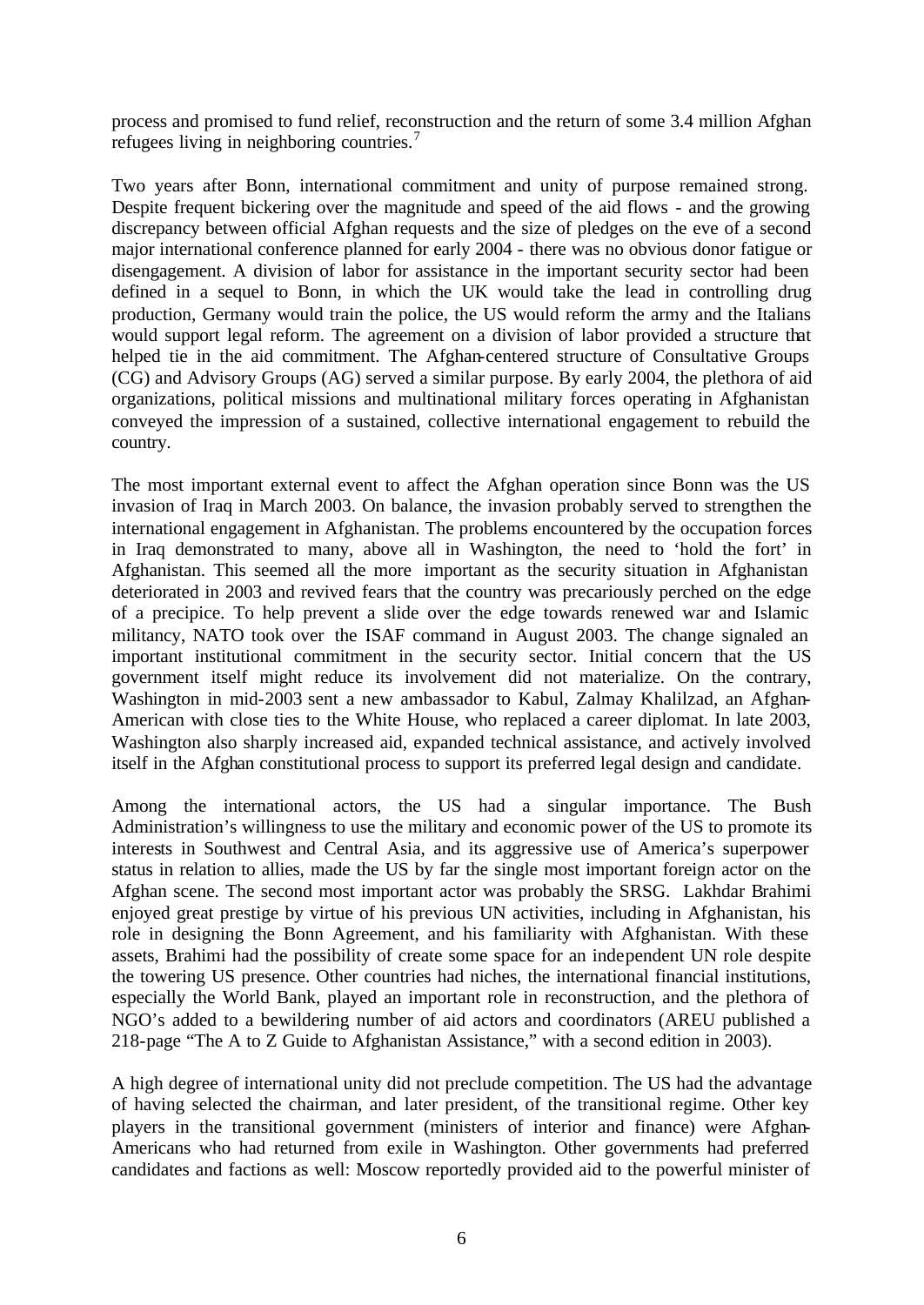process and promised to fund relief, reconstruction and the return of some 3.4 million Afghan refugees living in neighboring countries.[7]

Two years after Bonn, international commitment and unity of purpose remained strong. Despite frequent bickering over the magnitude and speed of the aid flows - and the growing discrepancy between official Afghan requests and the size of pledges on the eve of a second major international conference planned for early 2004 - there was no obvious donor fatigue or disengagement. A division of labor for assistance in the important security sector had been defined in a sequel to Bonn, in which the UK would take the lead in controlling drug production, Germany would train the police, the US would reform the army and the Italians would support legal reform. The agreement on a division of labor provided a structure that helped tie in the aid commitment. The Afghan-centered structure of Consultative Groups (CG) and Advisory Groups (AG) served a similar purpose. By early 2004, the plethora of aid organizations, political missions and multinational military forces operating in Afghanistan conveyed the impression of a sustained, collective international engagement to rebuild the country.

The most important external event to affect the Afghan operation since Bonn was the US invasion of Iraq in March 2003. On balance, the invasion probably served to strengthen the international engagement in Afghanistan. The problems encountered by the occupation forces in Iraq demonstrated to many, above all in Washington, the need to 'hold the fort' in Afghanistan. This seemed all the more important as the security situation in Afghanistan deteriorated in 2003 and revived fears that the country was precariously perched on the edge of a precipice. To help prevent a slide over the edge towards renewed war and Islamic militancy, NATO took over the ISAF command in August 2003. The change signaled an important institutional commitment in the security sector. Initial concern that the US government itself might reduce its involvement did not materialize. On the contrary, Washington in mid-2003 sent a new ambassador to Kabul, Zalmay Khalilzad, an Afghan-American with close ties to the White House, who replaced a career diplomat. In late 2003, Washington also sharply increased aid, expanded technical assistance, and actively involved itself in the Afghan constitutional process to support its preferred legal design and candidate.

Among the international actors, the US had a singular importance. The Bush Administration's willingness to use the military and economic power of the US to promote its interests in Southwest and Central Asia, and its aggressive use of America's superpower status in relation to allies, made the US by far the single most important foreign actor on the Afghan scene. The second most important actor was probably the SRSG. Lakhdar Brahimi enjoyed great prestige by virtue of his previous UN activities, including in Afghanistan, his role in designing the Bonn Agreement, and his familiarity with Afghanistan. With these assets, Brahimi had the possibility of create some space for an independent UN role despite the towering US presence. Other countries had niches, the international financial institutions, especially the World Bank, played an important role in reconstruction, and the plethora of NGO's added to a bewildering number of aid actors and coordinators (AREU published a 218-page "The A to Z Guide to Afghanistan Assistance," with a second edition in 2003).

A high degree of international unity did not preclude competition. The US had the advantage of having selected the chairman, and later president, of the transitional regime. Other key players in the transitional government (ministers of interior and finance) were Afghan-Americans who had returned from exile in Washington. Other governments had preferred candidates and factions as well: Moscow reportedly provided aid to the powerful minister of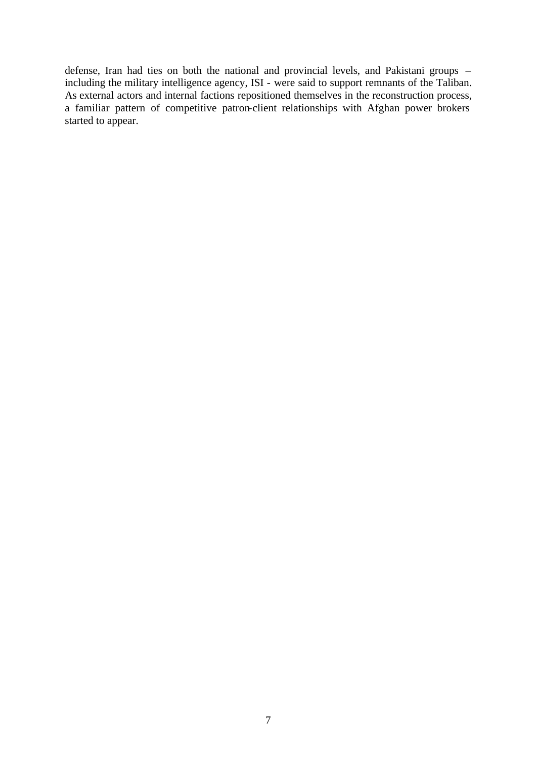defense, Iran had ties on both the national and provincial levels, and Pakistani groups – including the military intelligence agency, ISI - were said to support remnants of the Taliban. As external actors and internal factions repositioned themselves in the reconstruction process, a familiar pattern of competitive patron-client relationships with Afghan power brokers started to appear.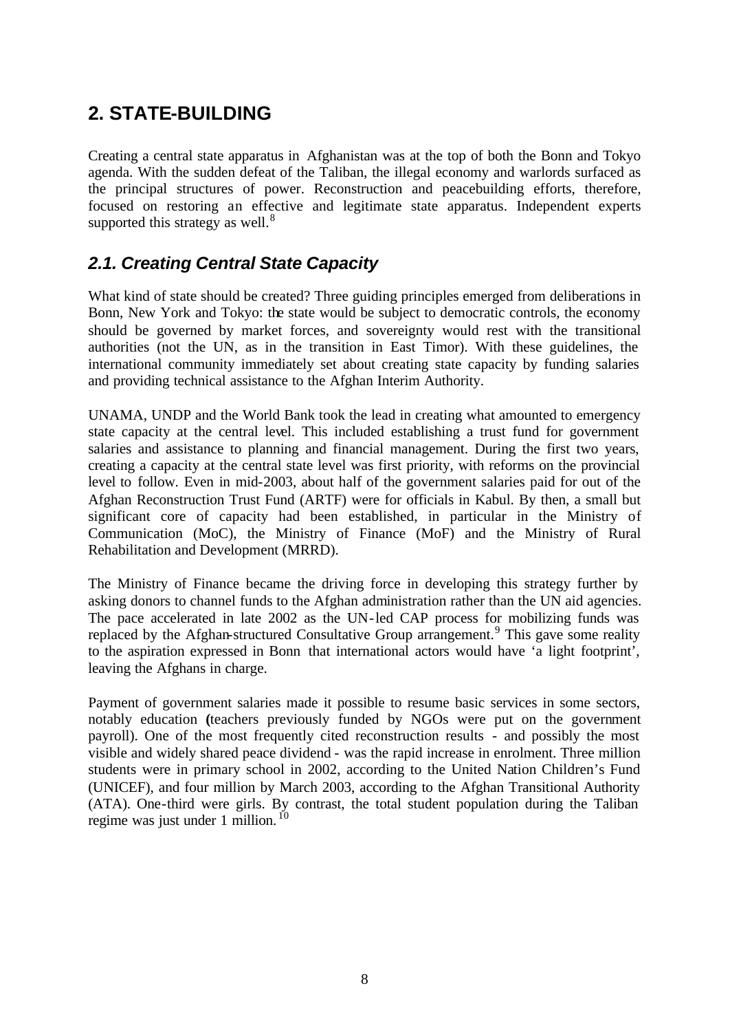## 2. STATE-BUILDING

Creating a central state apparatus in Afghanistan was at the top of both the Bonn and Tokyo agenda. With the sudden defeat of the Taliban, the illegal economy and warlords surfaced as the principal structures of power. Reconstruction and peacebuilding efforts, therefore, focused on restoring an effective and legitimate state apparatus. Independent experts supported this strategy as well.[8]

### *2.1. Creating Central State Capacity*

What kind of state should be created? Three guiding principles emerged from deliberations in Bonn, New York and Tokyo: the state would be subject to democratic controls, the economy should be governed by market forces, and sovereignty would rest with the transitional authorities (not the UN, as in the transition in East Timor). With these guidelines, the international community immediately set about creating state capacity by funding salaries and providing technical assistance to the Afghan Interim Authority.

UNAMA, UNDP and the World Bank took the lead in creating what amounted to emergency state capacity at the central level. This included establishing a trust fund for government salaries and assistance to planning and financial management. During the first two years, creating a capacity at the central state level was first priority, with reforms on the provincial level to follow. Even in mid-2003, about half of the government salaries paid for out of the Afghan Reconstruction Trust Fund (ARTF) were for officials in Kabul. By then, a small but significant core of capacity had been established, in particular in the Ministry of Communication (MoC), the Ministry of Finance (MoF) and the Ministry of Rural Rehabilitation and Development (MRRD).

The Ministry of Finance became the driving force in developing this strategy further by asking donors to channel funds to the Afghan administration rather than the UN aid agencies. The pace accelerated in late 2002 as the UN-led CAP process for mobilizing funds was replaced by the Afghan-structured Consultative Group arrangement.[9] This gave some reality to the aspiration expressed in Bonn that international actors would have 'a light footprint', leaving the Afghans in charge.

Payment of government salaries made it possible to resume basic services in some sectors, notably education (teachers previously funded by NGOs were put on the government payroll). One of the most frequently cited reconstruction results - and possibly the most visible and widely shared peace dividend - was the rapid increase in enrolment. Three million students were in primary school in 2002, according to the United Nation Children's Fund (UNICEF), and four million by March 2003, according to the Afghan Transitional Authority (ATA). One-third were girls. By contrast, the total student population during the Taliban regime was just under 1 million.[10]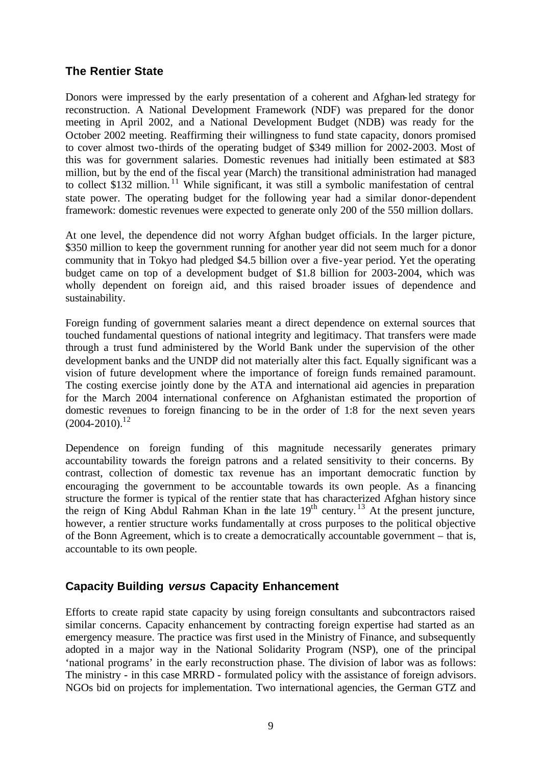## The Rentier State

Donors were impressed by the early presentation of a coherent and Afghan-led strategy for reconstruction. A National Development Framework (NDF) was prepared for the donor meeting in April 2002, and a National Development Budget (NDB) was ready for the October 2002 meeting. Reaffirming their willingness to fund state capacity, donors promised to cover almost two-thirds of the operating budget of $349 million for 2002-2003. Most of this was for government salaries. Domestic revenues had initially been estimated at $83 million, but by the end of the fiscal year (March) the transitional administration had managed to collect $132 million.[11] While significant, it was still a symbolic manifestation of central state power. The operating budget for the following year had a similar donor-dependent framework: domestic revenues were expected to generate only 200 of the 550 million dollars.

At one level, the dependence did not worry Afghan budget officials. In the larger picture, $350 million to keep the government running for another year did not seem much for a donor community that in Tokyo had pledged $4.5 billion over a five-year period. Yet the operating budget came on top of a development budget of $1.8 billion for 2003-2004, which was wholly dependent on foreign aid, and this raised broader issues of dependence and sustainability.

Foreign funding of government salaries meant a direct dependence on external sources that touched fundamental questions of national integrity and legitimacy. That transfers were made through a trust fund administered by the World Bank under the supervision of the other development banks and the UNDP did not materially alter this fact. Equally significant was a vision of future development where the importance of foreign funds remained paramount. The costing exercise jointly done by the ATA and international aid agencies in preparation for the March 2004 international conference on Afghanistan estimated the proportion of domestic revenues to foreign financing to be in the order of 1:8 for the next seven years (2004-2010).[12]

Dependence on foreign funding of this magnitude necessarily generates primary accountability towards the foreign patrons and a related sensitivity to their concerns. By contrast, collection of domestic tax revenue has an important democratic function by encouraging the government to be accountable towards its own people. As a financing structure the former is typical of the rentier state that has characterized Afghan history since the reign of King Abdul Rahman Khan in the late 19th century.[13] At the present juncture, however, a rentier structure works fundamentally at cross purposes to the political objective of the Bonn Agreement, which is to create a democratically accountable government – that is, accountable to its own people.

## Capacity Building *versus* Capacity Enhancement

Efforts to create rapid state capacity by using foreign consultants and subcontractors raised similar concerns. Capacity enhancement by contracting foreign expertise had started as an emergency measure. The practice was first used in the Ministry of Finance, and subsequently adopted in a major way in the National Solidarity Program (NSP), one of the principal 'national programs' in the early reconstruction phase. The division of labor was as follows: The ministry - in this case MRRD - formulated policy with the assistance of foreign advisors. NGOs bid on projects for implementation. Two international agencies, the German GTZ and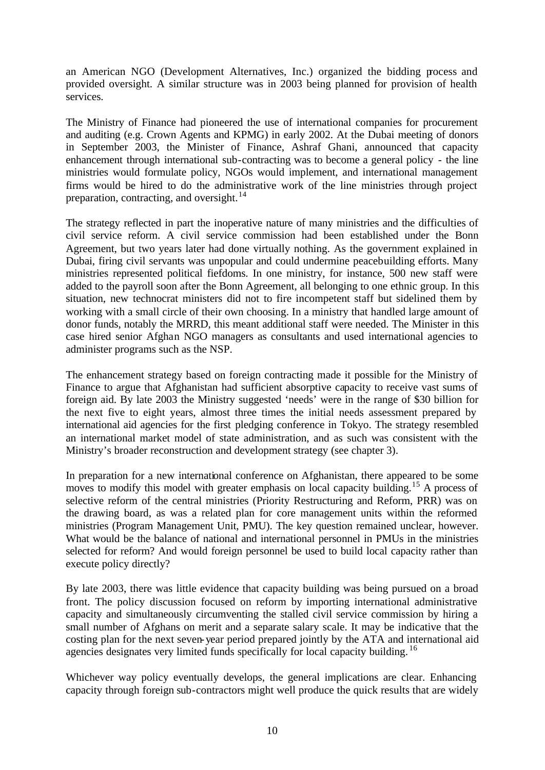an American NGO (Development Alternatives, Inc.) organized the bidding process and provided oversight. A similar structure was in 2003 being planned for provision of health services.

The Ministry of Finance had pioneered the use of international companies for procurement and auditing (e.g. Crown Agents and KPMG) in early 2002. At the Dubai meeting of donors in September 2003, the Minister of Finance, Ashraf Ghani, announced that capacity enhancement through international sub-contracting was to become a general policy - the line ministries would formulate policy, NGOs would implement, and international management firms would be hired to do the administrative work of the line ministries through project preparation, contracting, and oversight.[14]

The strategy reflected in part the inoperative nature of many ministries and the difficulties of civil service reform. A civil service commission had been established under the Bonn Agreement, but two years later had done virtually nothing. As the government explained in Dubai, firing civil servants was unpopular and could undermine peacebuilding efforts. Many ministries represented political fiefdoms. In one ministry, for instance, 500 new staff were added to the payroll soon after the Bonn Agreement, all belonging to one ethnic group. In this situation, new technocrat ministers did not to fire incompetent staff but sidelined them by working with a small circle of their own choosing. In a ministry that handled large amount of donor funds, notably the MRRD, this meant additional staff were needed. The Minister in this case hired senior Afghan NGO managers as consultants and used international agencies to administer programs such as the NSP.

The enhancement strategy based on foreign contracting made it possible for the Ministry of Finance to argue that Afghanistan had sufficient absorptive capacity to receive vast sums of foreign aid. By late 2003 the Ministry suggested 'needs' were in the range of $30 billion for the next five to eight years, almost three times the initial needs assessment prepared by international aid agencies for the first pledging conference in Tokyo. The strategy resembled an international market model of state administration, and as such was consistent with the Ministry's broader reconstruction and development strategy (see chapter 3).

In preparation for a new international conference on Afghanistan, there appeared to be some moves to modify this model with greater emphasis on local capacity building.[15] A process of selective reform of the central ministries (Priority Restructuring and Reform, PRR) was on the drawing board, as was a related plan for core management units within the reformed ministries (Program Management Unit, PMU). The key question remained unclear, however. What would be the balance of national and international personnel in PMUs in the ministries selected for reform? And would foreign personnel be used to build local capacity rather than execute policy directly?

By late 2003, there was little evidence that capacity building was being pursued on a broad front. The policy discussion focused on reform by importing international administrative capacity and simultaneously circumventing the stalled civil service commission by hiring a small number of Afghans on merit and a separate salary scale. It may be indicative that the costing plan for the next seven-year period prepared jointly by the ATA and international aid agencies designates very limited funds specifically for local capacity building.[16]

Whichever way policy eventually develops, the general implications are clear. Enhancing capacity through foreign sub-contractors might well produce the quick results that are widely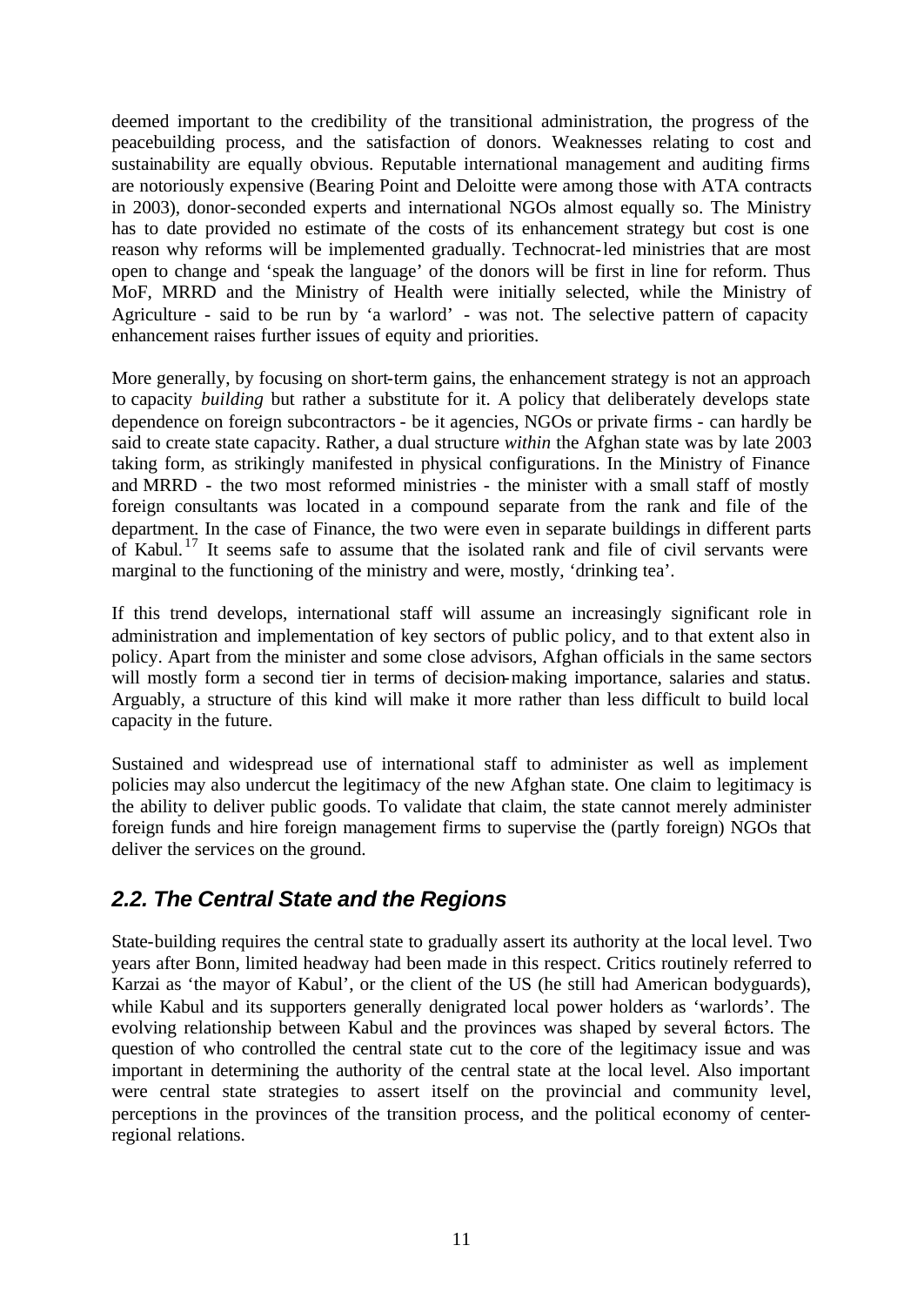deemed important to the credibility of the transitional administration, the progress of the peacebuilding process, and the satisfaction of donors. Weaknesses relating to cost and sustainability are equally obvious. Reputable international management and auditing firms are notoriously expensive (Bearing Point and Deloitte were among those with ATA contracts in 2003), donor-seconded experts and international NGOs almost equally so. The Ministry has to date provided no estimate of the costs of its enhancement strategy but cost is one reason why reforms will be implemented gradually. Technocrat-led ministries that are most open to change and 'speak the language' of the donors will be first in line for reform. Thus MoF, MRRD and the Ministry of Health were initially selected, while the Ministry of Agriculture - said to be run by 'a warlord' - was not. The selective pattern of capacity enhancement raises further issues of equity and priorities.

More generally, by focusing on short-term gains, the enhancement strategy is not an approach to capacity *building* but rather a substitute for it. A policy that deliberately develops state dependence on foreign subcontractors - be it agencies, NGOs or private firms - can hardly be said to create state capacity. Rather, a dual structure *within* the Afghan state was by late 2003 taking form, as strikingly manifested in physical configurations. In the Ministry of Finance and MRRD - the two most reformed ministries - the minister with a small staff of mostly foreign consultants was located in a compound separate from the rank and file of the department. In the case of Finance, the two were even in separate buildings in different parts of Kabul.[17] It seems safe to assume that the isolated rank and file of civil servants were marginal to the functioning of the ministry and were, mostly, 'drinking tea'.

If this trend develops, international staff will assume an increasingly significant role in administration and implementation of key sectors of public policy, and to that extent also in policy. Apart from the minister and some close advisors, Afghan officials in the same sectors will mostly form a second tier in terms of decision-making importance, salaries and status. Arguably, a structure of this kind will make it more rather than less difficult to build local capacity in the future.

Sustained and widespread use of international staff to administer as well as implement policies may also undercut the legitimacy of the new Afghan state. One claim to legitimacy is the ability to deliver public goods. To validate that claim, the state cannot merely administer foreign funds and hire foreign management firms to supervise the (partly foreign) NGOs that deliver the services on the ground.

## *2.2. The Central State and the Regions*

State-building requires the central state to gradually assert its authority at the local level. Two years after Bonn, limited headway had been made in this respect. Critics routinely referred to Karzai as 'the mayor of Kabul', or the client of the US (he still had American bodyguards), while Kabul and its supporters generally denigrated local power holders as 'warlords'. The evolving relationship between Kabul and the provinces was shaped by several factors. The question of who controlled the central state cut to the core of the legitimacy issue and was important in determining the authority of the central state at the local level. Also important were central state strategies to assert itself on the provincial and community level, perceptions in the provinces of the transition process, and the political economy of center-regional relations.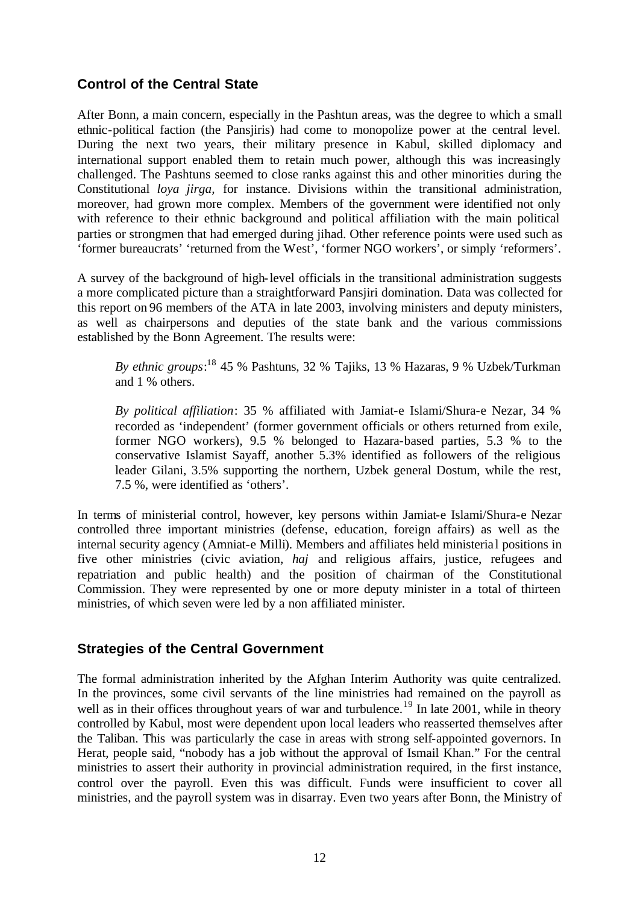## Control of the Central State

After Bonn, a main concern, especially in the Pashtun areas, was the degree to which a small ethnic-political faction (the Pansjiris) had come to monopolize power at the central level. During the next two years, their military presence in Kabul, skilled diplomacy and international support enabled them to retain much power, although this was increasingly challenged. The Pashtuns seemed to close ranks against this and other minorities during the Constitutional *loya jirga,* for instance. Divisions within the transitional administration, moreover, had grown more complex. Members of the government were identified not only with reference to their ethnic background and political affiliation with the main political parties or strongmen that had emerged during jihad. Other reference points were used such as 'former bureaucrats' 'returned from the West', 'former NGO workers', or simply 'reformers'.

A survey of the background of high-level officials in the transitional administration suggests a more complicated picture than a straightforward Pansjiri domination. Data was collected for this report on 96 members of the ATA in late 2003, involving ministers and deputy ministers, as well as chairpersons and deputies of the state bank and the various commissions established by the Bonn Agreement. The results were:

> *By ethnic groups*:[18] 45 % Pashtuns, 32 % Tajiks, 13 % Hazaras, 9 % Uzbek/Turkman and 1 % others.
>
> *By political affiliation*: 35 % affiliated with Jamiat-e Islami/Shura-e Nezar, 34 % recorded as 'independent' (former government officials or others returned from exile, former NGO workers), 9.5 % belonged to Hazara-based parties, 5.3 % to the conservative Islamist Sayaff, another 5.3% identified as followers of the religious leader Gilani, 3.5% supporting the northern, Uzbek general Dostum, while the rest, 7.5 %, were identified as 'others'.

In terms of ministerial control, however, key persons within Jamiat-e Islami/Shura-e Nezar controlled three important ministries (defense, education, foreign affairs) as well as the internal security agency (Amniat-e Milli). Members and affiliates held ministerial positions in five other ministries (civic aviation, *haj* and religious affairs, justice, refugees and repatriation and public health) and the position of chairman of the Constitutional Commission. They were represented by one or more deputy minister in a total of thirteen ministries, of which seven were led by a non affiliated minister.

## Strategies of the Central Government

The formal administration inherited by the Afghan Interim Authority was quite centralized. In the provinces, some civil servants of the line ministries had remained on the payroll as well as in their offices throughout years of war and turbulence.[19] In late 2001, while in theory controlled by Kabul, most were dependent upon local leaders who reasserted themselves after the Taliban. This was particularly the case in areas with strong self-appointed governors. In Herat, people said, "nobody has a job without the approval of Ismail Khan." For the central ministries to assert their authority in provincial administration required, in the first instance, control over the payroll. Even this was difficult. Funds were insufficient to cover all ministries, and the payroll system was in disarray. Even two years after Bonn, the Ministry of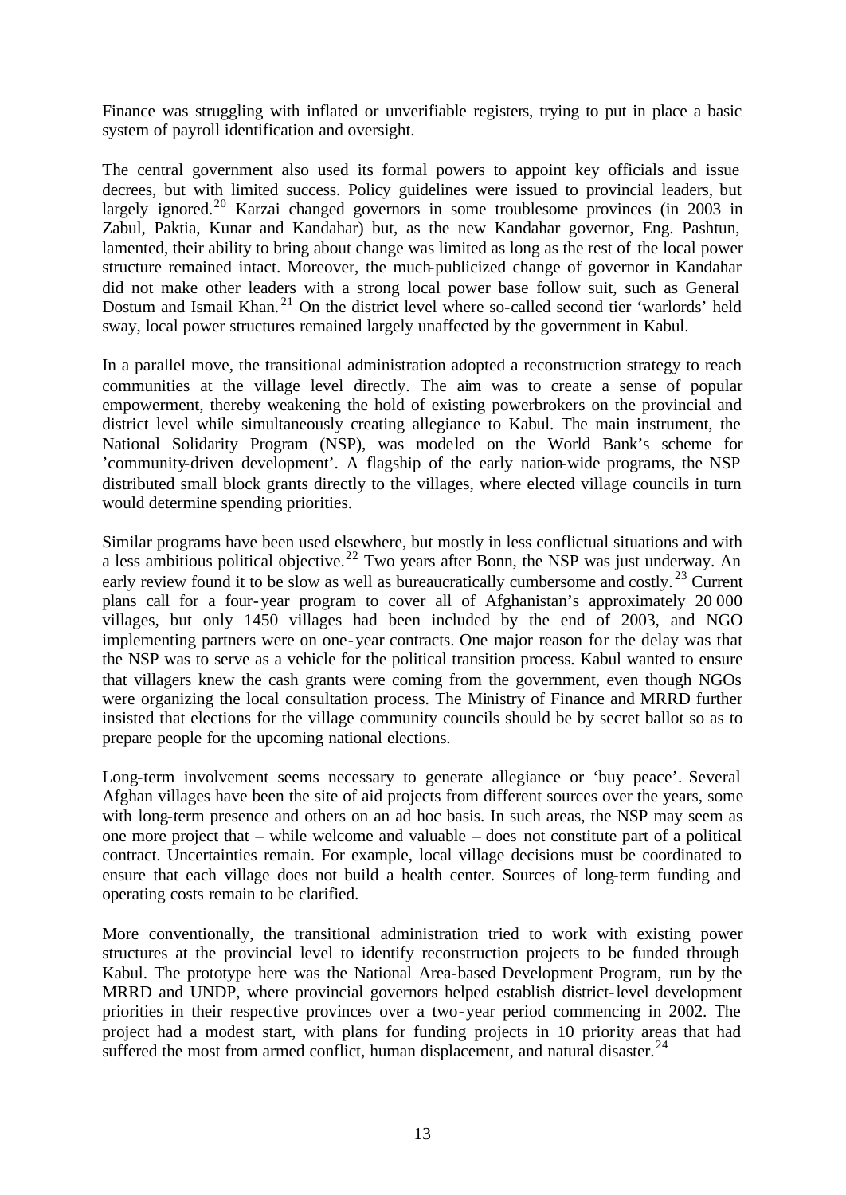Finance was struggling with inflated or unverifiable registers, trying to put in place a basic system of payroll identification and oversight.

The central government also used its formal powers to appoint key officials and issue decrees, but with limited success. Policy guidelines were issued to provincial leaders, but largely ignored.[20] Karzai changed governors in some troublesome provinces (in 2003 in Zabul, Paktia, Kunar and Kandahar) but, as the new Kandahar governor, Eng. Pashtun, lamented, their ability to bring about change was limited as long as the rest of the local power structure remained intact. Moreover, the much-publicized change of governor in Kandahar did not make other leaders with a strong local power base follow suit, such as General Dostum and Ismail Khan.[21] On the district level where so-called second tier 'warlords' held sway, local power structures remained largely unaffected by the government in Kabul.

In a parallel move, the transitional administration adopted a reconstruction strategy to reach communities at the village level directly. The aim was to create a sense of popular empowerment, thereby weakening the hold of existing powerbrokers on the provincial and district level while simultaneously creating allegiance to Kabul. The main instrument, the National Solidarity Program (NSP), was modeled on the World Bank's scheme for 'community-driven development'. A flagship of the early nation-wide programs, the NSP distributed small block grants directly to the villages, where elected village councils in turn would determine spending priorities.

Similar programs have been used elsewhere, but mostly in less conflictual situations and with a less ambitious political objective.[22] Two years after Bonn, the NSP was just underway. An early review found it to be slow as well as bureaucratically cumbersome and costly.[23] Current plans call for a four-year program to cover all of Afghanistan's approximately 20 000 villages, but only 1450 villages had been included by the end of 2003, and NGO implementing partners were on one-year contracts. One major reason for the delay was that the NSP was to serve as a vehicle for the political transition process. Kabul wanted to ensure that villagers knew the cash grants were coming from the government, even though NGOs were organizing the local consultation process. The Ministry of Finance and MRRD further insisted that elections for the village community councils should be by secret ballot so as to prepare people for the upcoming national elections.

Long-term involvement seems necessary to generate allegiance or 'buy peace'. Several Afghan villages have been the site of aid projects from different sources over the years, some with long-term presence and others on an ad hoc basis. In such areas, the NSP may seem as one more project that – while welcome and valuable – does not constitute part of a political contract. Uncertainties remain. For example, local village decisions must be coordinated to ensure that each village does not build a health center. Sources of long-term funding and operating costs remain to be clarified.

More conventionally, the transitional administration tried to work with existing power structures at the provincial level to identify reconstruction projects to be funded through Kabul. The prototype here was the National Area-based Development Program, run by the MRRD and UNDP, where provincial governors helped establish district-level development priorities in their respective provinces over a two-year period commencing in 2002. The project had a modest start, with plans for funding projects in 10 priority areas that had suffered the most from armed conflict, human displacement, and natural disaster.[24]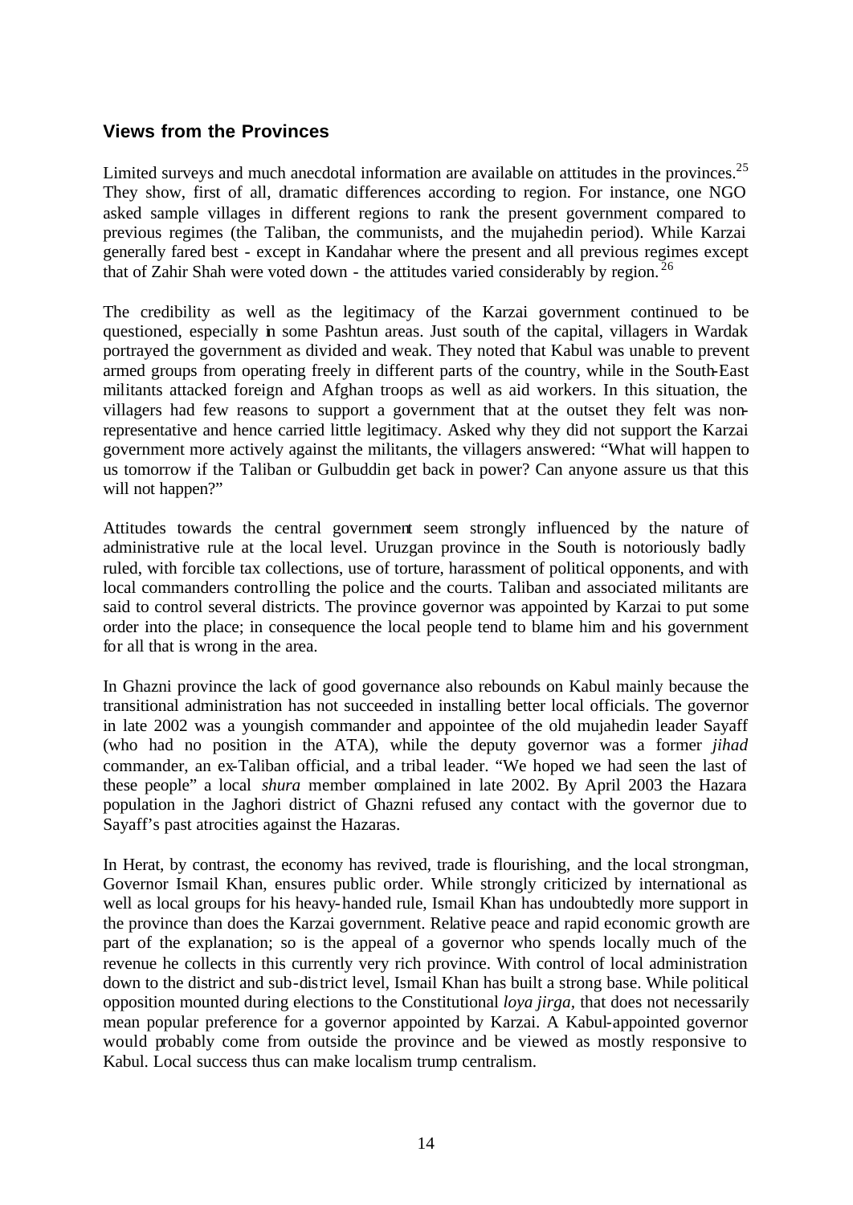## Views from the Provinces

Limited surveys and much anecdotal information are available on attitudes in the provinces.[25] They show, first of all, dramatic differences according to region. For instance, one NGO asked sample villages in different regions to rank the present government compared to previous regimes (the Taliban, the communists, and the mujahedin period). While Karzai generally fared best - except in Kandahar where the present and all previous regimes except that of Zahir Shah were voted down - the attitudes varied considerably by region.[26]

The credibility as well as the legitimacy of the Karzai government continued to be questioned, especially in some Pashtun areas. Just south of the capital, villagers in Wardak portrayed the government as divided and weak. They noted that Kabul was unable to prevent armed groups from operating freely in different parts of the country, while in the South-East militants attacked foreign and Afghan troops as well as aid workers. In this situation, the villagers had few reasons to support a government that at the outset they felt was non-representative and hence carried little legitimacy. Asked why they did not support the Karzai government more actively against the militants, the villagers answered: "What will happen to us tomorrow if the Taliban or Gulbuddin get back in power? Can anyone assure us that this will not happen?"

Attitudes towards the central government seem strongly influenced by the nature of administrative rule at the local level. Uruzgan province in the South is notoriously badly ruled, with forcible tax collections, use of torture, harassment of political opponents, and with local commanders controlling the police and the courts. Taliban and associated militants are said to control several districts. The province governor was appointed by Karzai to put some order into the place; in consequence the local people tend to blame him and his government for all that is wrong in the area.

In Ghazni province the lack of good governance also rebounds on Kabul mainly because the transitional administration has not succeeded in installing better local officials. The governor in late 2002 was a youngish commander and appointee of the old mujahedin leader Sayaff (who had no position in the ATA), while the deputy governor was a former *jihad* commander, an ex-Taliban official, and a tribal leader. "We hoped we had seen the last of these people" a local *shura* member complained in late 2002. By April 2003 the Hazara population in the Jaghori district of Ghazni refused any contact with the governor due to Sayaff's past atrocities against the Hazaras.

In Herat, by contrast, the economy has revived, trade is flourishing, and the local strongman, Governor Ismail Khan, ensures public order. While strongly criticized by international as well as local groups for his heavy-handed rule, Ismail Khan has undoubtedly more support in the province than does the Karzai government. Relative peace and rapid economic growth are part of the explanation; so is the appeal of a governor who spends locally much of the revenue he collects in this currently very rich province. With control of local administration down to the district and sub-district level, Ismail Khan has built a strong base. While political opposition mounted during elections to the Constitutional *loya jirga*, that does not necessarily mean popular preference for a governor appointed by Karzai. A Kabul-appointed governor would probably come from outside the province and be viewed as mostly responsive to Kabul. Local success thus can make localism trump centralism.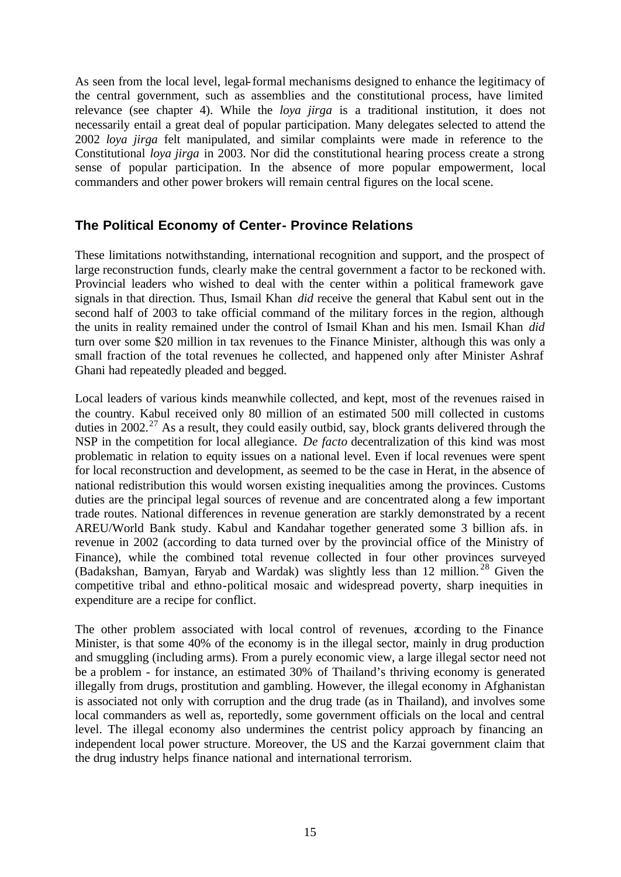As seen from the local level, legal-formal mechanisms designed to enhance the legitimacy of the central government, such as assemblies and the constitutional process, have limited relevance (see chapter 4). While the *loya jirga* is a traditional institution, it does not necessarily entail a great deal of popular participation. Many delegates selected to attend the 2002 *loya jirga* felt manipulated, and similar complaints were made in reference to the Constitutional *loya jirga* in 2003. Nor did the constitutional hearing process create a strong sense of popular participation. In the absence of more popular empowerment, local commanders and other power brokers will remain central figures on the local scene.

## The Political Economy of Center- Province Relations

These limitations notwithstanding, international recognition and support, and the prospect of large reconstruction funds, clearly make the central government a factor to be reckoned with. Provincial leaders who wished to deal with the center within a political framework gave signals in that direction. Thus, Ismail Khan *did* receive the general that Kabul sent out in the second half of 2003 to take official command of the military forces in the region, although the units in reality remained under the control of Ismail Khan and his men. Ismail Khan *did* turn over some $20 million in tax revenues to the Finance Minister, although this was only a small fraction of the total revenues he collected, and happened only after Minister Ashraf Ghani had repeatedly pleaded and begged.

Local leaders of various kinds meanwhile collected, and kept, most of the revenues raised in the country. Kabul received only 80 million of an estimated 500 mill collected in customs duties in 2002.[27] As a result, they could easily outbid, say, block grants delivered through the NSP in the competition for local allegiance. *De facto* decentralization of this kind was most problematic in relation to equity issues on a national level. Even if local revenues were spent for local reconstruction and development, as seemed to be the case in Herat, in the absence of national redistribution this would worsen existing inequalities among the provinces. Customs duties are the principal legal sources of revenue and are concentrated along a few important trade routes. National differences in revenue generation are starkly demonstrated by a recent AREU/World Bank study. Kabul and Kandahar together generated some 3 billion afs. in revenue in 2002 (according to data turned over by the provincial office of the Ministry of Finance), while the combined total revenue collected in four other provinces surveyed (Badakshan, Bamyan, Faryab and Wardak) was slightly less than 12 million.[28] Given the competitive tribal and ethno-political mosaic and widespread poverty, sharp inequities in expenditure are a recipe for conflict.

The other problem associated with local control of revenues, according to the Finance Minister, is that some 40% of the economy is in the illegal sector, mainly in drug production and smuggling (including arms). From a purely economic view, a large illegal sector need not be a problem - for instance, an estimated 30% of Thailand's thriving economy is generated illegally from drugs, prostitution and gambling. However, the illegal economy in Afghanistan is associated not only with corruption and the drug trade (as in Thailand), and involves some local commanders as well as, reportedly, some government officials on the local and central level. The illegal economy also undermines the centrist policy approach by financing an independent local power structure. Moreover, the US and the Karzai government claim that the drug industry helps finance national and international terrorism.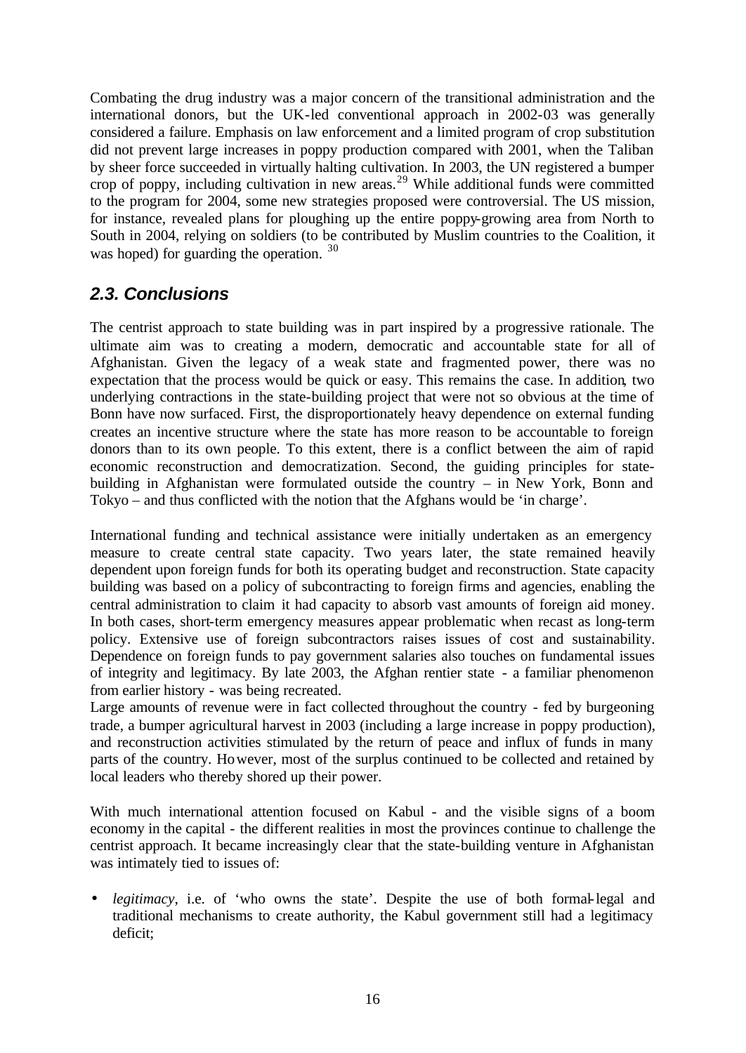Combating the drug industry was a major concern of the transitional administration and the international donors, but the UK-led conventional approach in 2002-03 was generally considered a failure. Emphasis on law enforcement and a limited program of crop substitution did not prevent large increases in poppy production compared with 2001, when the Taliban by sheer force succeeded in virtually halting cultivation. In 2003, the UN registered a bumper crop of poppy, including cultivation in new areas.[29] While additional funds were committed to the program for 2004, some new strategies proposed were controversial. The US mission, for instance, revealed plans for ploughing up the entire poppy-growing area from North to South in 2004, relying on soldiers (to be contributed by Muslim countries to the Coalition, it was hoped) for guarding the operation. [30]

## *2.3. Conclusions*

The centrist approach to state building was in part inspired by a progressive rationale. The ultimate aim was to creating a modern, democratic and accountable state for all of Afghanistan. Given the legacy of a weak state and fragmented power, there was no expectation that the process would be quick or easy. This remains the case. In addition, two underlying contractions in the state-building project that were not so obvious at the time of Bonn have now surfaced. First, the disproportionately heavy dependence on external funding creates an incentive structure where the state has more reason to be accountable to foreign donors than to its own people. To this extent, there is a conflict between the aim of rapid economic reconstruction and democratization. Second, the guiding principles for state-building in Afghanistan were formulated outside the country – in New York, Bonn and Tokyo – and thus conflicted with the notion that the Afghans would be 'in charge'.

International funding and technical assistance were initially undertaken as an emergency measure to create central state capacity. Two years later, the state remained heavily dependent upon foreign funds for both its operating budget and reconstruction. State capacity building was based on a policy of subcontracting to foreign firms and agencies, enabling the central administration to claim it had capacity to absorb vast amounts of foreign aid money. In both cases, short-term emergency measures appear problematic when recast as long-term policy. Extensive use of foreign subcontractors raises issues of cost and sustainability. Dependence on foreign funds to pay government salaries also touches on fundamental issues of integrity and legitimacy. By late 2003, the Afghan rentier state - a familiar phenomenon from earlier history - was being recreated.
Large amounts of revenue were in fact collected throughout the country - fed by burgeoning trade, a bumper agricultural harvest in 2003 (including a large increase in poppy production), and reconstruction activities stimulated by the return of peace and influx of funds in many parts of the country. However, most of the surplus continued to be collected and retained by local leaders who thereby shored up their power.

With much international attention focused on Kabul - and the visible signs of a boom economy in the capital - the different realities in most the provinces continue to challenge the centrist approach. It became increasingly clear that the state-building venture in Afghanistan was intimately tied to issues of:

- *legitimacy*, i.e. of 'who owns the state'. Despite the use of both formal-legal and traditional mechanisms to create authority, the Kabul government still had a legitimacy deficit;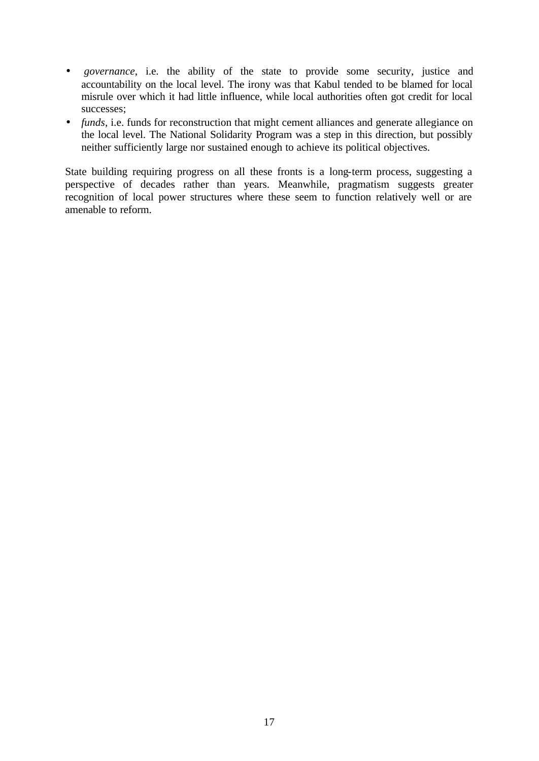- *governance*, i.e. the ability of the state to provide some security, justice and accountability on the local level. The irony was that Kabul tended to be blamed for local misrule over which it had little influence, while local authorities often got credit for local successes;
- *funds*, i.e. funds for reconstruction that might cement alliances and generate allegiance on the local level. The National Solidarity Program was a step in this direction, but possibly neither sufficiently large nor sustained enough to achieve its political objectives.

State building requiring progress on all these fronts is a long-term process, suggesting a perspective of decades rather than years. Meanwhile, pragmatism suggests greater recognition of local power structures where these seem to function relatively well or are amenable to reform.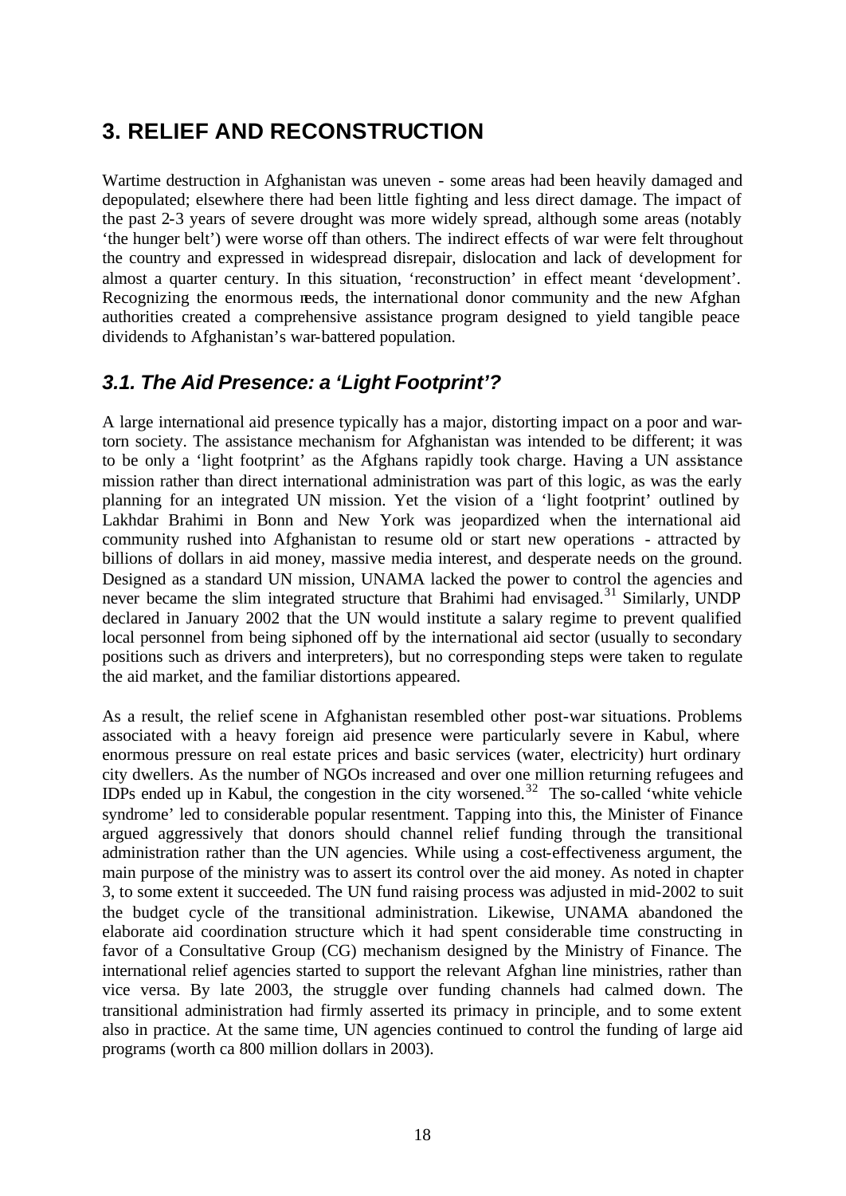# 3. RELIEF AND RECONSTRUCTION

Wartime destruction in Afghanistan was uneven - some areas had been heavily damaged and depopulated; elsewhere there had been little fighting and less direct damage. The impact of the past 2-3 years of severe drought was more widely spread, although some areas (notably 'the hunger belt') were worse off than others. The indirect effects of war were felt throughout the country and expressed in widespread disrepair, dislocation and lack of development for almost a quarter century. In this situation, 'reconstruction' in effect meant 'development'. Recognizing the enormous needs, the international donor community and the new Afghan authorities created a comprehensive assistance program designed to yield tangible peace dividends to Afghanistan's war-battered population.

## *3.1. The Aid Presence: a 'Light Footprint'?*

A large international aid presence typically has a major, distorting impact on a poor and war-torn society. The assistance mechanism for Afghanistan was intended to be different; it was to be only a 'light footprint' as the Afghans rapidly took charge. Having a UN assistance mission rather than direct international administration was part of this logic, as was the early planning for an integrated UN mission. Yet the vision of a 'light footprint' outlined by Lakhdar Brahimi in Bonn and New York was jeopardized when the international aid community rushed into Afghanistan to resume old or start new operations - attracted by billions of dollars in aid money, massive media interest, and desperate needs on the ground. Designed as a standard UN mission, UNAMA lacked the power to control the agencies and never became the slim integrated structure that Brahimi had envisaged.[31] Similarly, UNDP declared in January 2002 that the UN would institute a salary regime to prevent qualified local personnel from being siphoned off by the international aid sector (usually to secondary positions such as drivers and interpreters), but no corresponding steps were taken to regulate the aid market, and the familiar distortions appeared.

As a result, the relief scene in Afghanistan resembled other post-war situations. Problems associated with a heavy foreign aid presence were particularly severe in Kabul, where enormous pressure on real estate prices and basic services (water, electricity) hurt ordinary city dwellers. As the number of NGOs increased and over one million returning refugees and IDPs ended up in Kabul, the congestion in the city worsened.[32] The so-called 'white vehicle syndrome' led to considerable popular resentment. Tapping into this, the Minister of Finance argued aggressively that donors should channel relief funding through the transitional administration rather than the UN agencies. While using a cost-effectiveness argument, the main purpose of the ministry was to assert its control over the aid money. As noted in chapter 3, to some extent it succeeded. The UN fund raising process was adjusted in mid-2002 to suit the budget cycle of the transitional administration. Likewise, UNAMA abandoned the elaborate aid coordination structure which it had spent considerable time constructing in favor of a Consultative Group (CG) mechanism designed by the Ministry of Finance. The international relief agencies started to support the relevant Afghan line ministries, rather than vice versa. By late 2003, the struggle over funding channels had calmed down. The transitional administration had firmly asserted its primacy in principle, and to some extent also in practice. At the same time, UN agencies continued to control the funding of large aid programs (worth ca 800 million dollars in 2003).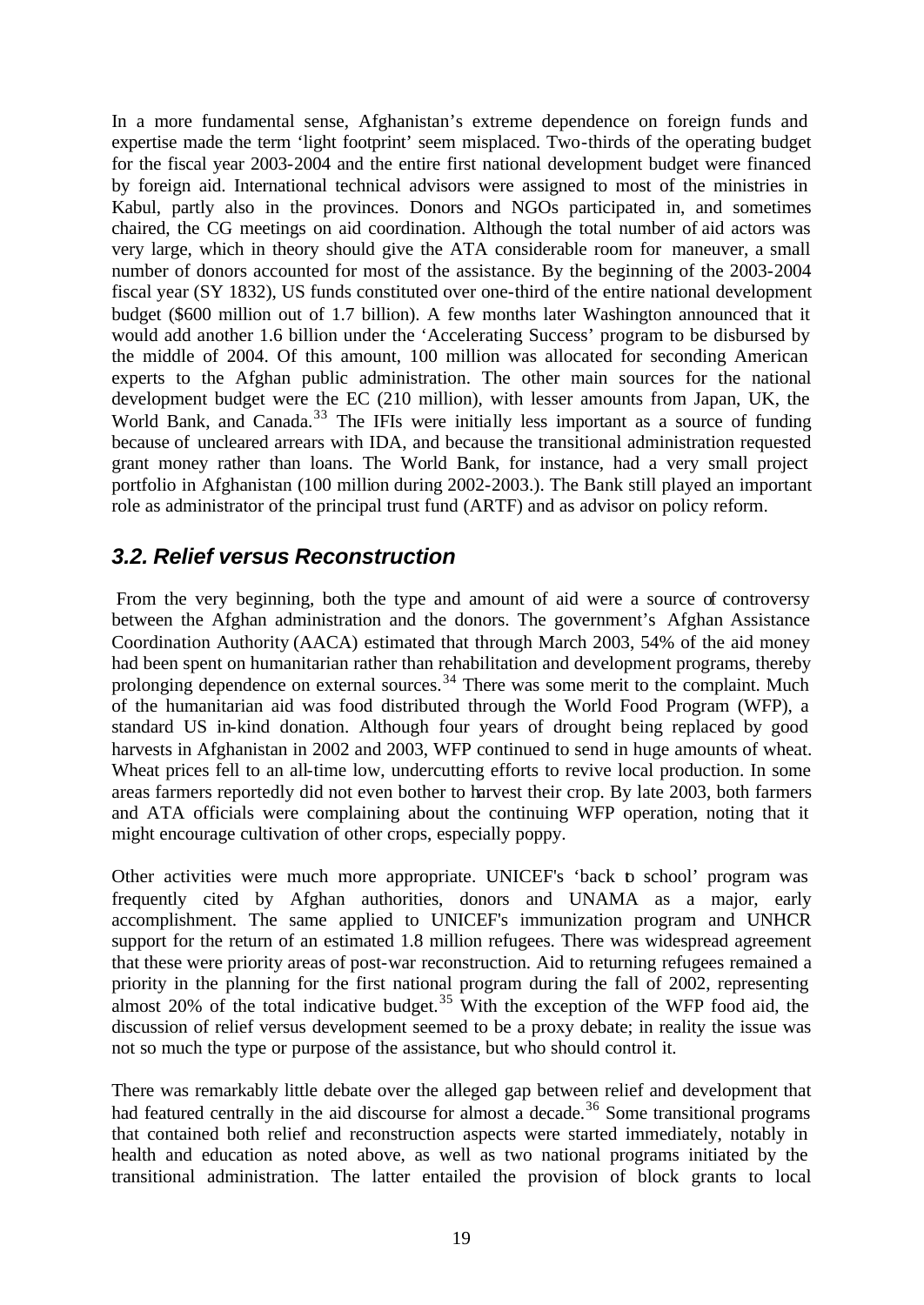In a more fundamental sense, Afghanistan's extreme dependence on foreign funds and expertise made the term 'light footprint' seem misplaced. Two-thirds of the operating budget for the fiscal year 2003-2004 and the entire first national development budget were financed by foreign aid. International technical advisors were assigned to most of the ministries in Kabul, partly also in the provinces. Donors and NGOs participated in, and sometimes chaired, the CG meetings on aid coordination. Although the total number of aid actors was very large, which in theory should give the ATA considerable room for maneuver, a small number of donors accounted for most of the assistance. By the beginning of the 2003-2004 fiscal year (SY 1832), US funds constituted over one-third of the entire national development budget ($600 million out of 1.7 billion). A few months later Washington announced that it would add another 1.6 billion under the 'Accelerating Success' program to be disbursed by the middle of 2004. Of this amount, 100 million was allocated for seconding American experts to the Afghan public administration. The other main sources for the national development budget were the EC (210 million), with lesser amounts from Japan, UK, the World Bank, and Canada.[33] The IFIs were initially less important as a source of funding because of uncleared arrears with IDA, and because the transitional administration requested grant money rather than loans. The World Bank, for instance, had a very small project portfolio in Afghanistan (100 million during 2002-2003.). The Bank still played an important role as administrator of the principal trust fund (ARTF) and as advisor on policy reform.

## 3.2. Relief versus Reconstruction

From the very beginning, both the type and amount of aid were a source of controversy between the Afghan administration and the donors. The government's Afghan Assistance Coordination Authority (AACA) estimated that through March 2003, 54% of the aid money had been spent on humanitarian rather than rehabilitation and development programs, thereby prolonging dependence on external sources.[34] There was some merit to the complaint. Much of the humanitarian aid was food distributed through the World Food Program (WFP), a standard US in-kind donation. Although four years of drought being replaced by good harvests in Afghanistan in 2002 and 2003, WFP continued to send in huge amounts of wheat. Wheat prices fell to an all-time low, undercutting efforts to revive local production. In some areas farmers reportedly did not even bother to harvest their crop. By late 2003, both farmers and ATA officials were complaining about the continuing WFP operation, noting that it might encourage cultivation of other crops, especially poppy.

Other activities were much more appropriate. UNICEF's 'back to school' program was frequently cited by Afghan authorities, donors and UNAMA as a major, early accomplishment. The same applied to UNICEF's immunization program and UNHCR support for the return of an estimated 1.8 million refugees. There was widespread agreement that these were priority areas of post-war reconstruction. Aid to returning refugees remained a priority in the planning for the first national program during the fall of 2002, representing almost 20% of the total indicative budget.[35] With the exception of the WFP food aid, the discussion of relief versus development seemed to be a proxy debate; in reality the issue was not so much the type or purpose of the assistance, but who should control it.

There was remarkably little debate over the alleged gap between relief and development that had featured centrally in the aid discourse for almost a decade.[36] Some transitional programs that contained both relief and reconstruction aspects were started immediately, notably in health and education as noted above, as well as two national programs initiated by the transitional administration. The latter entailed the provision of block grants to local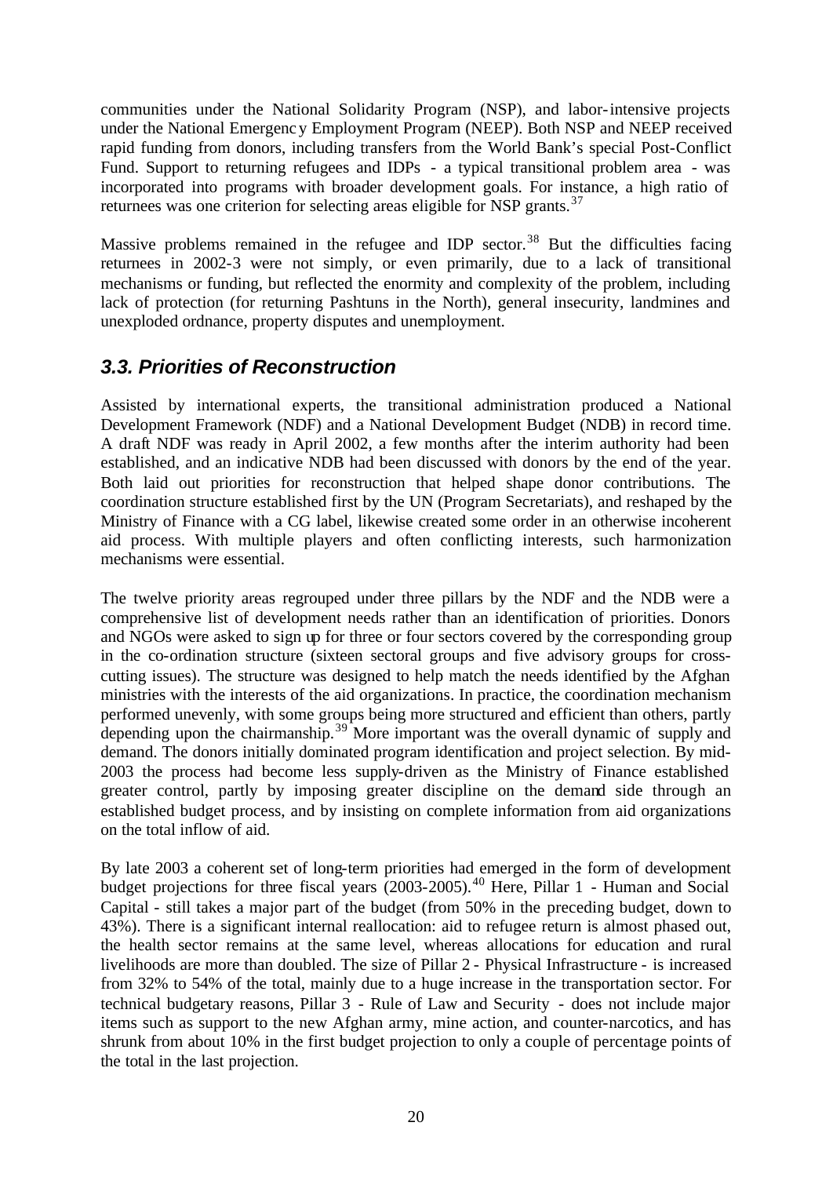communities under the National Solidarity Program (NSP), and labor-intensive projects under the National Emergency Employment Program (NEEP). Both NSP and NEEP received rapid funding from donors, including transfers from the World Bank's special Post-Conflict Fund. Support to returning refugees and IDPs - a typical transitional problem area - was incorporated into programs with broader development goals. For instance, a high ratio of returnees was one criterion for selecting areas eligible for NSP grants.[37]

Massive problems remained in the refugee and IDP sector.[38] But the difficulties facing returnees in 2002-3 were not simply, or even primarily, due to a lack of transitional mechanisms or funding, but reflected the enormity and complexity of the problem, including lack of protection (for returning Pashtuns in the North), general insecurity, landmines and unexploded ordnance, property disputes and unemployment.

## *3.3. Priorities of Reconstruction*

Assisted by international experts, the transitional administration produced a National Development Framework (NDF) and a National Development Budget (NDB) in record time. A draft NDF was ready in April 2002, a few months after the interim authority had been established, and an indicative NDB had been discussed with donors by the end of the year. Both laid out priorities for reconstruction that helped shape donor contributions. The coordination structure established first by the UN (Program Secretariats), and reshaped by the Ministry of Finance with a CG label, likewise created some order in an otherwise incoherent aid process. With multiple players and often conflicting interests, such harmonization mechanisms were essential.

The twelve priority areas regrouped under three pillars by the NDF and the NDB were a comprehensive list of development needs rather than an identification of priorities. Donors and NGOs were asked to sign up for three or four sectors covered by the corresponding group in the co-ordination structure (sixteen sectoral groups and five advisory groups for cross-cutting issues). The structure was designed to help match the needs identified by the Afghan ministries with the interests of the aid organizations. In practice, the coordination mechanism performed unevenly, with some groups being more structured and efficient than others, partly depending upon the chairmanship.[39] More important was the overall dynamic of supply and demand. The donors initially dominated program identification and project selection. By mid-2003 the process had become less supply-driven as the Ministry of Finance established greater control, partly by imposing greater discipline on the demand side through an established budget process, and by insisting on complete information from aid organizations on the total inflow of aid.

By late 2003 a coherent set of long-term priorities had emerged in the form of development budget projections for three fiscal years (2003-2005).[40] Here, Pillar 1 - Human and Social Capital - still takes a major part of the budget (from 50% in the preceding budget, down to 43%). There is a significant internal reallocation: aid to refugee return is almost phased out, the health sector remains at the same level, whereas allocations for education and rural livelihoods are more than doubled. The size of Pillar 2 - Physical Infrastructure - is increased from 32% to 54% of the total, mainly due to a huge increase in the transportation sector. For technical budgetary reasons, Pillar 3 - Rule of Law and Security - does not include major items such as support to the new Afghan army, mine action, and counter-narcotics, and has shrunk from about 10% in the first budget projection to only a couple of percentage points of the total in the last projection.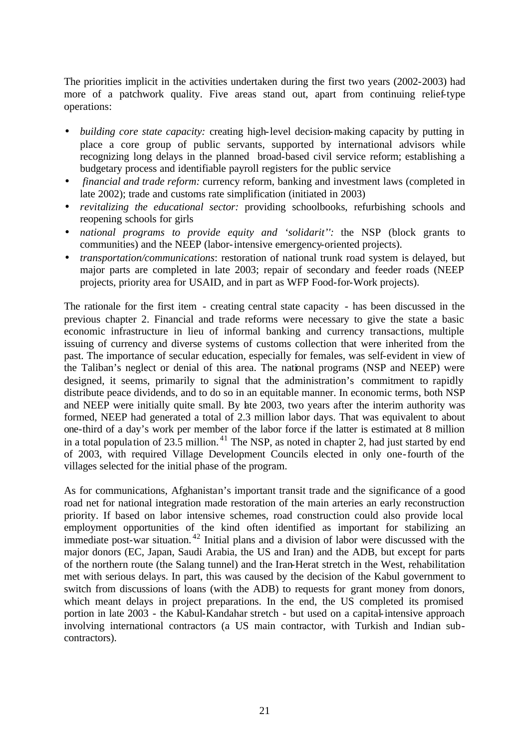The priorities implicit in the activities undertaken during the first two years (2002-2003) had more of a patchwork quality. Five areas stand out, apart from continuing relief-type operations:

- *building core state capacity:* creating high-level decision-making capacity by putting in place a core group of public servants, supported by international advisors while recognizing long delays in the planned broad-based civil service reform; establishing a budgetary process and identifiable payroll registers for the public service
- *financial and trade reform:* currency reform, banking and investment laws (completed in late 2002); trade and customs rate simplification (initiated in 2003)
- *revitalizing the educational sector:* providing schoolbooks, refurbishing schools and reopening schools for girls
- *national programs to provide equity and 'solidarit'':* the NSP (block grants to communities) and the NEEP (labor-intensive emergency-oriented projects).
- *transportation/communications*: restoration of national trunk road system is delayed, but major parts are completed in late 2003; repair of secondary and feeder roads (NEEP projects, priority area for USAID, and in part as WFP Food-for-Work projects).

The rationale for the first item - creating central state capacity - has been discussed in the previous chapter 2. Financial and trade reforms were necessary to give the state a basic economic infrastructure in lieu of informal banking and currency transactions, multiple issuing of currency and diverse systems of customs collection that were inherited from the past. The importance of secular education, especially for females, was self-evident in view of the Taliban's neglect or denial of this area. The national programs (NSP and NEEP) were designed, it seems, primarily to signal that the administration's commitment to rapidly distribute peace dividends, and to do so in an equitable manner. In economic terms, both NSP and NEEP were initially quite small. By late 2003, two years after the interim authority was formed, NEEP had generated a total of 2.3 million labor days. That was equivalent to about one-third of a day's work per member of the labor force if the latter is estimated at 8 million in a total population of 23.5 million.[41] The NSP, as noted in chapter 2, had just started by end of 2003, with required Village Development Councils elected in only one-fourth of the villages selected for the initial phase of the program.

As for communications, Afghanistan's important transit trade and the significance of a good road net for national integration made restoration of the main arteries an early reconstruction priority. If based on labor intensive schemes, road construction could also provide local employment opportunities of the kind often identified as important for stabilizing an immediate post-war situation.[42] Initial plans and a division of labor were discussed with the major donors (EC, Japan, Saudi Arabia, the US and Iran) and the ADB, but except for parts of the northern route (the Salang tunnel) and the Iran-Herat stretch in the West, rehabilitation met with serious delays. In part, this was caused by the decision of the Kabul government to switch from discussions of loans (with the ADB) to requests for grant money from donors, which meant delays in project preparations. In the end, the US completed its promised portion in late 2003 - the Kabul-Kandahar stretch - but used on a capital-intensive approach involving international contractors (a US main contractor, with Turkish and Indian sub-contractors).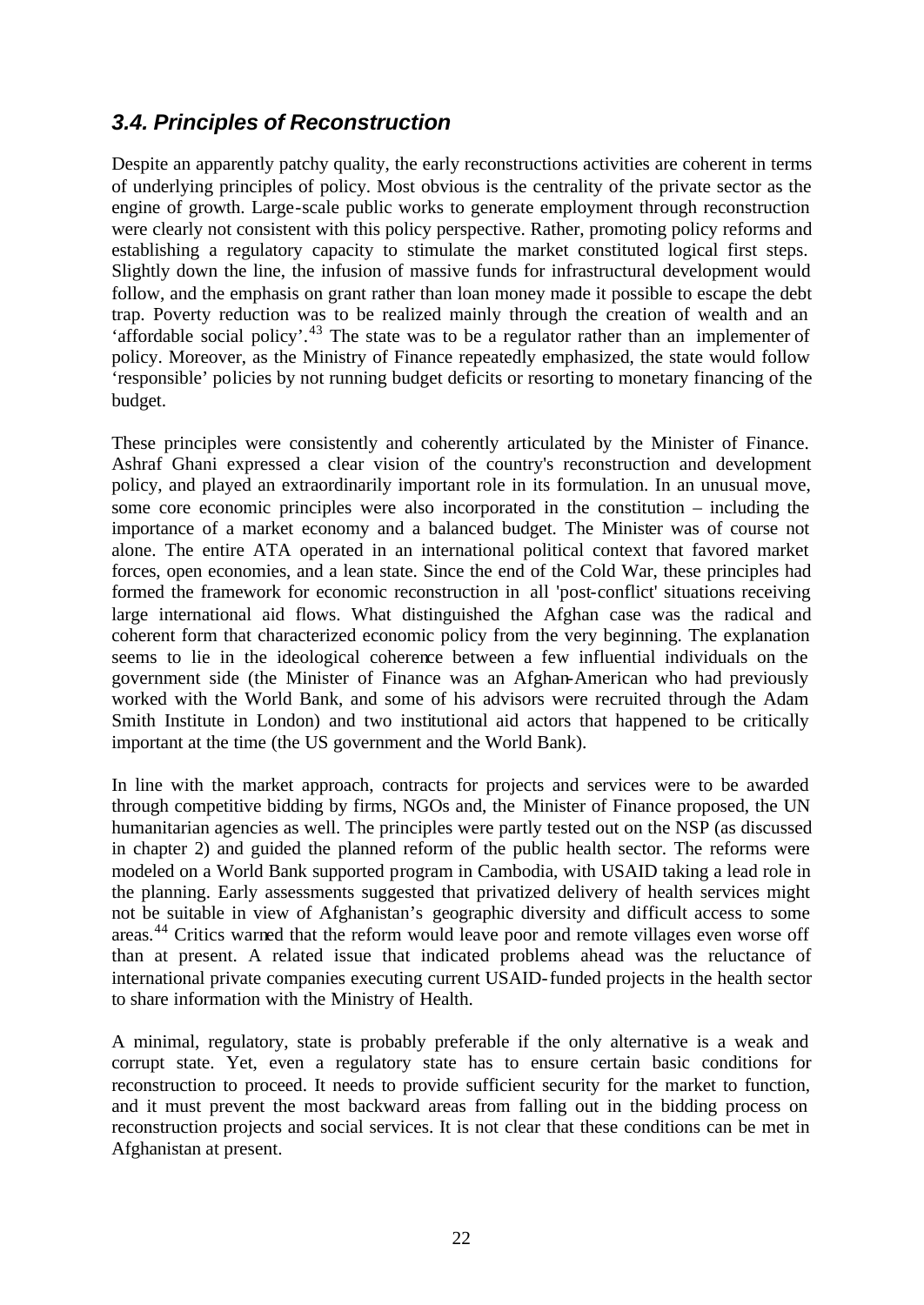### *3.4. Principles of Reconstruction*

Despite an apparently patchy quality, the early reconstructions activities are coherent in terms of underlying principles of policy. Most obvious is the centrality of the private sector as the engine of growth. Large-scale public works to generate employment through reconstruction were clearly not consistent with this policy perspective. Rather, promoting policy reforms and establishing a regulatory capacity to stimulate the market constituted logical first steps. Slightly down the line, the infusion of massive funds for infrastructural development would follow, and the emphasis on grant rather than loan money made it possible to escape the debt trap. Poverty reduction was to be realized mainly through the creation of wealth and an 'affordable social policy'.[43] The state was to be a regulator rather than an implementer of policy. Moreover, as the Ministry of Finance repeatedly emphasized, the state would follow 'responsible' policies by not running budget deficits or resorting to monetary financing of the budget.

These principles were consistently and coherently articulated by the Minister of Finance. Ashraf Ghani expressed a clear vision of the country's reconstruction and development policy, and played an extraordinarily important role in its formulation. In an unusual move, some core economic principles were also incorporated in the constitution – including the importance of a market economy and a balanced budget. The Minister was of course not alone. The entire ATA operated in an international political context that favored market forces, open economies, and a lean state. Since the end of the Cold War, these principles had formed the framework for economic reconstruction in all 'post-conflict' situations receiving large international aid flows. What distinguished the Afghan case was the radical and coherent form that characterized economic policy from the very beginning. The explanation seems to lie in the ideological coherence between a few influential individuals on the government side (the Minister of Finance was an Afghan-American who had previously worked with the World Bank, and some of his advisors were recruited through the Adam Smith Institute in London) and two institutional aid actors that happened to be critically important at the time (the US government and the World Bank).

In line with the market approach, contracts for projects and services were to be awarded through competitive bidding by firms, NGOs and, the Minister of Finance proposed, the UN humanitarian agencies as well. The principles were partly tested out on the NSP (as discussed in chapter 2) and guided the planned reform of the public health sector. The reforms were modeled on a World Bank supported program in Cambodia, with USAID taking a lead role in the planning. Early assessments suggested that privatized delivery of health services might not be suitable in view of Afghanistan's geographic diversity and difficult access to some areas.[44] Critics warned that the reform would leave poor and remote villages even worse off than at present. A related issue that indicated problems ahead was the reluctance of international private companies executing current USAID-funded projects in the health sector to share information with the Ministry of Health.

A minimal, regulatory, state is probably preferable if the only alternative is a weak and corrupt state. Yet, even a regulatory state has to ensure certain basic conditions for reconstruction to proceed. It needs to provide sufficient security for the market to function, and it must prevent the most backward areas from falling out in the bidding process on reconstruction projects and social services. It is not clear that these conditions can be met in Afghanistan at present.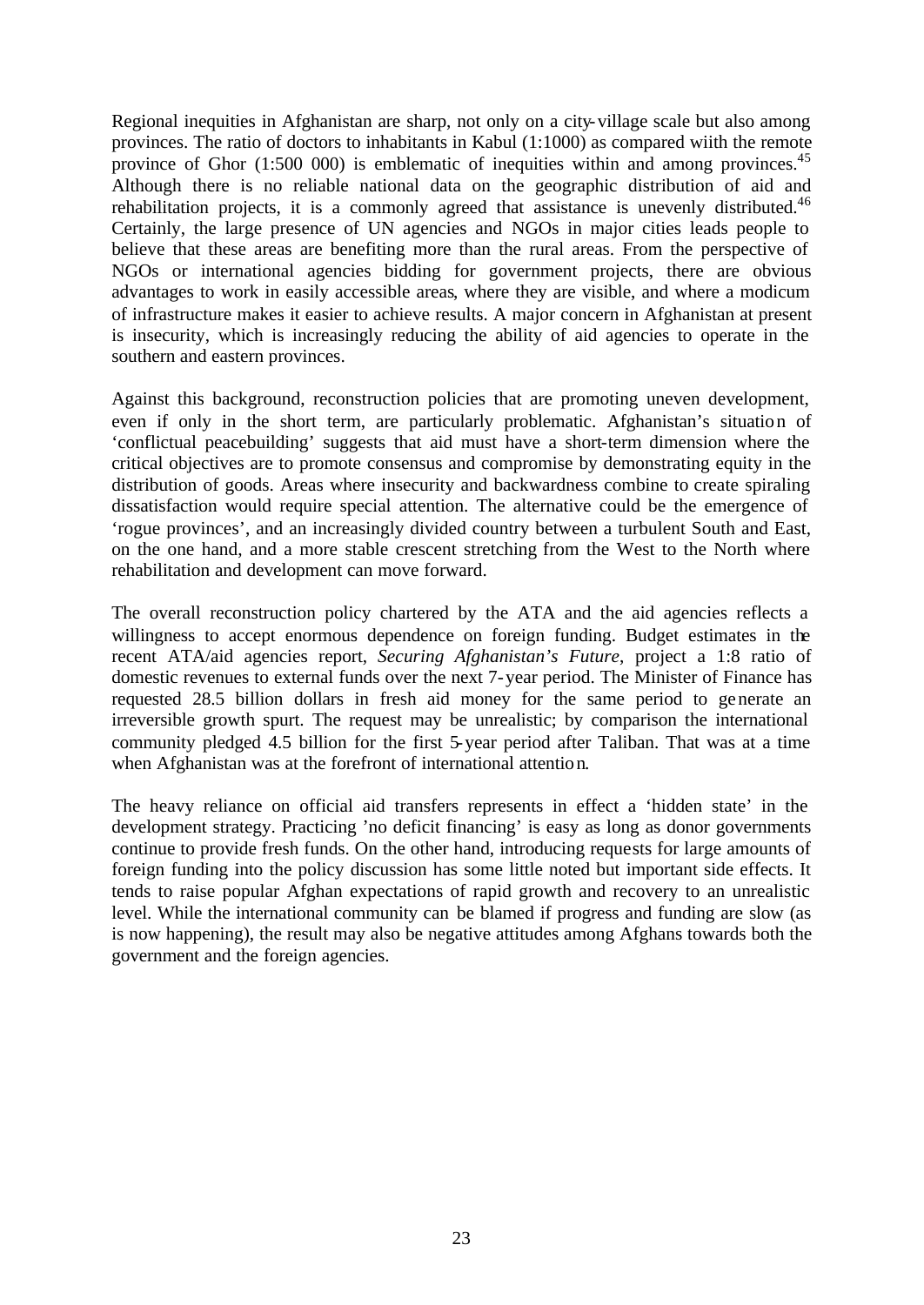Regional inequities in Afghanistan are sharp, not only on a city-village scale but also among provinces. The ratio of doctors to inhabitants in Kabul (1:1000) as compared wiith the remote province of Ghor (1:500 000) is emblematic of inequities within and among provinces.[45] Although there is no reliable national data on the geographic distribution of aid and rehabilitation projects, it is a commonly agreed that assistance is unevenly distributed.[46] Certainly, the large presence of UN agencies and NGOs in major cities leads people to believe that these areas are benefiting more than the rural areas. From the perspective of NGOs or international agencies bidding for government projects, there are obvious advantages to work in easily accessible areas, where they are visible, and where a modicum of infrastructure makes it easier to achieve results. A major concern in Afghanistan at present is insecurity, which is increasingly reducing the ability of aid agencies to operate in the southern and eastern provinces.

Against this background, reconstruction policies that are promoting uneven development, even if only in the short term, are particularly problematic. Afghanistan's situation of 'conflictual peacebuilding' suggests that aid must have a short-term dimension where the critical objectives are to promote consensus and compromise by demonstrating equity in the distribution of goods. Areas where insecurity and backwardness combine to create spiraling dissatisfaction would require special attention. The alternative could be the emergence of 'rogue provinces', and an increasingly divided country between a turbulent South and East, on the one hand, and a more stable crescent stretching from the West to the North where rehabilitation and development can move forward.

The overall reconstruction policy chartered by the ATA and the aid agencies reflects a willingness to accept enormous dependence on foreign funding. Budget estimates in the recent ATA/aid agencies report, *Securing Afghanistan's Future*, project a 1:8 ratio of domestic revenues to external funds over the next 7-year period. The Minister of Finance has requested 28.5 billion dollars in fresh aid money for the same period to generate an irreversible growth spurt. The request may be unrealistic; by comparison the international community pledged 4.5 billion for the first 5-year period after Taliban. That was at a time when Afghanistan was at the forefront of international attention.

The heavy reliance on official aid transfers represents in effect a 'hidden state' in the development strategy. Practicing 'no deficit financing' is easy as long as donor governments continue to provide fresh funds. On the other hand, introducing requests for large amounts of foreign funding into the policy discussion has some little noted but important side effects. It tends to raise popular Afghan expectations of rapid growth and recovery to an unrealistic level. While the international community can be blamed if progress and funding are slow (as is now happening), the result may also be negative attitudes among Afghans towards both the government and the foreign agencies.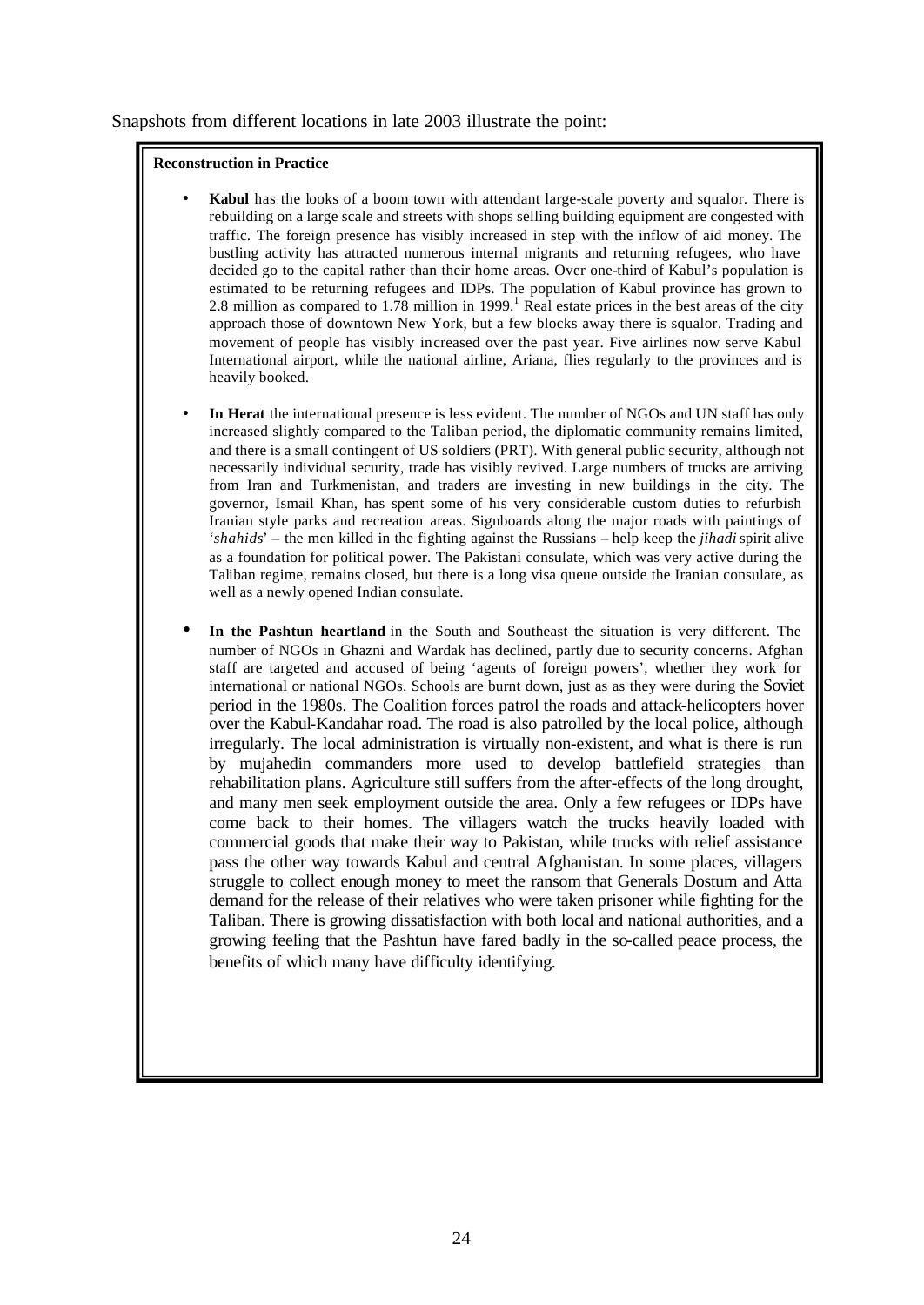Snapshots from different locations in late 2003 illustrate the point:

**Reconstruction in Practice**

- **Kabul** has the looks of a boom town with attendant large-scale poverty and squalor. There is rebuilding on a large scale and streets with shops selling building equipment are congested with traffic. The foreign presence has visibly increased in step with the inflow of aid money. The bustling activity has attracted numerous internal migrants and returning refugees, who have decided go to the capital rather than their home areas. Over one-third of Kabul's population is estimated to be returning refugees and IDPs. The population of Kabul province has grown to 2.8 million as compared to 1.78 million in 1999.[1] Real estate prices in the best areas of the city approach those of downtown New York, but a few blocks away there is squalor. Trading and movement of people has visibly increased over the past year. Five airlines now serve Kabul International airport, while the national airline, Ariana, flies regularly to the provinces and is heavily booked.

- **In Herat** the international presence is less evident. The number of NGOs and UN staff has only increased slightly compared to the Taliban period, the diplomatic community remains limited, and there is a small contingent of US soldiers (PRT). With general public security, although not necessarily individual security, trade has visibly revived. Large numbers of trucks are arriving from Iran and Turkmenistan, and traders are investing in new buildings in the city. The governor, Ismail Khan, has spent some of his very considerable custom duties to refurbish Iranian style parks and recreation areas. Signboards along the major roads with paintings of '*shahids*' – the men killed in the fighting against the Russians – help keep the *jihadi* spirit alive as a foundation for political power. The Pakistani consulate, which was very active during the Taliban regime, remains closed, but there is a long visa queue outside the Iranian consulate, as well as a newly opened Indian consulate.

- **In the Pashtun heartland** in the South and Southeast the situation is very different. The number of NGOs in Ghazni and Wardak has declined, partly due to security concerns. Afghan staff are targeted and accused of being 'agents of foreign powers', whether they work for international or national NGOs. Schools are burnt down, just as as they were during the Soviet period in the 1980s. The Coalition forces patrol the roads and attack-helicopters hover over the Kabul-Kandahar road. The road is also patrolled by the local police, although irregularly. The local administration is virtually non-existent, and what is there is run by mujahedin commanders more used to develop battlefield strategies than rehabilitation plans. Agriculture still suffers from the after-effects of the long drought, and many men seek employment outside the area. Only a few refugees or IDPs have come back to their homes. The villagers watch the trucks heavily loaded with commercial goods that make their way to Pakistan, while trucks with relief assistance pass the other way towards Kabul and central Afghanistan. In some places, villagers struggle to collect enough money to meet the ransom that Generals Dostum and Atta demand for the release of their relatives who were taken prisoner while fighting for the Taliban. There is growing dissatisfaction with both local and national authorities, and a growing feeling that the Pashtun have fared badly in the so-called peace process, the benefits of which many have difficulty identifying.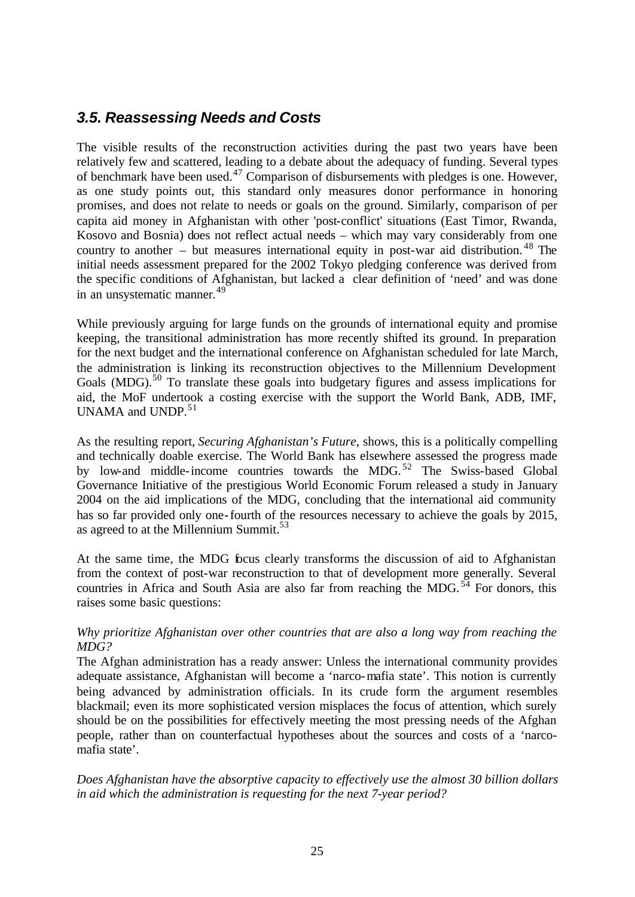### *3.5. Reassessing Needs and Costs*

The visible results of the reconstruction activities during the past two years have been relatively few and scattered, leading to a debate about the adequacy of funding. Several types of benchmark have been used.[47] Comparison of disbursements with pledges is one. However, as one study points out, this standard only measures donor performance in honoring promises, and does not relate to needs or goals on the ground. Similarly, comparison of per capita aid money in Afghanistan with other 'post-conflict' situations (East Timor, Rwanda, Kosovo and Bosnia) does not reflect actual needs – which may vary considerably from one country to another – but measures international equity in post-war aid distribution.[48] The initial needs assessment prepared for the 2002 Tokyo pledging conference was derived from the specific conditions of Afghanistan, but lacked a clear definition of 'need' and was done in an unsystematic manner.[49]

While previously arguing for large funds on the grounds of international equity and promise keeping, the transitional administration has more recently shifted its ground. In preparation for the next budget and the international conference on Afghanistan scheduled for late March, the administration is linking its reconstruction objectives to the Millennium Development Goals (MDG).[50] To translate these goals into budgetary figures and assess implications for aid, the MoF undertook a costing exercise with the support the World Bank, ADB, IMF, UNAMA and UNDP.[51]

As the resulting report, *Securing Afghanistan's Future,* shows, this is a politically compelling and technically doable exercise. The World Bank has elsewhere assessed the progress made by low-and middle-income countries towards the MDG.[52] The Swiss-based Global Governance Initiative of the prestigious World Economic Forum released a study in January 2004 on the aid implications of the MDG, concluding that the international aid community has so far provided only one-fourth of the resources necessary to achieve the goals by 2015, as agreed to at the Millennium Summit.[53]

At the same time, the MDG focus clearly transforms the discussion of aid to Afghanistan from the context of post-war reconstruction to that of development more generally. Several countries in Africa and South Asia are also far from reaching the MDG.[54] For donors, this raises some basic questions:

*Why prioritize Afghanistan over other countries that are also a long way from reaching the MDG?*

The Afghan administration has a ready answer: Unless the international community provides adequate assistance, Afghanistan will become a 'narco-mafia state'. This notion is currently being advanced by administration officials. In its crude form the argument resembles blackmail; even its more sophisticated version misplaces the focus of attention, which surely should be on the possibilities for effectively meeting the most pressing needs of the Afghan people, rather than on counterfactual hypotheses about the sources and costs of a 'narco-mafia state'.

*Does Afghanistan have the absorptive capacity to effectively use the almost 30 billion dollars in aid which the administration is requesting for the next 7-year period?*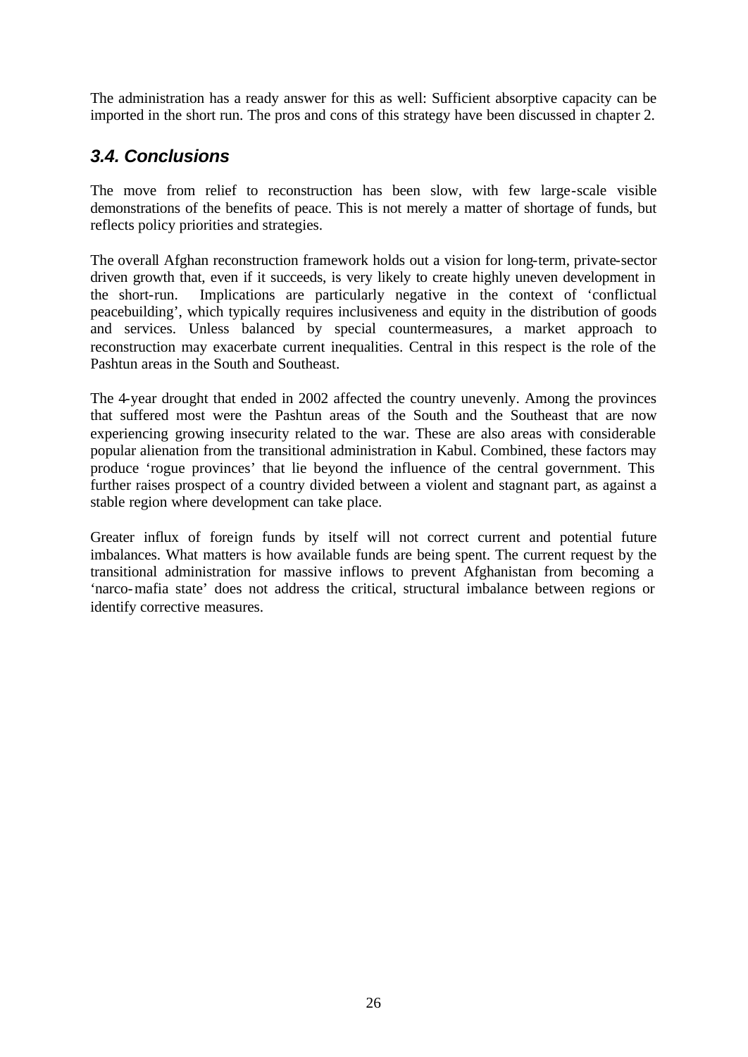The administration has a ready answer for this as well: Sufficient absorptive capacity can be imported in the short run. The pros and cons of this strategy have been discussed in chapter 2.

### *3.4. Conclusions*

The move from relief to reconstruction has been slow, with few large-scale visible demonstrations of the benefits of peace. This is not merely a matter of shortage of funds, but reflects policy priorities and strategies.

The overall Afghan reconstruction framework holds out a vision for long-term, private-sector driven growth that, even if it succeeds, is very likely to create highly uneven development in the short-run. Implications are particularly negative in the context of 'conflictual peacebuilding', which typically requires inclusiveness and equity in the distribution of goods and services. Unless balanced by special countermeasures, a market approach to reconstruction may exacerbate current inequalities. Central in this respect is the role of the Pashtun areas in the South and Southeast.

The 4-year drought that ended in 2002 affected the country unevenly. Among the provinces that suffered most were the Pashtun areas of the South and the Southeast that are now experiencing growing insecurity related to the war. These are also areas with considerable popular alienation from the transitional administration in Kabul. Combined, these factors may produce 'rogue provinces' that lie beyond the influence of the central government. This further raises prospect of a country divided between a violent and stagnant part, as against a stable region where development can take place.

Greater influx of foreign funds by itself will not correct current and potential future imbalances. What matters is how available funds are being spent. The current request by the transitional administration for massive inflows to prevent Afghanistan from becoming a 'narco-mafia state' does not address the critical, structural imbalance between regions or identify corrective measures.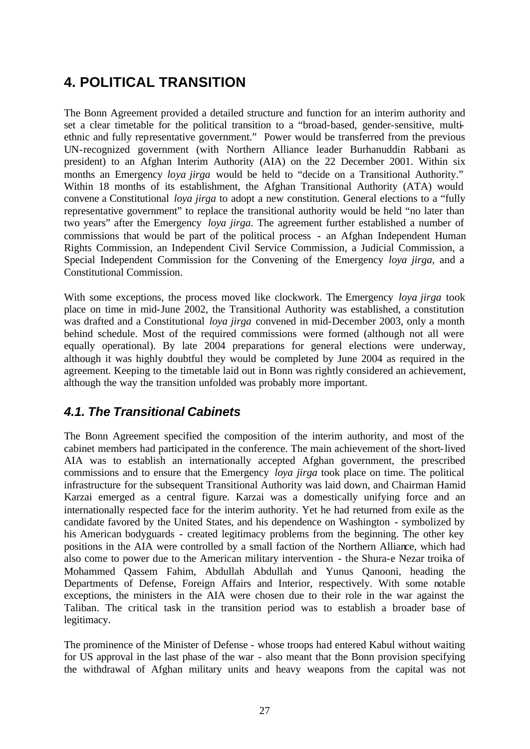# 4. POLITICAL TRANSITION

The Bonn Agreement provided a detailed structure and function for an interim authority and set a clear timetable for the political transition to a "broad-based, gender-sensitive, multi-ethnic and fully representative government." Power would be transferred from the previous UN-recognized government (with Northern Alliance leader Burhanuddin Rabbani as president) to an Afghan Interim Authority (AIA) on the 22 December 2001. Within six months an Emergency *loya jirga* would be held to "decide on a Transitional Authority." Within 18 months of its establishment, the Afghan Transitional Authority (ATA) would convene a Constitutional *loya jirga* to adopt a new constitution. General elections to a "fully representative government" to replace the transitional authority would be held "no later than two years" after the Emergency *loya jirga*. The agreement further established a number of commissions that would be part of the political process - an Afghan Independent Human Rights Commission, an Independent Civil Service Commission, a Judicial Commission, a Special Independent Commission for the Convening of the Emergency *loya jirga*, and a Constitutional Commission.

With some exceptions, the process moved like clockwork. The Emergency *loya jirga* took place on time in mid-June 2002, the Transitional Authority was established, a constitution was drafted and a Constitutional *loya jirga* convened in mid-December 2003, only a month behind schedule. Most of the required commissions were formed (although not all were equally operational). By late 2004 preparations for general elections were underway, although it was highly doubtful they would be completed by June 2004 as required in the agreement. Keeping to the timetable laid out in Bonn was rightly considered an achievement, although the way the transition unfolded was probably more important.

## *4.1. The Transitional Cabinets*

The Bonn Agreement specified the composition of the interim authority, and most of the cabinet members had participated in the conference. The main achievement of the short-lived AIA was to establish an internationally accepted Afghan government, the prescribed commissions and to ensure that the Emergency *loya jirga* took place on time. The political infrastructure for the subsequent Transitional Authority was laid down, and Chairman Hamid Karzai emerged as a central figure. Karzai was a domestically unifying force and an internationally respected face for the interim authority. Yet he had returned from exile as the candidate favored by the United States, and his dependence on Washington - symbolized by his American bodyguards - created legitimacy problems from the beginning. The other key positions in the AIA were controlled by a small faction of the Northern Alliance, which had also come to power due to the American military intervention - the Shura-e Nezar troika of Mohammed Qassem Fahim, Abdullah Abdullah and Yunus Qanooni, heading the Departments of Defense, Foreign Affairs and Interior, respectively. With some notable exceptions, the ministers in the AIA were chosen due to their role in the war against the Taliban. The critical task in the transition period was to establish a broader base of legitimacy.

The prominence of the Minister of Defense - whose troops had entered Kabul without waiting for US approval in the last phase of the war - also meant that the Bonn provision specifying the withdrawal of Afghan military units and heavy weapons from the capital was not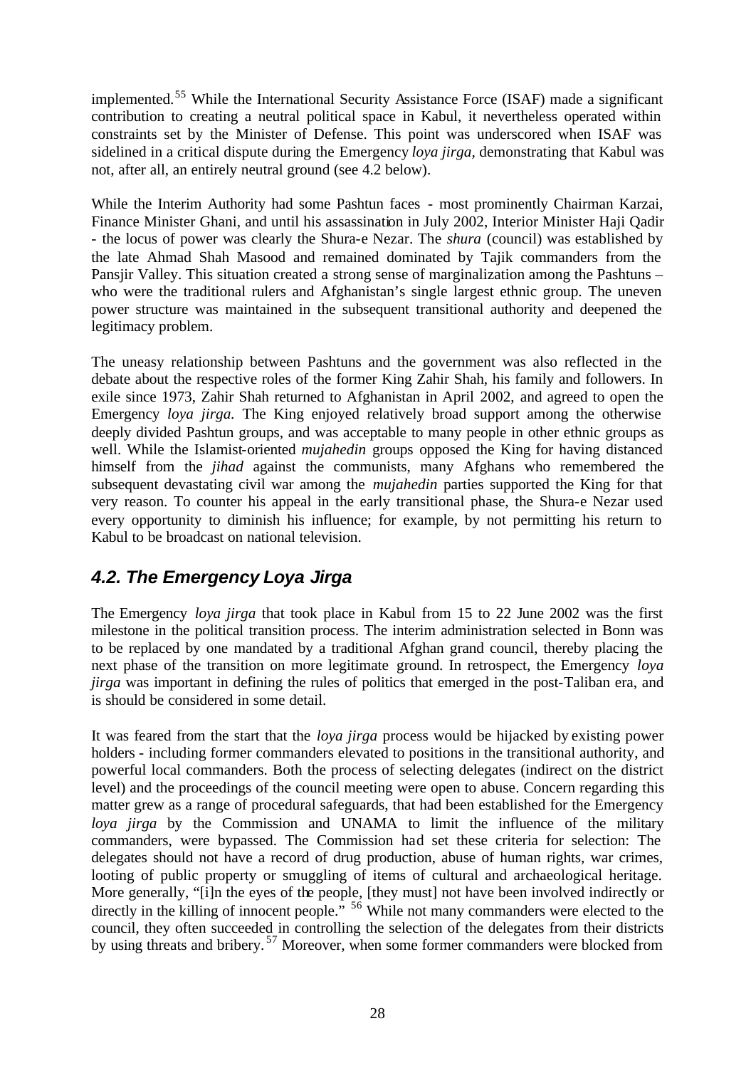implemented.[55] While the International Security Assistance Force (ISAF) made a significant contribution to creating a neutral political space in Kabul, it nevertheless operated within constraints set by the Minister of Defense. This point was underscored when ISAF was sidelined in a critical dispute during the Emergency *loya jirga*, demonstrating that Kabul was not, after all, an entirely neutral ground (see 4.2 below).

While the Interim Authority had some Pashtun faces - most prominently Chairman Karzai, Finance Minister Ghani, and until his assassination in July 2002, Interior Minister Haji Qadir - the locus of power was clearly the Shura-e Nezar. The *shura* (council) was established by the late Ahmad Shah Masood and remained dominated by Tajik commanders from the Pansjir Valley. This situation created a strong sense of marginalization among the Pashtuns – who were the traditional rulers and Afghanistan's single largest ethnic group. The uneven power structure was maintained in the subsequent transitional authority and deepened the legitimacy problem.

The uneasy relationship between Pashtuns and the government was also reflected in the debate about the respective roles of the former King Zahir Shah, his family and followers. In exile since 1973, Zahir Shah returned to Afghanistan in April 2002, and agreed to open the Emergency *loya jirga*. The King enjoyed relatively broad support among the otherwise deeply divided Pashtun groups, and was acceptable to many people in other ethnic groups as well. While the Islamist-oriented *mujahedin* groups opposed the King for having distanced himself from the *jihad* against the communists, many Afghans who remembered the subsequent devastating civil war among the *mujahedin* parties supported the King for that very reason. To counter his appeal in the early transitional phase, the Shura-e Nezar used every opportunity to diminish his influence; for example, by not permitting his return to Kabul to be broadcast on national television.

## 4.2. The Emergency Loya Jirga

The Emergency *loya jirga* that took place in Kabul from 15 to 22 June 2002 was the first milestone in the political transition process. The interim administration selected in Bonn was to be replaced by one mandated by a traditional Afghan grand council, thereby placing the next phase of the transition on more legitimate ground. In retrospect, the Emergency *loya jirga* was important in defining the rules of politics that emerged in the post-Taliban era, and is should be considered in some detail.

It was feared from the start that the *loya jirga* process would be hijacked by existing power holders - including former commanders elevated to positions in the transitional authority, and powerful local commanders. Both the process of selecting delegates (indirect on the district level) and the proceedings of the council meeting were open to abuse. Concern regarding this matter grew as a range of procedural safeguards, that had been established for the Emergency *loya jirga* by the Commission and UNAMA to limit the influence of the military commanders, were bypassed. The Commission had set these criteria for selection: The delegates should not have a record of drug production, abuse of human rights, war crimes, looting of public property or smuggling of items of cultural and archaeological heritage. More generally, "[i]n the eyes of the people, [they must] not have been involved indirectly or directly in the killing of innocent people." [56] While not many commanders were elected to the council, they often succeeded in controlling the selection of the delegates from their districts by using threats and bribery.[57] Moreover, when some former commanders were blocked from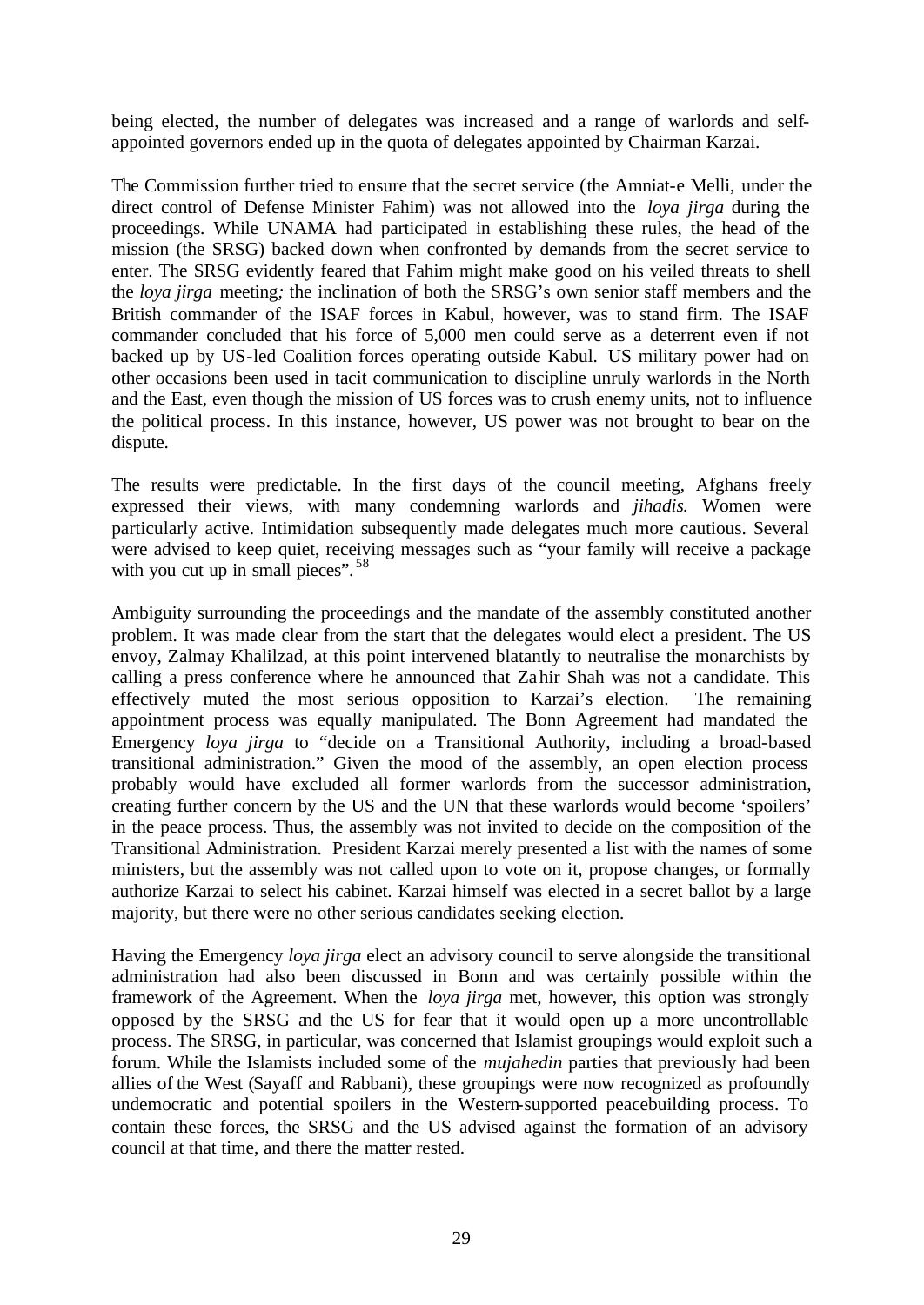being elected, the number of delegates was increased and a range of warlords and self-appointed governors ended up in the quota of delegates appointed by Chairman Karzai.

The Commission further tried to ensure that the secret service (the Amniat-e Melli, under the direct control of Defense Minister Fahim) was not allowed into the *loya jirga* during the proceedings. While UNAMA had participated in establishing these rules, the head of the mission (the SRSG) backed down when confronted by demands from the secret service to enter. The SRSG evidently feared that Fahim might make good on his veiled threats to shell the *loya jirga* meeting*;* the inclination of both the SRSG's own senior staff members and the British commander of the ISAF forces in Kabul, however, was to stand firm. The ISAF commander concluded that his force of 5,000 men could serve as a deterrent even if not backed up by US-led Coalition forces operating outside Kabul. US military power had on other occasions been used in tacit communication to discipline unruly warlords in the North and the East, even though the mission of US forces was to crush enemy units, not to influence the political process. In this instance, however, US power was not brought to bear on the dispute.

The results were predictable. In the first days of the council meeting, Afghans freely expressed their views, with many condemning warlords and *jihadis*. Women were particularly active. Intimidation subsequently made delegates much more cautious. Several were advised to keep quiet, receiving messages such as "your family will receive a package with you cut up in small pieces".[58]

Ambiguity surrounding the proceedings and the mandate of the assembly constituted another problem. It was made clear from the start that the delegates would elect a president. The US envoy, Zalmay Khalilzad, at this point intervened blatantly to neutralise the monarchists by calling a press conference where he announced that Zahir Shah was not a candidate. This effectively muted the most serious opposition to Karzai's election. The remaining appointment process was equally manipulated. The Bonn Agreement had mandated the Emergency *loya jirga* to "decide on a Transitional Authority, including a broad-based transitional administration." Given the mood of the assembly, an open election process probably would have excluded all former warlords from the successor administration, creating further concern by the US and the UN that these warlords would become 'spoilers' in the peace process. Thus, the assembly was not invited to decide on the composition of the Transitional Administration. President Karzai merely presented a list with the names of some ministers, but the assembly was not called upon to vote on it, propose changes, or formally authorize Karzai to select his cabinet. Karzai himself was elected in a secret ballot by a large majority, but there were no other serious candidates seeking election.

Having the Emergency *loya jirga* elect an advisory council to serve alongside the transitional administration had also been discussed in Bonn and was certainly possible within the framework of the Agreement. When the *loya jirga* met, however, this option was strongly opposed by the SRSG and the US for fear that it would open up a more uncontrollable process. The SRSG, in particular, was concerned that Islamist groupings would exploit such a forum. While the Islamists included some of the *mujahedin* parties that previously had been allies of the West (Sayaff and Rabbani), these groupings were now recognized as profoundly undemocratic and potential spoilers in the Western-supported peacebuilding process. To contain these forces, the SRSG and the US advised against the formation of an advisory council at that time, and there the matter rested.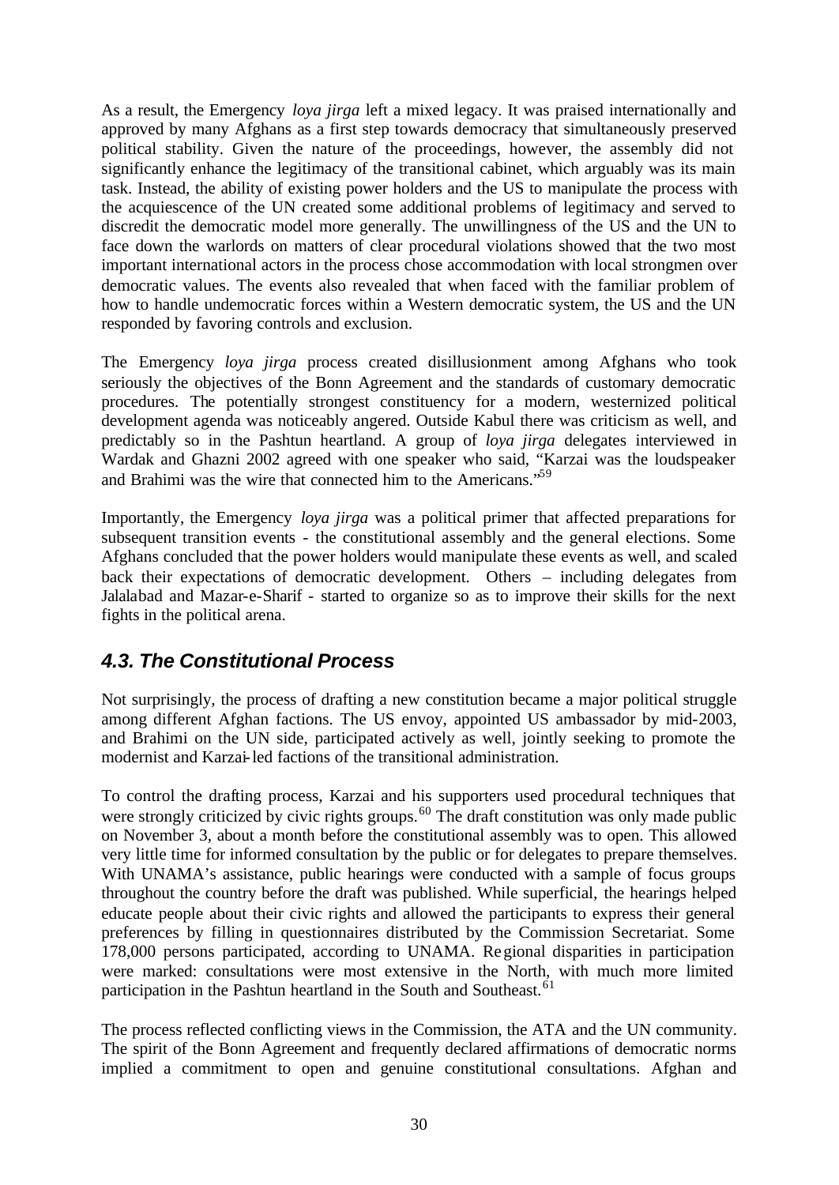As a result, the Emergency *loya jirga* left a mixed legacy. It was praised internationally and approved by many Afghans as a first step towards democracy that simultaneously preserved political stability. Given the nature of the proceedings, however, the assembly did not significantly enhance the legitimacy of the transitional cabinet, which arguably was its main task. Instead, the ability of existing power holders and the US to manipulate the process with the acquiescence of the UN created some additional problems of legitimacy and served to discredit the democratic model more generally. The unwillingness of the US and the UN to face down the warlords on matters of clear procedural violations showed that the two most important international actors in the process chose accommodation with local strongmen over democratic values. The events also revealed that when faced with the familiar problem of how to handle undemocratic forces within a Western democratic system, the US and the UN responded by favoring controls and exclusion.

The Emergency *loya jirga* process created disillusionment among Afghans who took seriously the objectives of the Bonn Agreement and the standards of customary democratic procedures. The potentially strongest constituency for a modern, westernized political development agenda was noticeably angered. Outside Kabul there was criticism as well, and predictably so in the Pashtun heartland. A group of *loya jirga* delegates interviewed in Wardak and Ghazni 2002 agreed with one speaker who said, "Karzai was the loudspeaker and Brahimi was the wire that connected him to the Americans."[59]

Importantly, the Emergency *loya jirga* was a political primer that affected preparations for subsequent transition events - the constitutional assembly and the general elections. Some Afghans concluded that the power holders would manipulate these events as well, and scaled back their expectations of democratic development. Others – including delegates from Jalalabad and Mazar-e-Sharif - started to organize so as to improve their skills for the next fights in the political arena.

## *4.3. The Constitutional Process*

Not surprisingly, the process of drafting a new constitution became a major political struggle among different Afghan factions. The US envoy, appointed US ambassador by mid-2003, and Brahimi on the UN side, participated actively as well, jointly seeking to promote the modernist and Karzai-led factions of the transitional administration.

To control the drafting process, Karzai and his supporters used procedural techniques that were strongly criticized by civic rights groups.[60] The draft constitution was only made public on November 3, about a month before the constitutional assembly was to open. This allowed very little time for informed consultation by the public or for delegates to prepare themselves. With UNAMA's assistance, public hearings were conducted with a sample of focus groups throughout the country before the draft was published. While superficial, the hearings helped educate people about their civic rights and allowed the participants to express their general preferences by filling in questionnaires distributed by the Commission Secretariat. Some 178,000 persons participated, according to UNAMA. Regional disparities in participation were marked: consultations were most extensive in the North, with much more limited participation in the Pashtun heartland in the South and Southeast.[61]

The process reflected conflicting views in the Commission, the ATA and the UN community. The spirit of the Bonn Agreement and frequently declared affirmations of democratic norms implied a commitment to open and genuine constitutional consultations. Afghan and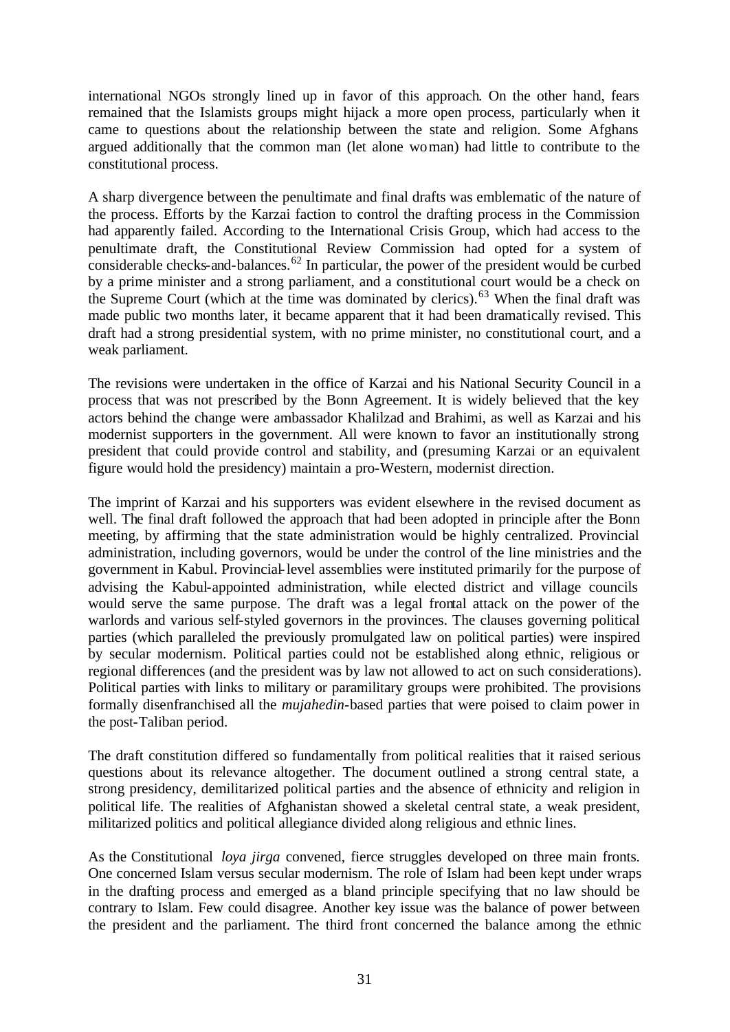international NGOs strongly lined up in favor of this approach. On the other hand, fears remained that the Islamists groups might hijack a more open process, particularly when it came to questions about the relationship between the state and religion. Some Afghans argued additionally that the common man (let alone woman) had little to contribute to the constitutional process.

A sharp divergence between the penultimate and final drafts was emblematic of the nature of the process. Efforts by the Karzai faction to control the drafting process in the Commission had apparently failed. According to the International Crisis Group, which had access to the penultimate draft, the Constitutional Review Commission had opted for a system of considerable checks-and-balances.[62] In particular, the power of the president would be curbed by a prime minister and a strong parliament, and a constitutional court would be a check on the Supreme Court (which at the time was dominated by clerics).[63] When the final draft was made public two months later, it became apparent that it had been dramatically revised. This draft had a strong presidential system, with no prime minister, no constitutional court, and a weak parliament.

The revisions were undertaken in the office of Karzai and his National Security Council in a process that was not prescribed by the Bonn Agreement. It is widely believed that the key actors behind the change were ambassador Khalilzad and Brahimi, as well as Karzai and his modernist supporters in the government. All were known to favor an institutionally strong president that could provide control and stability, and (presuming Karzai or an equivalent figure would hold the presidency) maintain a pro-Western, modernist direction.

The imprint of Karzai and his supporters was evident elsewhere in the revised document as well. The final draft followed the approach that had been adopted in principle after the Bonn meeting, by affirming that the state administration would be highly centralized. Provincial administration, including governors, would be under the control of the line ministries and the government in Kabul. Provincial-level assemblies were instituted primarily for the purpose of advising the Kabul-appointed administration, while elected district and village councils would serve the same purpose. The draft was a legal frontal attack on the power of the warlords and various self-styled governors in the provinces. The clauses governing political parties (which paralleled the previously promulgated law on political parties) were inspired by secular modernism. Political parties could not be established along ethnic, religious or regional differences (and the president was by law not allowed to act on such considerations). Political parties with links to military or paramilitary groups were prohibited. The provisions formally disenfranchised all the *mujahedin*-based parties that were poised to claim power in the post-Taliban period.

The draft constitution differed so fundamentally from political realities that it raised serious questions about its relevance altogether. The document outlined a strong central state, a strong presidency, demilitarized political parties and the absence of ethnicity and religion in political life. The realities of Afghanistan showed a skeletal central state, a weak president, militarized politics and political allegiance divided along religious and ethnic lines.

As the Constitutional *loya jirga* convened, fierce struggles developed on three main fronts. One concerned Islam versus secular modernism. The role of Islam had been kept under wraps in the drafting process and emerged as a bland principle specifying that no law should be contrary to Islam. Few could disagree. Another key issue was the balance of power between the president and the parliament. The third front concerned the balance among the ethnic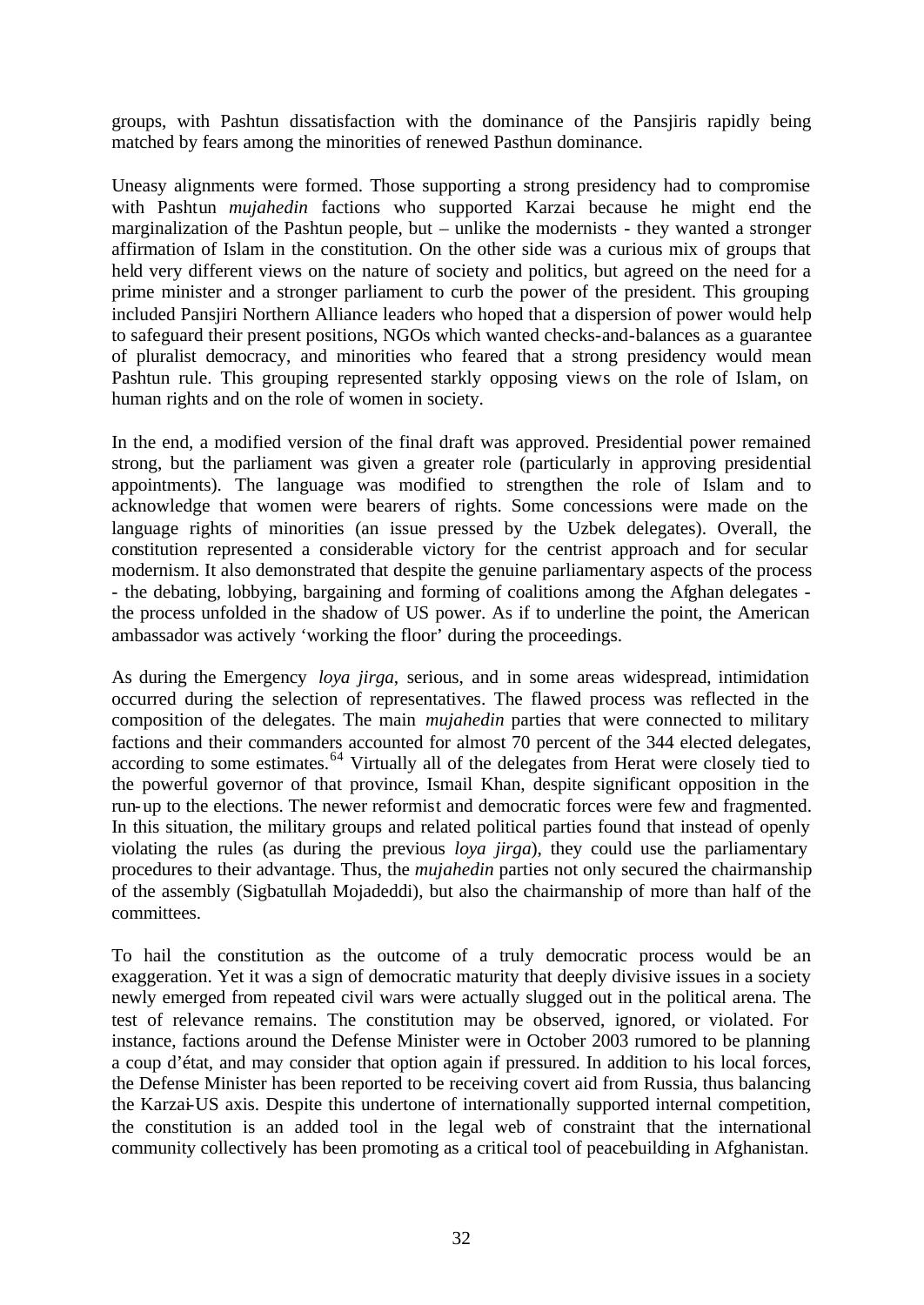groups, with Pashtun dissatisfaction with the dominance of the Pansjiris rapidly being matched by fears among the minorities of renewed Pasthun dominance.

Uneasy alignments were formed. Those supporting a strong presidency had to compromise with Pashtun *mujahedin* factions who supported Karzai because he might end the marginalization of the Pashtun people, but – unlike the modernists - they wanted a stronger affirmation of Islam in the constitution. On the other side was a curious mix of groups that held very different views on the nature of society and politics, but agreed on the need for a prime minister and a stronger parliament to curb the power of the president. This grouping included Pansjiri Northern Alliance leaders who hoped that a dispersion of power would help to safeguard their present positions, NGOs which wanted checks-and-balances as a guarantee of pluralist democracy, and minorities who feared that a strong presidency would mean Pashtun rule. This grouping represented starkly opposing views on the role of Islam, on human rights and on the role of women in society.

In the end, a modified version of the final draft was approved. Presidential power remained strong, but the parliament was given a greater role (particularly in approving presidential appointments). The language was modified to strengthen the role of Islam and to acknowledge that women were bearers of rights. Some concessions were made on the language rights of minorities (an issue pressed by the Uzbek delegates). Overall, the constitution represented a considerable victory for the centrist approach and for secular modernism. It also demonstrated that despite the genuine parliamentary aspects of the process - the debating, lobbying, bargaining and forming of coalitions among the Afghan delegates - the process unfolded in the shadow of US power. As if to underline the point, the American ambassador was actively 'working the floor' during the proceedings.

As during the Emergency *loya jirga*, serious, and in some areas widespread, intimidation occurred during the selection of representatives. The flawed process was reflected in the composition of the delegates. The main *mujahedin* parties that were connected to military factions and their commanders accounted for almost 70 percent of the 344 elected delegates, according to some estimates.[64] Virtually all of the delegates from Herat were closely tied to the powerful governor of that province, Ismail Khan, despite significant opposition in the run-up to the elections. The newer reformist and democratic forces were few and fragmented. In this situation, the military groups and related political parties found that instead of openly violating the rules (as during the previous *loya jirga*), they could use the parliamentary procedures to their advantage. Thus, the *mujahedin* parties not only secured the chairmanship of the assembly (Sigbatullah Mojadeddi), but also the chairmanship of more than half of the committees.

To hail the constitution as the outcome of a truly democratic process would be an exaggeration. Yet it was a sign of democratic maturity that deeply divisive issues in a society newly emerged from repeated civil wars were actually slugged out in the political arena. The test of relevance remains. The constitution may be observed, ignored, or violated. For instance, factions around the Defense Minister were in October 2003 rumored to be planning a coup d'état, and may consider that option again if pressured. In addition to his local forces, the Defense Minister has been reported to be receiving covert aid from Russia, thus balancing the Karzai-US axis. Despite this undertone of internationally supported internal competition, the constitution is an added tool in the legal web of constraint that the international community collectively has been promoting as a critical tool of peacebuilding in Afghanistan.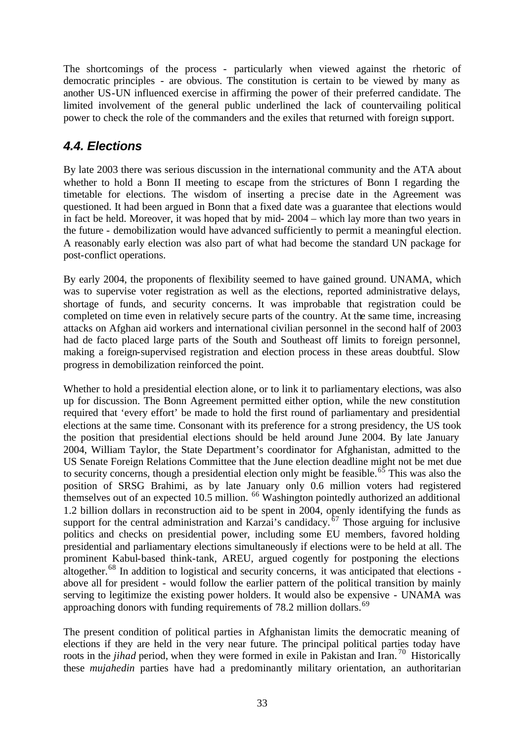The shortcomings of the process - particularly when viewed against the rhetoric of democratic principles - are obvious. The constitution is certain to be viewed by many as another US-UN influenced exercise in affirming the power of their preferred candidate. The limited involvement of the general public underlined the lack of countervailing political power to check the role of the commanders and the exiles that returned with foreign support.

## *4.4. Elections*

By late 2003 there was serious discussion in the international community and the ATA about whether to hold a Bonn II meeting to escape from the strictures of Bonn I regarding the timetable for elections. The wisdom of inserting a precise date in the Agreement was questioned. It had been argued in Bonn that a fixed date was a guarantee that elections would in fact be held. Moreover, it was hoped that by mid- 2004 – which lay more than two years in the future - demobilization would have advanced sufficiently to permit a meaningful election. A reasonably early election was also part of what had become the standard UN package for post-conflict operations.

By early 2004, the proponents of flexibility seemed to have gained ground. UNAMA, which was to supervise voter registration as well as the elections, reported administrative delays, shortage of funds, and security concerns. It was improbable that registration could be completed on time even in relatively secure parts of the country. At the same time, increasing attacks on Afghan aid workers and international civilian personnel in the second half of 2003 had de facto placed large parts of the South and Southeast off limits to foreign personnel, making a foreign-supervised registration and election process in these areas doubtful. Slow progress in demobilization reinforced the point.

Whether to hold a presidential election alone, or to link it to parliamentary elections, was also up for discussion. The Bonn Agreement permitted either option, while the new constitution required that 'every effort' be made to hold the first round of parliamentary and presidential elections at the same time. Consonant with its preference for a strong presidency, the US took the position that presidential elections should be held around June 2004. By late January 2004, William Taylor, the State Department's coordinator for Afghanistan, admitted to the US Senate Foreign Relations Committee that the June election deadline might not be met due to security concerns, though a presidential election only might be feasible.[65] This was also the position of SRSG Brahimi, as by late January only 0.6 million voters had registered themselves out of an expected 10.5 million. [66] Washington pointedly authorized an additional 1.2 billion dollars in reconstruction aid to be spent in 2004, openly identifying the funds as support for the central administration and Karzai's candidacy.[67] Those arguing for inclusive politics and checks on presidential power, including some EU members, favored holding presidential and parliamentary elections simultaneously if elections were to be held at all. The prominent Kabul-based think-tank, AREU, argued cogently for postponing the elections altogether.[68] In addition to logistical and security concerns, it was anticipated that elections - above all for president - would follow the earlier pattern of the political transition by mainly serving to legitimize the existing power holders. It would also be expensive - UNAMA was approaching donors with funding requirements of 78.2 million dollars.[69]

The present condition of political parties in Afghanistan limits the democratic meaning of elections if they are held in the very near future. The principal political parties today have roots in the *jihad* period, when they were formed in exile in Pakistan and Iran.[70] Historically these *mujahedin* parties have had a predominantly military orientation, an authoritarian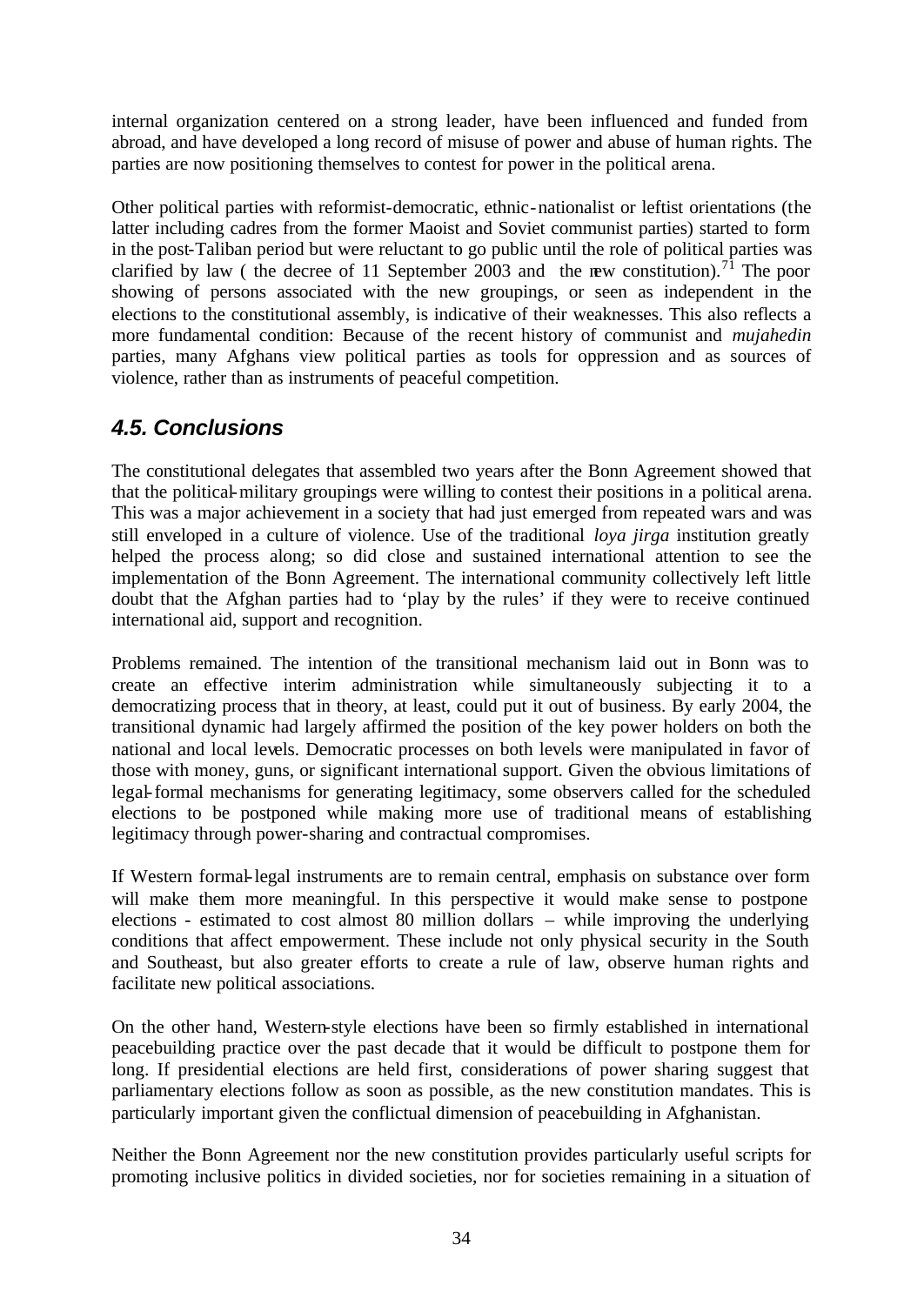internal organization centered on a strong leader, have been influenced and funded from abroad, and have developed a long record of misuse of power and abuse of human rights. The parties are now positioning themselves to contest for power in the political arena.

Other political parties with reformist-democratic, ethnic-nationalist or leftist orientations (the latter including cadres from the former Maoist and Soviet communist parties) started to form in the post-Taliban period but were reluctant to go public until the role of political parties was clarified by law ( the decree of 11 September 2003 and the new constitution).[71] The poor showing of persons associated with the new groupings, or seen as independent in the elections to the constitutional assembly, is indicative of their weaknesses. This also reflects a more fundamental condition: Because of the recent history of communist and *mujahedin* parties, many Afghans view political parties as tools for oppression and as sources of violence, rather than as instruments of peaceful competition.

## 4.5. Conclusions

The constitutional delegates that assembled two years after the Bonn Agreement showed that that the political-military groupings were willing to contest their positions in a political arena. This was a major achievement in a society that had just emerged from repeated wars and was still enveloped in a culture of violence. Use of the traditional *loya jirga* institution greatly helped the process along; so did close and sustained international attention to see the implementation of the Bonn Agreement. The international community collectively left little doubt that the Afghan parties had to 'play by the rules' if they were to receive continued international aid, support and recognition.

Problems remained. The intention of the transitional mechanism laid out in Bonn was to create an effective interim administration while simultaneously subjecting it to a democratizing process that in theory, at least, could put it out of business. By early 2004, the transitional dynamic had largely affirmed the position of the key power holders on both the national and local levels. Democratic processes on both levels were manipulated in favor of those with money, guns, or significant international support. Given the obvious limitations of legal-formal mechanisms for generating legitimacy, some observers called for the scheduled elections to be postponed while making more use of traditional means of establishing legitimacy through power-sharing and contractual compromises.

If Western formal-legal instruments are to remain central, emphasis on substance over form will make them more meaningful. In this perspective it would make sense to postpone elections - estimated to cost almost 80 million dollars – while improving the underlying conditions that affect empowerment. These include not only physical security in the South and Southeast, but also greater efforts to create a rule of law, observe human rights and facilitate new political associations.

On the other hand, Western-style elections have been so firmly established in international peacebuilding practice over the past decade that it would be difficult to postpone them for long. If presidential elections are held first, considerations of power sharing suggest that parliamentary elections follow as soon as possible, as the new constitution mandates. This is particularly important given the conflictual dimension of peacebuilding in Afghanistan.

Neither the Bonn Agreement nor the new constitution provides particularly useful scripts for promoting inclusive politics in divided societies, nor for societies remaining in a situation of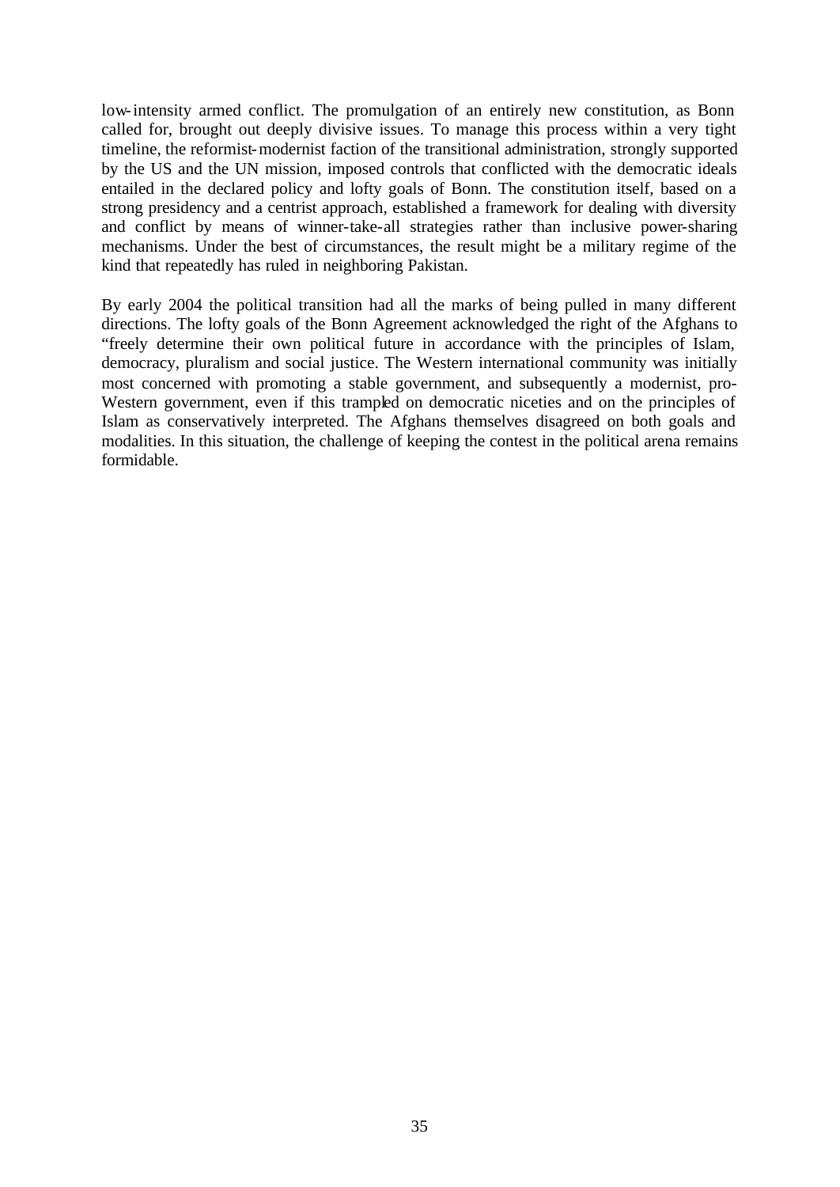low-intensity armed conflict. The promulgation of an entirely new constitution, as Bonn called for, brought out deeply divisive issues. To manage this process within a very tight timeline, the reformist-modernist faction of the transitional administration, strongly supported by the US and the UN mission, imposed controls that conflicted with the democratic ideals entailed in the declared policy and lofty goals of Bonn. The constitution itself, based on a strong presidency and a centrist approach, established a framework for dealing with diversity and conflict by means of winner-take-all strategies rather than inclusive power-sharing mechanisms. Under the best of circumstances, the result might be a military regime of the kind that repeatedly has ruled in neighboring Pakistan.

By early 2004 the political transition had all the marks of being pulled in many different directions. The lofty goals of the Bonn Agreement acknowledged the right of the Afghans to "freely determine their own political future in accordance with the principles of Islam, democracy, pluralism and social justice. The Western international community was initially most concerned with promoting a stable government, and subsequently a modernist, pro-Western government, even if this trampled on democratic niceties and on the principles of Islam as conservatively interpreted. The Afghans themselves disagreed on both goals and modalities. In this situation, the challenge of keeping the contest in the political arena remains formidable.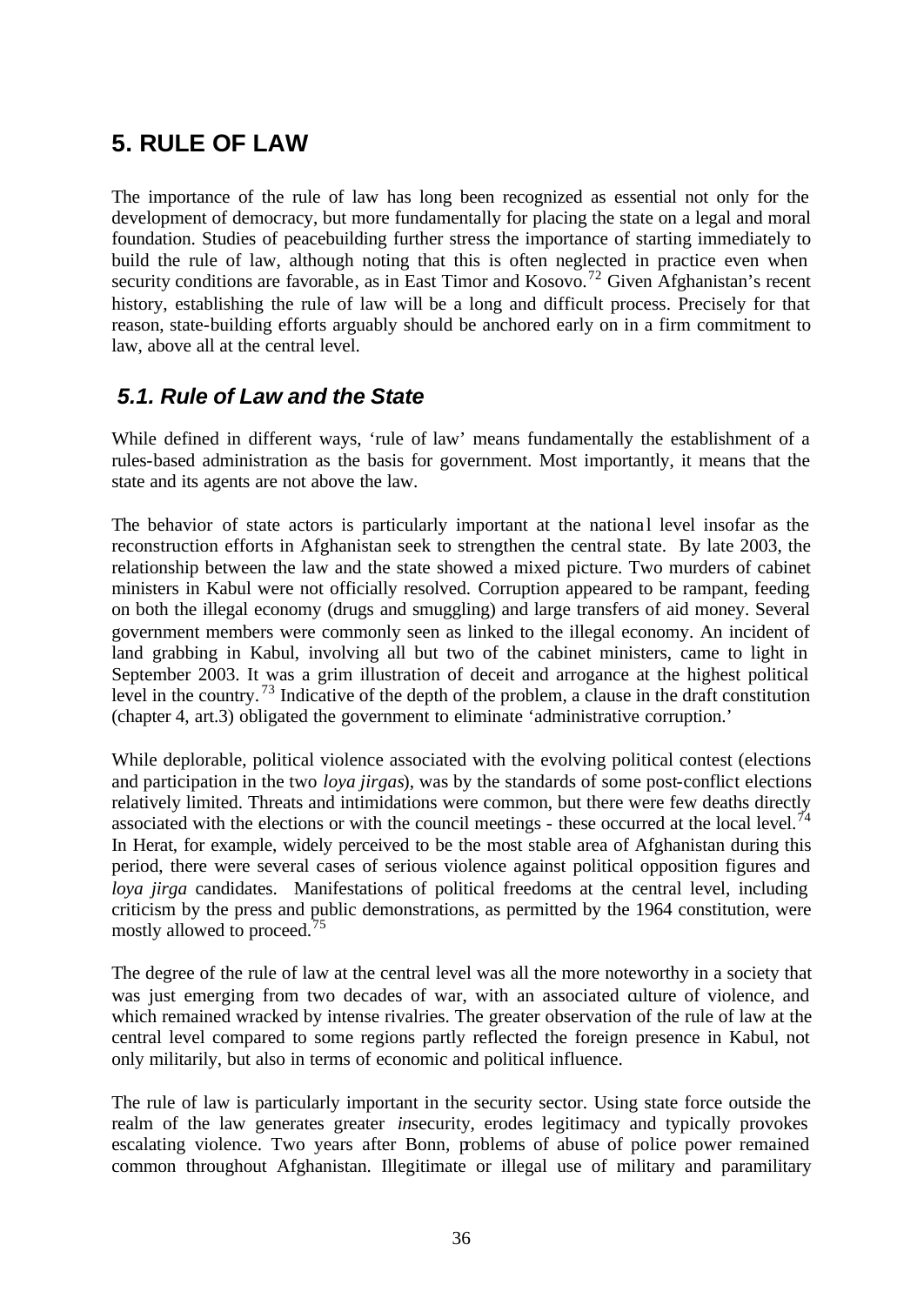# 5. RULE OF LAW

The importance of the rule of law has long been recognized as essential not only for the development of democracy, but more fundamentally for placing the state on a legal and moral foundation. Studies of peacebuilding further stress the importance of starting immediately to build the rule of law, although noting that this is often neglected in practice even when security conditions are favorable, as in East Timor and Kosovo.[72] Given Afghanistan's recent history, establishing the rule of law will be a long and difficult process. Precisely for that reason, state-building efforts arguably should be anchored early on in a firm commitment to law, above all at the central level.

## 5.1. Rule of Law and the State

While defined in different ways, 'rule of law' means fundamentally the establishment of a rules-based administration as the basis for government. Most importantly, it means that the state and its agents are not above the law.

The behavior of state actors is particularly important at the national level insofar as the reconstruction efforts in Afghanistan seek to strengthen the central state. By late 2003, the relationship between the law and the state showed a mixed picture. Two murders of cabinet ministers in Kabul were not officially resolved. Corruption appeared to be rampant, feeding on both the illegal economy (drugs and smuggling) and large transfers of aid money. Several government members were commonly seen as linked to the illegal economy. An incident of land grabbing in Kabul, involving all but two of the cabinet ministers, came to light in September 2003. It was a grim illustration of deceit and arrogance at the highest political level in the country.[73] Indicative of the depth of the problem, a clause in the draft constitution (chapter 4, art.3) obligated the government to eliminate 'administrative corruption.'

While deplorable, political violence associated with the evolving political contest (elections and participation in the two *loya jirgas*), was by the standards of some post-conflict elections relatively limited. Threats and intimidations were common, but there were few deaths directly associated with the elections or with the council meetings - these occurred at the local level.[74] In Herat, for example, widely perceived to be the most stable area of Afghanistan during this period, there were several cases of serious violence against political opposition figures and *loya jirga* candidates. Manifestations of political freedoms at the central level, including criticism by the press and public demonstrations, as permitted by the 1964 constitution, were mostly allowed to proceed.[75]

The degree of the rule of law at the central level was all the more noteworthy in a society that was just emerging from two decades of war, with an associated culture of violence, and which remained wracked by intense rivalries. The greater observation of the rule of law at the central level compared to some regions partly reflected the foreign presence in Kabul, not only militarily, but also in terms of economic and political influence.

The rule of law is particularly important in the security sector. Using state force outside the realm of the law generates greater *in*security, erodes legitimacy and typically provokes escalating violence. Two years after Bonn, problems of abuse of police power remained common throughout Afghanistan. Illegitimate or illegal use of military and paramilitary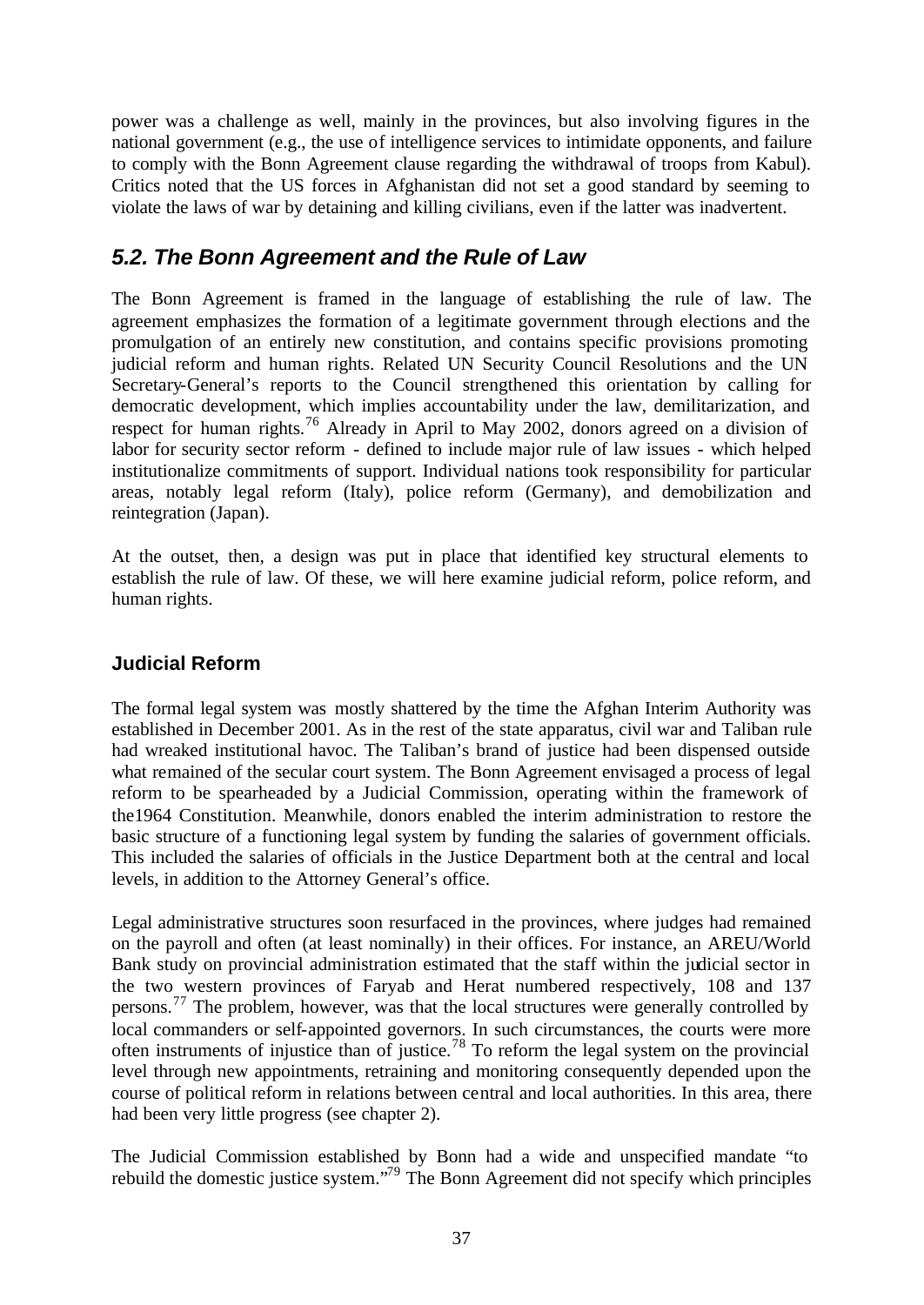power was a challenge as well, mainly in the provinces, but also involving figures in the national government (e.g., the use of intelligence services to intimidate opponents, and failure to comply with the Bonn Agreement clause regarding the withdrawal of troops from Kabul). Critics noted that the US forces in Afghanistan did not set a good standard by seeming to violate the laws of war by detaining and killing civilians, even if the latter was inadvertent.

## *5.2. The Bonn Agreement and the Rule of Law*

The Bonn Agreement is framed in the language of establishing the rule of law. The agreement emphasizes the formation of a legitimate government through elections and the promulgation of an entirely new constitution, and contains specific provisions promoting judicial reform and human rights. Related UN Security Council Resolutions and the UN Secretary-General's reports to the Council strengthened this orientation by calling for democratic development, which implies accountability under the law, demilitarization, and respect for human rights.[76] Already in April to May 2002, donors agreed on a division of labor for security sector reform - defined to include major rule of law issues - which helped institutionalize commitments of support. Individual nations took responsibility for particular areas, notably legal reform (Italy), police reform (Germany), and demobilization and reintegration (Japan).

At the outset, then, a design was put in place that identified key structural elements to establish the rule of law. Of these, we will here examine judicial reform, police reform, and human rights.

### Judicial Reform

The formal legal system was mostly shattered by the time the Afghan Interim Authority was established in December 2001. As in the rest of the state apparatus, civil war and Taliban rule had wreaked institutional havoc. The Taliban's brand of justice had been dispensed outside what remained of the secular court system. The Bonn Agreement envisaged a process of legal reform to be spearheaded by a Judicial Commission, operating within the framework of the1964 Constitution. Meanwhile, donors enabled the interim administration to restore the basic structure of a functioning legal system by funding the salaries of government officials. This included the salaries of officials in the Justice Department both at the central and local levels, in addition to the Attorney General's office.

Legal administrative structures soon resurfaced in the provinces, where judges had remained on the payroll and often (at least nominally) in their offices. For instance, an AREU/World Bank study on provincial administration estimated that the staff within the judicial sector in the two western provinces of Faryab and Herat numbered respectively, 108 and 137 persons.[77] The problem, however, was that the local structures were generally controlled by local commanders or self-appointed governors. In such circumstances, the courts were more often instruments of injustice than of justice.[78] To reform the legal system on the provincial level through new appointments, retraining and monitoring consequently depended upon the course of political reform in relations between central and local authorities. In this area, there had been very little progress (see chapter 2).

The Judicial Commission established by Bonn had a wide and unspecified mandate "to rebuild the domestic justice system."[79] The Bonn Agreement did not specify which principles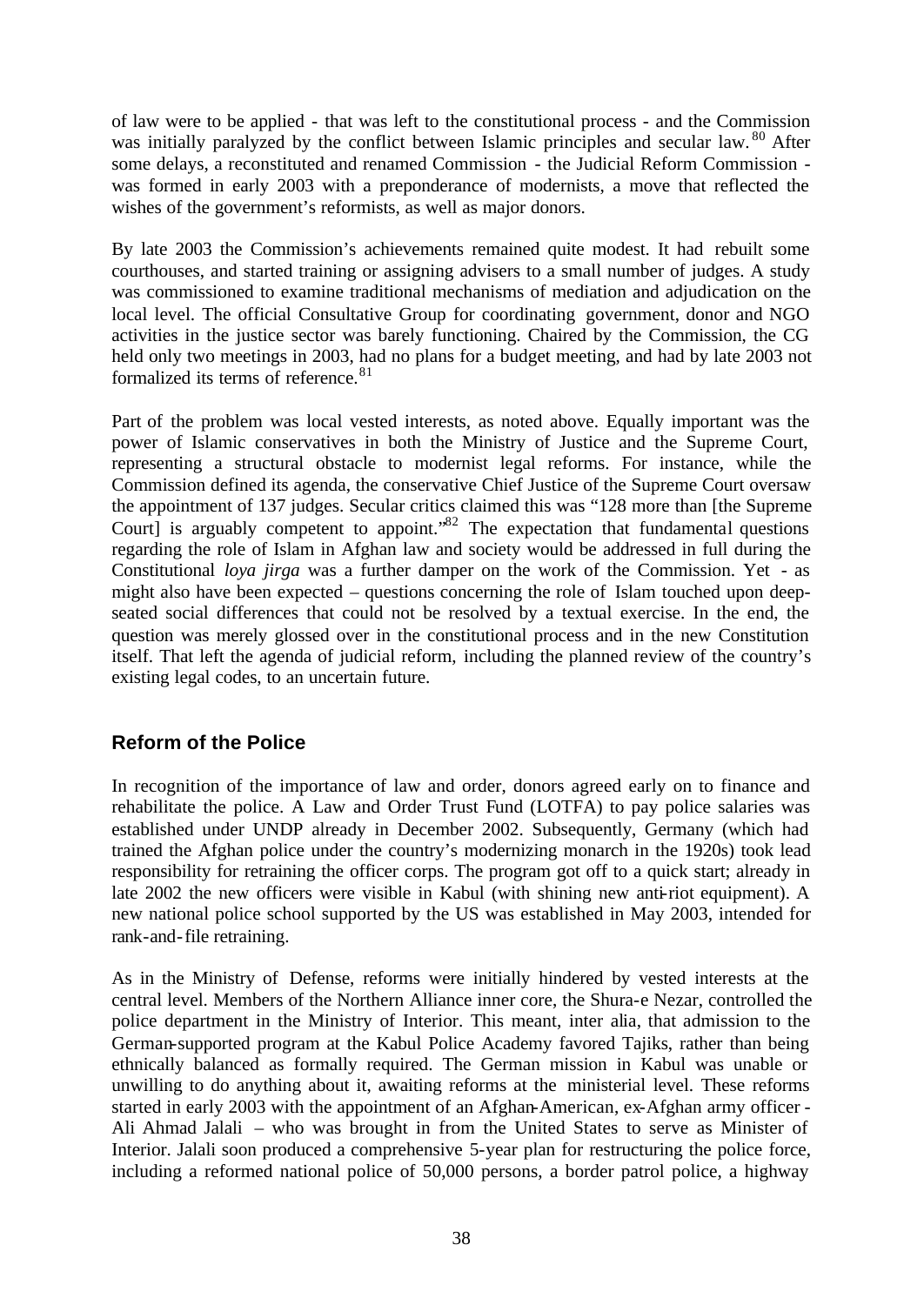of law were to be applied - that was left to the constitutional process - and the Commission was initially paralyzed by the conflict between Islamic principles and secular law.[80] After some delays, a reconstituted and renamed Commission - the Judicial Reform Commission - was formed in early 2003 with a preponderance of modernists, a move that reflected the wishes of the government's reformists, as well as major donors.

By late 2003 the Commission's achievements remained quite modest. It had rebuilt some courthouses, and started training or assigning advisers to a small number of judges. A study was commissioned to examine traditional mechanisms of mediation and adjudication on the local level. The official Consultative Group for coordinating government, donor and NGO activities in the justice sector was barely functioning. Chaired by the Commission, the CG held only two meetings in 2003, had no plans for a budget meeting, and had by late 2003 not formalized its terms of reference.[81]

Part of the problem was local vested interests, as noted above. Equally important was the power of Islamic conservatives in both the Ministry of Justice and the Supreme Court, representing a structural obstacle to modernist legal reforms. For instance, while the Commission defined its agenda, the conservative Chief Justice of the Supreme Court oversaw the appointment of 137 judges. Secular critics claimed this was "128 more than [the Supreme Court] is arguably competent to appoint."[82] The expectation that fundamental questions regarding the role of Islam in Afghan law and society would be addressed in full during the Constitutional *loya jirga* was a further damper on the work of the Commission. Yet - as might also have been expected – questions concerning the role of Islam touched upon deep-seated social differences that could not be resolved by a textual exercise. In the end, the question was merely glossed over in the constitutional process and in the new Constitution itself. That left the agenda of judicial reform, including the planned review of the country's existing legal codes, to an uncertain future.

## Reform of the Police

In recognition of the importance of law and order, donors agreed early on to finance and rehabilitate the police. A Law and Order Trust Fund (LOTFA) to pay police salaries was established under UNDP already in December 2002. Subsequently, Germany (which had trained the Afghan police under the country's modernizing monarch in the 1920s) took lead responsibility for retraining the officer corps. The program got off to a quick start; already in late 2002 the new officers were visible in Kabul (with shining new anti-riot equipment). A new national police school supported by the US was established in May 2003, intended for rank-and-file retraining.

As in the Ministry of Defense, reforms were initially hindered by vested interests at the central level. Members of the Northern Alliance inner core, the Shura-e Nezar, controlled the police department in the Ministry of Interior. This meant, inter alia, that admission to the German-supported program at the Kabul Police Academy favored Tajiks, rather than being ethnically balanced as formally required. The German mission in Kabul was unable or unwilling to do anything about it, awaiting reforms at the ministerial level. These reforms started in early 2003 with the appointment of an Afghan-American, ex-Afghan army officer - Ali Ahmad Jalali – who was brought in from the United States to serve as Minister of Interior. Jalali soon produced a comprehensive 5-year plan for restructuring the police force, including a reformed national police of 50,000 persons, a border patrol police, a highway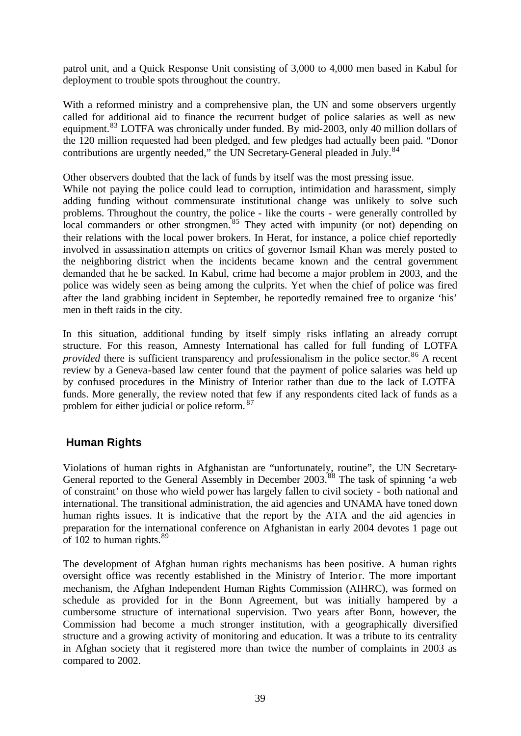patrol unit, and a Quick Response Unit consisting of 3,000 to 4,000 men based in Kabul for deployment to trouble spots throughout the country.

With a reformed ministry and a comprehensive plan, the UN and some observers urgently called for additional aid to finance the recurrent budget of police salaries as well as new equipment.[83] LOTFA was chronically under funded. By mid-2003, only 40 million dollars of the 120 million requested had been pledged, and few pledges had actually been paid. "Donor contributions are urgently needed," the UN Secretary-General pleaded in July.[84]

Other observers doubted that the lack of funds by itself was the most pressing issue.
While not paying the police could lead to corruption, intimidation and harassment, simply adding funding without commensurate institutional change was unlikely to solve such problems. Throughout the country, the police - like the courts - were generally controlled by local commanders or other strongmen.[85] They acted with impunity (or not) depending on their relations with the local power brokers. In Herat, for instance, a police chief reportedly involved in assassination attempts on critics of governor Ismail Khan was merely posted to the neighboring district when the incidents became known and the central government demanded that he be sacked. In Kabul, crime had become a major problem in 2003, and the police was widely seen as being among the culprits. Yet when the chief of police was fired after the land grabbing incident in September, he reportedly remained free to organize 'his' men in theft raids in the city.

In this situation, additional funding by itself simply risks inflating an already corrupt structure. For this reason, Amnesty International has called for full funding of LOTFA *provided* there is sufficient transparency and professionalism in the police sector.[86] A recent review by a Geneva-based law center found that the payment of police salaries was held up by confused procedures in the Ministry of Interior rather than due to the lack of LOTFA funds. More generally, the review noted that few if any respondents cited lack of funds as a problem for either judicial or police reform.[87]

## Human Rights

Violations of human rights in Afghanistan are "unfortunately, routine", the UN Secretary-General reported to the General Assembly in December 2003.[88] The task of spinning 'a web of constraint' on those who wield power has largely fallen to civil society - both national and international. The transitional administration, the aid agencies and UNAMA have toned down human rights issues. It is indicative that the report by the ATA and the aid agencies in preparation for the international conference on Afghanistan in early 2004 devotes 1 page out of 102 to human rights.[89]

The development of Afghan human rights mechanisms has been positive. A human rights oversight office was recently established in the Ministry of Interior. The more important mechanism, the Afghan Independent Human Rights Commission (AIHRC), was formed on schedule as provided for in the Bonn Agreement, but was initially hampered by a cumbersome structure of international supervision. Two years after Bonn, however, the Commission had become a much stronger institution, with a geographically diversified structure and a growing activity of monitoring and education. It was a tribute to its centrality in Afghan society that it registered more than twice the number of complaints in 2003 as compared to 2002.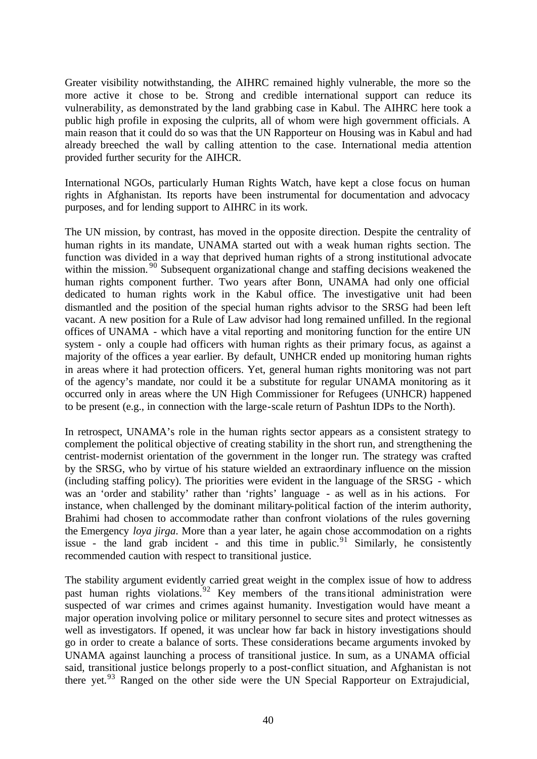Greater visibility notwithstanding, the AIHRC remained highly vulnerable, the more so the more active it chose to be. Strong and credible international support can reduce its vulnerability, as demonstrated by the land grabbing case in Kabul. The AIHRC here took a public high profile in exposing the culprits, all of whom were high government officials. A main reason that it could do so was that the UN Rapporteur on Housing was in Kabul and had already breeched the wall by calling attention to the case. International media attention provided further security for the AIHCR.

International NGOs, particularly Human Rights Watch, have kept a close focus on human rights in Afghanistan. Its reports have been instrumental for documentation and advocacy purposes, and for lending support to AIHRC in its work.

The UN mission, by contrast, has moved in the opposite direction. Despite the centrality of human rights in its mandate, UNAMA started out with a weak human rights section. The function was divided in a way that deprived human rights of a strong institutional advocate within the mission.[90] Subsequent organizational change and staffing decisions weakened the human rights component further. Two years after Bonn, UNAMA had only one official dedicated to human rights work in the Kabul office. The investigative unit had been dismantled and the position of the special human rights advisor to the SRSG had been left vacant. A new position for a Rule of Law advisor had long remained unfilled. In the regional offices of UNAMA - which have a vital reporting and monitoring function for the entire UN system - only a couple had officers with human rights as their primary focus, as against a majority of the offices a year earlier. By default, UNHCR ended up monitoring human rights in areas where it had protection officers. Yet, general human rights monitoring was not part of the agency's mandate, nor could it be a substitute for regular UNAMA monitoring as it occurred only in areas where the UN High Commissioner for Refugees (UNHCR) happened to be present (e.g., in connection with the large-scale return of Pashtun IDPs to the North).

In retrospect, UNAMA's role in the human rights sector appears as a consistent strategy to complement the political objective of creating stability in the short run, and strengthening the centrist-modernist orientation of the government in the longer run. The strategy was crafted by the SRSG, who by virtue of his stature wielded an extraordinary influence on the mission (including staffing policy). The priorities were evident in the language of the SRSG - which was an 'order and stability' rather than 'rights' language - as well as in his actions. For instance, when challenged by the dominant military-political faction of the interim authority, Brahimi had chosen to accommodate rather than confront violations of the rules governing the Emergency *loya jirga*. More than a year later, he again chose accommodation on a rights issue - the land grab incident - and this time in public.[91] Similarly, he consistently recommended caution with respect to transitional justice.

The stability argument evidently carried great weight in the complex issue of how to address past human rights violations.[92] Key members of the transitional administration were suspected of war crimes and crimes against humanity. Investigation would have meant a major operation involving police or military personnel to secure sites and protect witnesses as well as investigators. If opened, it was unclear how far back in history investigations should go in order to create a balance of sorts. These considerations became arguments invoked by UNAMA against launching a process of transitional justice. In sum, as a UNAMA official said, transitional justice belongs properly to a post-conflict situation, and Afghanistan is not there yet.[93] Ranged on the other side were the UN Special Rapporteur on Extrajudicial,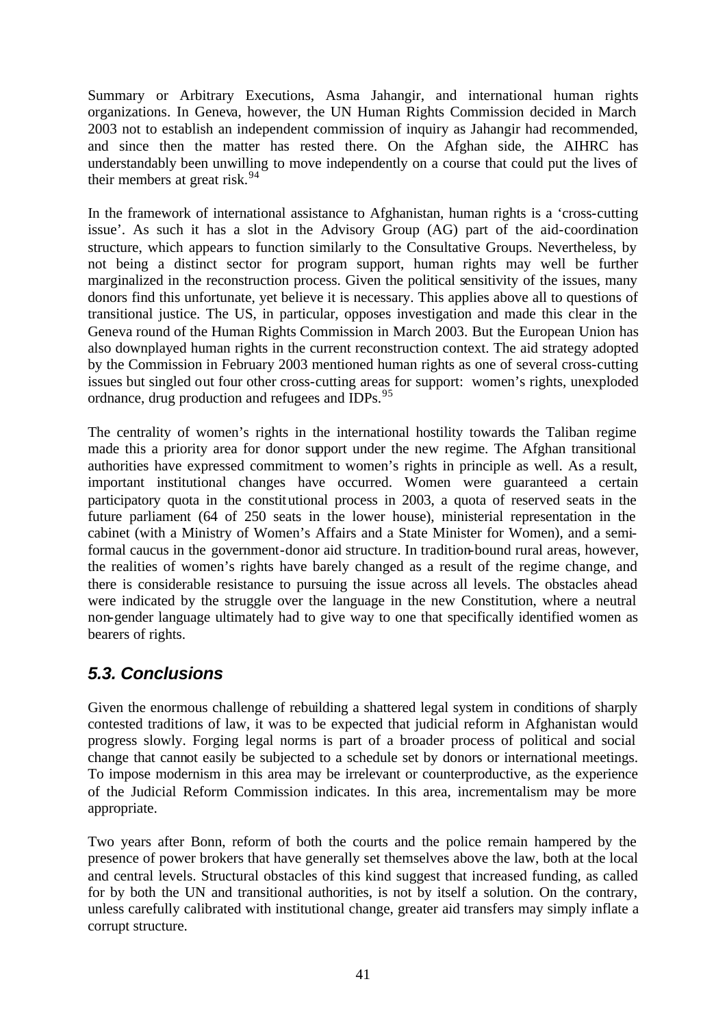Summary or Arbitrary Executions, Asma Jahangir, and international human rights organizations. In Geneva, however, the UN Human Rights Commission decided in March 2003 not to establish an independent commission of inquiry as Jahangir had recommended, and since then the matter has rested there. On the Afghan side, the AIHRC has understandably been unwilling to move independently on a course that could put the lives of their members at great risk.[94]

In the framework of international assistance to Afghanistan, human rights is a 'cross-cutting issue'. As such it has a slot in the Advisory Group (AG) part of the aid-coordination structure, which appears to function similarly to the Consultative Groups. Nevertheless, by not being a distinct sector for program support, human rights may well be further marginalized in the reconstruction process. Given the political sensitivity of the issues, many donors find this unfortunate, yet believe it is necessary. This applies above all to questions of transitional justice. The US, in particular, opposes investigation and made this clear in the Geneva round of the Human Rights Commission in March 2003. But the European Union has also downplayed human rights in the current reconstruction context. The aid strategy adopted by the Commission in February 2003 mentioned human rights as one of several cross-cutting issues but singled out four other cross-cutting areas for support: women's rights, unexploded ordnance, drug production and refugees and IDPs.[95]

The centrality of women's rights in the international hostility towards the Taliban regime made this a priority area for donor support under the new regime. The Afghan transitional authorities have expressed commitment to women's rights in principle as well. As a result, important institutional changes have occurred. Women were guaranteed a certain participatory quota in the constitutional process in 2003, a quota of reserved seats in the future parliament (64 of 250 seats in the lower house), ministerial representation in the cabinet (with a Ministry of Women's Affairs and a State Minister for Women), and a semi-formal caucus in the government-donor aid structure. In tradition-bound rural areas, however, the realities of women's rights have barely changed as a result of the regime change, and there is considerable resistance to pursuing the issue across all levels. The obstacles ahead were indicated by the struggle over the language in the new Constitution, where a neutral non-gender language ultimately had to give way to one that specifically identified women as bearers of rights.

## *5.3. Conclusions*

Given the enormous challenge of rebuilding a shattered legal system in conditions of sharply contested traditions of law, it was to be expected that judicial reform in Afghanistan would progress slowly. Forging legal norms is part of a broader process of political and social change that cannot easily be subjected to a schedule set by donors or international meetings. To impose modernism in this area may be irrelevant or counterproductive, as the experience of the Judicial Reform Commission indicates. In this area, incrementalism may be more appropriate.

Two years after Bonn, reform of both the courts and the police remain hampered by the presence of power brokers that have generally set themselves above the law, both at the local and central levels. Structural obstacles of this kind suggest that increased funding, as called for by both the UN and transitional authorities, is not by itself a solution. On the contrary, unless carefully calibrated with institutional change, greater aid transfers may simply inflate a corrupt structure.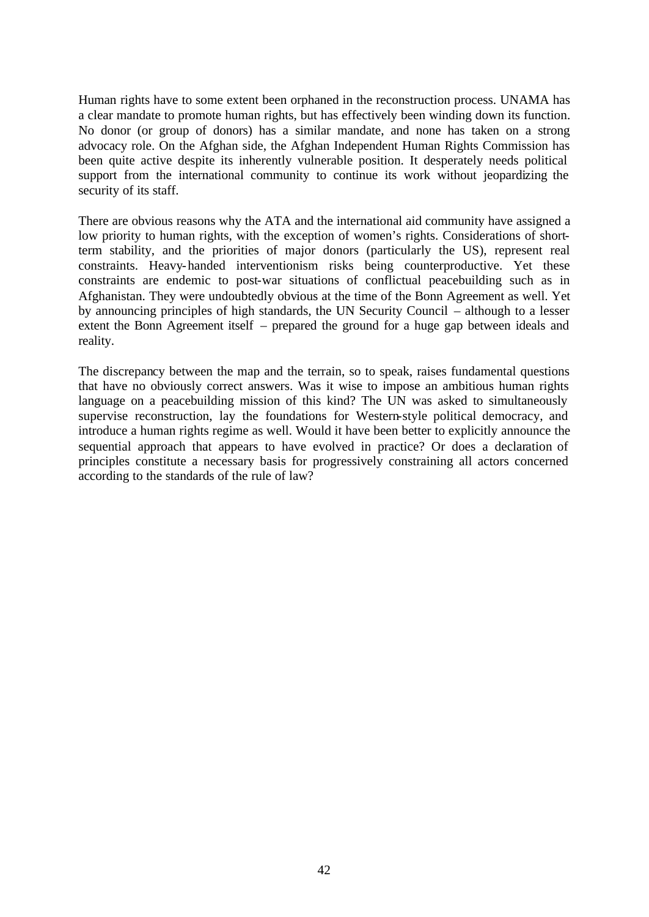Human rights have to some extent been orphaned in the reconstruction process. UNAMA has a clear mandate to promote human rights, but has effectively been winding down its function. No donor (or group of donors) has a similar mandate, and none has taken on a strong advocacy role. On the Afghan side, the Afghan Independent Human Rights Commission has been quite active despite its inherently vulnerable position. It desperately needs political support from the international community to continue its work without jeopardizing the security of its staff.

There are obvious reasons why the ATA and the international aid community have assigned a low priority to human rights, with the exception of women's rights. Considerations of short-term stability, and the priorities of major donors (particularly the US), represent real constraints. Heavy-handed interventionism risks being counterproductive. Yet these constraints are endemic to post-war situations of conflictual peacebuilding such as in Afghanistan. They were undoubtedly obvious at the time of the Bonn Agreement as well. Yet by announcing principles of high standards, the UN Security Council – although to a lesser extent the Bonn Agreement itself – prepared the ground for a huge gap between ideals and reality.

The discrepancy between the map and the terrain, so to speak, raises fundamental questions that have no obviously correct answers. Was it wise to impose an ambitious human rights language on a peacebuilding mission of this kind? The UN was asked to simultaneously supervise reconstruction, lay the foundations for Western-style political democracy, and introduce a human rights regime as well. Would it have been better to explicitly announce the sequential approach that appears to have evolved in practice? Or does a declaration of principles constitute a necessary basis for progressively constraining all actors concerned according to the standards of the rule of law?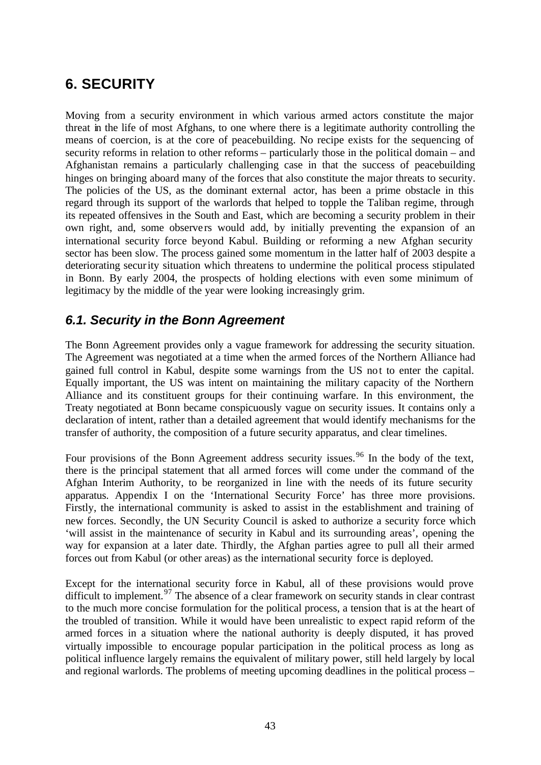# 6. SECURITY

Moving from a security environment in which various armed actors constitute the major threat in the life of most Afghans, to one where there is a legitimate authority controlling the means of coercion, is at the core of peacebuilding. No recipe exists for the sequencing of security reforms in relation to other reforms – particularly those in the political domain – and Afghanistan remains a particularly challenging case in that the success of peacebuilding hinges on bringing aboard many of the forces that also constitute the major threats to security. The policies of the US, as the dominant external actor, has been a prime obstacle in this regard through its support of the warlords that helped to topple the Taliban regime, through its repeated offensives in the South and East, which are becoming a security problem in their own right, and, some observers would add, by initially preventing the expansion of an international security force beyond Kabul. Building or reforming a new Afghan security sector has been slow. The process gained some momentum in the latter half of 2003 despite a deteriorating security situation which threatens to undermine the political process stipulated in Bonn. By early 2004, the prospects of holding elections with even some minimum of legitimacy by the middle of the year were looking increasingly grim.

## *6.1. Security in the Bonn Agreement*

The Bonn Agreement provides only a vague framework for addressing the security situation. The Agreement was negotiated at a time when the armed forces of the Northern Alliance had gained full control in Kabul, despite some warnings from the US not to enter the capital. Equally important, the US was intent on maintaining the military capacity of the Northern Alliance and its constituent groups for their continuing warfare. In this environment, the Treaty negotiated at Bonn became conspicuously vague on security issues. It contains only a declaration of intent, rather than a detailed agreement that would identify mechanisms for the transfer of authority, the composition of a future security apparatus, and clear timelines.

Four provisions of the Bonn Agreement address security issues.[96] In the body of the text, there is the principal statement that all armed forces will come under the command of the Afghan Interim Authority, to be reorganized in line with the needs of its future security apparatus. Appendix I on the 'International Security Force' has three more provisions. Firstly, the international community is asked to assist in the establishment and training of new forces. Secondly, the UN Security Council is asked to authorize a security force which 'will assist in the maintenance of security in Kabul and its surrounding areas', opening the way for expansion at a later date. Thirdly, the Afghan parties agree to pull all their armed forces out from Kabul (or other areas) as the international security force is deployed.

Except for the international security force in Kabul, all of these provisions would prove difficult to implement.[97] The absence of a clear framework on security stands in clear contrast to the much more concise formulation for the political process, a tension that is at the heart of the troubled of transition. While it would have been unrealistic to expect rapid reform of the armed forces in a situation where the national authority is deeply disputed, it has proved virtually impossible to encourage popular participation in the political process as long as political influence largely remains the equivalent of military power, still held largely by local and regional warlords. The problems of meeting upcoming deadlines in the political process –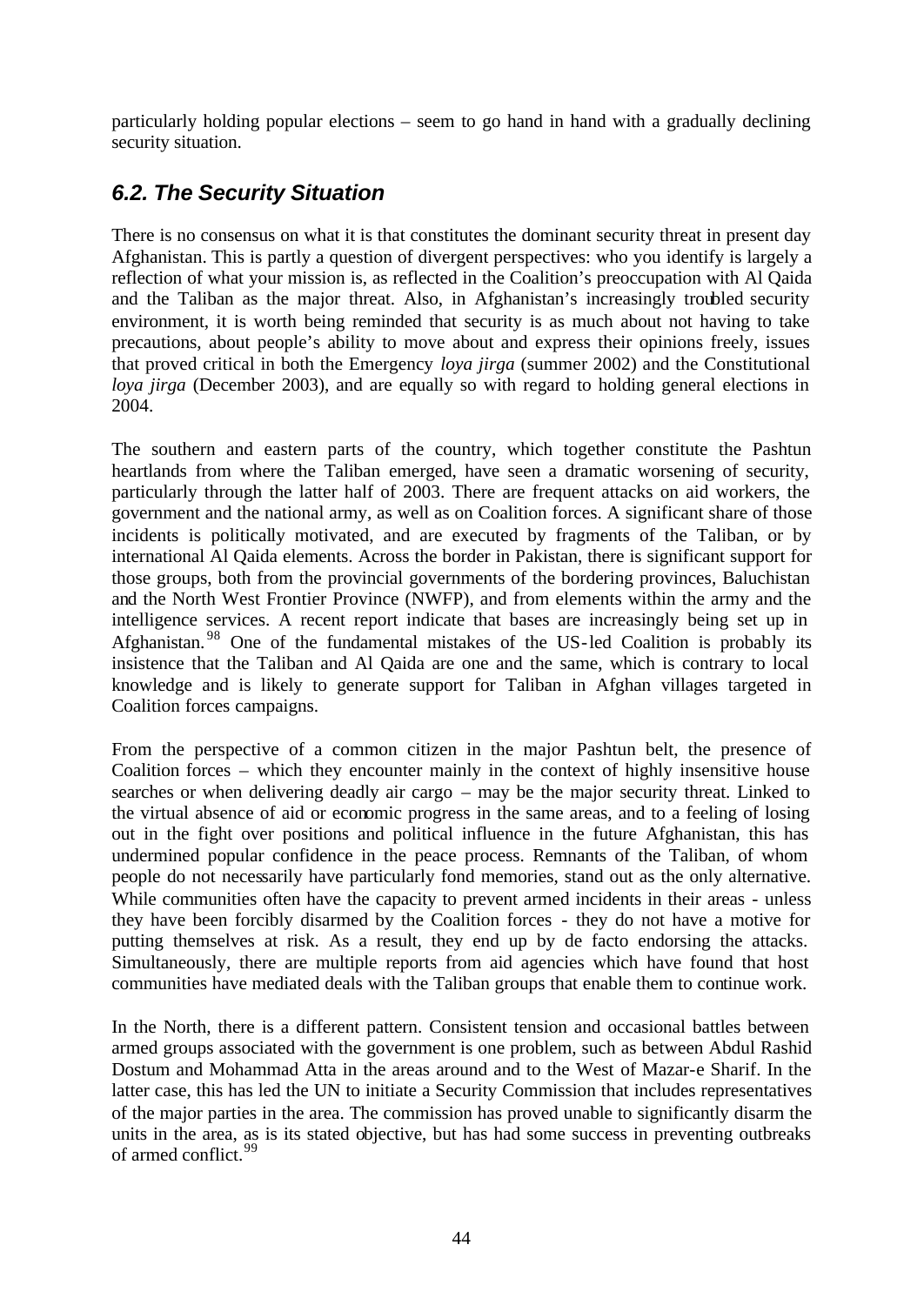particularly holding popular elections – seem to go hand in hand with a gradually declining security situation.

## *6.2. The Security Situation*

There is no consensus on what it is that constitutes the dominant security threat in present day Afghanistan. This is partly a question of divergent perspectives: who you identify is largely a reflection of what your mission is, as reflected in the Coalition's preoccupation with Al Qaida and the Taliban as the major threat. Also, in Afghanistan's increasingly troubled security environment, it is worth being reminded that security is as much about not having to take precautions, about people's ability to move about and express their opinions freely, issues that proved critical in both the Emergency *loya jirga* (summer 2002) and the Constitutional *loya jirga* (December 2003), and are equally so with regard to holding general elections in 2004.

The southern and eastern parts of the country, which together constitute the Pashtun heartlands from where the Taliban emerged, have seen a dramatic worsening of security, particularly through the latter half of 2003. There are frequent attacks on aid workers, the government and the national army, as well as on Coalition forces. A significant share of those incidents is politically motivated, and are executed by fragments of the Taliban, or by international Al Qaida elements. Across the border in Pakistan, there is significant support for those groups, both from the provincial governments of the bordering provinces, Baluchistan and the North West Frontier Province (NWFP), and from elements within the army and the intelligence services. A recent report indicate that bases are increasingly being set up in Afghanistan.[98] One of the fundamental mistakes of the US-led Coalition is probably its insistence that the Taliban and Al Qaida are one and the same, which is contrary to local knowledge and is likely to generate support for Taliban in Afghan villages targeted in Coalition forces campaigns.

From the perspective of a common citizen in the major Pashtun belt, the presence of Coalition forces – which they encounter mainly in the context of highly insensitive house searches or when delivering deadly air cargo – may be the major security threat. Linked to the virtual absence of aid or economic progress in the same areas, and to a feeling of losing out in the fight over positions and political influence in the future Afghanistan, this has undermined popular confidence in the peace process. Remnants of the Taliban, of whom people do not necessarily have particularly fond memories, stand out as the only alternative. While communities often have the capacity to prevent armed incidents in their areas - unless they have been forcibly disarmed by the Coalition forces - they do not have a motive for putting themselves at risk. As a result, they end up by de facto endorsing the attacks. Simultaneously, there are multiple reports from aid agencies which have found that host communities have mediated deals with the Taliban groups that enable them to continue work.

In the North, there is a different pattern. Consistent tension and occasional battles between armed groups associated with the government is one problem, such as between Abdul Rashid Dostum and Mohammad Atta in the areas around and to the West of Mazar-e Sharif. In the latter case, this has led the UN to initiate a Security Commission that includes representatives of the major parties in the area. The commission has proved unable to significantly disarm the units in the area, as is its stated objective, but has had some success in preventing outbreaks of armed conflict.[99]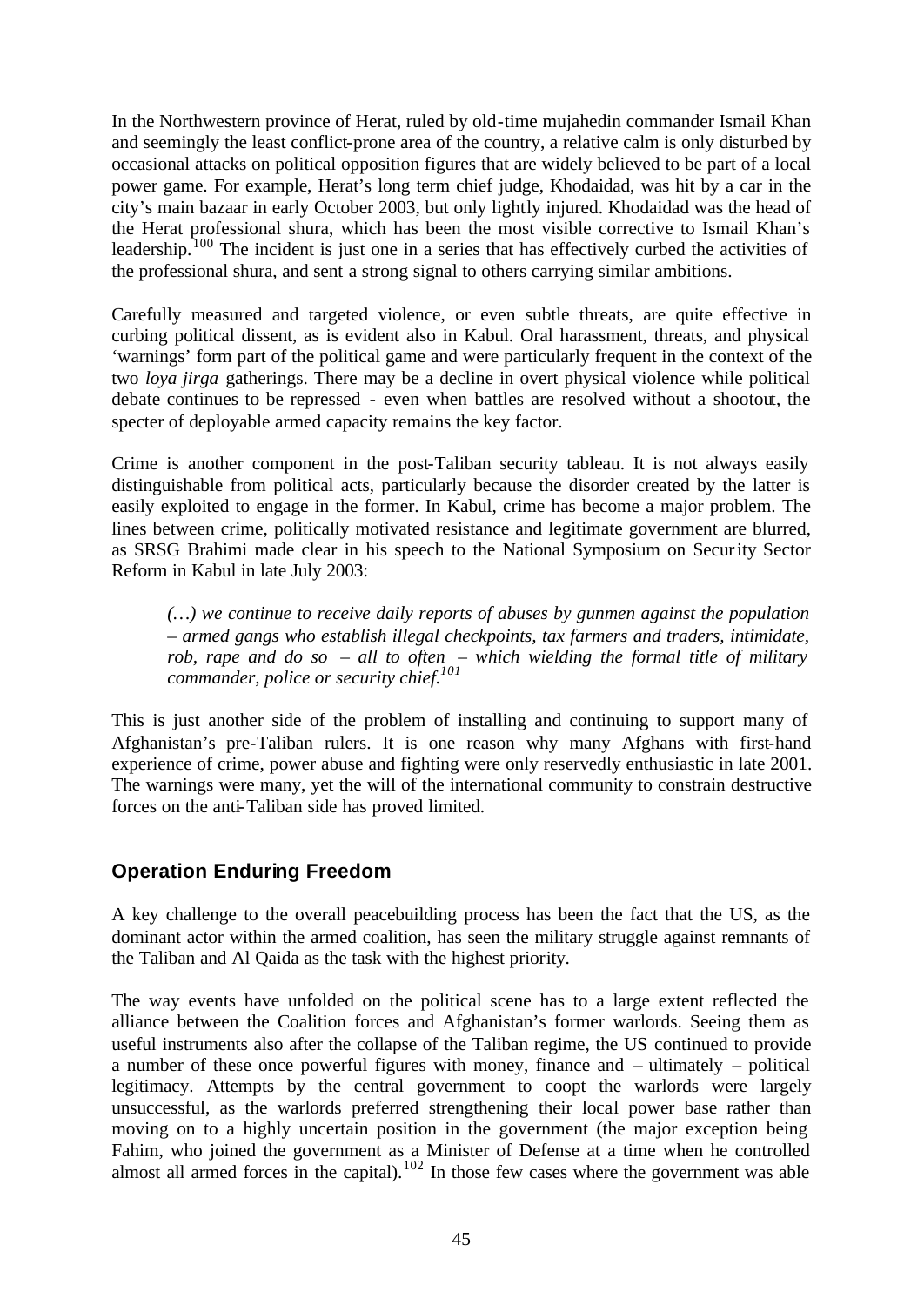In the Northwestern province of Herat, ruled by old-time mujahedin commander Ismail Khan and seemingly the least conflict-prone area of the country, a relative calm is only disturbed by occasional attacks on political opposition figures that are widely believed to be part of a local power game. For example, Herat's long term chief judge, Khodaidad, was hit by a car in the city's main bazaar in early October 2003, but only lightly injured. Khodaidad was the head of the Herat professional shura, which has been the most visible corrective to Ismail Khan's leadership.[100] The incident is just one in a series that has effectively curbed the activities of the professional shura, and sent a strong signal to others carrying similar ambitions.

Carefully measured and targeted violence, or even subtle threats, are quite effective in curbing political dissent, as is evident also in Kabul. Oral harassment, threats, and physical 'warnings' form part of the political game and were particularly frequent in the context of the two *loya jirga* gatherings. There may be a decline in overt physical violence while political debate continues to be repressed - even when battles are resolved without a shootout, the specter of deployable armed capacity remains the key factor.

Crime is another component in the post-Taliban security tableau. It is not always easily distinguishable from political acts, particularly because the disorder created by the latter is easily exploited to engage in the former. In Kabul, crime has become a major problem. The lines between crime, politically motivated resistance and legitimate government are blurred, as SRSG Brahimi made clear in his speech to the National Symposium on Security Sector Reform in Kabul in late July 2003:

> *(…) we continue to receive daily reports of abuses by gunmen against the population – armed gangs who establish illegal checkpoints, tax farmers and traders, intimidate, rob, rape and do so – all to often – which wielding the formal title of military commander, police or security chief.*[101]

This is just another side of the problem of installing and continuing to support many of Afghanistan's pre-Taliban rulers. It is one reason why many Afghans with first-hand experience of crime, power abuse and fighting were only reservedly enthusiastic in late 2001. The warnings were many, yet the will of the international community to constrain destructive forces on the anti-Taliban side has proved limited.

## Operation Enduring Freedom

A key challenge to the overall peacebuilding process has been the fact that the US, as the dominant actor within the armed coalition, has seen the military struggle against remnants of the Taliban and Al Qaida as the task with the highest priority.

The way events have unfolded on the political scene has to a large extent reflected the alliance between the Coalition forces and Afghanistan's former warlords. Seeing them as useful instruments also after the collapse of the Taliban regime, the US continued to provide a number of these once powerful figures with money, finance and – ultimately – political legitimacy. Attempts by the central government to coopt the warlords were largely unsuccessful, as the warlords preferred strengthening their local power base rather than moving on to a highly uncertain position in the government (the major exception being Fahim, who joined the government as a Minister of Defense at a time when he controlled almost all armed forces in the capital).[102] In those few cases where the government was able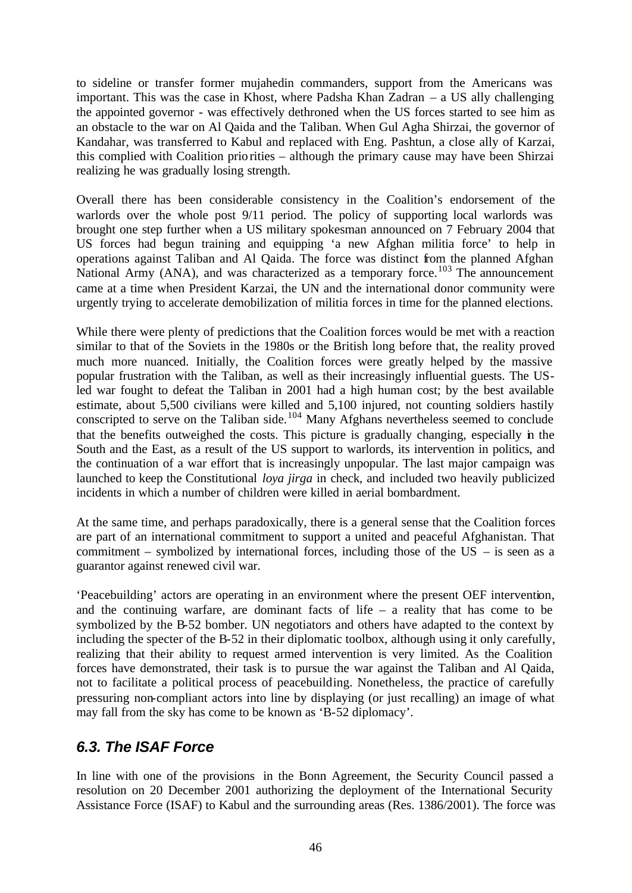to sideline or transfer former mujahedin commanders, support from the Americans was important. This was the case in Khost, where Padsha Khan Zadran – a US ally challenging the appointed governor - was effectively dethroned when the US forces started to see him as an obstacle to the war on Al Qaida and the Taliban. When Gul Agha Shirzai, the governor of Kandahar, was transferred to Kabul and replaced with Eng. Pashtun, a close ally of Karzai, this complied with Coalition priorities – although the primary cause may have been Shirzai realizing he was gradually losing strength.

Overall there has been considerable consistency in the Coalition's endorsement of the warlords over the whole post 9/11 period. The policy of supporting local warlords was brought one step further when a US military spokesman announced on 7 February 2004 that US forces had begun training and equipping 'a new Afghan militia force' to help in operations against Taliban and Al Qaida. The force was distinct from the planned Afghan National Army (ANA), and was characterized as a temporary force.[103] The announcement came at a time when President Karzai, the UN and the international donor community were urgently trying to accelerate demobilization of militia forces in time for the planned elections.

While there were plenty of predictions that the Coalition forces would be met with a reaction similar to that of the Soviets in the 1980s or the British long before that, the reality proved much more nuanced. Initially, the Coalition forces were greatly helped by the massive popular frustration with the Taliban, as well as their increasingly influential guests. The US-led war fought to defeat the Taliban in 2001 had a high human cost; by the best available estimate, about 5,500 civilians were killed and 5,100 injured, not counting soldiers hastily conscripted to serve on the Taliban side.[104] Many Afghans nevertheless seemed to conclude that the benefits outweighed the costs. This picture is gradually changing, especially in the South and the East, as a result of the US support to warlords, its intervention in politics, and the continuation of a war effort that is increasingly unpopular. The last major campaign was launched to keep the Constitutional *loya jirga* in check, and included two heavily publicized incidents in which a number of children were killed in aerial bombardment.

At the same time, and perhaps paradoxically, there is a general sense that the Coalition forces are part of an international commitment to support a united and peaceful Afghanistan. That commitment – symbolized by international forces, including those of the US – is seen as a guarantor against renewed civil war.

'Peacebuilding' actors are operating in an environment where the present OEF intervention, and the continuing warfare, are dominant facts of life – a reality that has come to be symbolized by the B-52 bomber. UN negotiators and others have adapted to the context by including the specter of the B-52 in their diplomatic toolbox, although using it only carefully, realizing that their ability to request armed intervention is very limited. As the Coalition forces have demonstrated, their task is to pursue the war against the Taliban and Al Qaida, not to facilitate a political process of peacebuilding. Nonetheless, the practice of carefully pressuring non-compliant actors into line by displaying (or just recalling) an image of what may fall from the sky has come to be known as 'B-52 diplomacy'.

## *6.3. The ISAF Force*

In line with one of the provisions in the Bonn Agreement, the Security Council passed a resolution on 20 December 2001 authorizing the deployment of the International Security Assistance Force (ISAF) to Kabul and the surrounding areas (Res. 1386/2001). The force was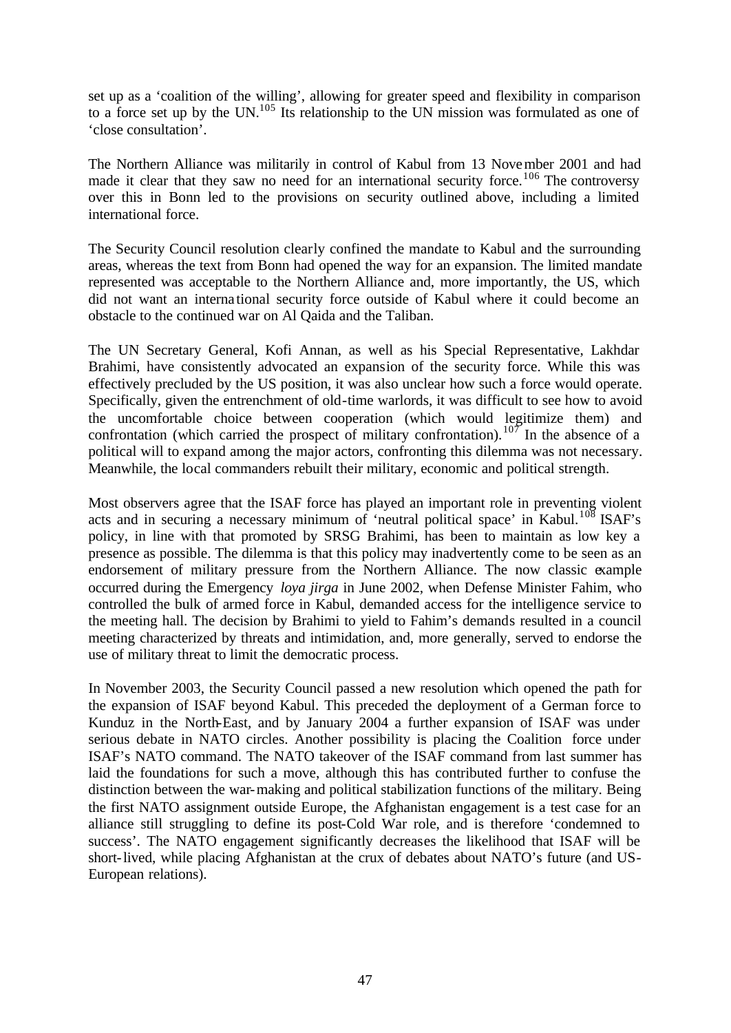set up as a 'coalition of the willing', allowing for greater speed and flexibility in comparison to a force set up by the UN.[105] Its relationship to the UN mission was formulated as one of 'close consultation'.

The Northern Alliance was militarily in control of Kabul from 13 November 2001 and had made it clear that they saw no need for an international security force.[106] The controversy over this in Bonn led to the provisions on security outlined above, including a limited international force.

The Security Council resolution clearly confined the mandate to Kabul and the surrounding areas, whereas the text from Bonn had opened the way for an expansion. The limited mandate represented was acceptable to the Northern Alliance and, more importantly, the US, which did not want an international security force outside of Kabul where it could become an obstacle to the continued war on Al Qaida and the Taliban.

The UN Secretary General, Kofi Annan, as well as his Special Representative, Lakhdar Brahimi, have consistently advocated an expansion of the security force. While this was effectively precluded by the US position, it was also unclear how such a force would operate. Specifically, given the entrenchment of old-time warlords, it was difficult to see how to avoid the uncomfortable choice between cooperation (which would legitimize them) and confrontation (which carried the prospect of military confrontation).[107] In the absence of a political will to expand among the major actors, confronting this dilemma was not necessary. Meanwhile, the local commanders rebuilt their military, economic and political strength.

Most observers agree that the ISAF force has played an important role in preventing violent acts and in securing a necessary minimum of 'neutral political space' in Kabul.[108] ISAF's policy, in line with that promoted by SRSG Brahimi, has been to maintain as low key a presence as possible. The dilemma is that this policy may inadvertently come to be seen as an endorsement of military pressure from the Northern Alliance. The now classic example occurred during the Emergency *loya jirga* in June 2002, when Defense Minister Fahim, who controlled the bulk of armed force in Kabul, demanded access for the intelligence service to the meeting hall. The decision by Brahimi to yield to Fahim's demands resulted in a council meeting characterized by threats and intimidation, and, more generally, served to endorse the use of military threat to limit the democratic process.

In November 2003, the Security Council passed a new resolution which opened the path for the expansion of ISAF beyond Kabul. This preceded the deployment of a German force to Kunduz in the North-East, and by January 2004 a further expansion of ISAF was under serious debate in NATO circles. Another possibility is placing the Coalition force under ISAF's NATO command. The NATO takeover of the ISAF command from last summer has laid the foundations for such a move, although this has contributed further to confuse the distinction between the war-making and political stabilization functions of the military. Being the first NATO assignment outside Europe, the Afghanistan engagement is a test case for an alliance still struggling to define its post-Cold War role, and is therefore 'condemned to success'. The NATO engagement significantly decreases the likelihood that ISAF will be short-lived, while placing Afghanistan at the crux of debates about NATO's future (and US-European relations).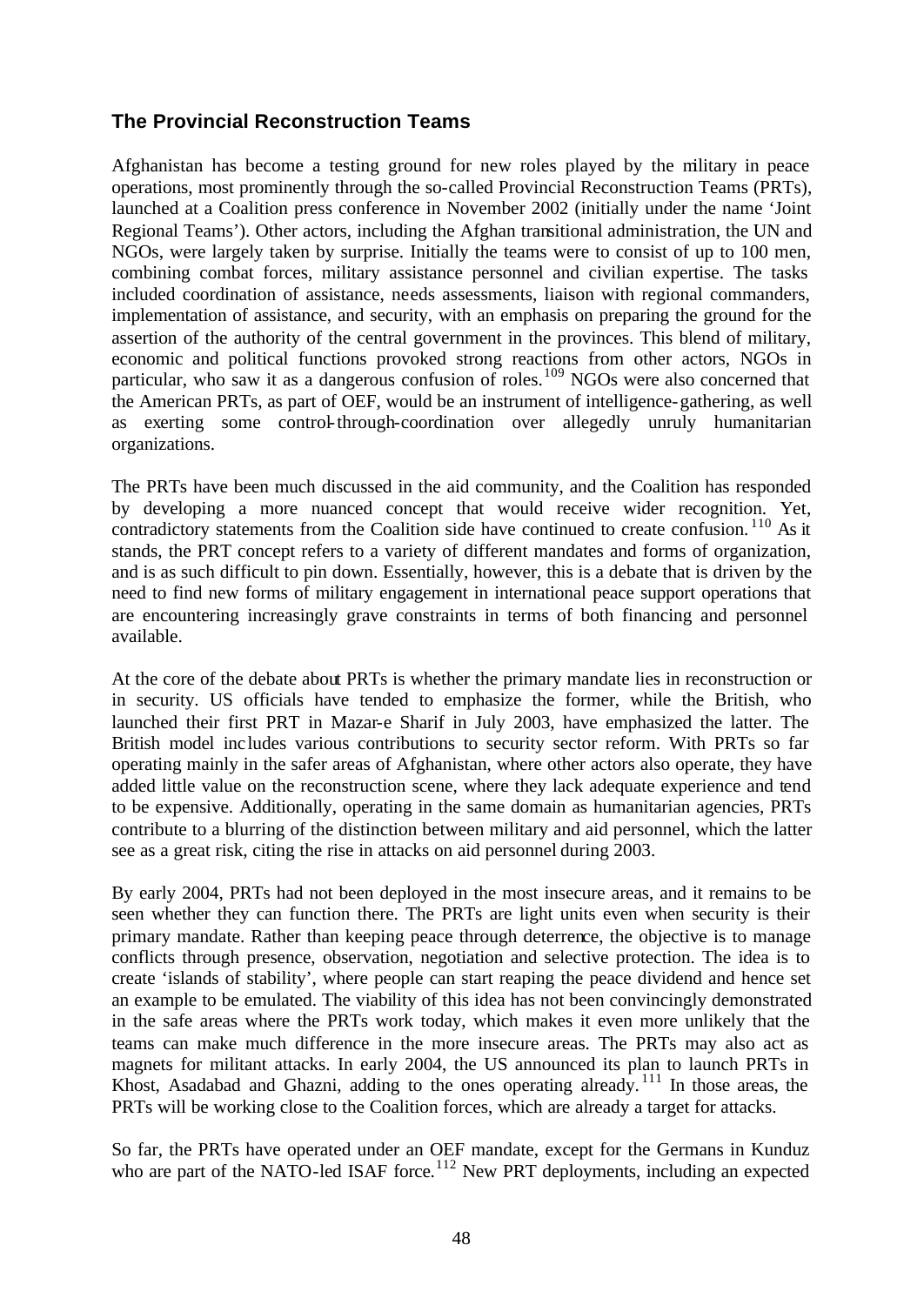## The Provincial Reconstruction Teams

Afghanistan has become a testing ground for new roles played by the military in peace operations, most prominently through the so-called Provincial Reconstruction Teams (PRTs), launched at a Coalition press conference in November 2002 (initially under the name 'Joint Regional Teams'). Other actors, including the Afghan transitional administration, the UN and NGOs, were largely taken by surprise. Initially the teams were to consist of up to 100 men, combining combat forces, military assistance personnel and civilian expertise. The tasks included coordination of assistance, needs assessments, liaison with regional commanders, implementation of assistance, and security, with an emphasis on preparing the ground for the assertion of the authority of the central government in the provinces. This blend of military, economic and political functions provoked strong reactions from other actors, NGOs in particular, who saw it as a dangerous confusion of roles.[109] NGOs were also concerned that the American PRTs, as part of OEF, would be an instrument of intelligence-gathering, as well as exerting some control-through-coordination over allegedly unruly humanitarian organizations.

The PRTs have been much discussed in the aid community, and the Coalition has responded by developing a more nuanced concept that would receive wider recognition. Yet, contradictory statements from the Coalition side have continued to create confusion.[110] As it stands, the PRT concept refers to a variety of different mandates and forms of organization, and is as such difficult to pin down. Essentially, however, this is a debate that is driven by the need to find new forms of military engagement in international peace support operations that are encountering increasingly grave constraints in terms of both financing and personnel available.

At the core of the debate about PRTs is whether the primary mandate lies in reconstruction or in security. US officials have tended to emphasize the former, while the British, who launched their first PRT in Mazar-e Sharif in July 2003, have emphasized the latter. The British model includes various contributions to security sector reform. With PRTs so far operating mainly in the safer areas of Afghanistan, where other actors also operate, they have added little value on the reconstruction scene, where they lack adequate experience and tend to be expensive. Additionally, operating in the same domain as humanitarian agencies, PRTs contribute to a blurring of the distinction between military and aid personnel, which the latter see as a great risk, citing the rise in attacks on aid personnel during 2003.

By early 2004, PRTs had not been deployed in the most insecure areas, and it remains to be seen whether they can function there. The PRTs are light units even when security is their primary mandate. Rather than keeping peace through deterrence, the objective is to manage conflicts through presence, observation, negotiation and selective protection. The idea is to create 'islands of stability', where people can start reaping the peace dividend and hence set an example to be emulated. The viability of this idea has not been convincingly demonstrated in the safe areas where the PRTs work today, which makes it even more unlikely that the teams can make much difference in the more insecure areas. The PRTs may also act as magnets for militant attacks. In early 2004, the US announced its plan to launch PRTs in Khost, Asadabad and Ghazni, adding to the ones operating already.[111] In those areas, the PRTs will be working close to the Coalition forces, which are already a target for attacks.

So far, the PRTs have operated under an OEF mandate, except for the Germans in Kunduz who are part of the NATO-led ISAF force.[112] New PRT deployments, including an expected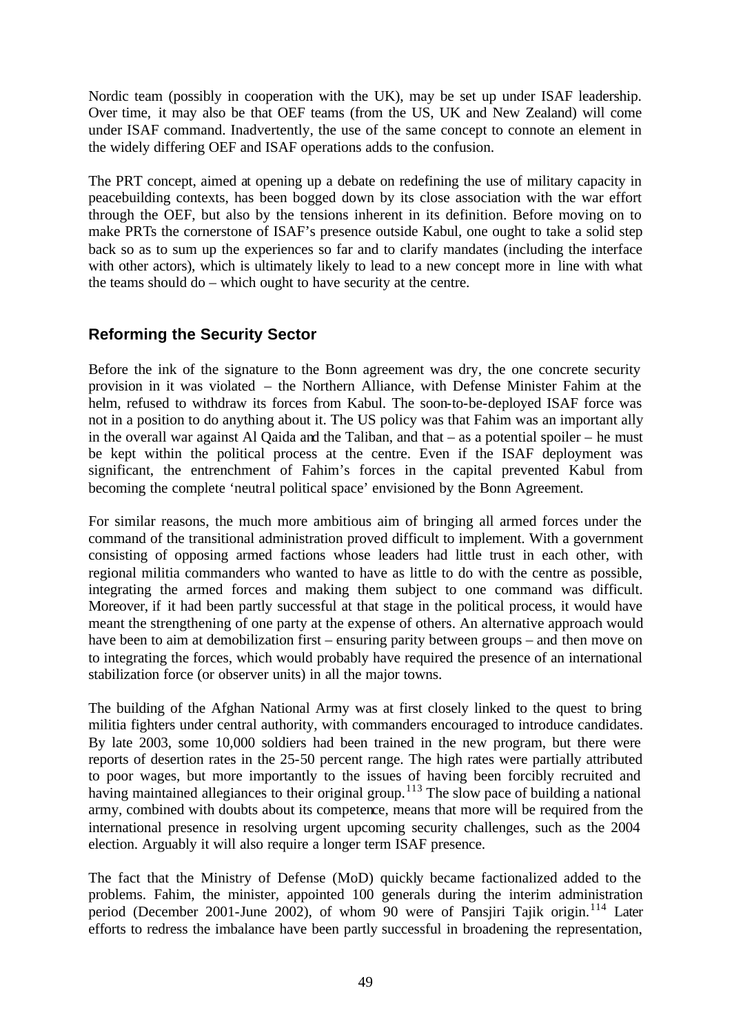Nordic team (possibly in cooperation with the UK), may be set up under ISAF leadership. Over time, it may also be that OEF teams (from the US, UK and New Zealand) will come under ISAF command. Inadvertently, the use of the same concept to connote an element in the widely differing OEF and ISAF operations adds to the confusion.

The PRT concept, aimed at opening up a debate on redefining the use of military capacity in peacebuilding contexts, has been bogged down by its close association with the war effort through the OEF, but also by the tensions inherent in its definition. Before moving on to make PRTs the cornerstone of ISAF's presence outside Kabul, one ought to take a solid step back so as to sum up the experiences so far and to clarify mandates (including the interface with other actors), which is ultimately likely to lead to a new concept more in line with what the teams should do – which ought to have security at the centre.

## Reforming the Security Sector

Before the ink of the signature to the Bonn agreement was dry, the one concrete security provision in it was violated – the Northern Alliance, with Defense Minister Fahim at the helm, refused to withdraw its forces from Kabul. The soon-to-be-deployed ISAF force was not in a position to do anything about it. The US policy was that Fahim was an important ally in the overall war against Al Qaida and the Taliban, and that – as a potential spoiler – he must be kept within the political process at the centre. Even if the ISAF deployment was significant, the entrenchment of Fahim's forces in the capital prevented Kabul from becoming the complete 'neutral political space' envisioned by the Bonn Agreement.

For similar reasons, the much more ambitious aim of bringing all armed forces under the command of the transitional administration proved difficult to implement. With a government consisting of opposing armed factions whose leaders had little trust in each other, with regional militia commanders who wanted to have as little to do with the centre as possible, integrating the armed forces and making them subject to one command was difficult. Moreover, if it had been partly successful at that stage in the political process, it would have meant the strengthening of one party at the expense of others. An alternative approach would have been to aim at demobilization first – ensuring parity between groups – and then move on to integrating the forces, which would probably have required the presence of an international stabilization force (or observer units) in all the major towns.

The building of the Afghan National Army was at first closely linked to the quest to bring militia fighters under central authority, with commanders encouraged to introduce candidates. By late 2003, some 10,000 soldiers had been trained in the new program, but there were reports of desertion rates in the 25-50 percent range. The high rates were partially attributed to poor wages, but more importantly to the issues of having been forcibly recruited and having maintained allegiances to their original group.[113] The slow pace of building a national army, combined with doubts about its competence, means that more will be required from the international presence in resolving urgent upcoming security challenges, such as the 2004 election. Arguably it will also require a longer term ISAF presence.

The fact that the Ministry of Defense (MoD) quickly became factionalized added to the problems. Fahim, the minister, appointed 100 generals during the interim administration period (December 2001-June 2002), of whom 90 were of Pansjiri Tajik origin.[114] Later efforts to redress the imbalance have been partly successful in broadening the representation,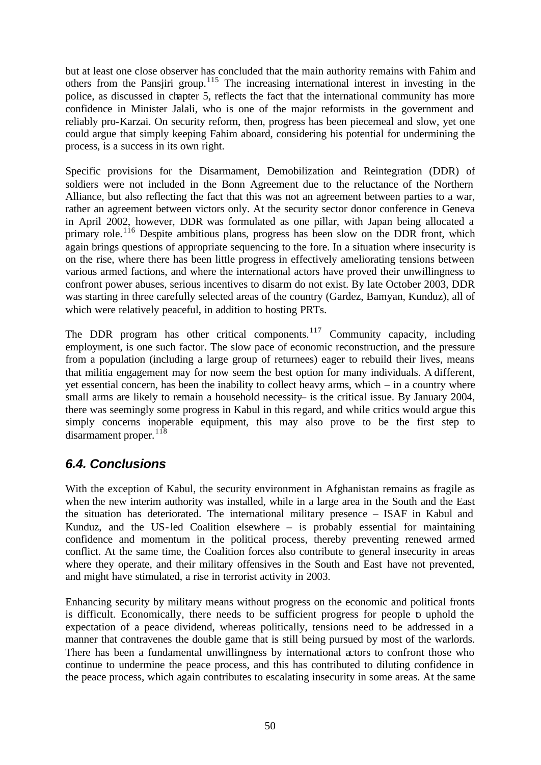but at least one close observer has concluded that the main authority remains with Fahim and others from the Pansjiri group.[115] The increasing international interest in investing in the police, as discussed in chapter 5, reflects the fact that the international community has more confidence in Minister Jalali, who is one of the major reformists in the government and reliably pro-Karzai. On security reform, then, progress has been piecemeal and slow, yet one could argue that simply keeping Fahim aboard, considering his potential for undermining the process, is a success in its own right.

Specific provisions for the Disarmament, Demobilization and Reintegration (DDR) of soldiers were not included in the Bonn Agreement due to the reluctance of the Northern Alliance, but also reflecting the fact that this was not an agreement between parties to a war, rather an agreement between victors only. At the security sector donor conference in Geneva in April 2002, however, DDR was formulated as one pillar, with Japan being allocated a primary role.[116] Despite ambitious plans, progress has been slow on the DDR front, which again brings questions of appropriate sequencing to the fore. In a situation where insecurity is on the rise, where there has been little progress in effectively ameliorating tensions between various armed factions, and where the international actors have proved their unwillingness to confront power abuses, serious incentives to disarm do not exist. By late October 2003, DDR was starting in three carefully selected areas of the country (Gardez, Bamyan, Kunduz), all of which were relatively peaceful, in addition to hosting PRTs.

The DDR program has other critical components.[117] Community capacity, including employment, is one such factor. The slow pace of economic reconstruction, and the pressure from a population (including a large group of returnees) eager to rebuild their lives, means that militia engagement may for now seem the best option for many individuals. A different, yet essential concern, has been the inability to collect heavy arms, which – in a country where small arms are likely to remain a household necessity – is the critical issue. By January 2004, there was seemingly some progress in Kabul in this regard, and while critics would argue this simply concerns inoperable equipment, this may also prove to be the first step to disarmament proper.[118]

## 6.4. Conclusions

With the exception of Kabul, the security environment in Afghanistan remains as fragile as when the new interim authority was installed, while in a large area in the South and the East the situation has deteriorated. The international military presence – ISAF in Kabul and Kunduz, and the US-led Coalition elsewhere – is probably essential for maintaining confidence and momentum in the political process, thereby preventing renewed armed conflict. At the same time, the Coalition forces also contribute to general insecurity in areas where they operate, and their military offensives in the South and East have not prevented, and might have stimulated, a rise in terrorist activity in 2003.

Enhancing security by military means without progress on the economic and political fronts is difficult. Economically, there needs to be sufficient progress for people to uphold the expectation of a peace dividend, whereas politically, tensions need to be addressed in a manner that contravenes the double game that is still being pursued by most of the warlords. There has been a fundamental unwillingness by international actors to confront those who continue to undermine the peace process, and this has contributed to diluting confidence in the peace process, which again contributes to escalating insecurity in some areas. At the same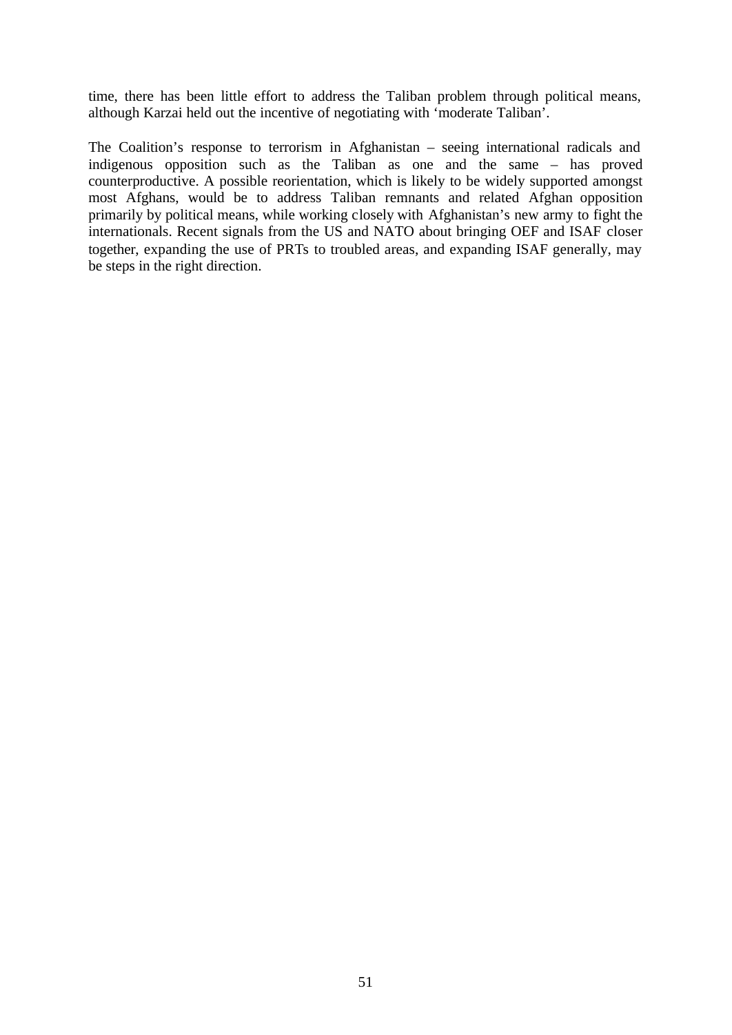time, there has been little effort to address the Taliban problem through political means, although Karzai held out the incentive of negotiating with ‘moderate Taliban’.

The Coalition’s response to terrorism in Afghanistan – seeing international radicals and indigenous opposition such as the Taliban as one and the same – has proved counterproductive. A possible reorientation, which is likely to be widely supported amongst most Afghans, would be to address Taliban remnants and related Afghan opposition primarily by political means, while working closely with Afghanistan’s new army to fight the internationals. Recent signals from the US and NATO about bringing OEF and ISAF closer together, expanding the use of PRTs to troubled areas, and expanding ISAF generally, may be steps in the right direction.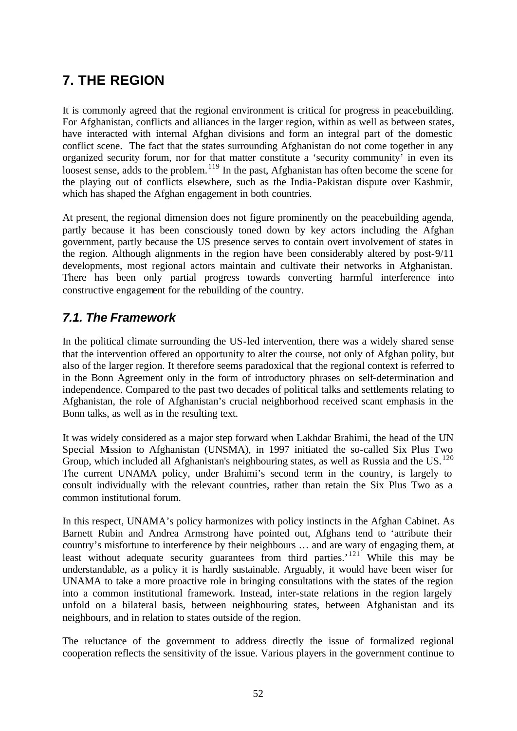# 7. THE REGION

It is commonly agreed that the regional environment is critical for progress in peacebuilding. For Afghanistan, conflicts and alliances in the larger region, within as well as between states, have interacted with internal Afghan divisions and form an integral part of the domestic conflict scene. The fact that the states surrounding Afghanistan do not come together in any organized security forum, nor for that matter constitute a 'security community' in even its loosest sense, adds to the problem.[119] In the past, Afghanistan has often become the scene for the playing out of conflicts elsewhere, such as the India-Pakistan dispute over Kashmir, which has shaped the Afghan engagement in both countries.

At present, the regional dimension does not figure prominently on the peacebuilding agenda, partly because it has been consciously toned down by key actors including the Afghan government, partly because the US presence serves to contain overt involvement of states in the region. Although alignments in the region have been considerably altered by post-9/11 developments, most regional actors maintain and cultivate their networks in Afghanistan. There has been only partial progress towards converting harmful interference into constructive engagement for the rebuilding of the country.

## *7.1. The Framework*

In the political climate surrounding the US-led intervention, there was a widely shared sense that the intervention offered an opportunity to alter the course, not only of Afghan polity, but also of the larger region. It therefore seems paradoxical that the regional context is referred to in the Bonn Agreement only in the form of introductory phrases on self-determination and independence. Compared to the past two decades of political talks and settlements relating to Afghanistan, the role of Afghanistan's crucial neighborhood received scant emphasis in the Bonn talks, as well as in the resulting text.

It was widely considered as a major step forward when Lakhdar Brahimi, the head of the UN Special Mission to Afghanistan (UNSMA), in 1997 initiated the so-called Six Plus Two Group, which included all Afghanistan's neighbouring states, as well as Russia and the US.[120] The current UNAMA policy, under Brahimi's second term in the country, is largely to consult individually with the relevant countries, rather than retain the Six Plus Two as a common institutional forum.

In this respect, UNAMA's policy harmonizes with policy instincts in the Afghan Cabinet. As Barnett Rubin and Andrea Armstrong have pointed out, Afghans tend to 'attribute their country's misfortune to interference by their neighbours … and are wary of engaging them, at least without adequate security guarantees from third parties.'[121] While this may be understandable, as a policy it is hardly sustainable. Arguably, it would have been wiser for UNAMA to take a more proactive role in bringing consultations with the states of the region into a common institutional framework. Instead, inter-state relations in the region largely unfold on a bilateral basis, between neighbouring states, between Afghanistan and its neighbours, and in relation to states outside of the region.

The reluctance of the government to address directly the issue of formalized regional cooperation reflects the sensitivity of the issue. Various players in the government continue to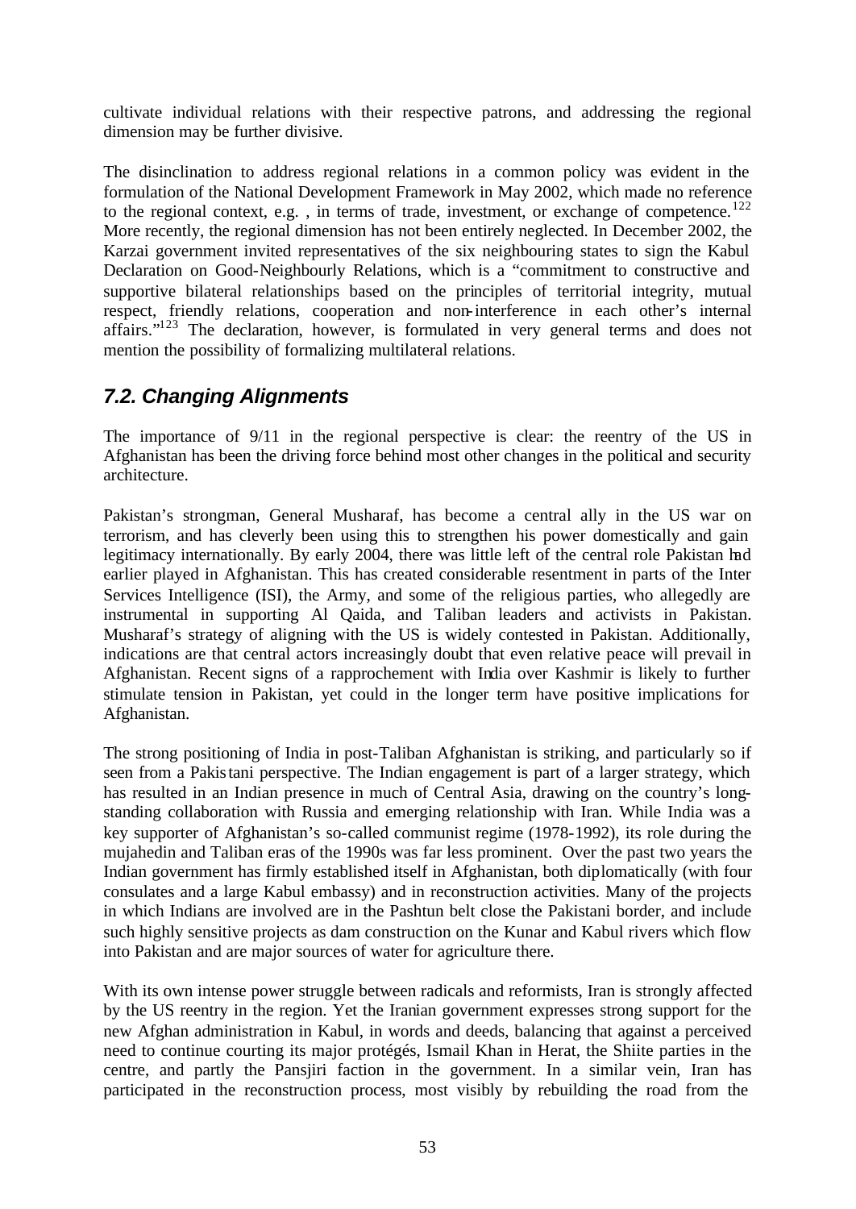cultivate individual relations with their respective patrons, and addressing the regional dimension may be further divisive.

The disinclination to address regional relations in a common policy was evident in the formulation of the National Development Framework in May 2002, which made no reference to the regional context, e.g. , in terms of trade, investment, or exchange of competence.[122] More recently, the regional dimension has not been entirely neglected. In December 2002, the Karzai government invited representatives of the six neighbouring states to sign the Kabul Declaration on Good-Neighbourly Relations, which is a "commitment to constructive and supportive bilateral relationships based on the principles of territorial integrity, mutual respect, friendly relations, cooperation and non-interference in each other's internal affairs."[123] The declaration, however, is formulated in very general terms and does not mention the possibility of formalizing multilateral relations.

## *7.2. Changing Alignments*

The importance of 9/11 in the regional perspective is clear: the reentry of the US in Afghanistan has been the driving force behind most other changes in the political and security architecture.

Pakistan's strongman, General Musharaf, has become a central ally in the US war on terrorism, and has cleverly been using this to strengthen his power domestically and gain legitimacy internationally. By early 2004, there was little left of the central role Pakistan had earlier played in Afghanistan. This has created considerable resentment in parts of the Inter Services Intelligence (ISI), the Army, and some of the religious parties, who allegedly are instrumental in supporting Al Qaida, and Taliban leaders and activists in Pakistan. Musharaf's strategy of aligning with the US is widely contested in Pakistan. Additionally, indications are that central actors increasingly doubt that even relative peace will prevail in Afghanistan. Recent signs of a rapprochement with India over Kashmir is likely to further stimulate tension in Pakistan, yet could in the longer term have positive implications for Afghanistan.

The strong positioning of India in post-Taliban Afghanistan is striking, and particularly so if seen from a Pakistani perspective. The Indian engagement is part of a larger strategy, which has resulted in an Indian presence in much of Central Asia, drawing on the country's long-standing collaboration with Russia and emerging relationship with Iran. While India was a key supporter of Afghanistan's so-called communist regime (1978-1992), its role during the mujahedin and Taliban eras of the 1990s was far less prominent. Over the past two years the Indian government has firmly established itself in Afghanistan, both diplomatically (with four consulates and a large Kabul embassy) and in reconstruction activities. Many of the projects in which Indians are involved are in the Pashtun belt close the Pakistani border, and include such highly sensitive projects as dam construction on the Kunar and Kabul rivers which flow into Pakistan and are major sources of water for agriculture there.

With its own intense power struggle between radicals and reformists, Iran is strongly affected by the US reentry in the region. Yet the Iranian government expresses strong support for the new Afghan administration in Kabul, in words and deeds, balancing that against a perceived need to continue courting its major protégés, Ismail Khan in Herat, the Shiite parties in the centre, and partly the Pansjiri faction in the government. In a similar vein, Iran has participated in the reconstruction process, most visibly by rebuilding the road from the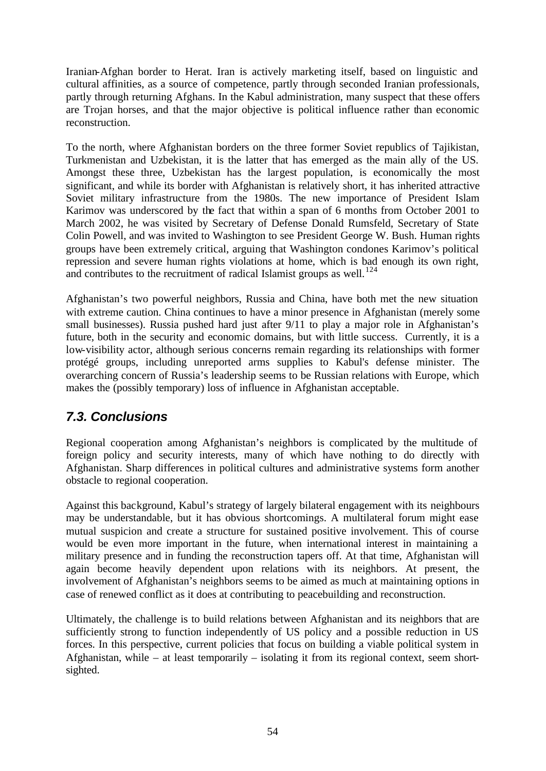Iranian-Afghan border to Herat. Iran is actively marketing itself, based on linguistic and cultural affinities, as a source of competence, partly through seconded Iranian professionals, partly through returning Afghans. In the Kabul administration, many suspect that these offers are Trojan horses, and that the major objective is political influence rather than economic reconstruction.

To the north, where Afghanistan borders on the three former Soviet republics of Tajikistan, Turkmenistan and Uzbekistan, it is the latter that has emerged as the main ally of the US. Amongst these three, Uzbekistan has the largest population, is economically the most significant, and while its border with Afghanistan is relatively short, it has inherited attractive Soviet military infrastructure from the 1980s. The new importance of President Islam Karimov was underscored by the fact that within a span of 6 months from October 2001 to March 2002, he was visited by Secretary of Defense Donald Rumsfeld, Secretary of State Colin Powell, and was invited to Washington to see President George W. Bush. Human rights groups have been extremely critical, arguing that Washington condones Karimov's political repression and severe human rights violations at home, which is bad enough its own right, and contributes to the recruitment of radical Islamist groups as well.[124]

Afghanistan's two powerful neighbors, Russia and China, have both met the new situation with extreme caution. China continues to have a minor presence in Afghanistan (merely some small businesses). Russia pushed hard just after 9/11 to play a major role in Afghanistan's future, both in the security and economic domains, but with little success. Currently, it is a low-visibility actor, although serious concerns remain regarding its relationships with former protégé groups, including unreported arms supplies to Kabul's defense minister. The overarching concern of Russia's leadership seems to be Russian relations with Europe, which makes the (possibly temporary) loss of influence in Afghanistan acceptable.

## *7.3. Conclusions*

Regional cooperation among Afghanistan's neighbors is complicated by the multitude of foreign policy and security interests, many of which have nothing to do directly with Afghanistan. Sharp differences in political cultures and administrative systems form another obstacle to regional cooperation.

Against this background, Kabul's strategy of largely bilateral engagement with its neighbours may be understandable, but it has obvious shortcomings. A multilateral forum might ease mutual suspicion and create a structure for sustained positive involvement. This of course would be even more important in the future, when international interest in maintaining a military presence and in funding the reconstruction tapers off. At that time, Afghanistan will again become heavily dependent upon relations with its neighbors. At present, the involvement of Afghanistan's neighbors seems to be aimed as much at maintaining options in case of renewed conflict as it does at contributing to peacebuilding and reconstruction.

Ultimately, the challenge is to build relations between Afghanistan and its neighbors that are sufficiently strong to function independently of US policy and a possible reduction in US forces. In this perspective, current policies that focus on building a viable political system in Afghanistan, while – at least temporarily – isolating it from its regional context, seem short-sighted.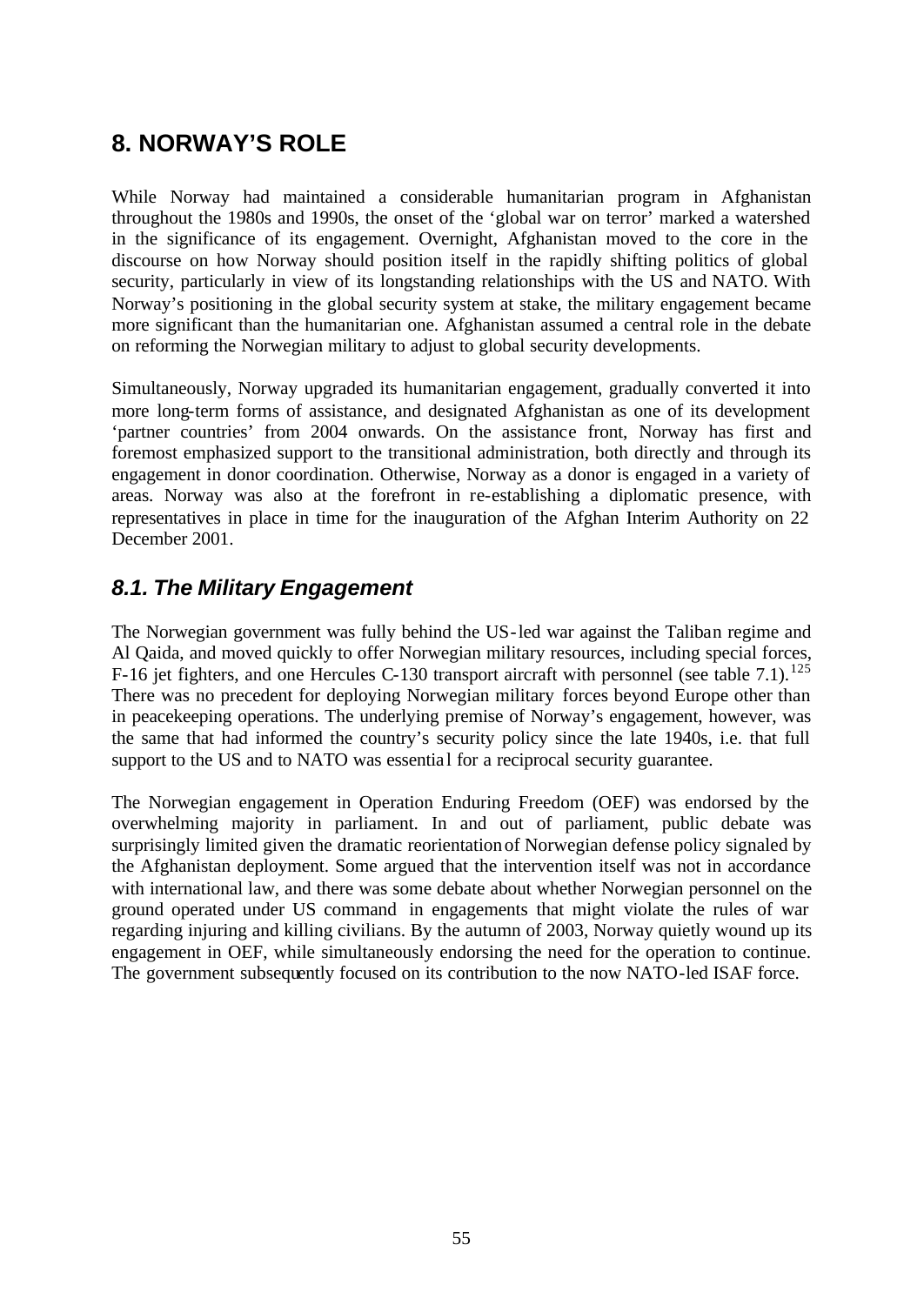## 8. NORWAY'S ROLE

While Norway had maintained a considerable humanitarian program in Afghanistan throughout the 1980s and 1990s, the onset of the 'global war on terror' marked a watershed in the significance of its engagement. Overnight, Afghanistan moved to the core in the discourse on how Norway should position itself in the rapidly shifting politics of global security, particularly in view of its longstanding relationships with the US and NATO. With Norway's positioning in the global security system at stake, the military engagement became more significant than the humanitarian one. Afghanistan assumed a central role in the debate on reforming the Norwegian military to adjust to global security developments.

Simultaneously, Norway upgraded its humanitarian engagement, gradually converted it into more long-term forms of assistance, and designated Afghanistan as one of its development 'partner countries' from 2004 onwards. On the assistance front, Norway has first and foremost emphasized support to the transitional administration, both directly and through its engagement in donor coordination. Otherwise, Norway as a donor is engaged in a variety of areas. Norway was also at the forefront in re-establishing a diplomatic presence, with representatives in place in time for the inauguration of the Afghan Interim Authority on 22 December 2001.

### *8.1. The Military Engagement*

The Norwegian government was fully behind the US-led war against the Taliban regime and Al Qaida, and moved quickly to offer Norwegian military resources, including special forces, F-16 jet fighters, and one Hercules C-130 transport aircraft with personnel (see table 7.1).[125] There was no precedent for deploying Norwegian military forces beyond Europe other than in peacekeeping operations. The underlying premise of Norway's engagement, however, was the same that had informed the country's security policy since the late 1940s, i.e. that full support to the US and to NATO was essential for a reciprocal security guarantee.

The Norwegian engagement in Operation Enduring Freedom (OEF) was endorsed by the overwhelming majority in parliament. In and out of parliament, public debate was surprisingly limited given the dramatic reorientation of Norwegian defense policy signaled by the Afghanistan deployment. Some argued that the intervention itself was not in accordance with international law, and there was some debate about whether Norwegian personnel on the ground operated under US command in engagements that might violate the rules of war regarding injuring and killing civilians. By the autumn of 2003, Norway quietly wound up its engagement in OEF, while simultaneously endorsing the need for the operation to continue. The government subsequently focused on its contribution to the now NATO-led ISAF force.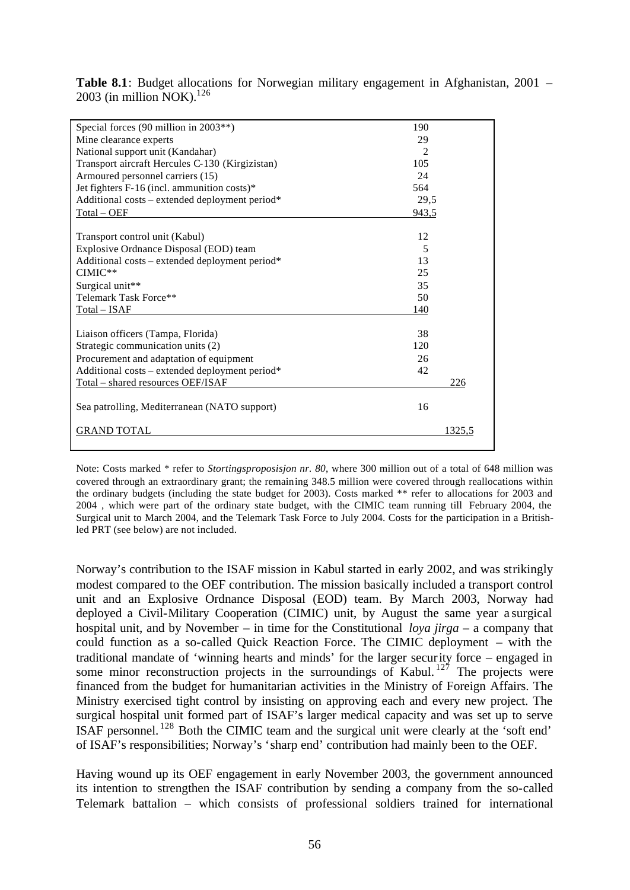**Table 8.1**: Budget allocations for Norwegian military engagement in Afghanistan, 2001 – 2003 (in million NOK).[126]

| | | |
|---|---|---|
| Special forces (90 million in 2003**) | 190 | |
| Mine clearance experts | 29 | |
| National support unit (Kandahar) | 2 | |
| Transport aircraft Hercules C-130 (Kirgizistan) | 105 | |
| Armoured personnel carriers (15) | 24 | |
| Jet fighters F-16 (incl. ammunition costs)* | 564 | |
| Additional costs – extended deployment period* | 29,5 | |
| Total – OEF | 943,5 | |
| | | |
| Transport control unit (Kabul) | 12 | |
| Explosive Ordnance Disposal (EOD) team | 5 | |
| Additional costs – extended deployment period* | 13 | |
| CIMIC** | 25 | |
| Surgical unit** | 35 | |
| Telemark Task Force** | 50 | |
| Total – ISAF | 140 | |
| | | |
| Liaison officers (Tampa, Florida) | 38 | |
| Strategic communication units (2) | 120 | |
| Procurement and adaptation of equipment | 26 | |
| Additional costs – extended deployment period* | 42 | |
| Total – shared resources OEF/ISAF | | 226 |
| | | |
| Sea patrolling, Mediterranean (NATO support) | 16 | |
| | | |
| GRAND TOTAL | | 1325,5 |

Note: Costs marked * refer to *Stortingsproposisjon nr. 80*, where 300 million out of a total of 648 million was covered through an extraordinary grant; the remaining 348.5 million were covered through reallocations within the ordinary budgets (including the state budget for 2003). Costs marked ** refer to allocations for 2003 and 2004 , which were part of the ordinary state budget, with the CIMIC team running till February 2004, the Surgical unit to March 2004, and the Telemark Task Force to July 2004. Costs for the participation in a British-led PRT (see below) are not included.

Norway's contribution to the ISAF mission in Kabul started in early 2002, and was strikingly modest compared to the OEF contribution. The mission basically included a transport control unit and an Explosive Ordnance Disposal (EOD) team. By March 2003, Norway had deployed a Civil-Military Cooperation (CIMIC) unit, by August the same year a surgical hospital unit, and by November – in time for the Constitutional *loya jirga* – a company that could function as a so-called Quick Reaction Force. The CIMIC deployment – with the traditional mandate of 'winning hearts and minds' for the larger security force – engaged in some minor reconstruction projects in the surroundings of Kabul.[127] The projects were financed from the budget for humanitarian activities in the Ministry of Foreign Affairs. The Ministry exercised tight control by insisting on approving each and every new project. The surgical hospital unit formed part of ISAF's larger medical capacity and was set up to serve ISAF personnel.[128] Both the CIMIC team and the surgical unit were clearly at the 'soft end' of ISAF's responsibilities; Norway's 'sharp end' contribution had mainly been to the OEF.

Having wound up its OEF engagement in early November 2003, the government announced its intention to strengthen the ISAF contribution by sending a company from the so-called Telemark battalion – which consists of professional soldiers trained for international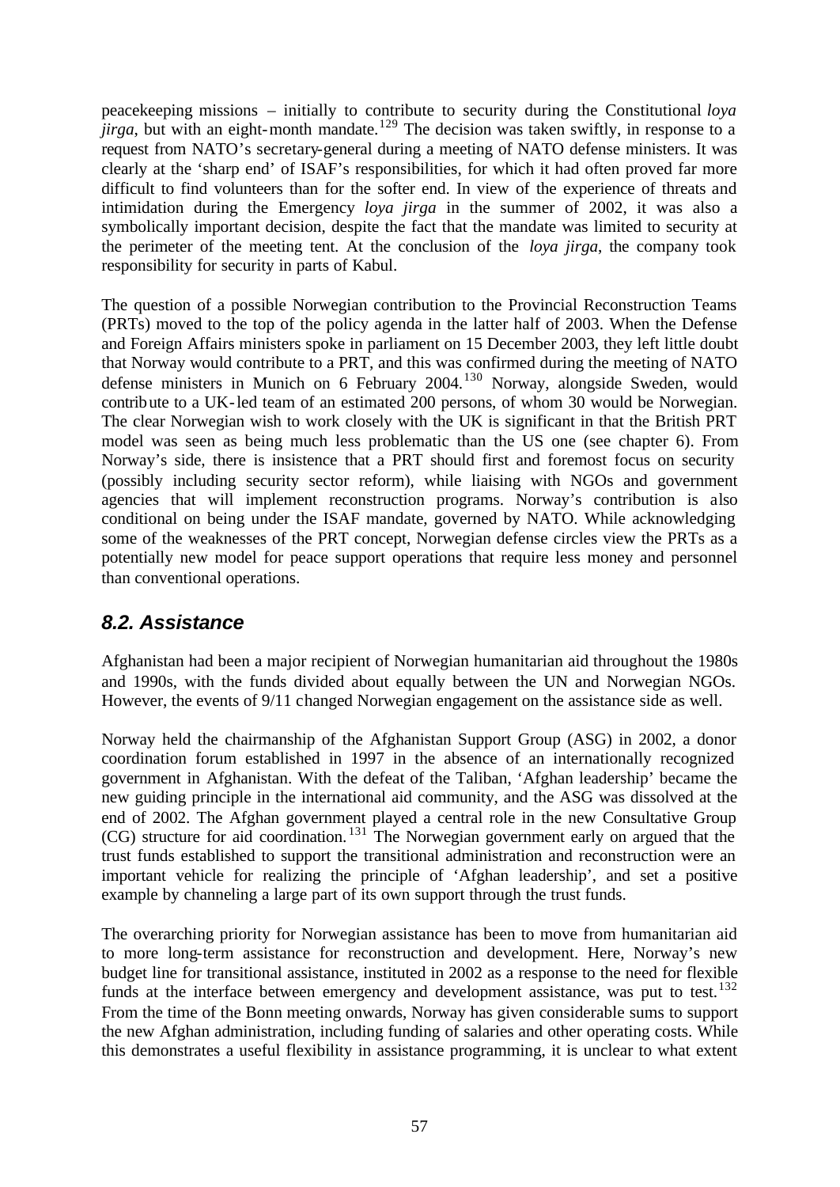peacekeeping missions – initially to contribute to security during the Constitutional *loya jirga*, but with an eight-month mandate.[129] The decision was taken swiftly, in response to a request from NATO's secretary-general during a meeting of NATO defense ministers. It was clearly at the 'sharp end' of ISAF's responsibilities, for which it had often proved far more difficult to find volunteers than for the softer end. In view of the experience of threats and intimidation during the Emergency *loya jirga* in the summer of 2002, it was also a symbolically important decision, despite the fact that the mandate was limited to security at the perimeter of the meeting tent. At the conclusion of the *loya jirga*, the company took responsibility for security in parts of Kabul.

The question of a possible Norwegian contribution to the Provincial Reconstruction Teams (PRTs) moved to the top of the policy agenda in the latter half of 2003. When the Defense and Foreign Affairs ministers spoke in parliament on 15 December 2003, they left little doubt that Norway would contribute to a PRT, and this was confirmed during the meeting of NATO defense ministers in Munich on 6 February 2004.[130] Norway, alongside Sweden, would contribute to a UK-led team of an estimated 200 persons, of whom 30 would be Norwegian. The clear Norwegian wish to work closely with the UK is significant in that the British PRT model was seen as being much less problematic than the US one (see chapter 6). From Norway's side, there is insistence that a PRT should first and foremost focus on security (possibly including security sector reform), while liaising with NGOs and government agencies that will implement reconstruction programs. Norway's contribution is also conditional on being under the ISAF mandate, governed by NATO. While acknowledging some of the weaknesses of the PRT concept, Norwegian defense circles view the PRTs as a potentially new model for peace support operations that require less money and personnel than conventional operations.

## *8.2. Assistance*

Afghanistan had been a major recipient of Norwegian humanitarian aid throughout the 1980s and 1990s, with the funds divided about equally between the UN and Norwegian NGOs. However, the events of 9/11 changed Norwegian engagement on the assistance side as well.

Norway held the chairmanship of the Afghanistan Support Group (ASG) in 2002, a donor coordination forum established in 1997 in the absence of an internationally recognized government in Afghanistan. With the defeat of the Taliban, 'Afghan leadership' became the new guiding principle in the international aid community, and the ASG was dissolved at the end of 2002. The Afghan government played a central role in the new Consultative Group (CG) structure for aid coordination.[131] The Norwegian government early on argued that the trust funds established to support the transitional administration and reconstruction were an important vehicle for realizing the principle of 'Afghan leadership', and set a positive example by channeling a large part of its own support through the trust funds.

The overarching priority for Norwegian assistance has been to move from humanitarian aid to more long-term assistance for reconstruction and development. Here, Norway's new budget line for transitional assistance, instituted in 2002 as a response to the need for flexible funds at the interface between emergency and development assistance, was put to test.[132] From the time of the Bonn meeting onwards, Norway has given considerable sums to support the new Afghan administration, including funding of salaries and other operating costs. While this demonstrates a useful flexibility in assistance programming, it is unclear to what extent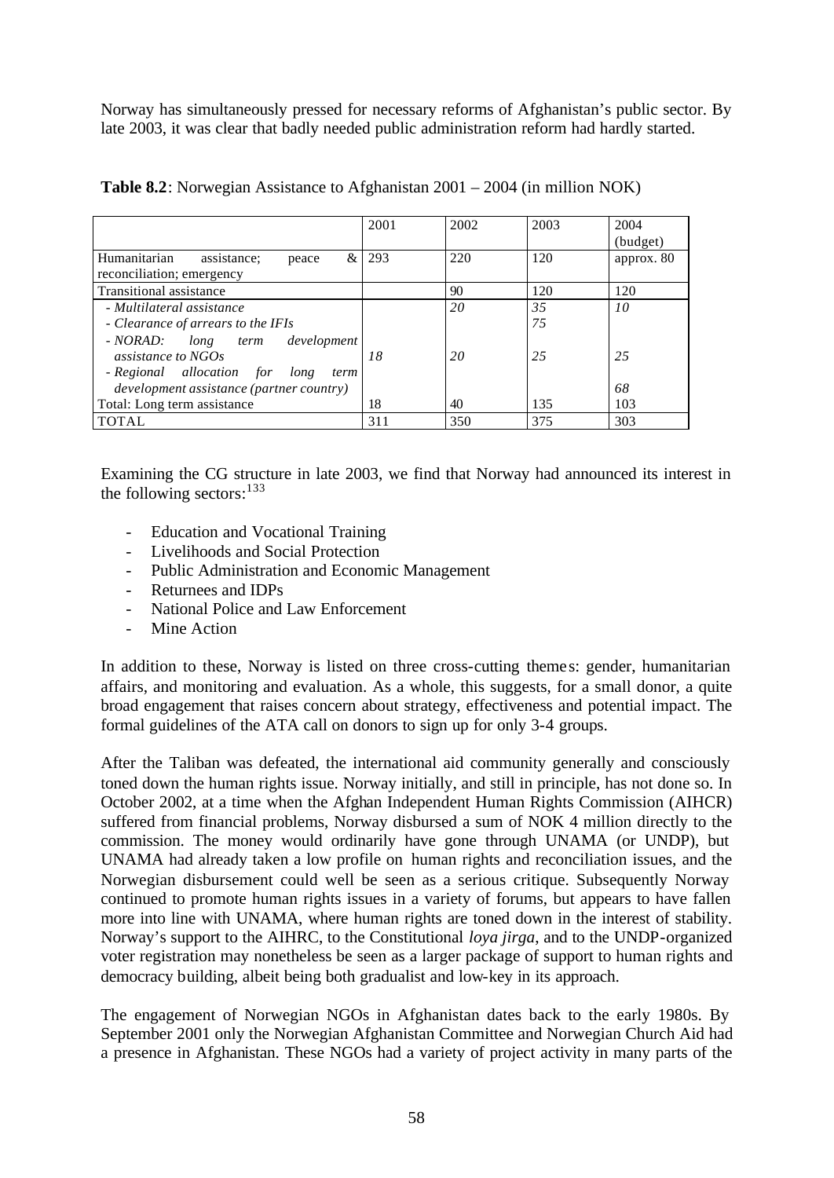Norway has simultaneously pressed for necessary reforms of Afghanistan's public sector. By late 2003, it was clear that badly needed public administration reform had hardly started.

**Table 8.2**: Norwegian Assistance to Afghanistan 2001 – 2004 (in million NOK)

| | 2001 | 2002 | 2003 | 2004 (budget) |
|---|---|---|---|---|
| Humanitarian assistance; peace & reconciliation; emergency | 293 | 220 | 120 | approx. 80 |
| Transitional assistance | | 90 | 120 | 120 |
| *- Multilateral assistance* | | *20* | *35* | *10* |
| *- Clearance of arrears to the IFIs* | | | *75* | |
| *- NORAD: long term development assistance to NGOs* | *18* | *20* | *25* | *25* |
| *- Regional allocation for long term development assistance (partner country)* | | | | *68* |
| Total: Long term assistance | 18 | 40 | 135 | 103 |
| TOTAL | 311 | 350 | 375 | 303 |

Examining the CG structure in late 2003, we find that Norway had announced its interest in the following sectors:[133]

- Education and Vocational Training
- Livelihoods and Social Protection
- Public Administration and Economic Management
- Returnees and IDPs
- National Police and Law Enforcement
- Mine Action

In addition to these, Norway is listed on three cross-cutting themes: gender, humanitarian affairs, and monitoring and evaluation. As a whole, this suggests, for a small donor, a quite broad engagement that raises concern about strategy, effectiveness and potential impact. The formal guidelines of the ATA call on donors to sign up for only 3-4 groups.

After the Taliban was defeated, the international aid community generally and consciously toned down the human rights issue. Norway initially, and still in principle, has not done so. In October 2002, at a time when the Afghan Independent Human Rights Commission (AIHCR) suffered from financial problems, Norway disbursed a sum of NOK 4 million directly to the commission. The money would ordinarily have gone through UNAMA (or UNDP), but UNAMA had already taken a low profile on human rights and reconciliation issues, and the Norwegian disbursement could well be seen as a serious critique. Subsequently Norway continued to promote human rights issues in a variety of forums, but appears to have fallen more into line with UNAMA, where human rights are toned down in the interest of stability. Norway's support to the AIHRC, to the Constitutional *loya jirga*, and to the UNDP-organized voter registration may nonetheless be seen as a larger package of support to human rights and democracy building, albeit being both gradualist and low-key in its approach.

The engagement of Norwegian NGOs in Afghanistan dates back to the early 1980s. By September 2001 only the Norwegian Afghanistan Committee and Norwegian Church Aid had a presence in Afghanistan. These NGOs had a variety of project activity in many parts of the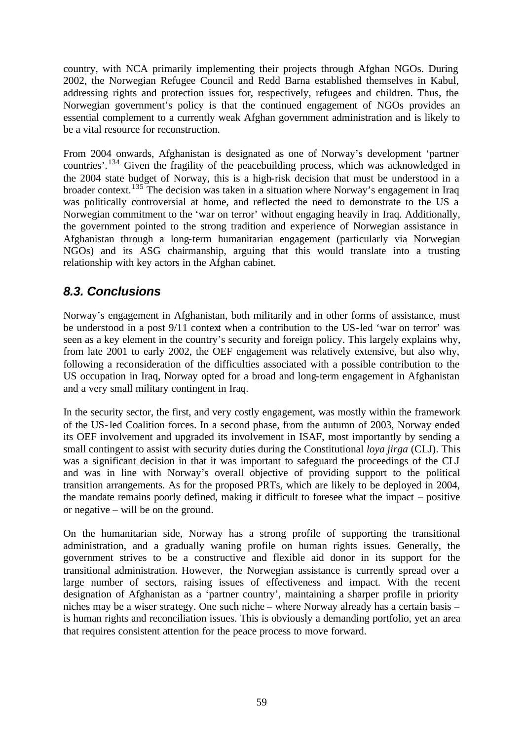country, with NCA primarily implementing their projects through Afghan NGOs. During 2002, the Norwegian Refugee Council and Redd Barna established themselves in Kabul, addressing rights and protection issues for, respectively, refugees and children. Thus, the Norwegian government's policy is that the continued engagement of NGOs provides an essential complement to a currently weak Afghan government administration and is likely to be a vital resource for reconstruction.

From 2004 onwards, Afghanistan is designated as one of Norway's development 'partner countries'.[134] Given the fragility of the peacebuilding process, which was acknowledged in the 2004 state budget of Norway, this is a high-risk decision that must be understood in a broader context.[135] The decision was taken in a situation where Norway's engagement in Iraq was politically controversial at home, and reflected the need to demonstrate to the US a Norwegian commitment to the 'war on terror' without engaging heavily in Iraq. Additionally, the government pointed to the strong tradition and experience of Norwegian assistance in Afghanistan through a long-term humanitarian engagement (particularly via Norwegian NGOs) and its ASG chairmanship, arguing that this would translate into a trusting relationship with key actors in the Afghan cabinet.

## *8.3. Conclusions*

Norway's engagement in Afghanistan, both militarily and in other forms of assistance, must be understood in a post 9/11 context when a contribution to the US-led 'war on terror' was seen as a key element in the country's security and foreign policy. This largely explains why, from late 2001 to early 2002, the OEF engagement was relatively extensive, but also why, following a reconsideration of the difficulties associated with a possible contribution to the US occupation in Iraq, Norway opted for a broad and long-term engagement in Afghanistan and a very small military contingent in Iraq.

In the security sector, the first, and very costly engagement, was mostly within the framework of the US-led Coalition forces. In a second phase, from the autumn of 2003, Norway ended its OEF involvement and upgraded its involvement in ISAF, most importantly by sending a small contingent to assist with security duties during the Constitutional *loya jirga* (CLJ). This was a significant decision in that it was important to safeguard the proceedings of the CLJ and was in line with Norway's overall objective of providing support to the political transition arrangements. As for the proposed PRTs, which are likely to be deployed in 2004, the mandate remains poorly defined, making it difficult to foresee what the impact – positive or negative – will be on the ground.

On the humanitarian side, Norway has a strong profile of supporting the transitional administration, and a gradually waning profile on human rights issues. Generally, the government strives to be a constructive and flexible aid donor in its support for the transitional administration. However, the Norwegian assistance is currently spread over a large number of sectors, raising issues of effectiveness and impact. With the recent designation of Afghanistan as a 'partner country', maintaining a sharper profile in priority niches may be a wiser strategy. One such niche – where Norway already has a certain basis – is human rights and reconciliation issues. This is obviously a demanding portfolio, yet an area that requires consistent attention for the peace process to move forward.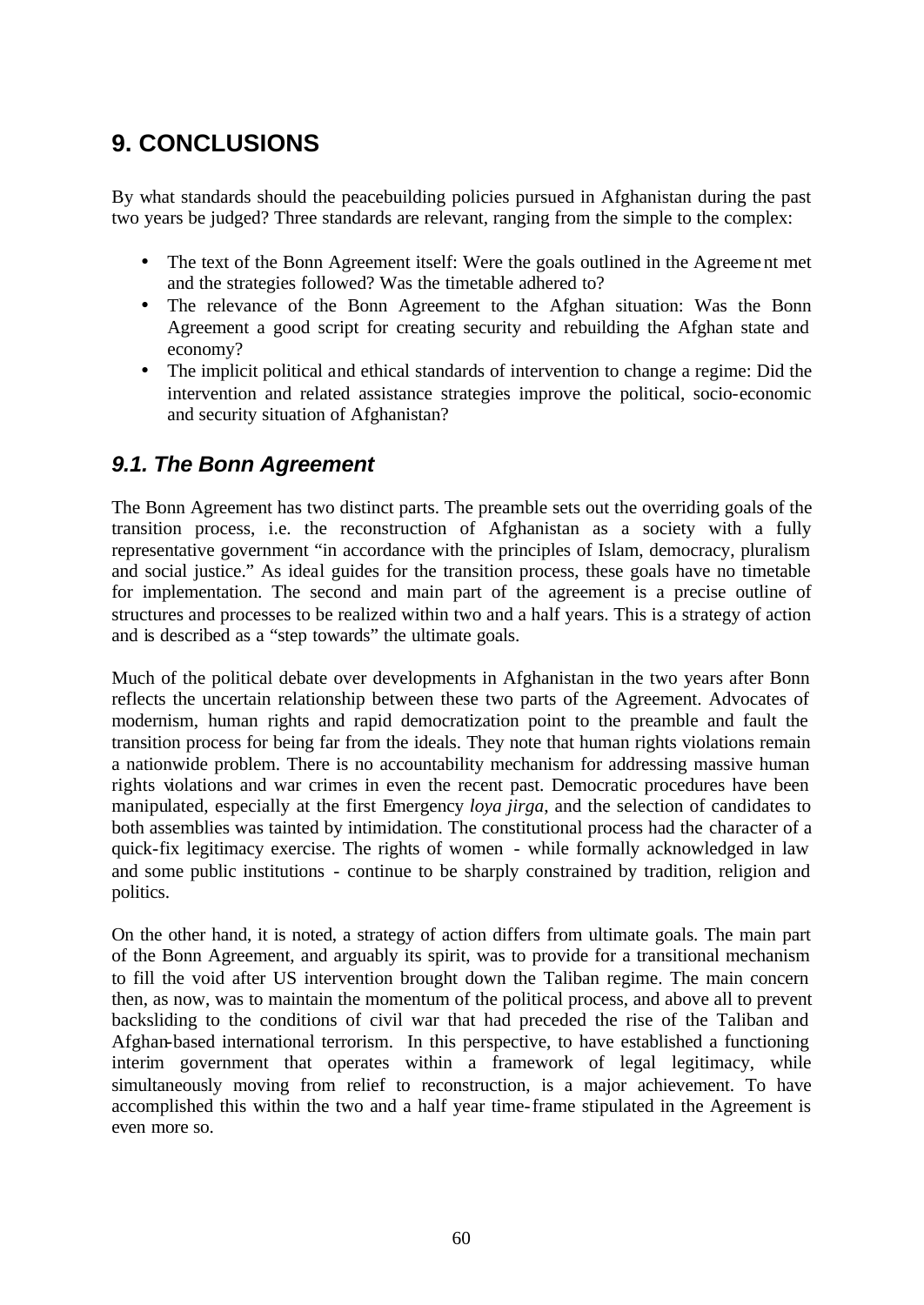# 9. CONCLUSIONS

By what standards should the peacebuilding policies pursued in Afghanistan during the past two years be judged? Three standards are relevant, ranging from the simple to the complex:

- The text of the Bonn Agreement itself: Were the goals outlined in the Agreement met and the strategies followed? Was the timetable adhered to?
- The relevance of the Bonn Agreement to the Afghan situation: Was the Bonn Agreement a good script for creating security and rebuilding the Afghan state and economy?
- The implicit political and ethical standards of intervention to change a regime: Did the intervention and related assistance strategies improve the political, socio-economic and security situation of Afghanistan?

## *9.1. The Bonn Agreement*

The Bonn Agreement has two distinct parts. The preamble sets out the overriding goals of the transition process, i.e. the reconstruction of Afghanistan as a society with a fully representative government "in accordance with the principles of Islam, democracy, pluralism and social justice." As ideal guides for the transition process, these goals have no timetable for implementation. The second and main part of the agreement is a precise outline of structures and processes to be realized within two and a half years. This is a strategy of action and is described as a "step towards" the ultimate goals.

Much of the political debate over developments in Afghanistan in the two years after Bonn reflects the uncertain relationship between these two parts of the Agreement. Advocates of modernism, human rights and rapid democratization point to the preamble and fault the transition process for being far from the ideals. They note that human rights violations remain a nationwide problem. There is no accountability mechanism for addressing massive human rights violations and war crimes in even the recent past. Democratic procedures have been manipulated, especially at the first Emergency *loya jirga*, and the selection of candidates to both assemblies was tainted by intimidation. The constitutional process had the character of a quick-fix legitimacy exercise. The rights of women - while formally acknowledged in law and some public institutions - continue to be sharply constrained by tradition, religion and politics.

On the other hand, it is noted, a strategy of action differs from ultimate goals. The main part of the Bonn Agreement, and arguably its spirit, was to provide for a transitional mechanism to fill the void after US intervention brought down the Taliban regime. The main concern then, as now, was to maintain the momentum of the political process, and above all to prevent backsliding to the conditions of civil war that had preceded the rise of the Taliban and Afghan-based international terrorism. In this perspective, to have established a functioning interim government that operates within a framework of legal legitimacy, while simultaneously moving from relief to reconstruction, is a major achievement. To have accomplished this within the two and a half year time-frame stipulated in the Agreement is even more so.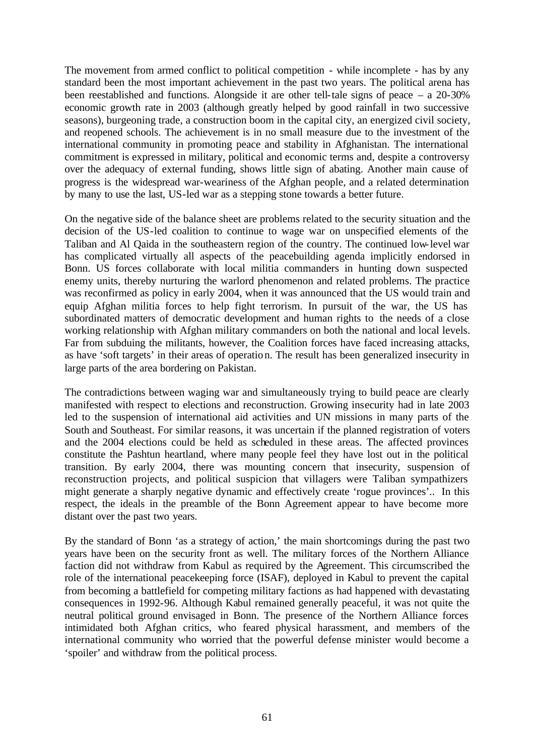The movement from armed conflict to political competition - while incomplete - has by any standard been the most important achievement in the past two years. The political arena has been reestablished and functions. Alongside it are other tell-tale signs of peace – a 20-30% economic growth rate in 2003 (although greatly helped by good rainfall in two successive seasons), burgeoning trade, a construction boom in the capital city, an energized civil society, and reopened schools. The achievement is in no small measure due to the investment of the international community in promoting peace and stability in Afghanistan. The international commitment is expressed in military, political and economic terms and, despite a controversy over the adequacy of external funding, shows little sign of abating. Another main cause of progress is the widespread war-weariness of the Afghan people, and a related determination by many to use the last, US-led war as a stepping stone towards a better future.

On the negative side of the balance sheet are problems related to the security situation and the decision of the US-led coalition to continue to wage war on unspecified elements of the Taliban and Al Qaida in the southeastern region of the country. The continued low-level war has complicated virtually all aspects of the peacebuilding agenda implicitly endorsed in Bonn. US forces collaborate with local militia commanders in hunting down suspected enemy units, thereby nurturing the warlord phenomenon and related problems. The practice was reconfirmed as policy in early 2004, when it was announced that the US would train and equip Afghan militia forces to help fight terrorism. In pursuit of the war, the US has subordinated matters of democratic development and human rights to the needs of a close working relationship with Afghan military commanders on both the national and local levels. Far from subduing the militants, however, the Coalition forces have faced increasing attacks, as have 'soft targets' in their areas of operation. The result has been generalized insecurity in large parts of the area bordering on Pakistan.

The contradictions between waging war and simultaneously trying to build peace are clearly manifested with respect to elections and reconstruction. Growing insecurity had in late 2003 led to the suspension of international aid activities and UN missions in many parts of the South and Southeast. For similar reasons, it was uncertain if the planned registration of voters and the 2004 elections could be held as scheduled in these areas. The affected provinces constitute the Pashtun heartland, where many people feel they have lost out in the political transition. By early 2004, there was mounting concern that insecurity, suspension of reconstruction projects, and political suspicion that villagers were Taliban sympathizers might generate a sharply negative dynamic and effectively create 'rogue provinces'.. In this respect, the ideals in the preamble of the Bonn Agreement appear to have become more distant over the past two years.

By the standard of Bonn 'as a strategy of action,' the main shortcomings during the past two years have been on the security front as well. The military forces of the Northern Alliance faction did not withdraw from Kabul as required by the Agreement. This circumscribed the role of the international peacekeeping force (ISAF), deployed in Kabul to prevent the capital from becoming a battlefield for competing military factions as had happened with devastating consequences in 1992-96. Although Kabul remained generally peaceful, it was not quite the neutral political ground envisaged in Bonn. The presence of the Northern Alliance forces intimidated both Afghan critics, who feared physical harassment, and members of the international community who worried that the powerful defense minister would become a 'spoiler' and withdraw from the political process.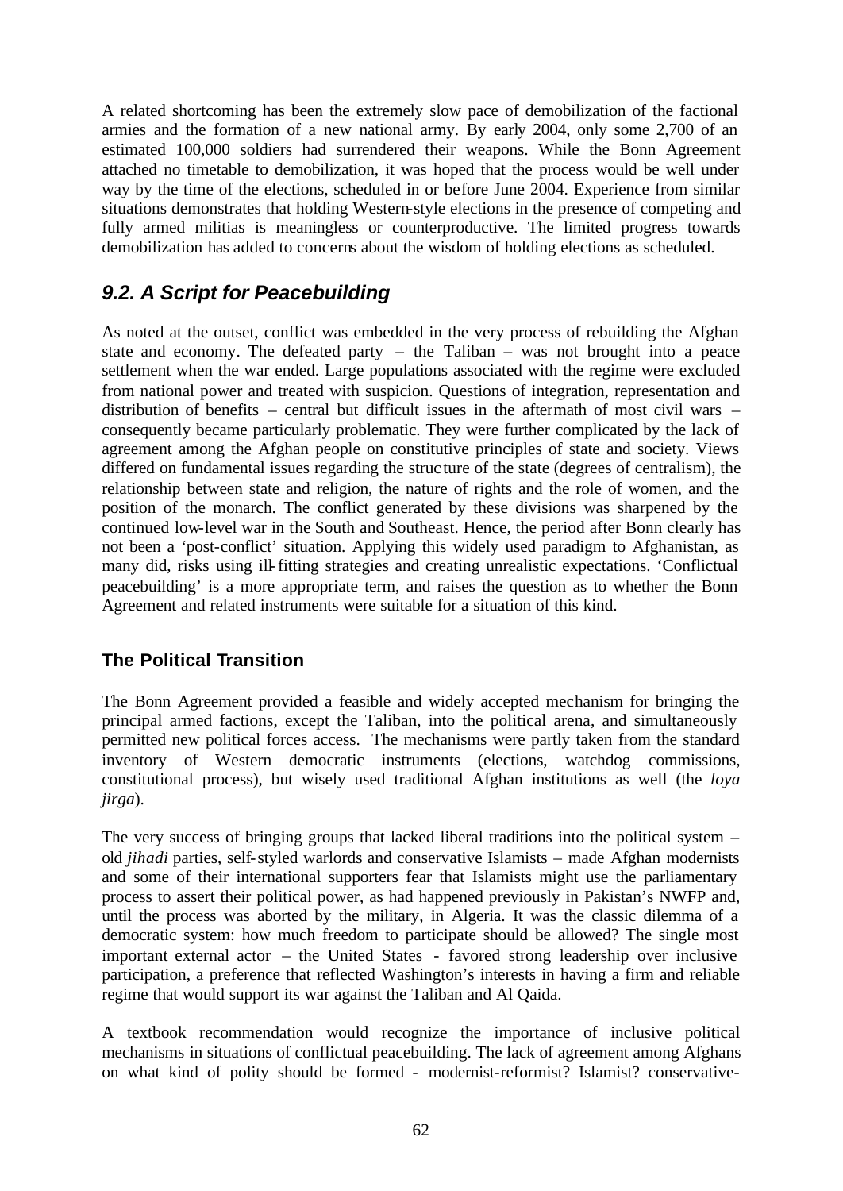A related shortcoming has been the extremely slow pace of demobilization of the factional armies and the formation of a new national army. By early 2004, only some 2,700 of an estimated 100,000 soldiers had surrendered their weapons. While the Bonn Agreement attached no timetable to demobilization, it was hoped that the process would be well under way by the time of the elections, scheduled in or before June 2004. Experience from similar situations demonstrates that holding Western-style elections in the presence of competing and fully armed militias is meaningless or counterproductive. The limited progress towards demobilization has added to concerns about the wisdom of holding elections as scheduled.

## *9.2. A Script for Peacebuilding*

As noted at the outset, conflict was embedded in the very process of rebuilding the Afghan state and economy. The defeated party – the Taliban – was not brought into a peace settlement when the war ended. Large populations associated with the regime were excluded from national power and treated with suspicion. Questions of integration, representation and distribution of benefits – central but difficult issues in the aftermath of most civil wars – consequently became particularly problematic. They were further complicated by the lack of agreement among the Afghan people on constitutive principles of state and society. Views differed on fundamental issues regarding the structure of the state (degrees of centralism), the relationship between state and religion, the nature of rights and the role of women, and the position of the monarch. The conflict generated by these divisions was sharpened by the continued low-level war in the South and Southeast. Hence, the period after Bonn clearly has not been a 'post-conflict' situation. Applying this widely used paradigm to Afghanistan, as many did, risks using ill-fitting strategies and creating unrealistic expectations. 'Conflictual peacebuilding' is a more appropriate term, and raises the question as to whether the Bonn Agreement and related instruments were suitable for a situation of this kind.

### The Political Transition

The Bonn Agreement provided a feasible and widely accepted mechanism for bringing the principal armed factions, except the Taliban, into the political arena, and simultaneously permitted new political forces access. The mechanisms were partly taken from the standard inventory of Western democratic instruments (elections, watchdog commissions, constitutional process), but wisely used traditional Afghan institutions as well (the *loya jirga*).

The very success of bringing groups that lacked liberal traditions into the political system – old *jihadi* parties, self-styled warlords and conservative Islamists – made Afghan modernists and some of their international supporters fear that Islamists might use the parliamentary process to assert their political power, as had happened previously in Pakistan's NWFP and, until the process was aborted by the military, in Algeria. It was the classic dilemma of a democratic system: how much freedom to participate should be allowed? The single most important external actor – the United States - favored strong leadership over inclusive participation, a preference that reflected Washington's interests in having a firm and reliable regime that would support its war against the Taliban and Al Qaida.

A textbook recommendation would recognize the importance of inclusive political mechanisms in situations of conflictual peacebuilding. The lack of agreement among Afghans on what kind of polity should be formed - modernist-reformist? Islamist? conservative-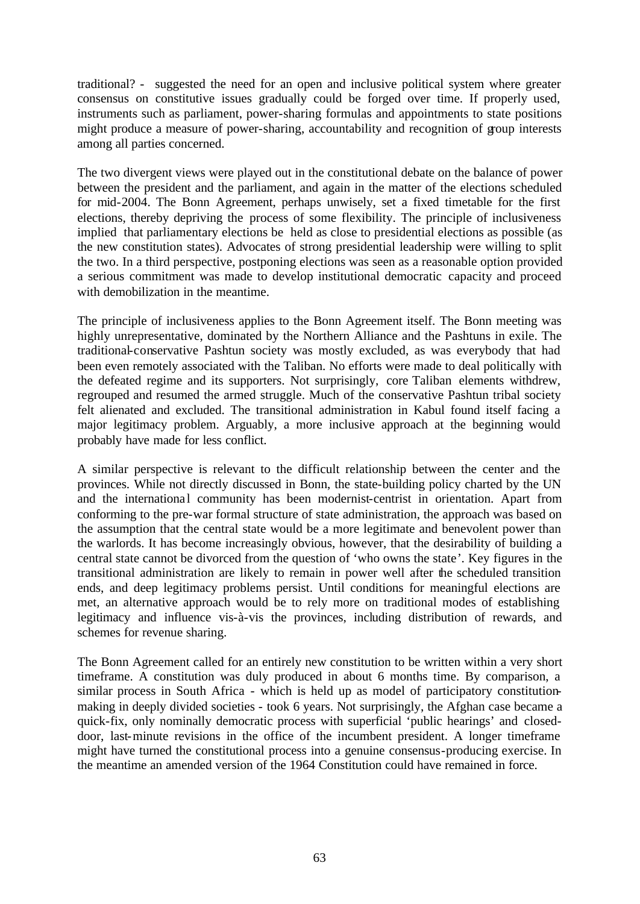traditional? - suggested the need for an open and inclusive political system where greater consensus on constitutive issues gradually could be forged over time. If properly used, instruments such as parliament, power-sharing formulas and appointments to state positions might produce a measure of power-sharing, accountability and recognition of group interests among all parties concerned.

The two divergent views were played out in the constitutional debate on the balance of power between the president and the parliament, and again in the matter of the elections scheduled for mid-2004. The Bonn Agreement, perhaps unwisely, set a fixed timetable for the first elections, thereby depriving the process of some flexibility. The principle of inclusiveness implied that parliamentary elections be held as close to presidential elections as possible (as the new constitution states). Advocates of strong presidential leadership were willing to split the two. In a third perspective, postponing elections was seen as a reasonable option provided a serious commitment was made to develop institutional democratic capacity and proceed with demobilization in the meantime.

The principle of inclusiveness applies to the Bonn Agreement itself. The Bonn meeting was highly unrepresentative, dominated by the Northern Alliance and the Pashtuns in exile. The traditional-conservative Pashtun society was mostly excluded, as was everybody that had been even remotely associated with the Taliban. No efforts were made to deal politically with the defeated regime and its supporters. Not surprisingly, core Taliban elements withdrew, regrouped and resumed the armed struggle. Much of the conservative Pashtun tribal society felt alienated and excluded. The transitional administration in Kabul found itself facing a major legitimacy problem. Arguably, a more inclusive approach at the beginning would probably have made for less conflict.

A similar perspective is relevant to the difficult relationship between the center and the provinces. While not directly discussed in Bonn, the state-building policy charted by the UN and the international community has been modernist-centrist in orientation. Apart from conforming to the pre-war formal structure of state administration, the approach was based on the assumption that the central state would be a more legitimate and benevolent power than the warlords. It has become increasingly obvious, however, that the desirability of building a central state cannot be divorced from the question of 'who owns the state'. Key figures in the transitional administration are likely to remain in power well after the scheduled transition ends, and deep legitimacy problems persist. Until conditions for meaningful elections are met, an alternative approach would be to rely more on traditional modes of establishing legitimacy and influence vis-à-vis the provinces, including distribution of rewards, and schemes for revenue sharing.

The Bonn Agreement called for an entirely new constitution to be written within a very short timeframe. A constitution was duly produced in about 6 months time. By comparison, a similar process in South Africa - which is held up as model of participatory constitution-making in deeply divided societies - took 6 years. Not surprisingly, the Afghan case became a quick-fix, only nominally democratic process with superficial 'public hearings' and closed-door, last-minute revisions in the office of the incumbent president. A longer timeframe might have turned the constitutional process into a genuine consensus-producing exercise. In the meantime an amended version of the 1964 Constitution could have remained in force.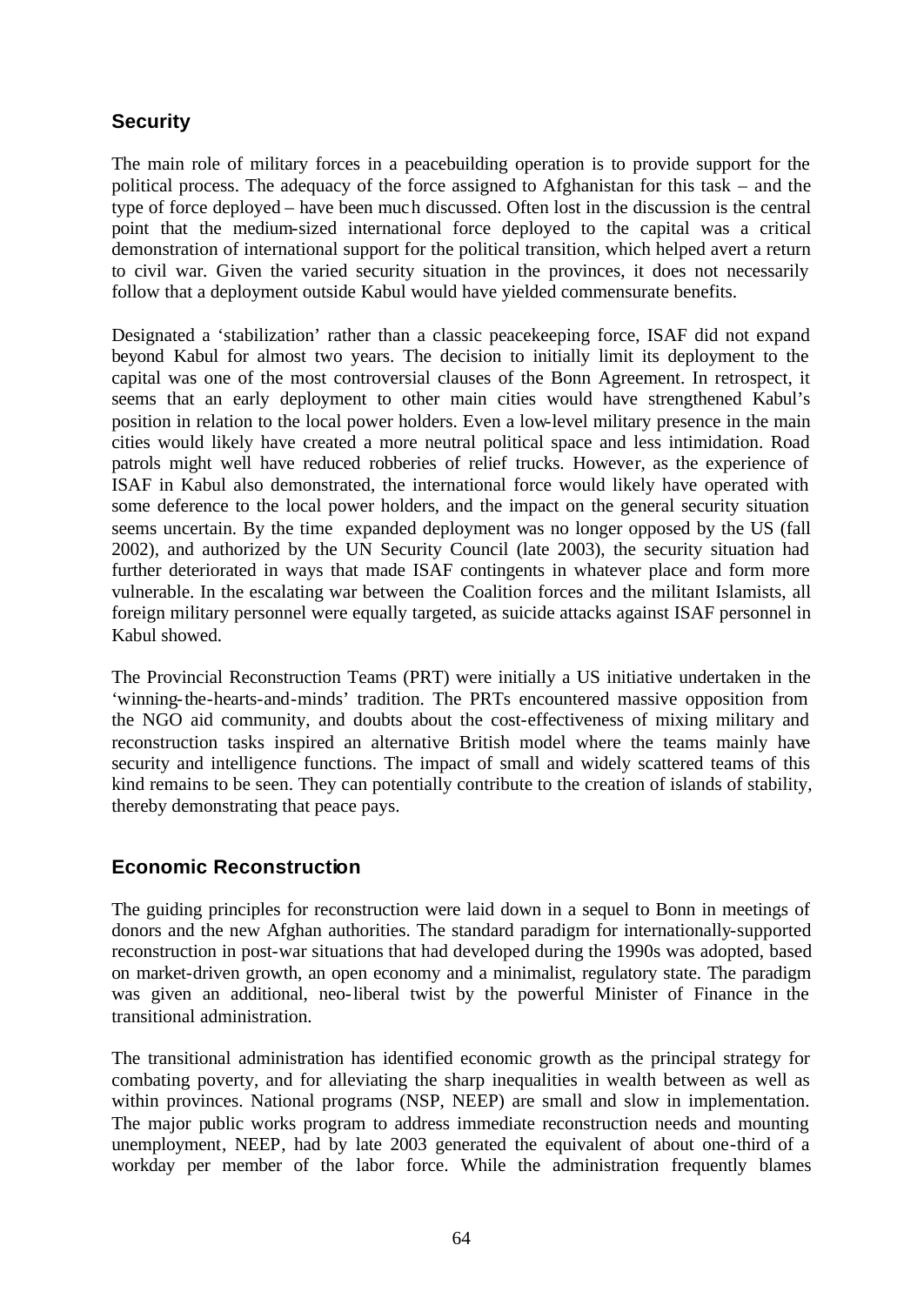## Security

The main role of military forces in a peacebuilding operation is to provide support for the political process. The adequacy of the force assigned to Afghanistan for this task – and the type of force deployed – have been much discussed. Often lost in the discussion is the central point that the medium-sized international force deployed to the capital was a critical demonstration of international support for the political transition, which helped avert a return to civil war. Given the varied security situation in the provinces, it does not necessarily follow that a deployment outside Kabul would have yielded commensurate benefits.

Designated a 'stabilization' rather than a classic peacekeeping force, ISAF did not expand beyond Kabul for almost two years. The decision to initially limit its deployment to the capital was one of the most controversial clauses of the Bonn Agreement. In retrospect, it seems that an early deployment to other main cities would have strengthened Kabul's position in relation to the local power holders. Even a low-level military presence in the main cities would likely have created a more neutral political space and less intimidation. Road patrols might well have reduced robberies of relief trucks. However, as the experience of ISAF in Kabul also demonstrated, the international force would likely have operated with some deference to the local power holders, and the impact on the general security situation seems uncertain. By the time expanded deployment was no longer opposed by the US (fall 2002), and authorized by the UN Security Council (late 2003), the security situation had further deteriorated in ways that made ISAF contingents in whatever place and form more vulnerable. In the escalating war between the Coalition forces and the militant Islamists, all foreign military personnel were equally targeted, as suicide attacks against ISAF personnel in Kabul showed.

The Provincial Reconstruction Teams (PRT) were initially a US initiative undertaken in the 'winning-the-hearts-and-minds' tradition. The PRTs encountered massive opposition from the NGO aid community, and doubts about the cost-effectiveness of mixing military and reconstruction tasks inspired an alternative British model where the teams mainly have security and intelligence functions. The impact of small and widely scattered teams of this kind remains to be seen. They can potentially contribute to the creation of islands of stability, thereby demonstrating that peace pays.

## Economic Reconstruction

The guiding principles for reconstruction were laid down in a sequel to Bonn in meetings of donors and the new Afghan authorities. The standard paradigm for internationally-supported reconstruction in post-war situations that had developed during the 1990s was adopted, based on market-driven growth, an open economy and a minimalist, regulatory state. The paradigm was given an additional, neo-liberal twist by the powerful Minister of Finance in the transitional administration.

The transitional administration has identified economic growth as the principal strategy for combating poverty, and for alleviating the sharp inequalities in wealth between as well as within provinces. National programs (NSP, NEEP) are small and slow in implementation. The major public works program to address immediate reconstruction needs and mounting unemployment, NEEP, had by late 2003 generated the equivalent of about one-third of a workday per member of the labor force. While the administration frequently blames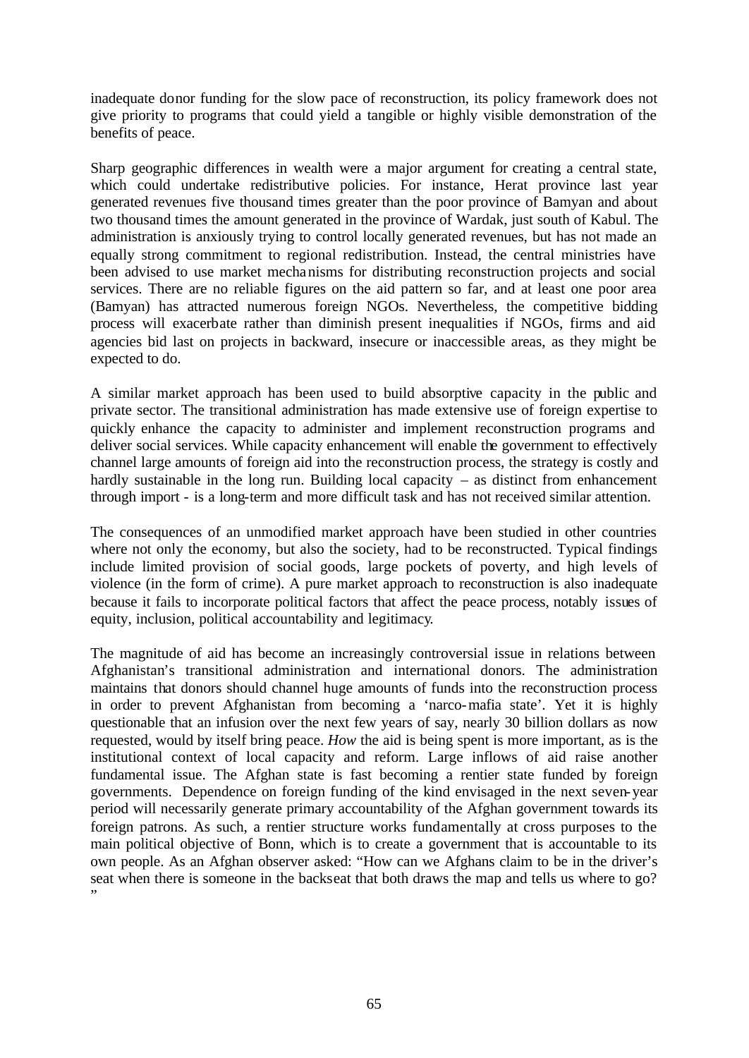inadequate donor funding for the slow pace of reconstruction, its policy framework does not give priority to programs that could yield a tangible or highly visible demonstration of the benefits of peace.

Sharp geographic differences in wealth were a major argument for creating a central state, which could undertake redistributive policies. For instance, Herat province last year generated revenues five thousand times greater than the poor province of Bamyan and about two thousand times the amount generated in the province of Wardak, just south of Kabul. The administration is anxiously trying to control locally generated revenues, but has not made an equally strong commitment to regional redistribution. Instead, the central ministries have been advised to use market mechanisms for distributing reconstruction projects and social services. There are no reliable figures on the aid pattern so far, and at least one poor area (Bamyan) has attracted numerous foreign NGOs. Nevertheless, the competitive bidding process will exacerbate rather than diminish present inequalities if NGOs, firms and aid agencies bid last on projects in backward, insecure or inaccessible areas, as they might be expected to do.

A similar market approach has been used to build absorptive capacity in the public and private sector. The transitional administration has made extensive use of foreign expertise to quickly enhance the capacity to administer and implement reconstruction programs and deliver social services. While capacity enhancement will enable the government to effectively channel large amounts of foreign aid into the reconstruction process, the strategy is costly and hardly sustainable in the long run. Building local capacity – as distinct from enhancement through import - is a long-term and more difficult task and has not received similar attention.

The consequences of an unmodified market approach have been studied in other countries where not only the economy, but also the society, had to be reconstructed. Typical findings include limited provision of social goods, large pockets of poverty, and high levels of violence (in the form of crime). A pure market approach to reconstruction is also inadequate because it fails to incorporate political factors that affect the peace process, notably issues of equity, inclusion, political accountability and legitimacy.

The magnitude of aid has become an increasingly controversial issue in relations between Afghanistan's transitional administration and international donors. The administration maintains that donors should channel huge amounts of funds into the reconstruction process in order to prevent Afghanistan from becoming a 'narco-mafia state'. Yet it is highly questionable that an infusion over the next few years of say, nearly 30 billion dollars as now requested, would by itself bring peace. *How* the aid is being spent is more important, as is the institutional context of local capacity and reform. Large inflows of aid raise another fundamental issue. The Afghan state is fast becoming a rentier state funded by foreign governments. Dependence on foreign funding of the kind envisaged in the next seven-year period will necessarily generate primary accountability of the Afghan government towards its foreign patrons. As such, a rentier structure works fundamentally at cross purposes to the main political objective of Bonn, which is to create a government that is accountable to its own people. As an Afghan observer asked: "How can we Afghans claim to be in the driver's seat when there is someone in the backseat that both draws the map and tells us where to go? "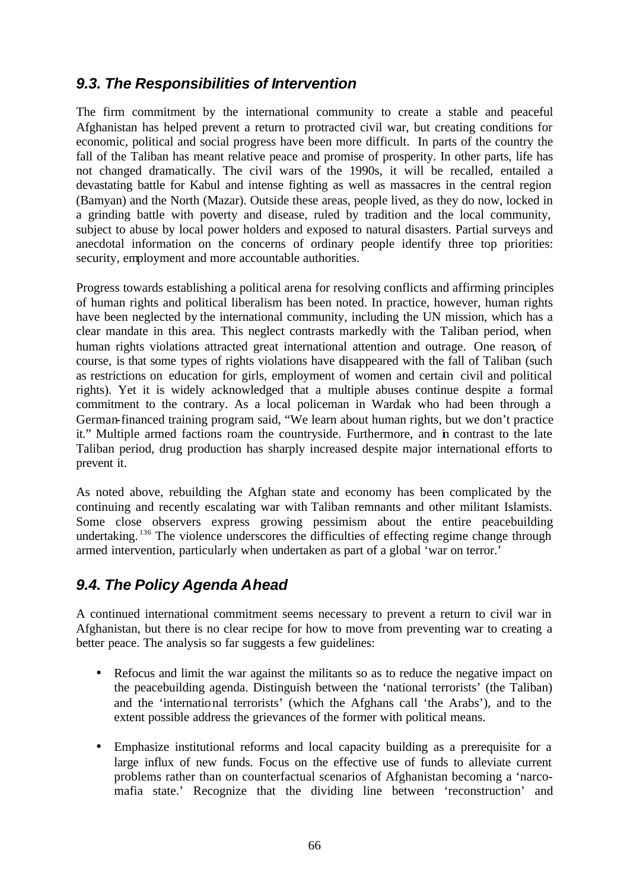### *9.3. The Responsibilities of Intervention*

The firm commitment by the international community to create a stable and peaceful Afghanistan has helped prevent a return to protracted civil war, but creating conditions for economic, political and social progress have been more difficult. In parts of the country the fall of the Taliban has meant relative peace and promise of prosperity. In other parts, life has not changed dramatically. The civil wars of the 1990s, it will be recalled, entailed a devastating battle for Kabul and intense fighting as well as massacres in the central region (Bamyan) and the North (Mazar). Outside these areas, people lived, as they do now, locked in a grinding battle with poverty and disease, ruled by tradition and the local community, subject to abuse by local power holders and exposed to natural disasters. Partial surveys and anecdotal information on the concerns of ordinary people identify three top priorities: security, employment and more accountable authorities.

Progress towards establishing a political arena for resolving conflicts and affirming principles of human rights and political liberalism has been noted. In practice, however, human rights have been neglected by the international community, including the UN mission, which has a clear mandate in this area. This neglect contrasts markedly with the Taliban period, when human rights violations attracted great international attention and outrage. One reason, of course, is that some types of rights violations have disappeared with the fall of Taliban (such as restrictions on education for girls, employment of women and certain civil and political rights). Yet it is widely acknowledged that a multiple abuses continue despite a formal commitment to the contrary. As a local policeman in Wardak who had been through a German-financed training program said, "We learn about human rights, but we don't practice it." Multiple armed factions roam the countryside. Furthermore, and in contrast to the late Taliban period, drug production has sharply increased despite major international efforts to prevent it.

As noted above, rebuilding the Afghan state and economy has been complicated by the continuing and recently escalating war with Taliban remnants and other militant Islamists. Some close observers express growing pessimism about the entire peacebuilding undertaking.[136] The violence underscores the difficulties of effecting regime change through armed intervention, particularly when undertaken as part of a global 'war on terror.'

### *9.4. The Policy Agenda Ahead*

A continued international commitment seems necessary to prevent a return to civil war in Afghanistan, but there is no clear recipe for how to move from preventing war to creating a better peace. The analysis so far suggests a few guidelines:

- Refocus and limit the war against the militants so as to reduce the negative impact on the peacebuilding agenda. Distinguish between the 'national terrorists' (the Taliban) and the 'international terrorists' (which the Afghans call 'the Arabs'), and to the extent possible address the grievances of the former with political means.

- Emphasize institutional reforms and local capacity building as a prerequisite for a large influx of new funds. Focus on the effective use of funds to alleviate current problems rather than on counterfactual scenarios of Afghanistan becoming a 'narco-mafia state.' Recognize that the dividing line between 'reconstruction' and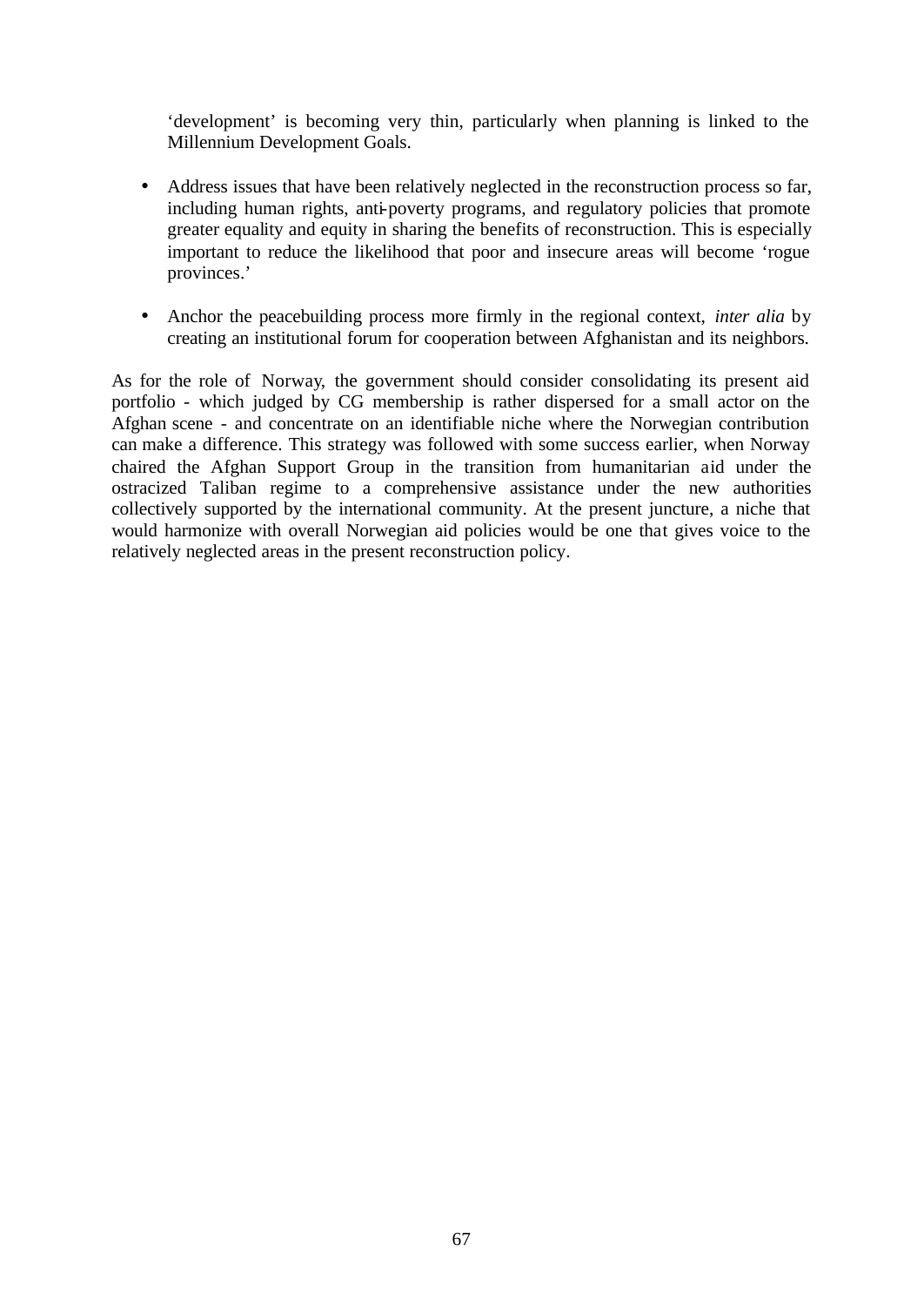‘development’ is becoming very thin, particularly when planning is linked to the Millennium Development Goals.

- Address issues that have been relatively neglected in the reconstruction process so far, including human rights, anti-poverty programs, and regulatory policies that promote greater equality and equity in sharing the benefits of reconstruction. This is especially important to reduce the likelihood that poor and insecure areas will become ‘rogue provinces.’

- Anchor the peacebuilding process more firmly in the regional context, *inter alia* by creating an institutional forum for cooperation between Afghanistan and its neighbors.

As for the role of Norway, the government should consider consolidating its present aid portfolio - which judged by CG membership is rather dispersed for a small actor on the Afghan scene - and concentrate on an identifiable niche where the Norwegian contribution can make a difference. This strategy was followed with some success earlier, when Norway chaired the Afghan Support Group in the transition from humanitarian aid under the ostracized Taliban regime to a comprehensive assistance under the new authorities collectively supported by the international community. At the present juncture, a niche that would harmonize with overall Norwegian aid policies would be one that gives voice to the relatively neglected areas in the present reconstruction policy.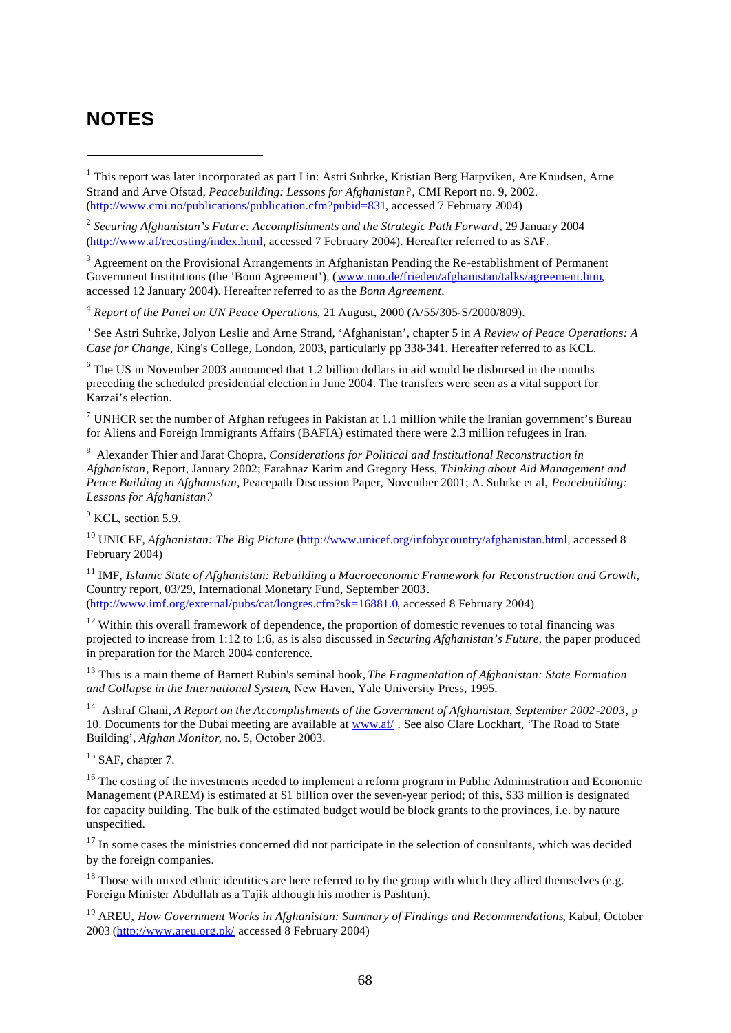# NOTES

[1] This report was later incorporated as part I in: Astri Suhrke, Kristian Berg Harpviken, Are Knudsen, Arne Strand and Arve Ofstad, *Peacebuilding: Lessons for Afghanistan?*, CMI Report no. 9, 2002. (http://www.cmi.no/publications/publication.cfm?pubid=831, accessed 7 February 2004)

[2] *Securing Afghanistan's Future: Accomplishments and the Strategic Path Forward*, 29 January 2004 (http://www.af/recosting/index.html, accessed 7 February 2004). Hereafter referred to as SAF.

[3] Agreement on the Provisional Arrangements in Afghanistan Pending the Re-establishment of Permanent Government Institutions (the 'Bonn Agreement'), (www.uno.de/frieden/afghanistan/talks/agreement.htm, accessed 12 January 2004). Hereafter referred to as the *Bonn Agreement*.

[4] *Report of the Panel on UN Peace Operations*, 21 August, 2000 (A/55/305-S/2000/809).

[5] See Astri Suhrke, Jolyon Leslie and Arne Strand, 'Afghanistan', chapter 5 in *A Review of Peace Operations: A Case for Change*, King's College, London, 2003, particularly pp 338-341. Hereafter referred to as KCL.

[6] The US in November 2003 announced that 1.2 billion dollars in aid would be disbursed in the months preceding the scheduled presidential election in June 2004. The transfers were seen as a vital support for Karzai's election.

[7] UNHCR set the number of Afghan refugees in Pakistan at 1.1 million while the Iranian government's Bureau for Aliens and Foreign Immigrants Affairs (BAFIA) estimated there were 2.3 million refugees in Iran.

[8] Alexander Thier and Jarat Chopra, *Considerations for Political and Institutional Reconstruction in Afghanistan*, Report, January 2002; Farahnaz Karim and Gregory Hess, *Thinking about Aid Management and Peace Building in Afghanistan*, Peacepath Discussion Paper, November 2001; A. Suhrke et al, *Peacebuilding: Lessons for Afghanistan?*

[9] KCL, section 5.9.

[10] UNICEF, *Afghanistan: The Big Picture* (http://www.unicef.org/infobycountry/afghanistan.html, accessed 8 February 2004)

[11] IMF, *Islamic State of Afghanistan: Rebuilding a Macroeconomic Framework for Reconstruction and Growth*, Country report, 03/29, International Monetary Fund, September 2003. (http://www.imf.org/external/pubs/cat/longres.cfm?sk=16881.0, accessed 8 February 2004)

[12] Within this overall framework of dependence, the proportion of domestic revenues to total financing was projected to increase from 1:12 to 1:6, as is also discussed in *Securing Afghanistan's Future*, the paper produced in preparation for the March 2004 conference.

[13] This is a main theme of Barnett Rubin's seminal book, *The Fragmentation of Afghanistan: State Formation and Collapse in the International System*, New Haven, Yale University Press, 1995.

[14] Ashraf Ghani, *A Report on the Accomplishments of the Government of Afghanistan, September 2002-2003*, p 10. Documents for the Dubai meeting are available at www.af/ . See also Clare Lockhart, 'The Road to State Building', *Afghan Monitor*, no. 5, October 2003.

[15] SAF, chapter 7.

[16] The costing of the investments needed to implement a reform program in Public Administration and Economic Management (PAREM) is estimated at $1 billion over the seven-year period; of this, $33 million is designated for capacity building. The bulk of the estimated budget would be block grants to the provinces, i.e. by nature unspecified.

[17] In some cases the ministries concerned did not participate in the selection of consultants, which was decided by the foreign companies.

[18] Those with mixed ethnic identities are here referred to by the group with which they allied themselves (e.g. Foreign Minister Abdullah as a Tajik although his mother is Pashtun).

[19] AREU, *How Government Works in Afghanistan: Summary of Findings and Recommendations*, Kabul, October 2003 (http://www.areu.org.pk/ accessed 8 February 2004)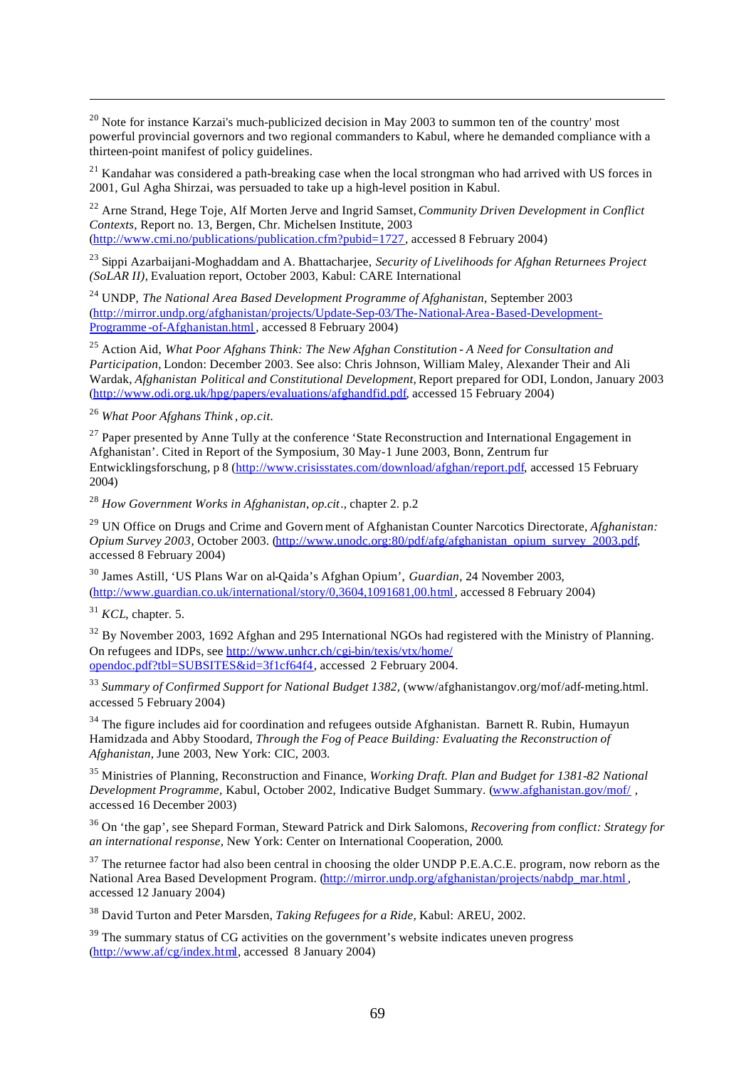[20] Note for instance Karzai's much-publicized decision in May 2003 to summon ten of the country' most powerful provincial governors and two regional commanders to Kabul, where he demanded compliance with a thirteen-point manifest of policy guidelines.

[21] Kandahar was considered a path-breaking case when the local strongman who had arrived with US forces in 2001, Gul Agha Shirzai, was persuaded to take up a high-level position in Kabul.

[22] Arne Strand, Hege Toje, Alf Morten Jerve and Ingrid Samset, *Community Driven Development in Conflict Contexts*, Report no. 13, Bergen, Chr. Michelsen Institute, 2003 (http://www.cmi.no/publications/publication.cfm?pubid=1727, accessed 8 February 2004)

[23] Sippi Azarbaijani-Moghaddam and A. Bhattacharjee, *Security of Livelihoods for Afghan Returnees Project (SoLAR II)*, Evaluation report, October 2003, Kabul: CARE International

[24] UNDP, *The National Area Based Development Programme of Afghanistan*, September 2003 (http://mirror.undp.org/afghanistan/projects/Update-Sep-03/The-National-Area-Based-Development-Programme-of-Afghanistan.html, accessed 8 February 2004)

[25] Action Aid, *What Poor Afghans Think: The New Afghan Constitution - A Need for Consultation and Participation*, London: December 2003. See also: Chris Johnson, William Maley, Alexander Their and Ali Wardak, *Afghanistan Political and Constitutional Development*, Report prepared for ODI, London, January 2003 (http://www.odi.org.uk/hpg/papers/evaluations/afghandfid.pdf, accessed 15 February 2004)

[26] *What Poor Afghans Think*, *op.cit*.

[27] Paper presented by Anne Tully at the conference 'State Reconstruction and International Engagement in Afghanistan'. Cited in Report of the Symposium, 30 May-1 June 2003, Bonn, Zentrum fur Entwicklingsforschung, p 8 (http://www.crisisstates.com/download/afghan/report.pdf, accessed 15 February 2004)

[28] *How Government Works in Afghanistan*, *op.cit*., chapter 2. p.2

[29] UN Office on Drugs and Crime and Government of Afghanistan Counter Narcotics Directorate, *Afghanistan: Opium Survey 2003*, October 2003. (http://www.unodc.org:80/pdf/afg/afghanistan_opium_survey_2003.pdf, accessed 8 February 2004)

[30] James Astill, 'US Plans War on al-Qaida's Afghan Opium', *Guardian*, 24 November 2003, (http://www.guardian.co.uk/international/story/0,3604,1091681,00.html, accessed 8 February 2004)

[31] *KCL*, chapter. 5.

[32] By November 2003, 1692 Afghan and 295 International NGOs had registered with the Ministry of Planning. On refugees and IDPs, see http://www.unhcr.ch/cgi-bin/texis/vtx/home/opendoc.pdf?tbl=SUBSITES&id=3f1cf64f4, accessed 2 February 2004.

[33] *Summary of Confirmed Support for National Budget 1382*, (www/afghanistangov.org/mof/adf-meting.html. accessed 5 February 2004)

[34] The figure includes aid for coordination and refugees outside Afghanistan. Barnett R. Rubin, Humayun Hamidzada and Abby Stoodard, *Through the Fog of Peace Building: Evaluating the Reconstruction of Afghanistan*, June 2003, New York: CIC, 2003.

[35] Ministries of Planning, Reconstruction and Finance, *Working Draft. Plan and Budget for 1381-82 National Development Programme*, Kabul, October 2002, Indicative Budget Summary. (www.afghanistan.gov/mof/ , accessed 16 December 2003)

[36] On 'the gap', see Shepard Forman, Steward Patrick and Dirk Salomons, *Recovering from conflict: Strategy for an international response*, New York: Center on International Cooperation, 2000.

[37] The returnee factor had also been central in choosing the older UNDP P.E.A.C.E. program, now reborn as the National Area Based Development Program. (http://mirror.undp.org/afghanistan/projects/nabdp_mar.html, accessed 12 January 2004)

[38] David Turton and Peter Marsden, *Taking Refugees for a Ride*, Kabul: AREU, 2002.

[39] The summary status of CG activities on the government's website indicates uneven progress (http://www.af/cg/index.html, accessed 8 January 2004)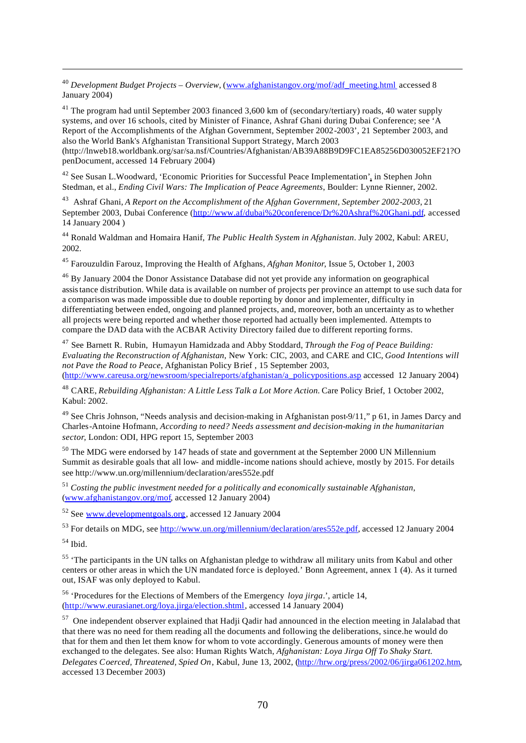[40] *Development Budget Projects – Overview*, (www.afghanistangov.org/mof/adf_meeting.html accessed 8 January 2004)

[41] The program had until September 2003 financed 3,600 km of (secondary/tertiary) roads, 40 water supply systems, and over 16 schools, cited by Minister of Finance, Ashraf Ghani during Dubai Conference; see 'A Report of the Accomplishments of the Afghan Government, September 2002-2003', 21 September 2003, and also the World Bank's Afghanistan Transitional Support Strategy, March 2003 (http://lnweb18.worldbank.org/sar/sa.nsf/Countries/Afghanistan/AB39A88B9D9FC1EA85256D030052EF21?OpenDocument, accessed 14 February 2004)

[42] See Susan L.Woodward, 'Economic Priorities for Successful Peace Implementation', in Stephen John Stedman, et al., *Ending Civil Wars: The Implication of Peace Agreements*, Boulder: Lynne Rienner, 2002.

[43] Ashraf Ghani, *A Report on the Accomplishment of the Afghan Government, September 2002-2003*, 21 September 2003, Dubai Conference (http://www.af/dubai%20conference/Dr%20Ashraf%20Ghani.pdf, accessed 14 January 2004 )

[44] Ronald Waldman and Homaira Hanif, *The Public Health System in Afghanistan*. July 2002, Kabul: AREU, 2002.

[45] Farouzuldin Farouz, Improving the Health of Afghans, *Afghan Monitor*, Issue 5, October 1, 2003

[46] By January 2004 the Donor Assistance Database did not yet provide any information on geographical assistance distribution. While data is available on number of projects per province an attempt to use such data for a comparison was made impossible due to double reporting by donor and implementer, difficulty in differentiating between ended, ongoing and planned projects, and, moreover, both an uncertainty as to whether all projects were being reported and whether those reported had actually been implemented. Attempts to compare the DAD data with the ACBAR Activity Directory failed due to different reporting forms.

[47] See Barnett R. Rubin, Humayun Hamidzada and Abby Stoddard, *Through the Fog of Peace Building: Evaluating the Reconstruction of Afghanistan*, New York: CIC, 2003, and CARE and CIC, *Good Intentions will not Pave the Road to Peace*, Afghanistan Policy Brief , 15 September 2003, (http://www.careusa.org/newsroom/specialreports/afghanistan/a_policypositions.asp accessed 12 January 2004)

[48] CARE, *Rebuilding Afghanistan: A Little Less Talk a Lot More Action.* Care Policy Brief, 1 October 2002, Kabul: 2002.

[49] See Chris Johnson, "Needs analysis and decision-making in Afghanistan post-9/11," p 61, in James Darcy and Charles-Antoine Hofmann, *According to need? Needs assessment and decision-making in the humanitarian sector*, London: ODI, HPG report 15, September 2003

[50] The MDG were endorsed by 147 heads of state and government at the September 2000 UN Millennium Summit as desirable goals that all low- and middle-income nations should achieve, mostly by 2015. For details see http://www.un.org/millennium/declaration/ares552e.pdf

[51] *Costing the public investment needed for a politically and economically sustainable Afghanistan*, (www.afghanistangov.org/mof, accessed 12 January 2004)

[52] See www.developmentgoals.org, accessed 12 January 2004

[53] For details on MDG, see http://www.un.org/millennium/declaration/ares552e.pdf, accessed 12 January 2004

[54] Ibid.

[55] 'The participants in the UN talks on Afghanistan pledge to withdraw all military units from Kabul and other centers or other areas in which the UN mandated force is deployed.' Bonn Agreement, annex 1 (4). As it turned out, ISAF was only deployed to Kabul.

[56] 'Procedures for the Elections of Members of the Emergency *loya jirga*.', article 14, (http://www.eurasianet.org/loya.jirga/election.shtml, accessed 14 January 2004)

[57] One independent observer explained that Hadji Qadir had announced in the election meeting in Jalalabad that that there was no need for them reading all the documents and following the deliberations, since.he would do that for them and then let them know for whom to vote accordingly. Generous amounts of money were then exchanged to the delegates. See also: Human Rights Watch, *Afghanistan: Loya Jirga Off To Shaky Start. Delegates Coerced, Threatened, Spied On*, Kabul, June 13, 2002, (http://hrw.org/press/2002/06/jirga061202.htm, accessed 13 December 2003)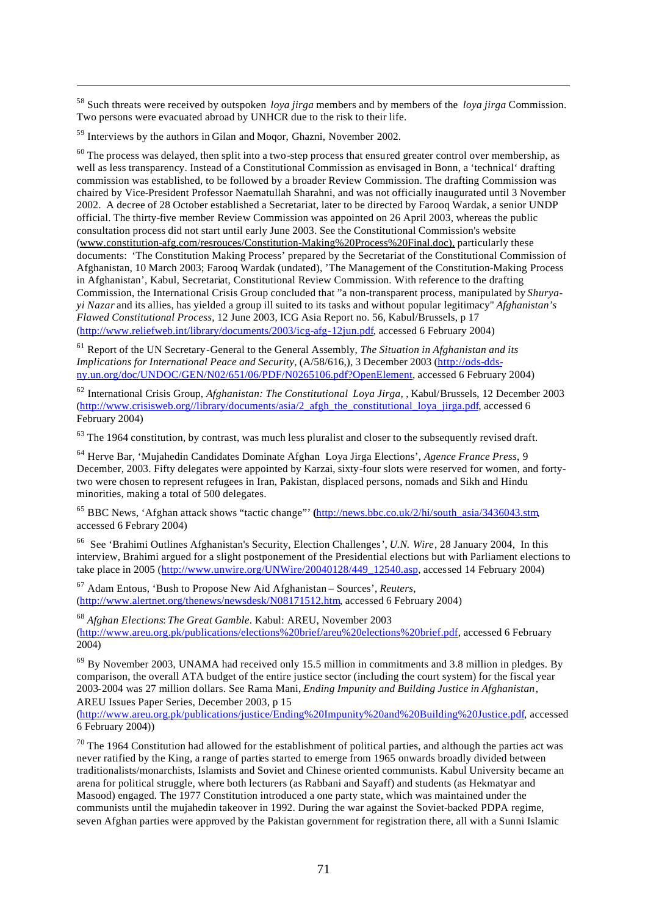[58] Such threats were received by outspoken *loya jirga* members and by members of the *loya jirga* Commission. Two persons were evacuated abroad by UNHCR due to the risk to their life.

[59] Interviews by the authors in Gilan and Moqor, Ghazni, November 2002.

[60] The process was delayed, then split into a two-step process that ensured greater control over membership, as well as less transparency. Instead of a Constitutional Commission as envisaged in Bonn, a 'technical' drafting commission was established, to be followed by a broader Review Commission. The drafting Commission was chaired by Vice-President Professor Naematullah Sharahni, and was not officially inaugurated until 3 November 2002. A decree of 28 October established a Secretariat, later to be directed by Farooq Wardak, a senior UNDP official. The thirty-five member Review Commission was appointed on 26 April 2003, whereas the public consultation process did not start until early June 2003. See the Constitutional Commission's website (www.constitution-afg.com/resrouces/Constitution-Making%20Process%20Final.doc), particularly these documents: 'The Constitution Making Process' prepared by the Secretariat of the Constitutional Commission of Afghanistan, 10 March 2003; Farooq Wardak (undated), 'The Management of the Constitution-Making Process in Afghanistan', Kabul, Secretariat, Constitutional Review Commission. With reference to the drafting Commission, the International Crisis Group concluded that "a non-transparent process, manipulated by *Shurya-yi Nazar* and its allies, has yielded a group ill suited to its tasks and without popular legitimacy" *Afghanistan's Flawed Constitutional Process*, 12 June 2003, ICG Asia Report no. 56, Kabul/Brussels, p 17 (http://www.reliefweb.int/library/documents/2003/icg-afg-12jun.pdf, accessed 6 February 2004)

[61] Report of the UN Secretary-General to the General Assembly, *The Situation in Afghanistan and its Implications for International Peace and Security*, (A/58/616,), 3 December 2003 (http://ods-dds-ny.un.org/doc/UNDOC/GEN/N02/651/06/PDF/N0265106.pdf?OpenElement, accessed 6 February 2004)

[62] International Crisis Group, *Afghanistan: The Constitutional Loya Jirga*, , Kabul/Brussels, 12 December 2003 (http://www.crisisweb.org//library/documents/asia/2_afgh_the_constitutional_loya_jirga.pdf, accessed 6 February 2004)

[63] The 1964 constitution, by contrast, was much less pluralist and closer to the subsequently revised draft.

[64] Herve Bar, 'Mujahedin Candidates Dominate Afghan Loya Jirga Elections', *Agence France Press*, 9 December, 2003. Fifty delegates were appointed by Karzai, sixty-four slots were reserved for women, and forty-two were chosen to represent refugees in Iran, Pakistan, displaced persons, nomads and Sikh and Hindu minorities, making a total of 500 delegates.

[65] BBC News, 'Afghan attack shows "tactic change"' (http://news.bbc.co.uk/2/hi/south_asia/3436043.stm, accessed 6 Febrary 2004)

[66] See 'Brahimi Outlines Afghanistan's Security, Election Challenges', *U.N. Wire*, 28 January 2004, In this interview, Brahimi argued for a slight postponement of the Presidential elections but with Parliament elections to take place in 2005 (http://www.unwire.org/UNWire/20040128/449_12540.asp, accessed 14 February 2004)

[67] Adam Entous, 'Bush to Propose New Aid Afghanistan – Sources', *Reuters*, (http://www.alertnet.org/thenews/newsdesk/N08171512.htm, accessed 6 February 2004)

[68] *Afghan Elections: The Great Gamble*. Kabul: AREU, November 2003 (http://www.areu.org.pk/publications/elections%20brief/areu%20elections%20brief.pdf, accessed 6 February 2004)

[69] By November 2003, UNAMA had received only 15.5 million in commitments and 3.8 million in pledges. By comparison, the overall ATA budget of the entire justice sector (including the court system) for the fiscal year 2003-2004 was 27 million dollars. See Rama Mani, *Ending Impunity and Building Justice in Afghanistan*, AREU Issues Paper Series, December 2003, p 15 (http://www.areu.org.pk/publications/justice/Ending%20Impunity%20and%20Building%20Justice.pdf, accessed 6 February 2004))

[70] The 1964 Constitution had allowed for the establishment of political parties, and although the parties act was never ratified by the King, a range of parties started to emerge from 1965 onwards broadly divided between traditionalists/monarchists, Islamists and Soviet and Chinese oriented communists. Kabul University became an arena for political struggle, where both lecturers (as Rabbani and Sayaff) and students (as Hekmatyar and Masood) engaged. The 1977 Constitution introduced a one party state, which was maintained under the communists until the mujahedin takeover in 1992. During the war against the Soviet-backed PDPA regime, seven Afghan parties were approved by the Pakistan government for registration there, all with a Sunni Islamic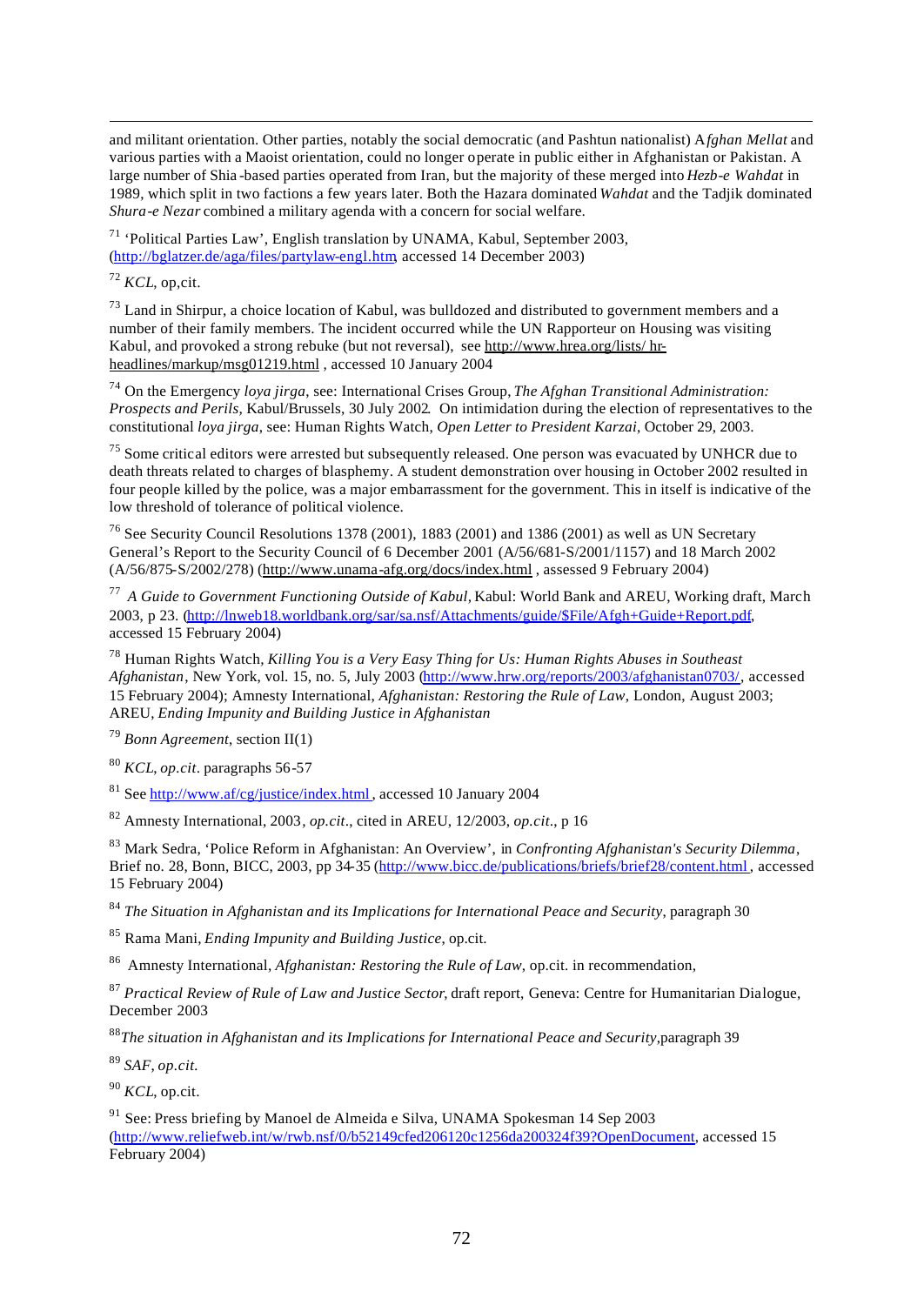and militant orientation. Other parties, notably the social democratic (and Pashtun nationalist) *Afghan Mellat* and various parties with a Maoist orientation, could no longer operate in public either in Afghanistan or Pakistan. A large number of Shia -based parties operated from Iran, but the majority of these merged into *Hezb-e Wahdat* in 1989, which split in two factions a few years later. Both the Hazara dominated *Wahdat* and the Tadjik dominated *Shura-e Nezar* combined a military agenda with a concern for social welfare.

[71] 'Political Parties Law', English translation by UNAMA, Kabul, September 2003, (http://bglatzer.de/aga/files/partylaw-engl.htm, accessed 14 December 2003)

[72] *KCL*, op,cit.

[73] Land in Shirpur, a choice location of Kabul, was bulldozed and distributed to government members and a number of their family members. The incident occurred while the UN Rapporteur on Housing was visiting Kabul, and provoked a strong rebuke (but not reversal), see http://www.hrea.org/lists/ hr-headlines/markup/msg01219.html , accessed 10 January 2004

[74] On the Emergency *loya jirga*, see: International Crises Group, *The Afghan Transitional Administration: Prospects and Perils*, Kabul/Brussels, 30 July 2002. On intimidation during the election of representatives to the constitutional *loya jirga*, see: Human Rights Watch, *Open Letter to President Karzai*, October 29, 2003.

[75] Some critical editors were arrested but subsequently released. One person was evacuated by UNHCR due to death threats related to charges of blasphemy. A student demonstration over housing in October 2002 resulted in four people killed by the police, was a major embarrassment for the government. This in itself is indicative of the low threshold of tolerance of political violence.

[76] See Security Council Resolutions 1378 (2001), 1883 (2001) and 1386 (2001) as well as UN Secretary General's Report to the Security Council of 6 December 2001 (A/56/681-S/2001/1157) and 18 March 2002 (A/56/875-S/2002/278) (http://www.unama-afg.org/docs/index.html , assessed 9 February 2004)

[77] *A Guide to Government Functioning Outside of Kabul*, Kabul: World Bank and AREU, Working draft, March 2003, p 23. (http://lnweb18.worldbank.org/sar/sa.nsf/Attachments/guide/$File/Afgh+Guide+Report.pdf, accessed 15 February 2004)

[78] Human Rights Watch, *Killing You is a Very Easy Thing for Us: Human Rights Abuses in Southeast Afghanistan*, New York, vol. 15, no. 5, July 2003 (http://www.hrw.org/reports/2003/afghanistan0703/, accessed 15 February 2004); Amnesty International, *Afghanistan: Restoring the Rule of Law*, London, August 2003; AREU, *Ending Impunity and Building Justice in Afghanistan*

[79] *Bonn Agreement*, section II(1)

[80] *KCL*, *op.cit*. paragraphs 56-57

[81] See http://www.af/cg/justice/index.html , accessed 10 January 2004

[82] Amnesty International, 2003, *op.cit*., cited in AREU, 12/2003, *op.cit*., p 16

[83] Mark Sedra, 'Police Reform in Afghanistan: An Overview', in *Confronting Afghanistan's Security Dilemma*, Brief no. 28, Bonn, BICC, 2003, pp 34-35 (http://www.bicc.de/publications/briefs/brief28/content.html , accessed 15 February 2004)

[84] *The Situation in Afghanistan and its Implications for International Peace and Security*, paragraph 30

[85] Rama Mani, *Ending Impunity and Building Justice*, op.cit.

[86] Amnesty International, *Afghanistan: Restoring the Rule of Law*, op.cit. in recommendation,

[87] *Practical Review of Rule of Law and Justice Sector*, draft report, Geneva: Centre for Humanitarian Dialogue, December 2003

[88] *The situation in Afghanistan and its Implications for International Peace and Security*, paragraph 39

[89] *SAF*, *op.cit.*

[90] *KCL*, op.cit.

[91] See: Press briefing by Manoel de Almeida e Silva, UNAMA Spokesman 14 Sep 2003 (http://www.reliefweb.int/w/rwb.nsf/0/b52149cfed206120c1256da200324f39?OpenDocument, accessed 15 February 2004)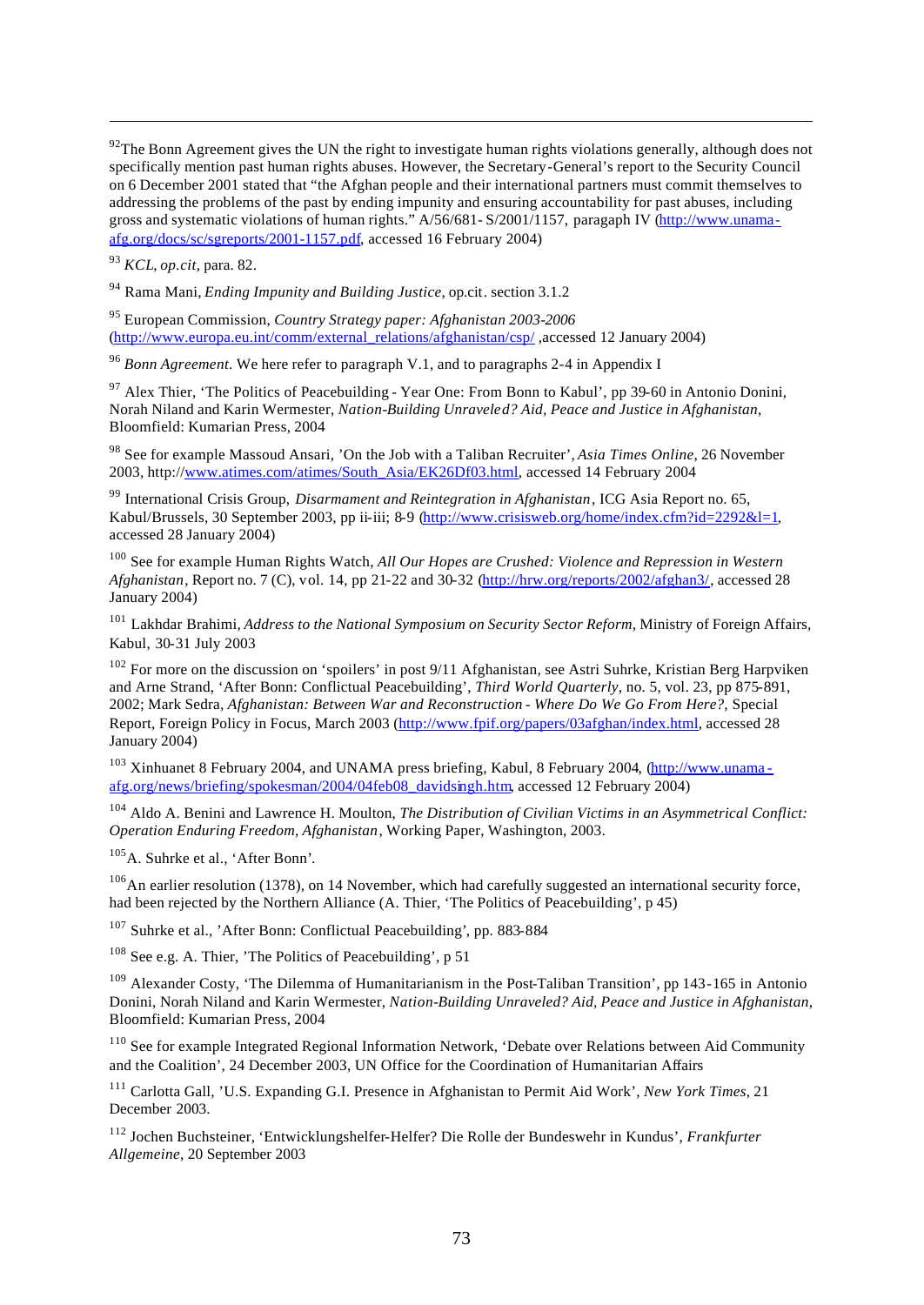[92]The Bonn Agreement gives the UN the right to investigate human rights violations generally, although does not specifically mention past human rights abuses. However, the Secretary-General's report to the Security Council on 6 December 2001 stated that "the Afghan people and their international partners must commit themselves to addressing the problems of the past by ending impunity and ensuring accountability for past abuses, including gross and systematic violations of human rights." A/56/681- S/2001/1157, paragaph IV (http://www.unama-afg.org/docs/sc/sgreports/2001-1157.pdf, accessed 16 February 2004)

[93] *KCL*, *op.cit*, para. 82.

[94] Rama Mani, *Ending Impunity and Building Justice*, op.cit. section 3.1.2

[95] European Commission, *Country Strategy paper: Afghanistan 2003-2006* (http://www.europa.eu.int/comm/external_relations/afghanistan/csp/ ,accessed 12 January 2004)

[96] *Bonn Agreement*. We here refer to paragraph V.1, and to paragraphs 2-4 in Appendix I

[97] Alex Thier, 'The Politics of Peacebuilding - Year One: From Bonn to Kabul', pp 39-60 in Antonio Donini, Norah Niland and Karin Wermester, *Nation-Building Unraveled? Aid, Peace and Justice in Afghanistan*, Bloomfield: Kumarian Press, 2004

[98] See for example Massoud Ansari, 'On the Job with a Taliban Recruiter', *Asia Times Online*, 26 November 2003, http://www.atimes.com/atimes/South_Asia/EK26Df03.html, accessed 14 February 2004

[99] International Crisis Group, *Disarmament and Reintegration in Afghanistan*, ICG Asia Report no. 65, Kabul/Brussels, 30 September 2003, pp ii-iii; 8-9 (http://www.crisisweb.org/home/index.cfm?id=2292&l=1, accessed 28 January 2004)

[100] See for example Human Rights Watch, *All Our Hopes are Crushed: Violence and Repression in Western Afghanistan*, Report no. 7 (C), vol. 14, pp 21-22 and 30-32 (http://hrw.org/reports/2002/afghan3/, accessed 28 January 2004)

[101] Lakhdar Brahimi, *Address to the National Symposium on Security Sector Reform*, Ministry of Foreign Affairs, Kabul, 30-31 July 2003

[102] For more on the discussion on 'spoilers' in post 9/11 Afghanistan, see Astri Suhrke, Kristian Berg Harpviken and Arne Strand, 'After Bonn: Conflictual Peacebuilding', *Third World Quarterly*, no. 5, vol. 23, pp 875-891, 2002; Mark Sedra, *Afghanistan: Between War and Reconstruction - Where Do We Go From Here?*, Special Report, Foreign Policy in Focus, March 2003 (http://www.fpif.org/papers/03afghan/index.html, accessed 28 January 2004)

[103] Xinhuanet 8 February 2004, and UNAMA press briefing, Kabul, 8 February 2004, (http://www.unama-afg.org/news/briefing/spokesman/2004/04feb08_davidsingh.htm, accessed 12 February 2004)

[104] Aldo A. Benini and Lawrence H. Moulton, *The Distribution of Civilian Victims in an Asymmetrical Conflict: Operation Enduring Freedom, Afghanistan*, Working Paper, Washington, 2003.

[105]A. Suhrke et al., 'After Bonn'.

[106]An earlier resolution (1378), on 14 November, which had carefully suggested an international security force, had been rejected by the Northern Alliance (A. Thier, 'The Politics of Peacebuilding', p 45)

[107] Suhrke et al., 'After Bonn: Conflictual Peacebuilding', pp. 883-884

[108] See e.g. A. Thier, 'The Politics of Peacebuilding', p 51

[109] Alexander Costy, 'The Dilemma of Humanitarianism in the Post-Taliban Transition', pp 143-165 in Antonio Donini, Norah Niland and Karin Wermester, *Nation-Building Unraveled? Aid, Peace and Justice in Afghanistan*, Bloomfield: Kumarian Press, 2004

[110] See for example Integrated Regional Information Network, 'Debate over Relations between Aid Community and the Coalition', 24 December 2003, UN Office for the Coordination of Humanitarian Affairs

[111] Carlotta Gall, 'U.S. Expanding G.I. Presence in Afghanistan to Permit Aid Work', *New York Times*, 21 December 2003.

[112] Jochen Buchsteiner, 'Entwicklungshelfer-Helfer? Die Rolle der Bundeswehr in Kundus', *Frankfurter Allgemeine*, 20 September 2003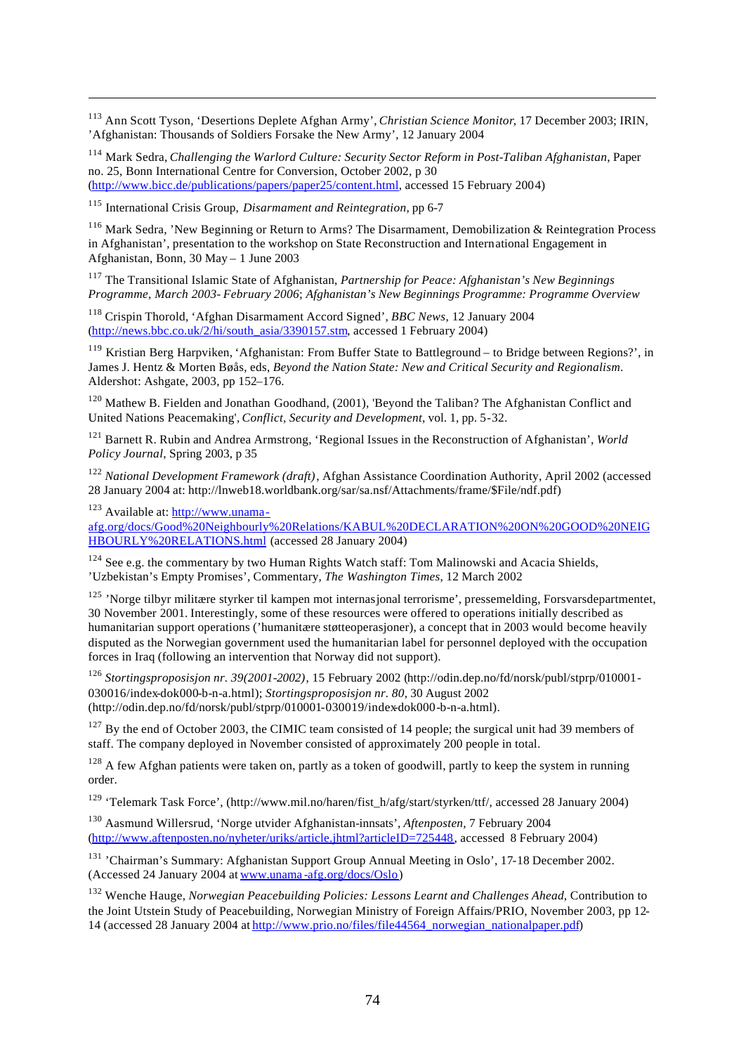[113] Ann Scott Tyson, 'Desertions Deplete Afghan Army', *Christian Science Monitor*, 17 December 2003; IRIN, 'Afghanistan: Thousands of Soldiers Forsake the New Army', 12 January 2004

[114] Mark Sedra, *Challenging the Warlord Culture: Security Sector Reform in Post-Taliban Afghanistan*, Paper no. 25, Bonn International Centre for Conversion, October 2002, p 30 (http://www.bicc.de/publications/papers/paper25/content.html, accessed 15 February 2004)

[115] International Crisis Group, *Disarmament and Reintegration*, pp 6-7

[116] Mark Sedra, 'New Beginning or Return to Arms? The Disarmament, Demobilization & Reintegration Process in Afghanistan', presentation to the workshop on State Reconstruction and International Engagement in Afghanistan, Bonn, 30 May – 1 June 2003

[117] The Transitional Islamic State of Afghanistan, *Partnership for Peace: Afghanistan's New Beginnings Programme, March 2003- February 2006*; *Afghanistan's New Beginnings Programme: Programme Overview*

[118] Crispin Thorold, 'Afghan Disarmament Accord Signed', *BBC News*, 12 January 2004 (http://news.bbc.co.uk/2/hi/south_asia/3390157.stm, accessed 1 February 2004)

[119] Kristian Berg Harpviken, 'Afghanistan: From Buffer State to Battleground – to Bridge between Regions?', in James J. Hentz & Morten Bøås, eds, *Beyond the Nation State: New and Critical Security and Regionalism*. Aldershot: Ashgate, 2003, pp 152–176.

[120] Mathew B. Fielden and Jonathan Goodhand, (2001), 'Beyond the Taliban? The Afghanistan Conflict and United Nations Peacemaking', *Conflict, Security and Development*, vol. 1, pp. 5-32.

[121] Barnett R. Rubin and Andrea Armstrong, 'Regional Issues in the Reconstruction of Afghanistan', *World Policy Journal*, Spring 2003, p 35

[122] *National Development Framework (draft)*, Afghan Assistance Coordination Authority, April 2002 (accessed 28 January 2004 at: http://lnweb18.worldbank.org/sar/sa.nsf/Attachments/frame/$File/ndf.pdf)

[123] Available at: http://www.unama-afg.org/docs/Good%20Neighbourly%20Relations/KABUL%20DECLARATION%20ON%20GOOD%20NEIGHBOURLY%20RELATIONS.html (accessed 28 January 2004)

[124] See e.g. the commentary by two Human Rights Watch staff: Tom Malinowski and Acacia Shields, 'Uzbekistan's Empty Promises', Commentary, *The Washington Times*, 12 March 2002

[125] 'Norge tilbyr militære styrker til kampen mot internasjonal terrorisme', pressemelding, Forsvarsdepartmentet, 30 November 2001. Interestingly, some of these resources were offered to operations initially described as humanitarian support operations ('humanitære støtteoperasjoner), a concept that in 2003 would become heavily disputed as the Norwegian government used the humanitarian label for personnel deployed with the occupation forces in Iraq (following an intervention that Norway did not support).

[126] *Stortingsproposisjon nr. 39(2001-2002)*, 15 February 2002 (http://odin.dep.no/fd/norsk/publ/stprp/010001-030016/index-dok000-b-n-a.html); *Stortingsproposisjon nr. 80*, 30 August 2002 (http://odin.dep.no/fd/norsk/publ/stprp/010001-030019/index-dok000-b-n-a.html).

[127] By the end of October 2003, the CIMIC team consisted of 14 people; the surgical unit had 39 members of staff. The company deployed in November consisted of approximately 200 people in total.

[128] A few Afghan patients were taken on, partly as a token of goodwill, partly to keep the system in running order.

[129] 'Telemark Task Force', (http://www.mil.no/haren/fist_h/afg/start/styrken/ttf/, accessed 28 January 2004)

[130] Aasmund Willersrud, 'Norge utvider Afghanistan-innsats', *Aftenposten*, 7 February 2004 (http://www.aftenposten.no/nyheter/uriks/article.jhtml?articleID=725448, accessed 8 February 2004)

[131] 'Chairman's Summary: Afghanistan Support Group Annual Meeting in Oslo', 17-18 December 2002. (Accessed 24 January 2004 at www.unama-afg.org/docs/Oslo)

[132] Wenche Hauge, *Norwegian Peacebuilding Policies: Lessons Learnt and Challenges Ahead*, Contribution to the Joint Utstein Study of Peacebuilding, Norwegian Ministry of Foreign Affairs/PRIO, November 2003, pp 12-14 (accessed 28 January 2004 at http://www.prio.no/files/file44564_norwegian_nationalpaper.pdf)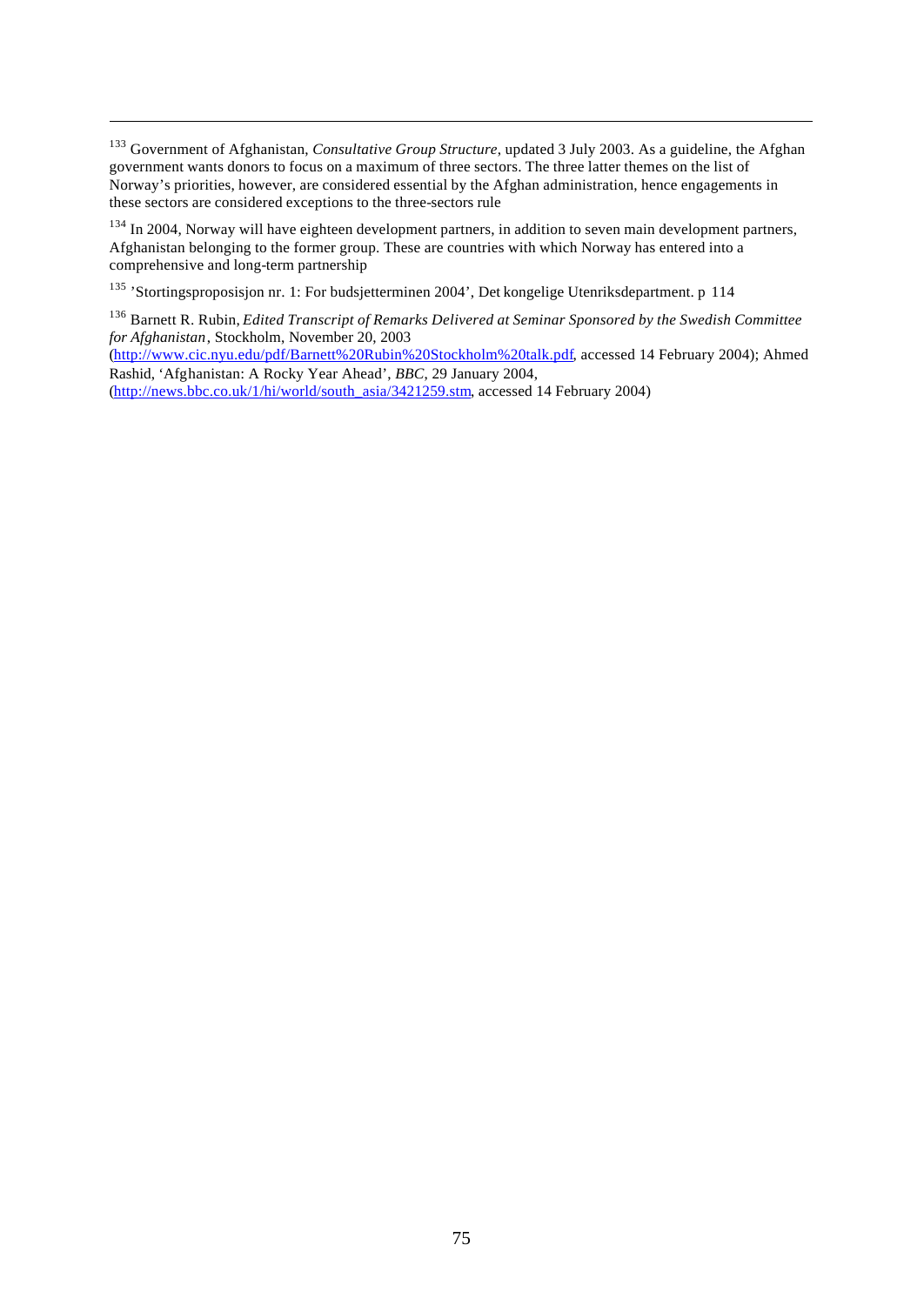[133] Government of Afghanistan, *Consultative Group Structure*, updated 3 July 2003. As a guideline, the Afghan government wants donors to focus on a maximum of three sectors. The three latter themes on the list of Norway's priorities, however, are considered essential by the Afghan administration, hence engagements in these sectors are considered exceptions to the three-sectors rule

[134] In 2004, Norway will have eighteen development partners, in addition to seven main development partners, Afghanistan belonging to the former group. These are countries with which Norway has entered into a comprehensive and long-term partnership

[135] 'Stortingsproposisjon nr. 1: For budsjetterminen 2004', Det kongelige Utenriksdepartment. p 114

[136] Barnett R. Rubin, *Edited Transcript of Remarks Delivered at Seminar Sponsored by the Swedish Committee for Afghanistan*, Stockholm, November 20, 2003 (http://www.cic.nyu.edu/pdf/Barnett%20Rubin%20Stockholm%20talk.pdf, accessed 14 February 2004); Ahmed Rashid, 'Afghanistan: A Rocky Year Ahead', *BBC*, 29 January 2004, (http://news.bbc.co.uk/1/hi/world/south_asia/3421259.stm, accessed 14 February 2004)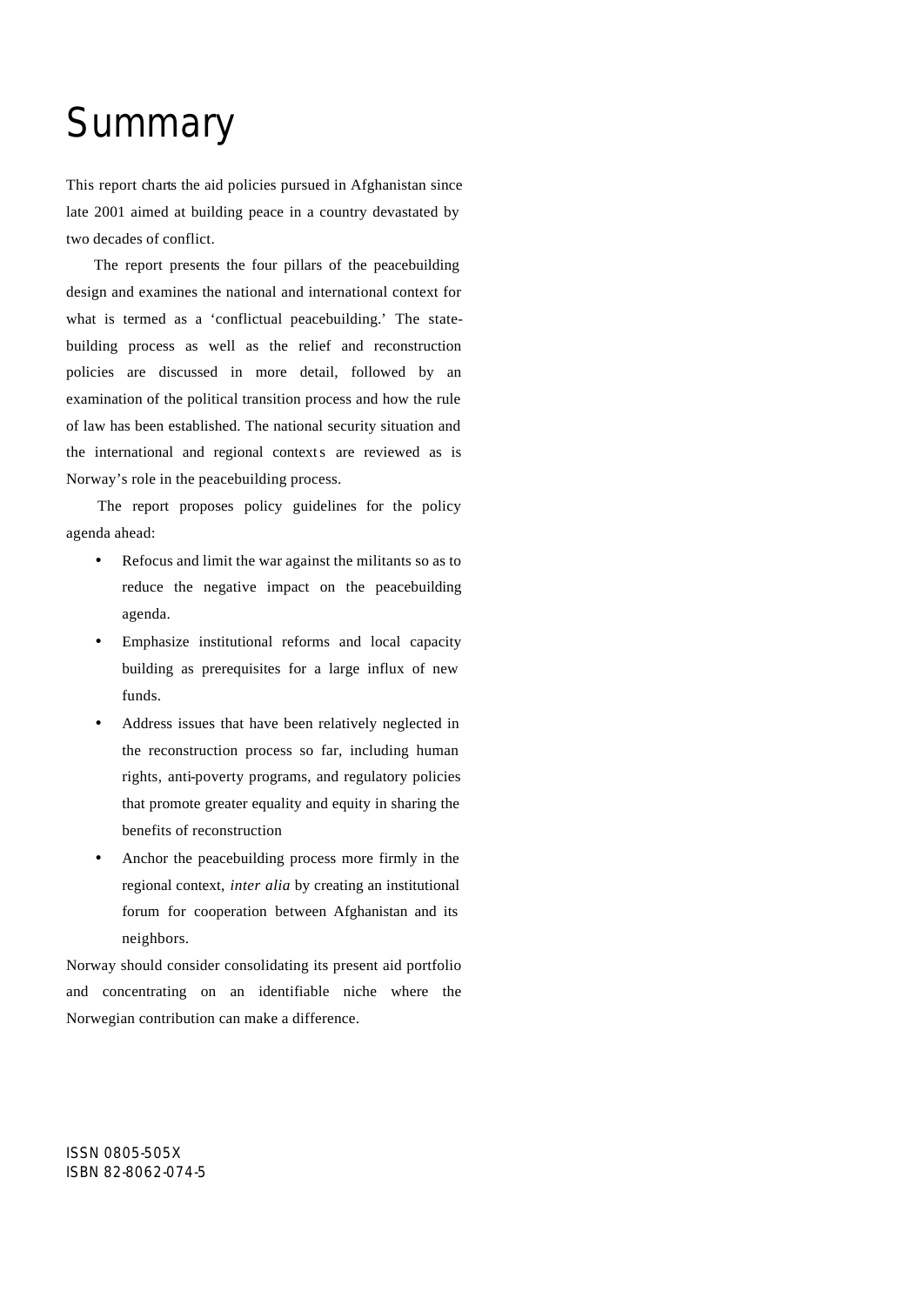# Summary

This report charts the aid policies pursued in Afghanistan since late 2001 aimed at building peace in a country devastated by two decades of conflict.

The report presents the four pillars of the peacebuilding design and examines the national and international context for what is termed as a 'conflictual peacebuilding.' The state-building process as well as the relief and reconstruction policies are discussed in more detail, followed by an examination of the political transition process and how the rule of law has been established. The national security situation and the international and regional contexts are reviewed as is Norway's role in the peacebuilding process.

The report proposes policy guidelines for the policy agenda ahead:

- Refocus and limit the war against the militants so as to reduce the negative impact on the peacebuilding agenda.
- Emphasize institutional reforms and local capacity building as prerequisites for a large influx of new funds.
- Address issues that have been relatively neglected in the reconstruction process so far, including human rights, anti-poverty programs, and regulatory policies that promote greater equality and equity in sharing the benefits of reconstruction
- Anchor the peacebuilding process more firmly in the regional context, *inter alia* by creating an institutional forum for cooperation between Afghanistan and its neighbors.

Norway should consider consolidating its present aid portfolio and concentrating on an identifiable niche where the Norwegian contribution can make a difference.

ISSN 0805-505X
ISBN 82-8062-074-5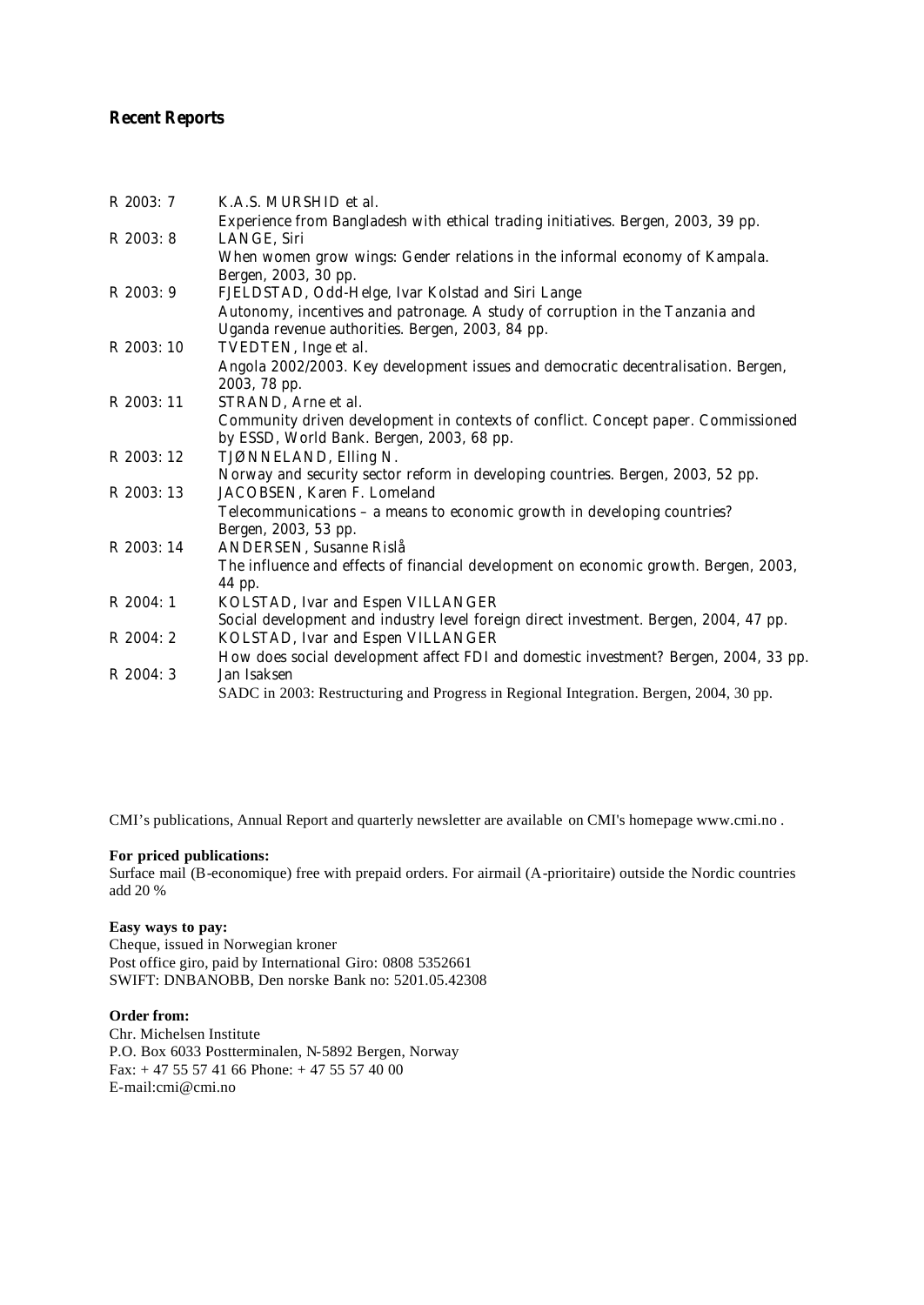## Recent Reports

R 2003: 7 K.A.S. MURSHID et al.
Experience from Bangladesh with ethical trading initiatives. Bergen, 2003, 39 pp.

R 2003: 8 LANGE, Siri
When women grow wings: Gender relations in the informal economy of Kampala. Bergen, 2003, 30 pp.

R 2003: 9 FJELDSTAD, Odd-Helge, Ivar Kolstad and Siri Lange
Autonomy, incentives and patronage. A study of corruption in the Tanzania and Uganda revenue authorities. Bergen, 2003, 84 pp.

R 2003: 10 TVEDTEN, Inge et al.
Angola 2002/2003. Key development issues and democratic decentralisation. Bergen, 2003, 78 pp.

R 2003: 11 STRAND, Arne et al.
Community driven development in contexts of conflict. Concept paper. Commissioned by ESSD, World Bank. Bergen, 2003, 68 pp.

R 2003: 12 TJØNNELAND, Elling N.
Norway and security sector reform in developing countries. Bergen, 2003, 52 pp.

R 2003: 13 JACOBSEN, Karen F. Lomeland
Telecommunications – a means to economic growth in developing countries? Bergen, 2003, 53 pp.

R 2003: 14 ANDERSEN, Susanne Rislå
The influence and effects of financial development on economic growth. Bergen, 2003, 44 pp.

R 2004: 1 KOLSTAD, Ivar and Espen VILLANGER
Social development and industry level foreign direct investment. Bergen, 2004, 47 pp.

R 2004: 2 KOLSTAD, Ivar and Espen VILLANGER
How does social development affect FDI and domestic investment? Bergen, 2004, 33 pp.

R 2004: 3 Jan Isaksen
SADC in 2003: Restructuring and Progress in Regional Integration. Bergen, 2004, 30 pp.

CMI's publications, Annual Report and quarterly newsletter are available on CMI's homepage www.cmi.no .

**For priced publications:**
Surface mail (B-economique) free with prepaid orders. For airmail (A-prioritaire) outside the Nordic countries add 20 %

**Easy ways to pay:**
Cheque, issued in Norwegian kroner
Post office giro, paid by International Giro: 0808 5352661
SWIFT: DNBANOBB, Den norske Bank no: 5201.05.42308

**Order from:**
Chr. Michelsen Institute
P.O. Box 6033 Postterminalen, N-5892 Bergen, Norway
Fax: + 47 55 57 41 66 Phone: + 47 55 57 40 00
E-mail:cmi@cmi.no